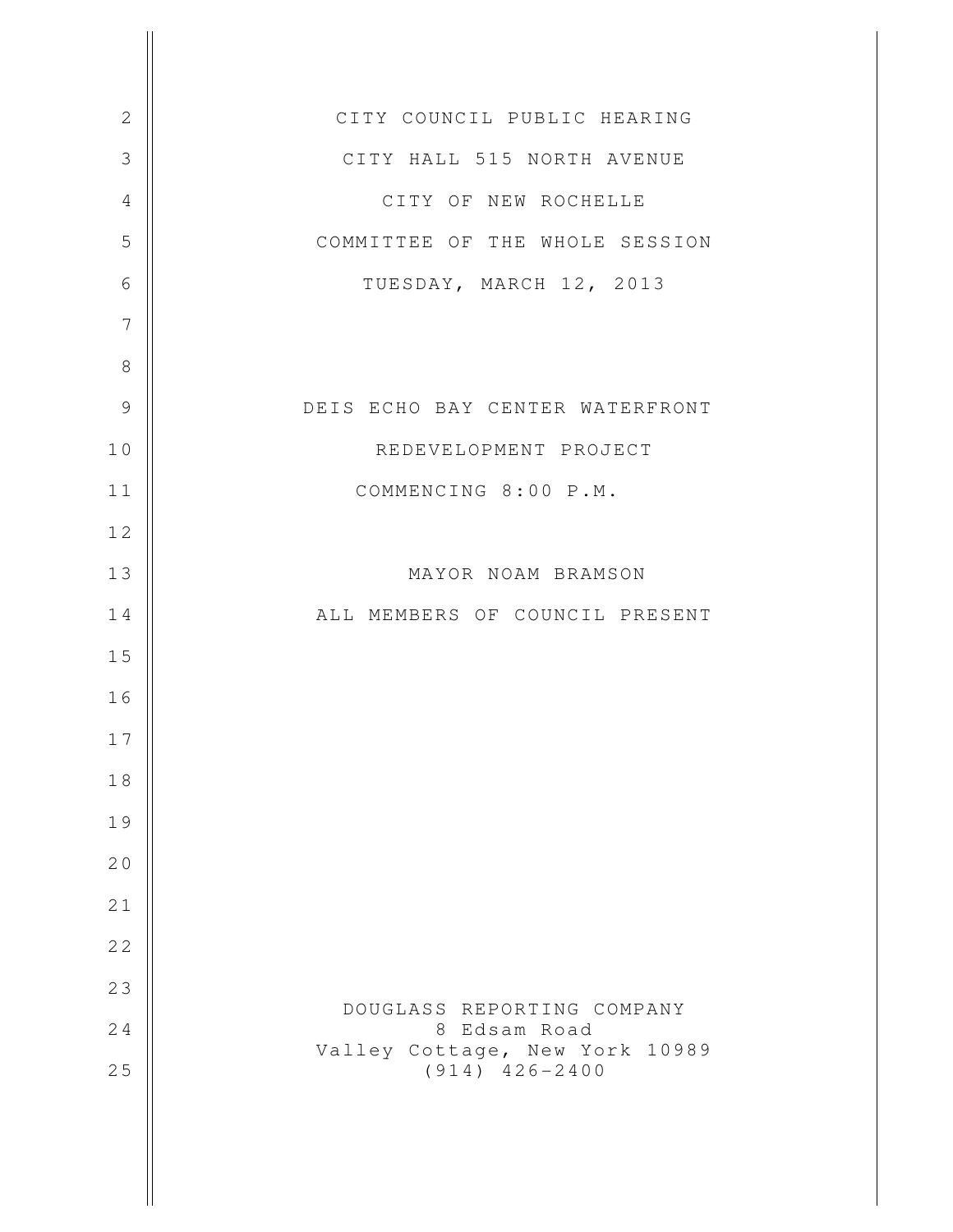CITY COUNCIL PUBLIC HEARING

CITY HALL 515 NORTH AVENUE

CITY OF NEW ROCHELLE

COMMITTEE OF THE WHOLE SESSION

TUESDAY, MARCH 12, 2013

DEIS ECHO BAY CENTER WATERFRONT

REDEVELOPMENT PROJECT

COMMENCING 8:00 P.M.

MAYOR NOAM BRAMSON

ALL MEMBERS OF COUNCIL PRESENT

DOUGLASS REPORTING COMPANY
8 Edsam Road
Valley Cottage, New York 10989
(914) 426-2400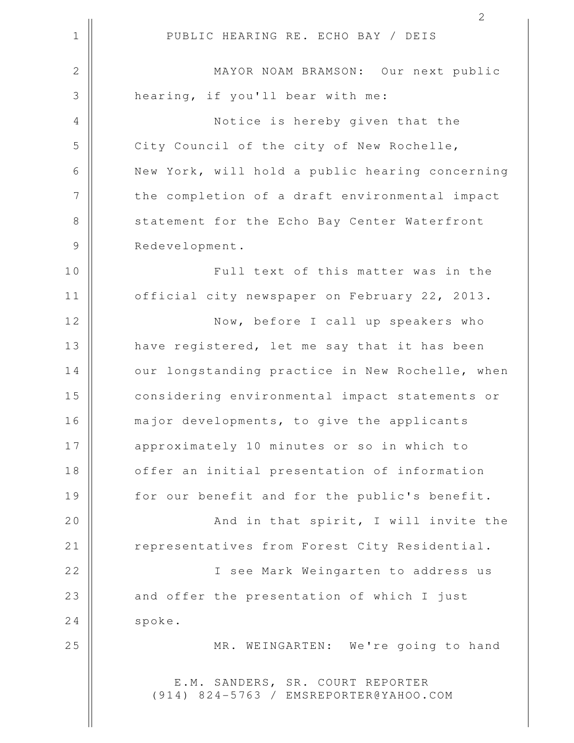PUBLIC HEARING RE. ECHO BAY / DEIS

MAYOR NOAM BRAMSON: Our next public hearing, if you'll bear with me:

Notice is hereby given that the City Council of the city of New Rochelle, New York, will hold a public hearing concerning the completion of a draft environmental impact statement for the Echo Bay Center Waterfront Redevelopment.

Full text of this matter was in the official city newspaper on February 22, 2013.

Now, before I call up speakers who have registered, let me say that it has been our longstanding practice in New Rochelle, when considering environmental impact statements or major developments, to give the applicants approximately 10 minutes or so in which to offer an initial presentation of information for our benefit and for the public's benefit.

And in that spirit, I will invite the representatives from Forest City Residential.

I see Mark Weingarten to address us and offer the presentation of which I just spoke.

MR. WEINGARTEN: We're going to hand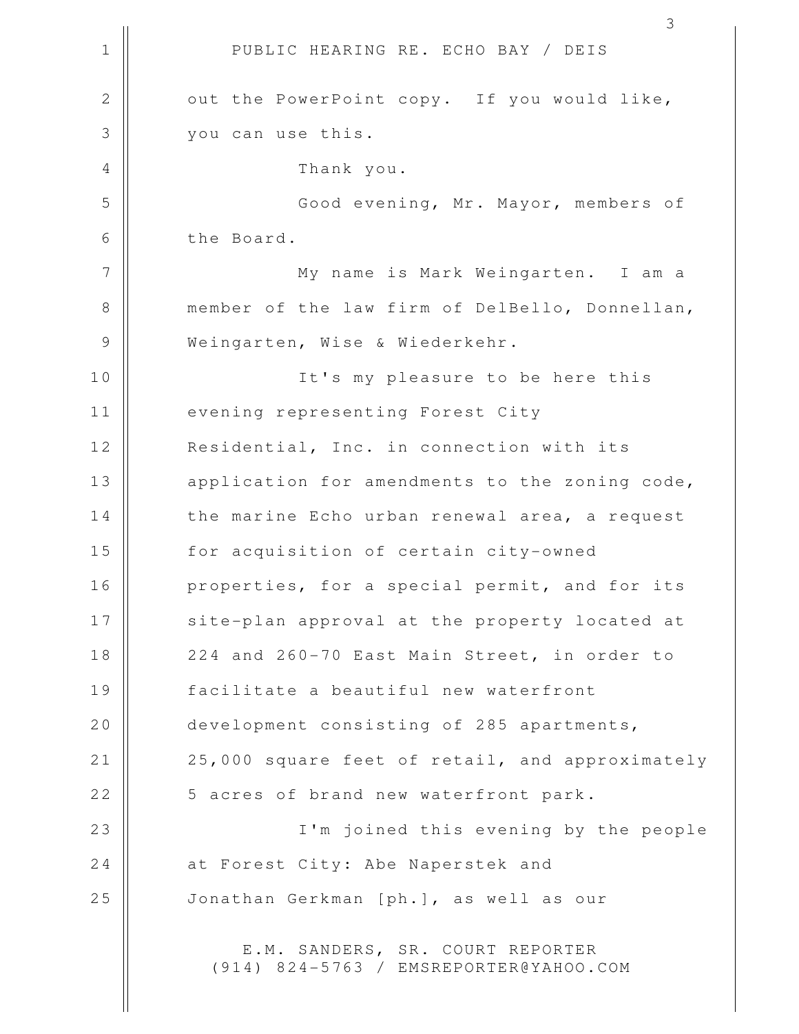out the PowerPoint copy. If you would like, you can use this.

Thank you.

Good evening, Mr. Mayor, members of the Board.

My name is Mark Weingarten. I am a member of the law firm of DelBello, Donnellan, Weingarten, Wise & Wiederkehr.

It's my pleasure to be here this evening representing Forest City Residential, Inc. in connection with its application for amendments to the zoning code, the marine Echo urban renewal area, a request for acquisition of certain city-owned properties, for a special permit, and for its site-plan approval at the property located at 224 and 260-70 East Main Street, in order to facilitate a beautiful new waterfront development consisting of 285 apartments, 25,000 square feet of retail, and approximately 5 acres of brand new waterfront park.

I'm joined this evening by the people at Forest City: Abe Naperstek and Jonathan Gerkman [ph.], as well as our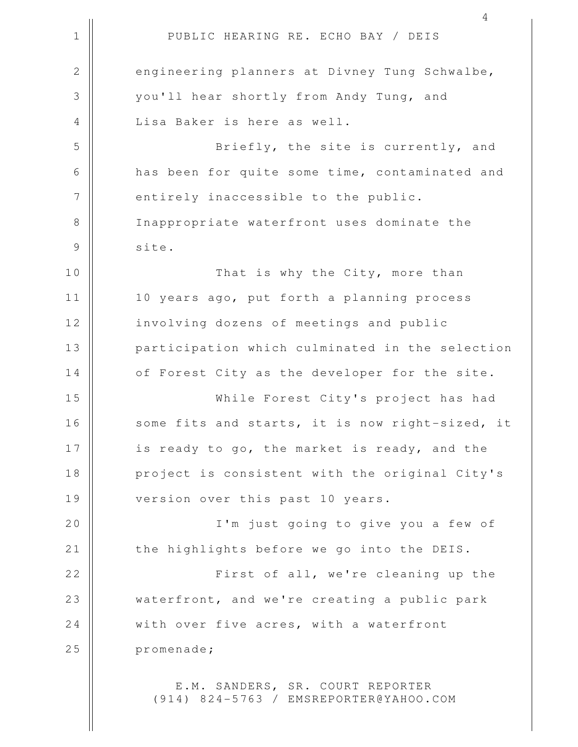engineering planners at Divney Tung Schwalbe, you'll hear shortly from Andy Tung, and Lisa Baker is here as well.

Briefly, the site is currently, and has been for quite some time, contaminated and entirely inaccessible to the public. Inappropriate waterfront uses dominate the site.

That is why the City, more than 10 years ago, put forth a planning process involving dozens of meetings and public participation which culminated in the selection of Forest City as the developer for the site.

While Forest City's project has had some fits and starts, it is now right-sized, it is ready to go, the market is ready, and the project is consistent with the original City's version over this past 10 years.

I'm just going to give you a few of the highlights before we go into the DEIS.

First of all, we're cleaning up the waterfront, and we're creating a public park with over five acres, with a waterfront promenade;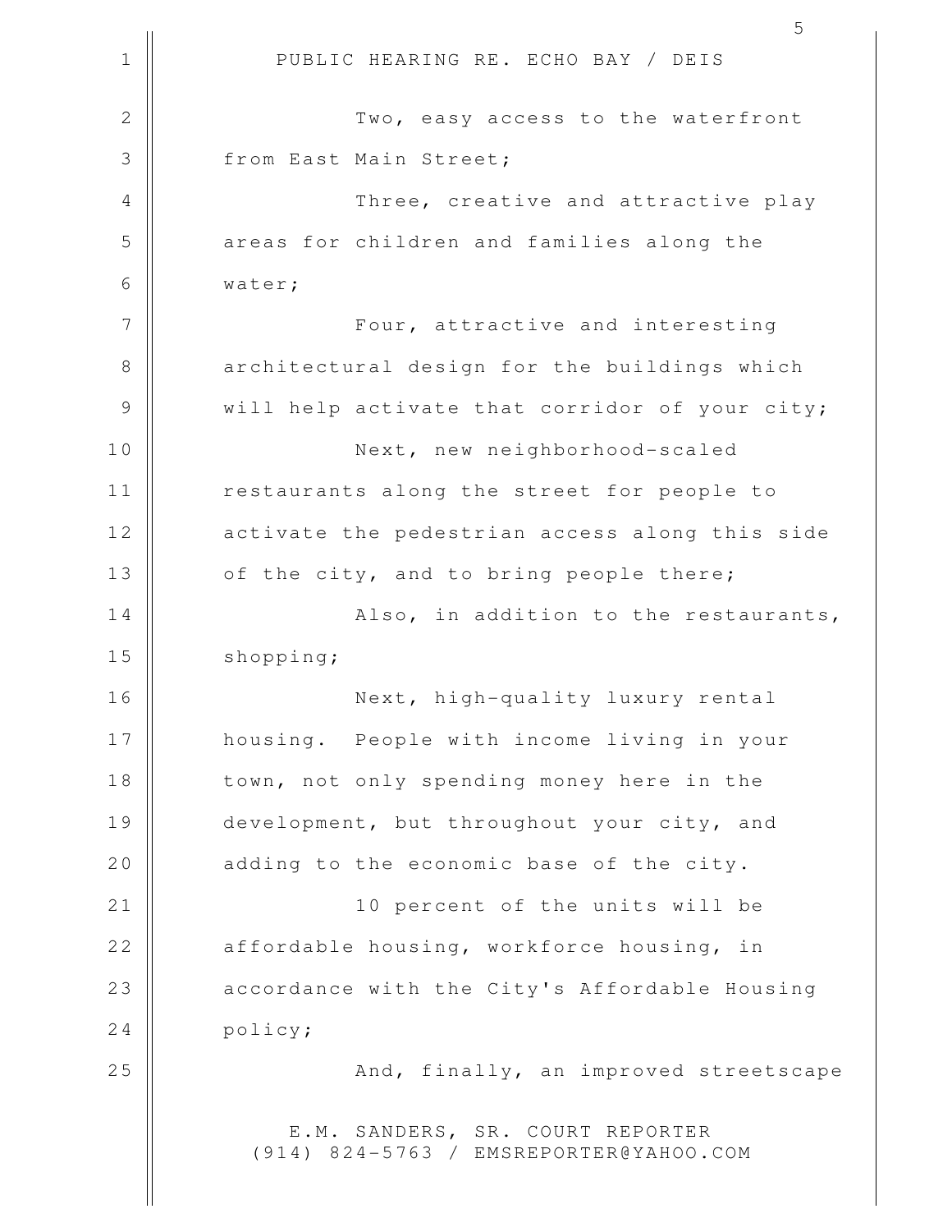Two, easy access to the waterfront from East Main Street;

Three, creative and attractive play areas for children and families along the water;

Four, attractive and interesting architectural design for the buildings which will help activate that corridor of your city;

Next, new neighborhood-scaled restaurants along the street for people to activate the pedestrian access along this side of the city, and to bring people there;

Also, in addition to the restaurants, shopping;

Next, high-quality luxury rental housing. People with income living in your town, not only spending money here in the development, but throughout your city, and adding to the economic base of the city.

10 percent of the units will be affordable housing, workforce housing, in accordance with the City's Affordable Housing policy;

And, finally, an improved streetscape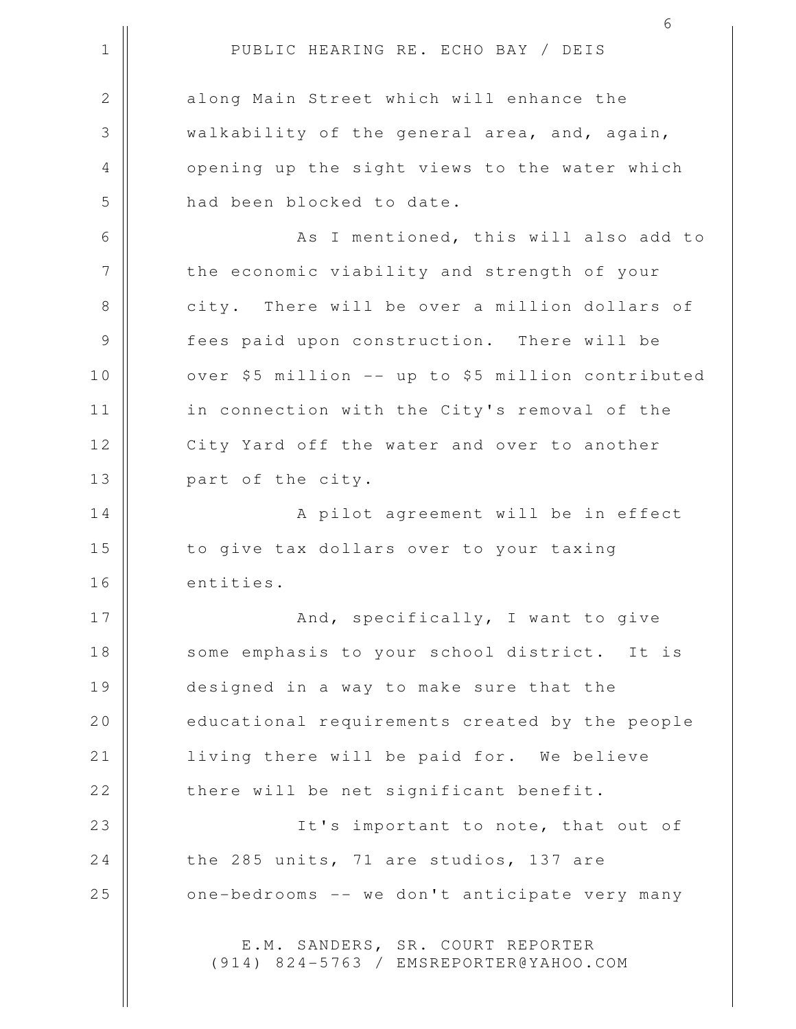along Main Street which will enhance the walkability of the general area, and, again, opening up the sight views to the water which had been blocked to date.

As I mentioned, this will also add to the economic viability and strength of your city. There will be over a million dollars of fees paid upon construction. There will be over $5 million -- up to $5 million contributed in connection with the City's removal of the City Yard off the water and over to another part of the city.

A pilot agreement will be in effect to give tax dollars over to your taxing entities.

And, specifically, I want to give some emphasis to your school district. It is designed in a way to make sure that the educational requirements created by the people living there will be paid for. We believe there will be net significant benefit.

It's important to note, that out of the 285 units, 71 are studios, 137 are one-bedrooms -- we don't anticipate very many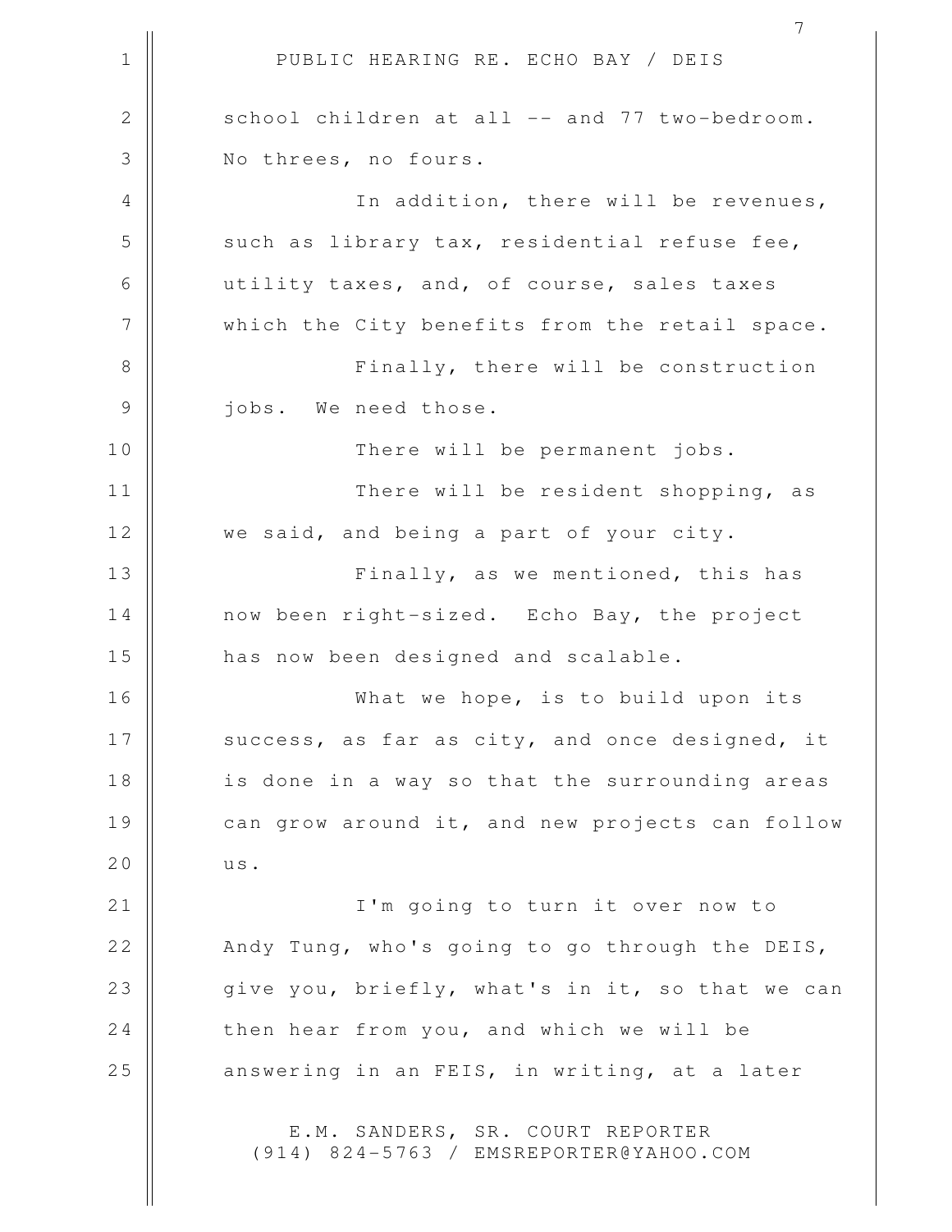school children at all -- and 77 two-bedroom. No threes, no fours.

In addition, there will be revenues, such as library tax, residential refuse fee, utility taxes, and, of course, sales taxes which the City benefits from the retail space.

Finally, there will be construction jobs. We need those.

There will be permanent jobs.

There will be resident shopping, as we said, and being a part of your city.

Finally, as we mentioned, this has now been right-sized. Echo Bay, the project has now been designed and scalable.

What we hope, is to build upon its success, as far as city, and once designed, it is done in a way so that the surrounding areas can grow around it, and new projects can follow us.

I'm going to turn it over now to Andy Tung, who's going to go through the DEIS, give you, briefly, what's in it, so that we can then hear from you, and which we will be answering in an FEIS, in writing, at a later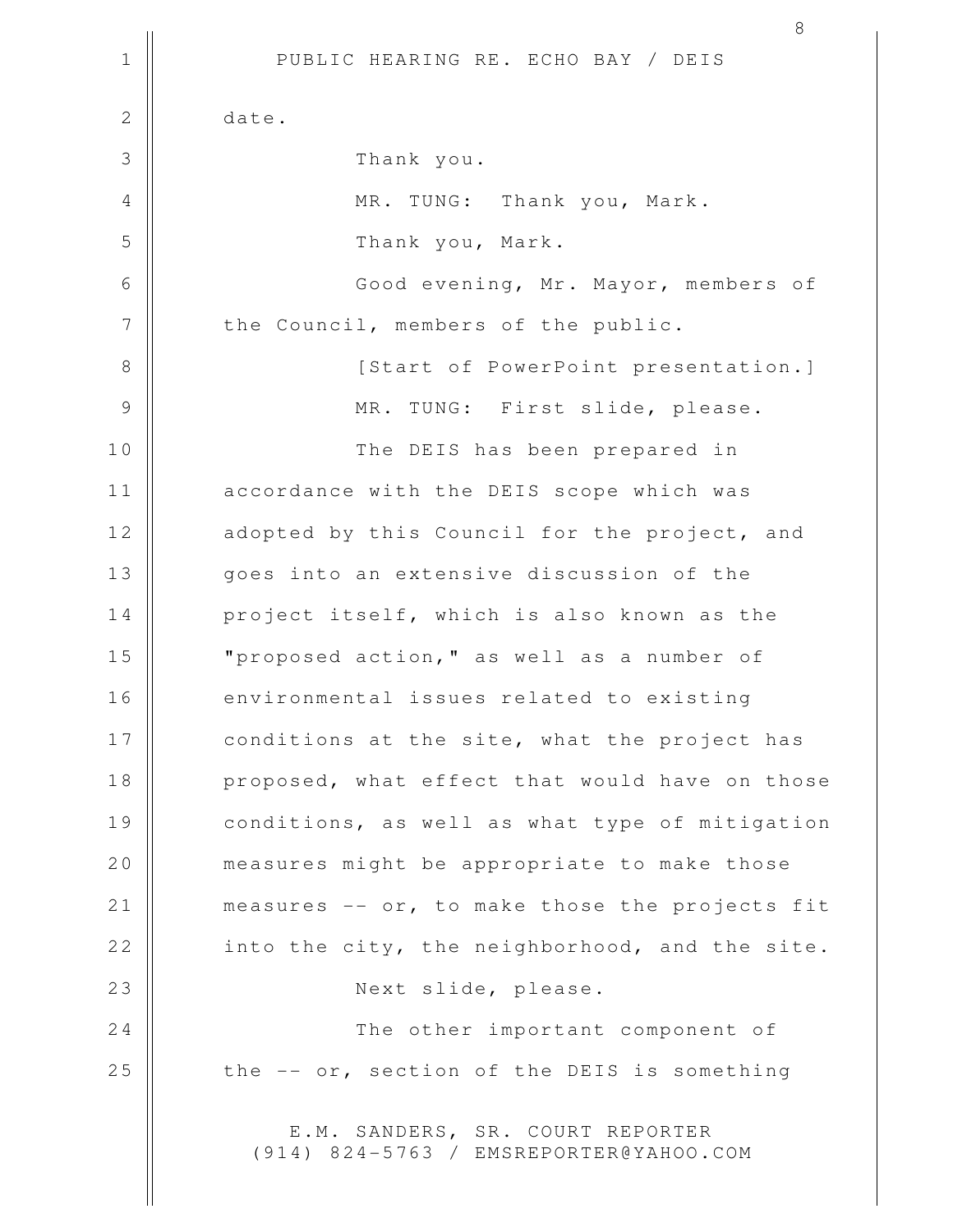date.

Thank you.

MR. TUNG: Thank you, Mark.

Thank you, Mark.

Good evening, Mr. Mayor, members of the Council, members of the public.

[Start of PowerPoint presentation.]

MR. TUNG: First slide, please.

The DEIS has been prepared in accordance with the DEIS scope which was adopted by this Council for the project, and goes into an extensive discussion of the project itself, which is also known as the "proposed action," as well as a number of environmental issues related to existing conditions at the site, what the project has proposed, what effect that would have on those conditions, as well as what type of mitigation measures might be appropriate to make those measures -- or, to make those the projects fit into the city, the neighborhood, and the site.

Next slide, please.

The other important component of the -- or, section of the DEIS is something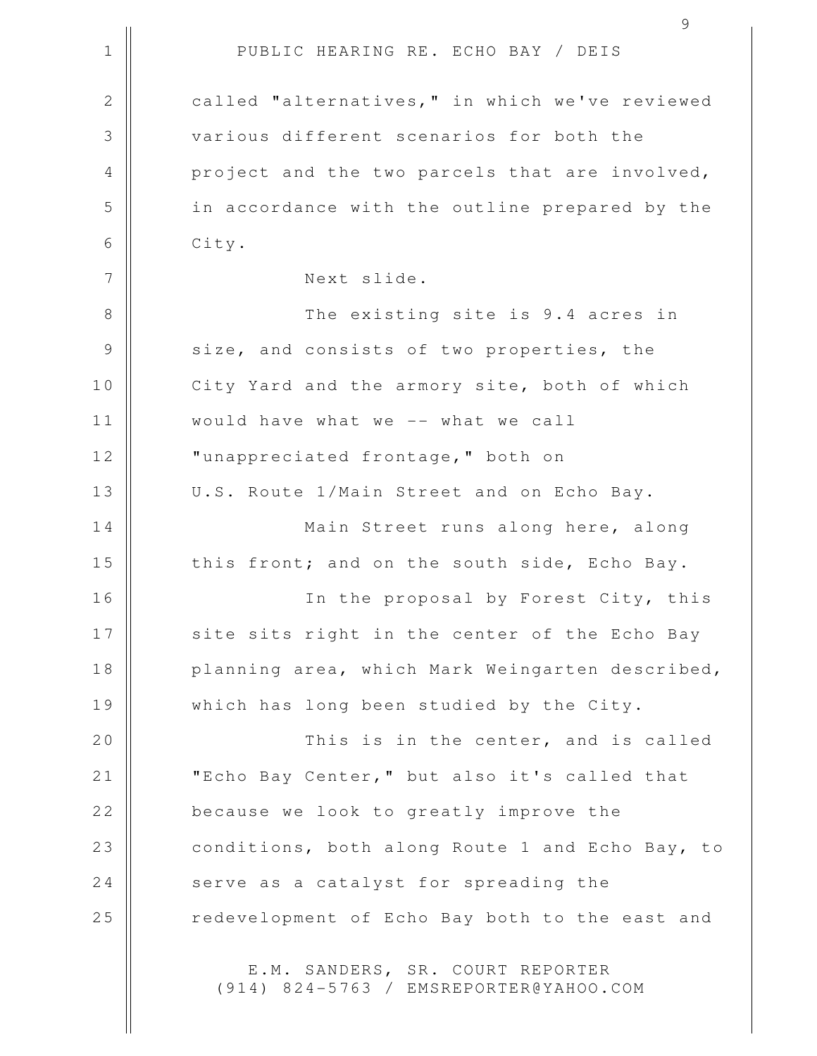called "alternatives," in which we've reviewed various different scenarios for both the project and the two parcels that are involved, in accordance with the outline prepared by the City.

Next slide.

The existing site is 9.4 acres in size, and consists of two properties, the City Yard and the armory site, both of which would have what we -- what we call "unappreciated frontage," both on U.S. Route 1/Main Street and on Echo Bay.

Main Street runs along here, along this front; and on the south side, Echo Bay.

In the proposal by Forest City, this site sits right in the center of the Echo Bay planning area, which Mark Weingarten described, which has long been studied by the City.

This is in the center, and is called "Echo Bay Center," but also it's called that because we look to greatly improve the conditions, both along Route 1 and Echo Bay, to serve as a catalyst for spreading the redevelopment of Echo Bay both to the east and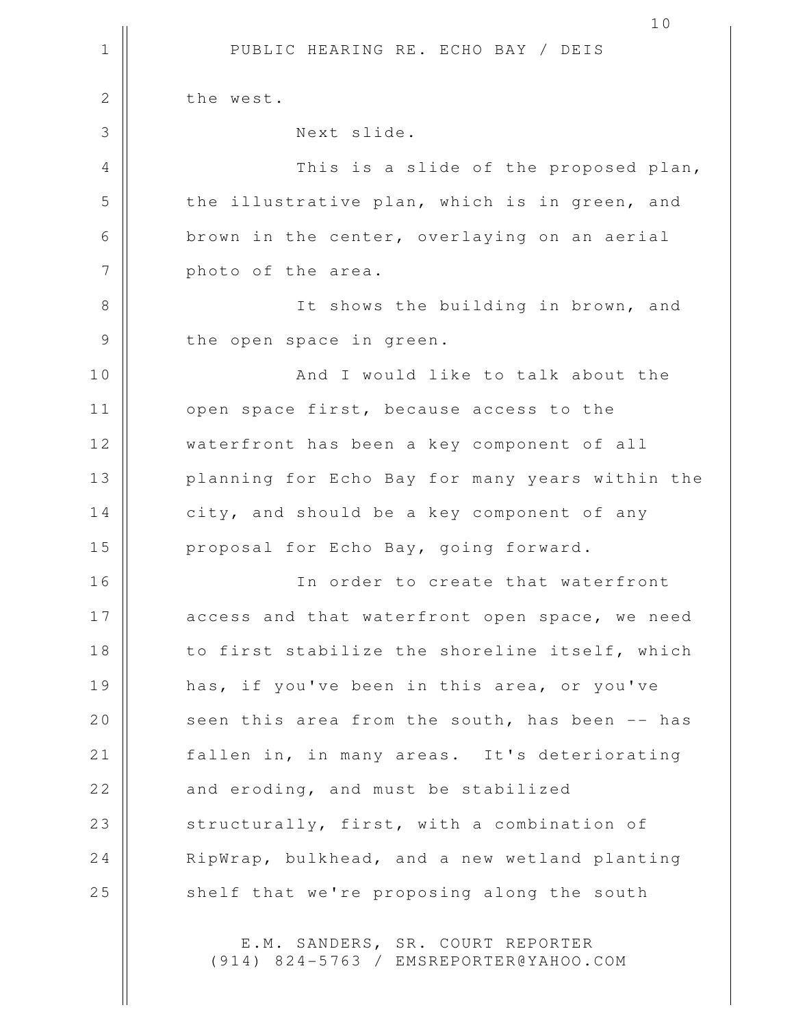the west.

Next slide.

This is a slide of the proposed plan, the illustrative plan, which is in green, and brown in the center, overlaying on an aerial photo of the area.

It shows the building in brown, and the open space in green.

And I would like to talk about the open space first, because access to the waterfront has been a key component of all planning for Echo Bay for many years within the city, and should be a key component of any proposal for Echo Bay, going forward.

In order to create that waterfront access and that waterfront open space, we need to first stabilize the shoreline itself, which has, if you've been in this area, or you've seen this area from the south, has been -- has fallen in, in many areas. It's deteriorating and eroding, and must be stabilized structurally, first, with a combination of RipWrap, bulkhead, and a new wetland planting shelf that we're proposing along the south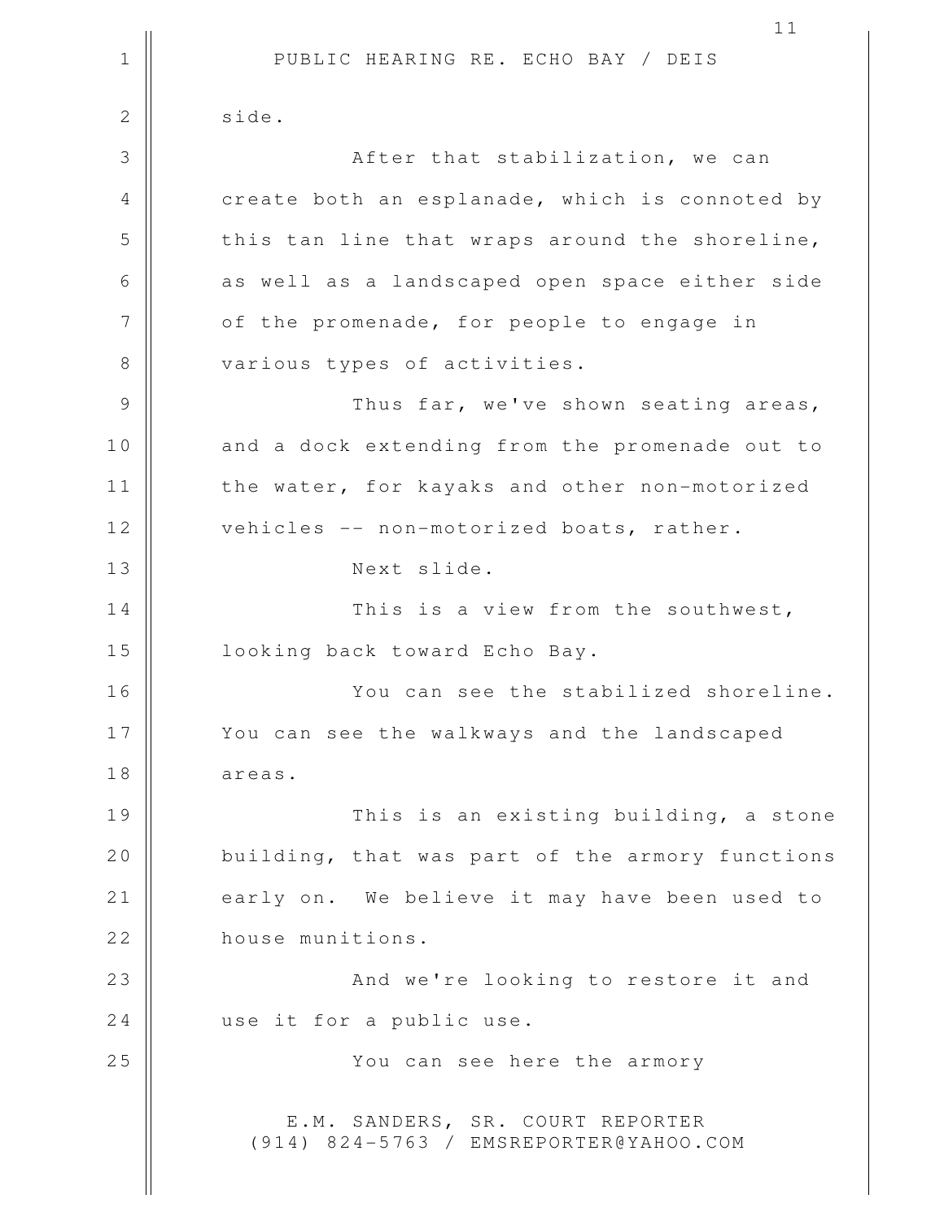side.

After that stabilization, we can create both an esplanade, which is connoted by this tan line that wraps around the shoreline, as well as a landscaped open space either side of the promenade, for people to engage in various types of activities.

Thus far, we've shown seating areas, and a dock extending from the promenade out to the water, for kayaks and other non-motorized vehicles -- non-motorized boats, rather.

Next slide.

This is a view from the southwest, looking back toward Echo Bay.

You can see the stabilized shoreline. You can see the walkways and the landscaped areas.

This is an existing building, a stone building, that was part of the armory functions early on. We believe it may have been used to house munitions.

And we're looking to restore it and use it for a public use.

You can see here the armory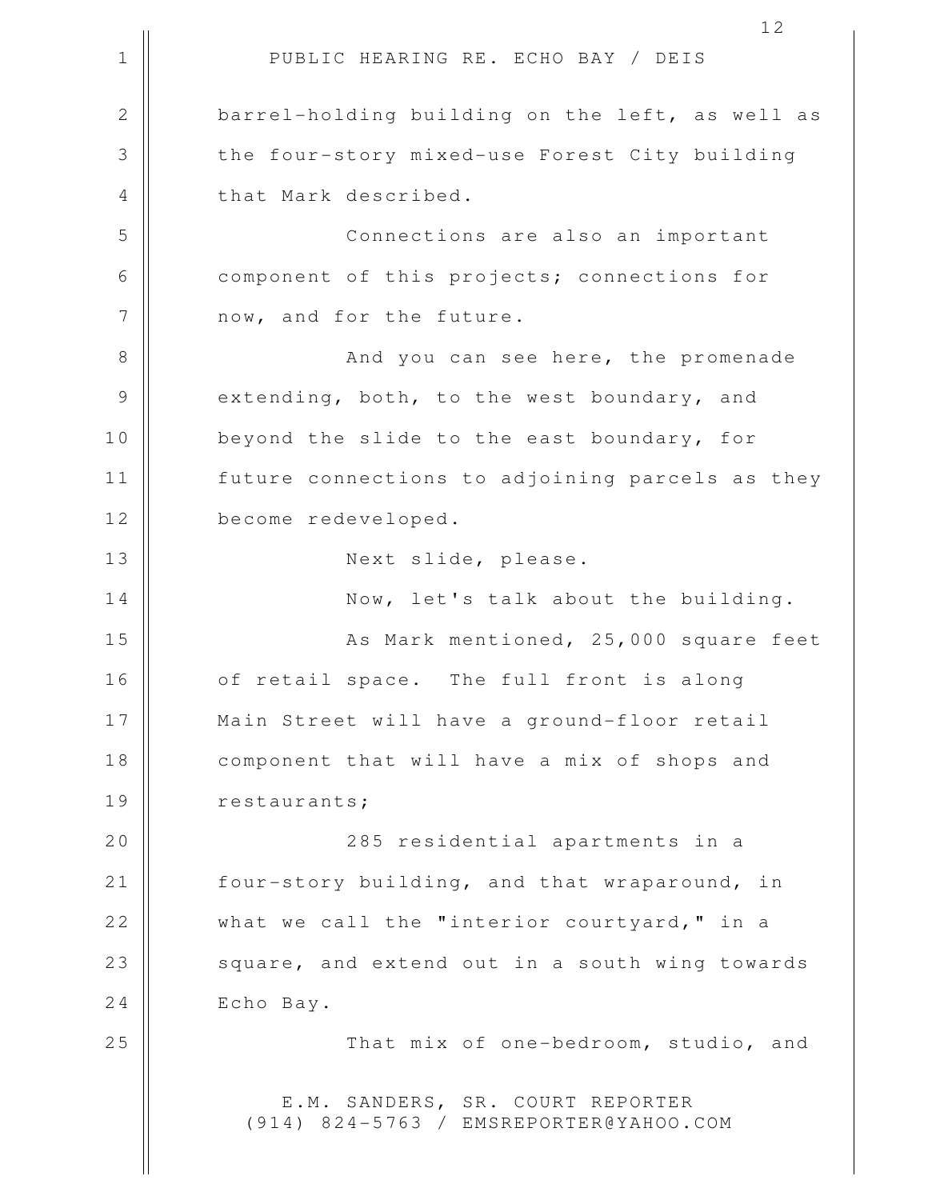barrel-holding building on the left, as well as the four-story mixed-use Forest City building that Mark described.

Connections are also an important component of this projects; connections for now, and for the future.

And you can see here, the promenade extending, both, to the west boundary, and beyond the slide to the east boundary, for future connections to adjoining parcels as they become redeveloped.

Next slide, please.

Now, let's talk about the building.

As Mark mentioned, 25,000 square feet of retail space. The full front is along Main Street will have a ground-floor retail component that will have a mix of shops and restaurants;

285 residential apartments in a four-story building, and that wraparound, in what we call the "interior courtyard," in a square, and extend out in a south wing towards Echo Bay.

That mix of one-bedroom, studio, and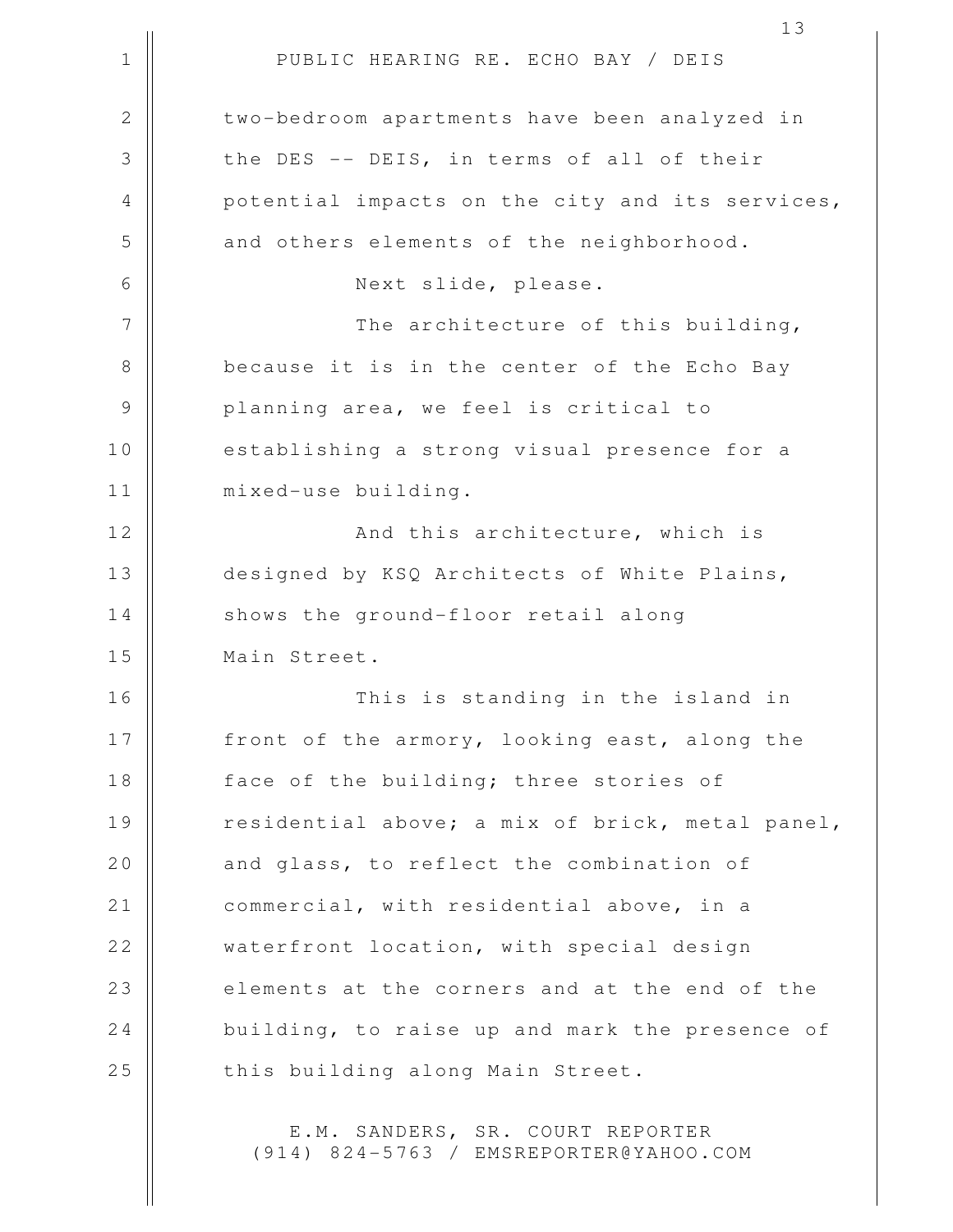two-bedroom apartments have been analyzed in the DES -- DEIS, in terms of all of their potential impacts on the city and its services, and others elements of the neighborhood.

Next slide, please.

The architecture of this building, because it is in the center of the Echo Bay planning area, we feel is critical to establishing a strong visual presence for a mixed-use building.

And this architecture, which is designed by KSQ Architects of White Plains, shows the ground-floor retail along Main Street.

This is standing in the island in front of the armory, looking east, along the face of the building; three stories of residential above; a mix of brick, metal panel, and glass, to reflect the combination of commercial, with residential above, in a waterfront location, with special design elements at the corners and at the end of the building, to raise up and mark the presence of this building along Main Street.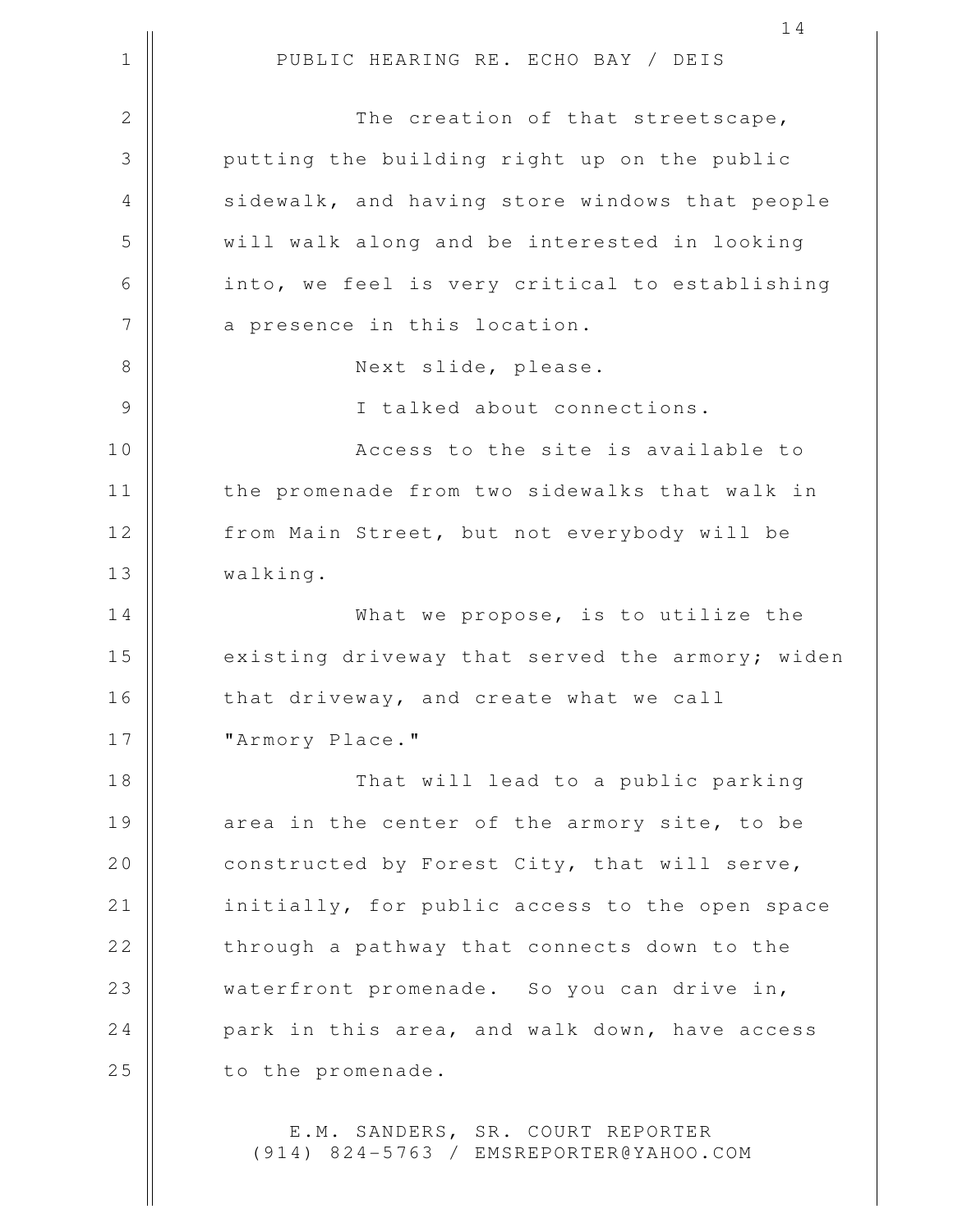The creation of that streetscape, putting the building right up on the public sidewalk, and having store windows that people will walk along and be interested in looking into, we feel is very critical to establishing a presence in this location.

Next slide, please.

I talked about connections.

Access to the site is available to the promenade from two sidewalks that walk in from Main Street, but not everybody will be walking.

What we propose, is to utilize the existing driveway that served the armory; widen that driveway, and create what we call "Armory Place."

That will lead to a public parking area in the center of the armory site, to be constructed by Forest City, that will serve, initially, for public access to the open space through a pathway that connects down to the waterfront promenade. So you can drive in, park in this area, and walk down, have access to the promenade.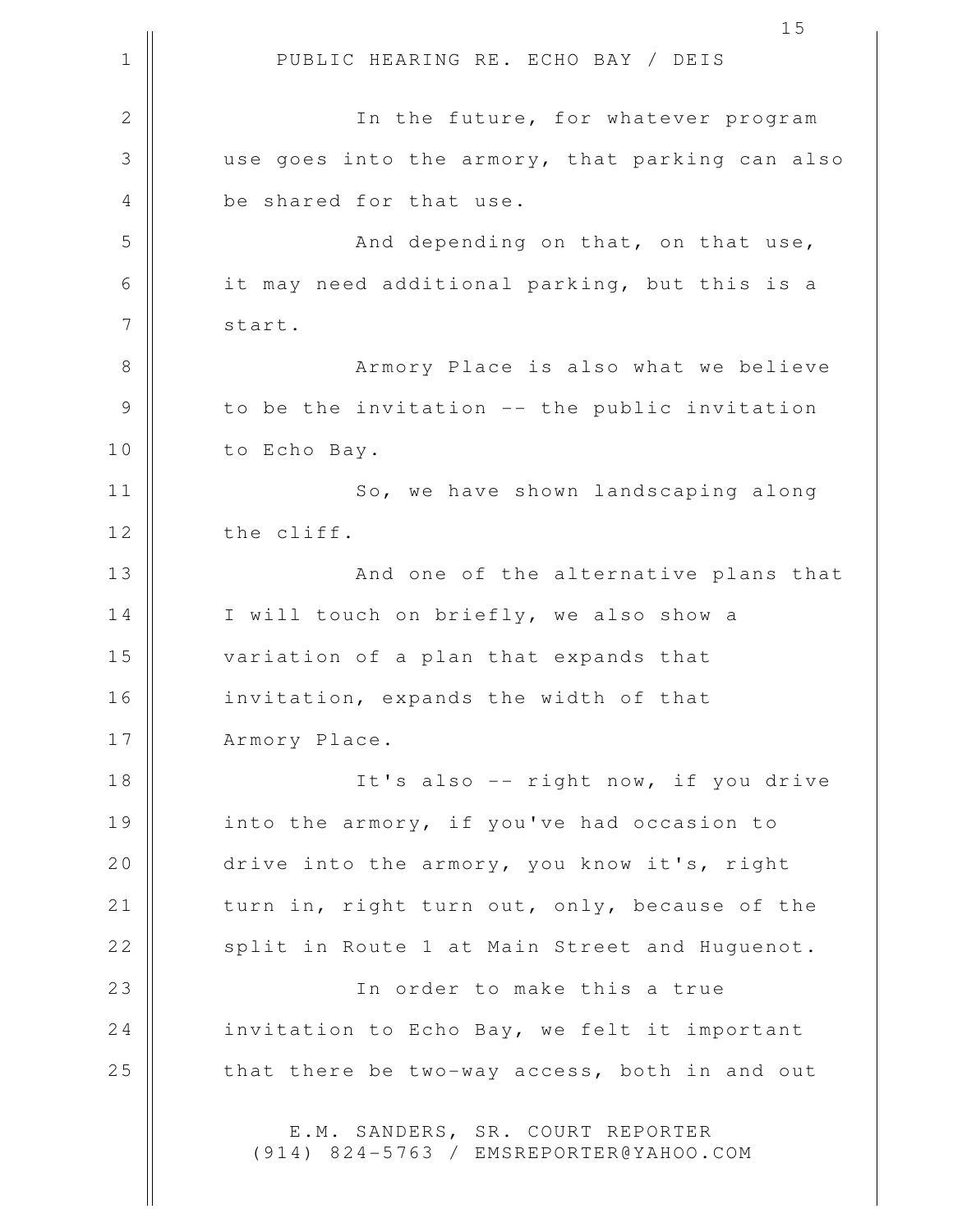In the future, for whatever program use goes into the armory, that parking can also be shared for that use.

And depending on that, on that use, it may need additional parking, but this is a start.

Armory Place is also what we believe to be the invitation -- the public invitation to Echo Bay.

So, we have shown landscaping along the cliff.

And one of the alternative plans that I will touch on briefly, we also show a variation of a plan that expands that invitation, expands the width of that Armory Place.

It's also -- right now, if you drive into the armory, if you've had occasion to drive into the armory, you know it's, right turn in, right turn out, only, because of the split in Route 1 at Main Street and Huguenot.

In order to make this a true invitation to Echo Bay, we felt it important that there be two-way access, both in and out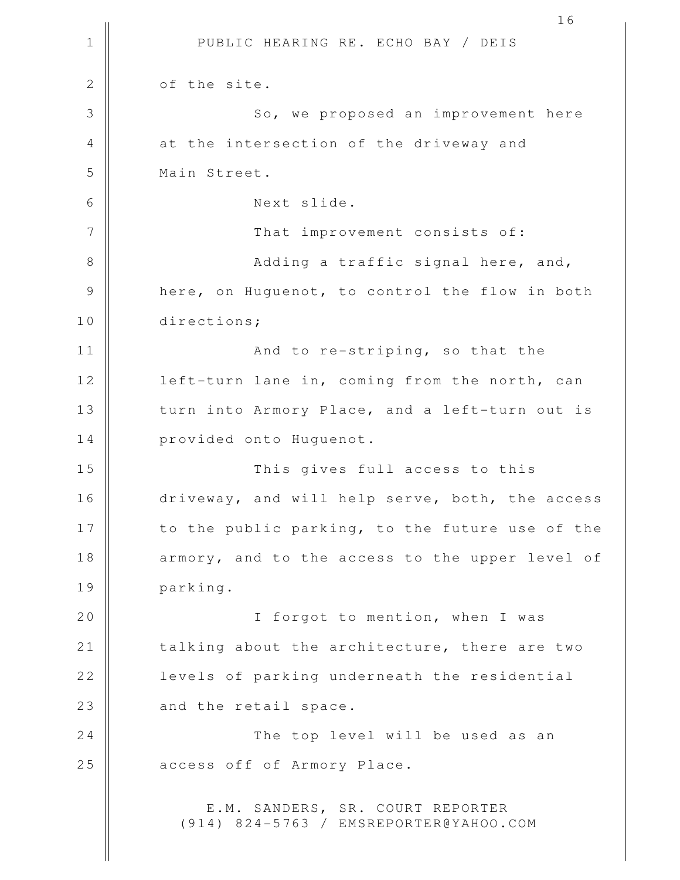of the site.

So, we proposed an improvement here at the intersection of the driveway and Main Street.

Next slide.

That improvement consists of:

Adding a traffic signal here, and, here, on Huguenot, to control the flow in both directions;

And to re-striping, so that the left-turn lane in, coming from the north, can turn into Armory Place, and a left-turn out is provided onto Huguenot.

This gives full access to this driveway, and will help serve, both, the access to the public parking, to the future use of the armory, and to the access to the upper level of parking.

I forgot to mention, when I was talking about the architecture, there are two levels of parking underneath the residential and the retail space.

The top level will be used as an access off of Armory Place.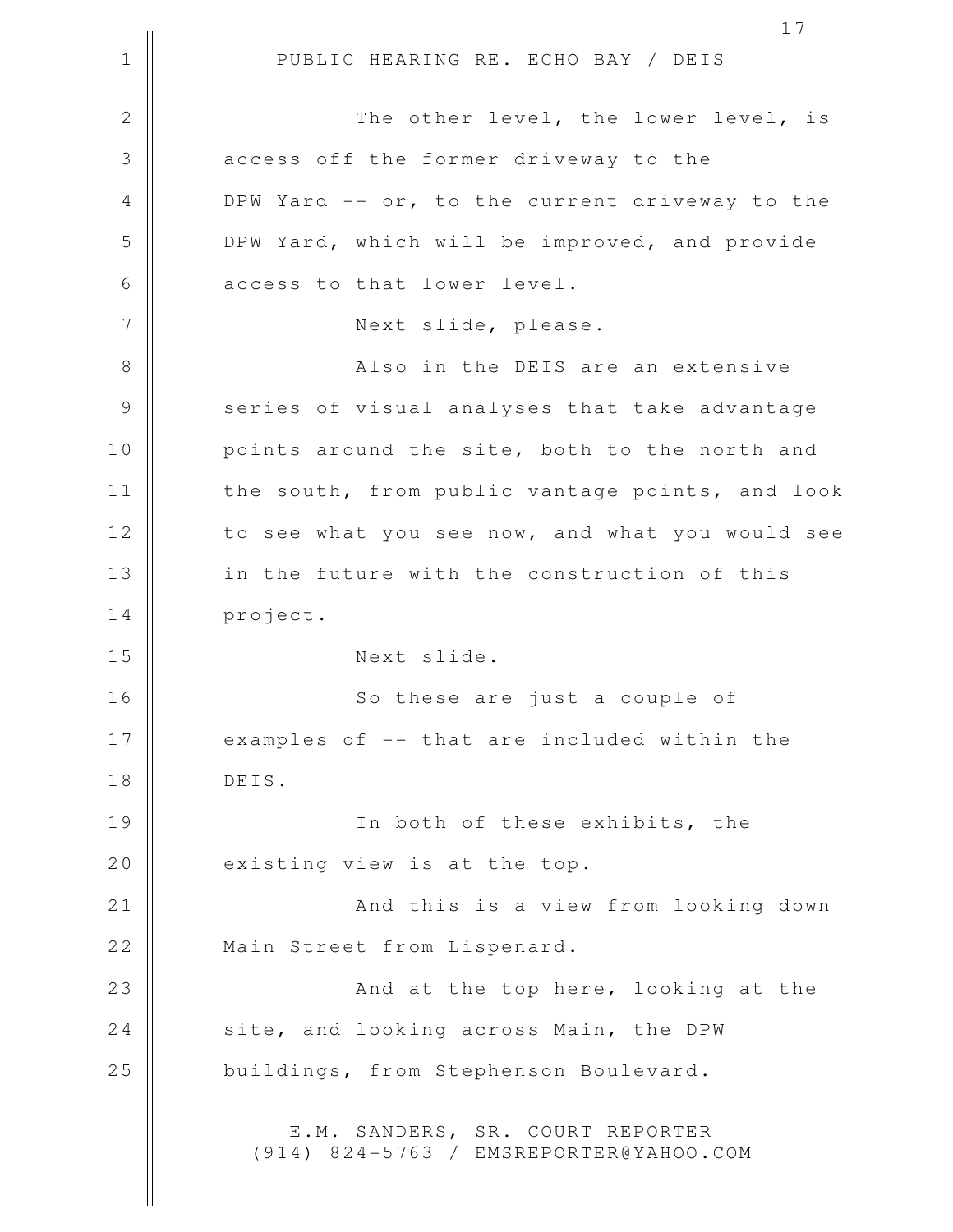The other level, the lower level, is access off the former driveway to the DPW Yard -- or, to the current driveway to the DPW Yard, which will be improved, and provide access to that lower level.

Next slide, please.

Also in the DEIS are an extensive series of visual analyses that take advantage points around the site, both to the north and the south, from public vantage points, and look to see what you see now, and what you would see in the future with the construction of this project.

Next slide.

So these are just a couple of examples of -- that are included within the DEIS.

In both of these exhibits, the existing view is at the top.

And this is a view from looking down Main Street from Lispenard.

And at the top here, looking at the site, and looking across Main, the DPW buildings, from Stephenson Boulevard.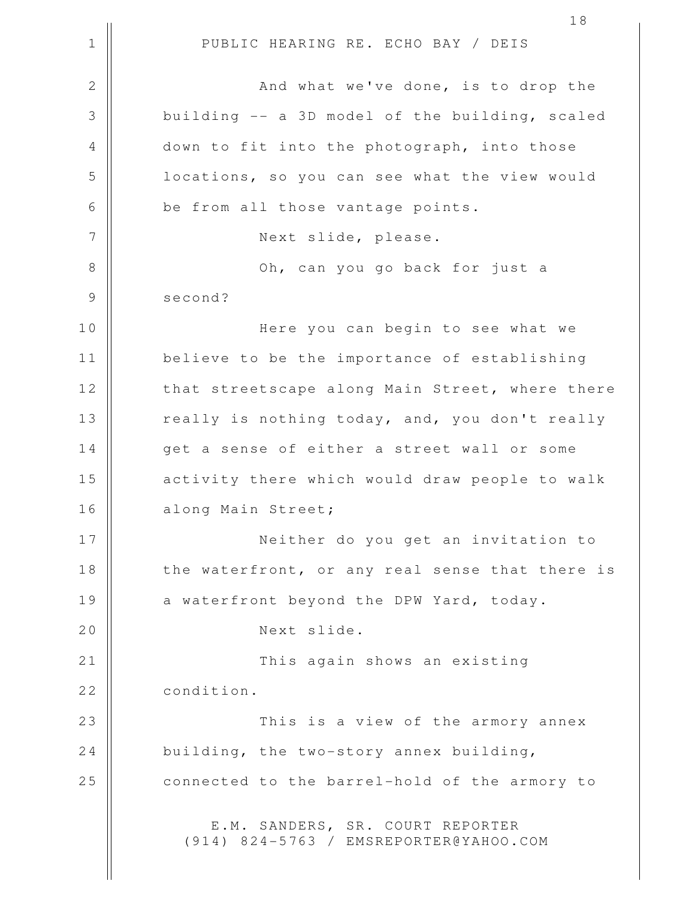And what we've done, is to drop the building -- a 3D model of the building, scaled down to fit into the photograph, into those locations, so you can see what the view would be from all those vantage points.

Next slide, please.

Oh, can you go back for just a second?

Here you can begin to see what we believe to be the importance of establishing that streetscape along Main Street, where there really is nothing today, and, you don't really get a sense of either a street wall or some activity there which would draw people to walk along Main Street;

Neither do you get an invitation to the waterfront, or any real sense that there is a waterfront beyond the DPW Yard, today.

Next slide.

This again shows an existing condition.

This is a view of the armory annex building, the two-story annex building, connected to the barrel-hold of the armory to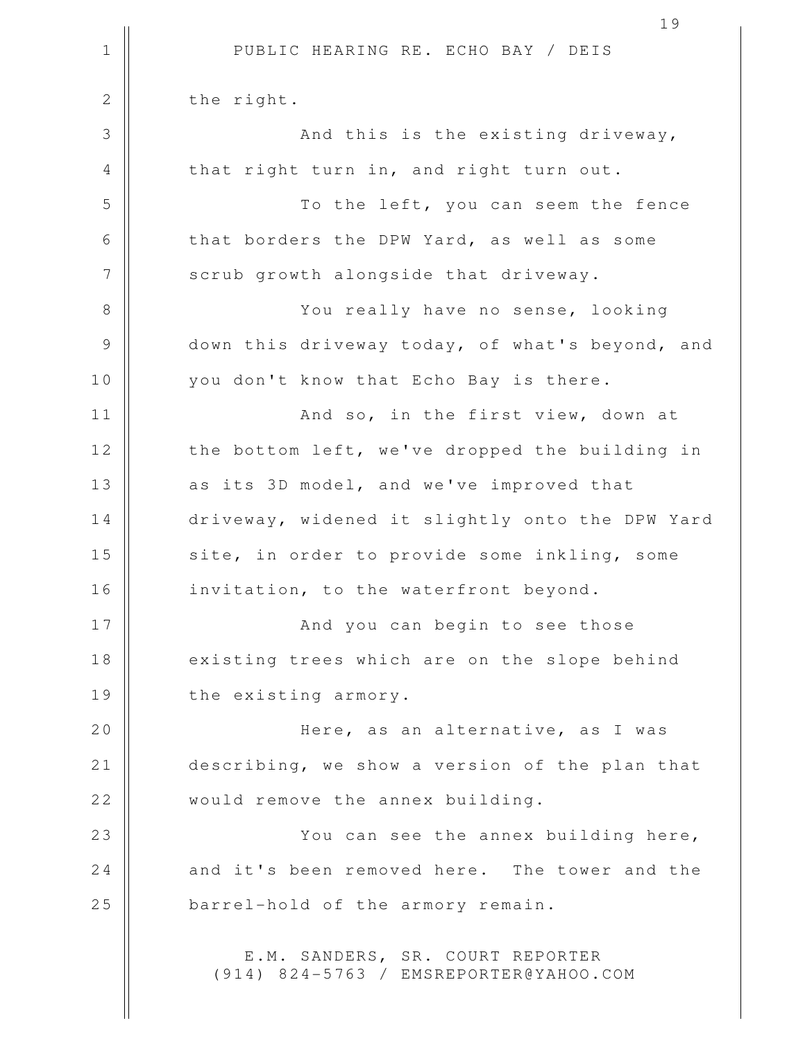the right.

And this is the existing driveway, that right turn in, and right turn out.

To the left, you can seem the fence that borders the DPW Yard, as well as some scrub growth alongside that driveway.

You really have no sense, looking down this driveway today, of what's beyond, and you don't know that Echo Bay is there.

And so, in the first view, down at the bottom left, we've dropped the building in as its 3D model, and we've improved that driveway, widened it slightly onto the DPW Yard site, in order to provide some inkling, some invitation, to the waterfront beyond.

And you can begin to see those existing trees which are on the slope behind the existing armory.

Here, as an alternative, as I was describing, we show a version of the plan that would remove the annex building.

You can see the annex building here, and it's been removed here. The tower and the barrel-hold of the armory remain.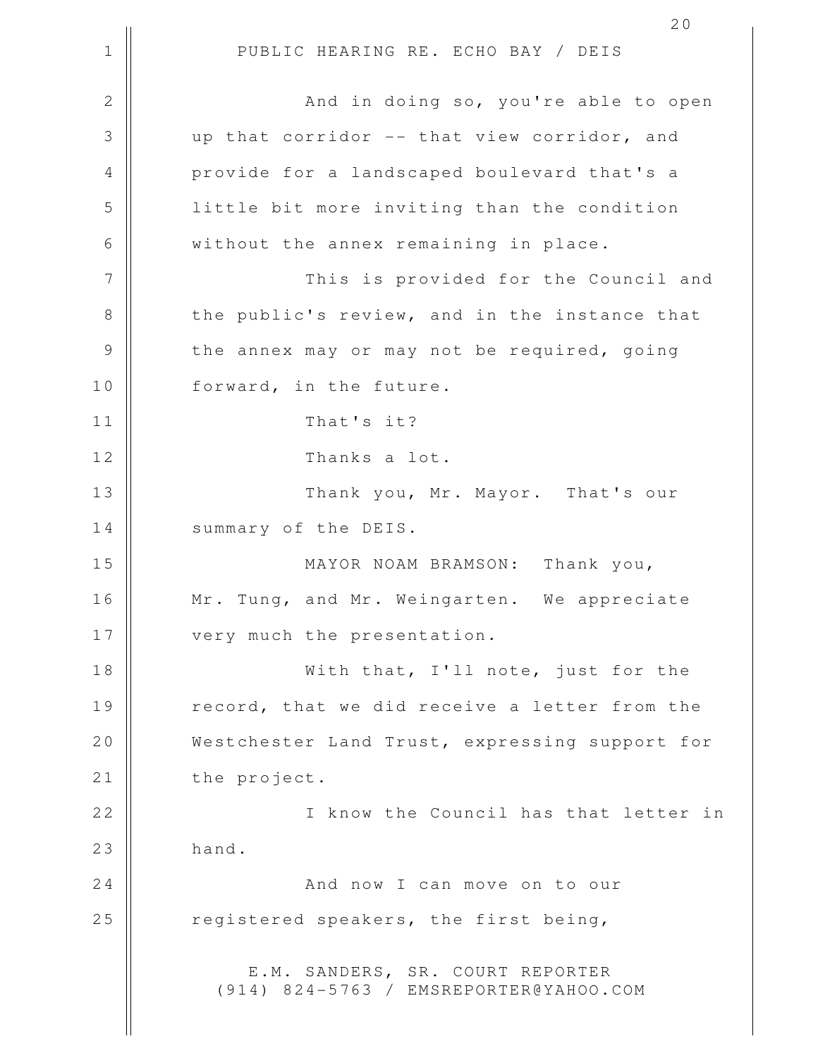PUBLIC HEARING RE. ECHO BAY / DEIS

And in doing so, you're able to open up that corridor -- that view corridor, and provide for a landscaped boulevard that's a little bit more inviting than the condition without the annex remaining in place.

This is provided for the Council and the public's review, and in the instance that the annex may or may not be required, going forward, in the future.

That's it?

Thanks a lot.

Thank you, Mr. Mayor. That's our summary of the DEIS.

MAYOR NOAM BRAMSON: Thank you, Mr. Tung, and Mr. Weingarten. We appreciate very much the presentation.

With that, I'll note, just for the record, that we did receive a letter from the Westchester Land Trust, expressing support for the project.

I know the Council has that letter in hand.

And now I can move on to our registered speakers, the first being,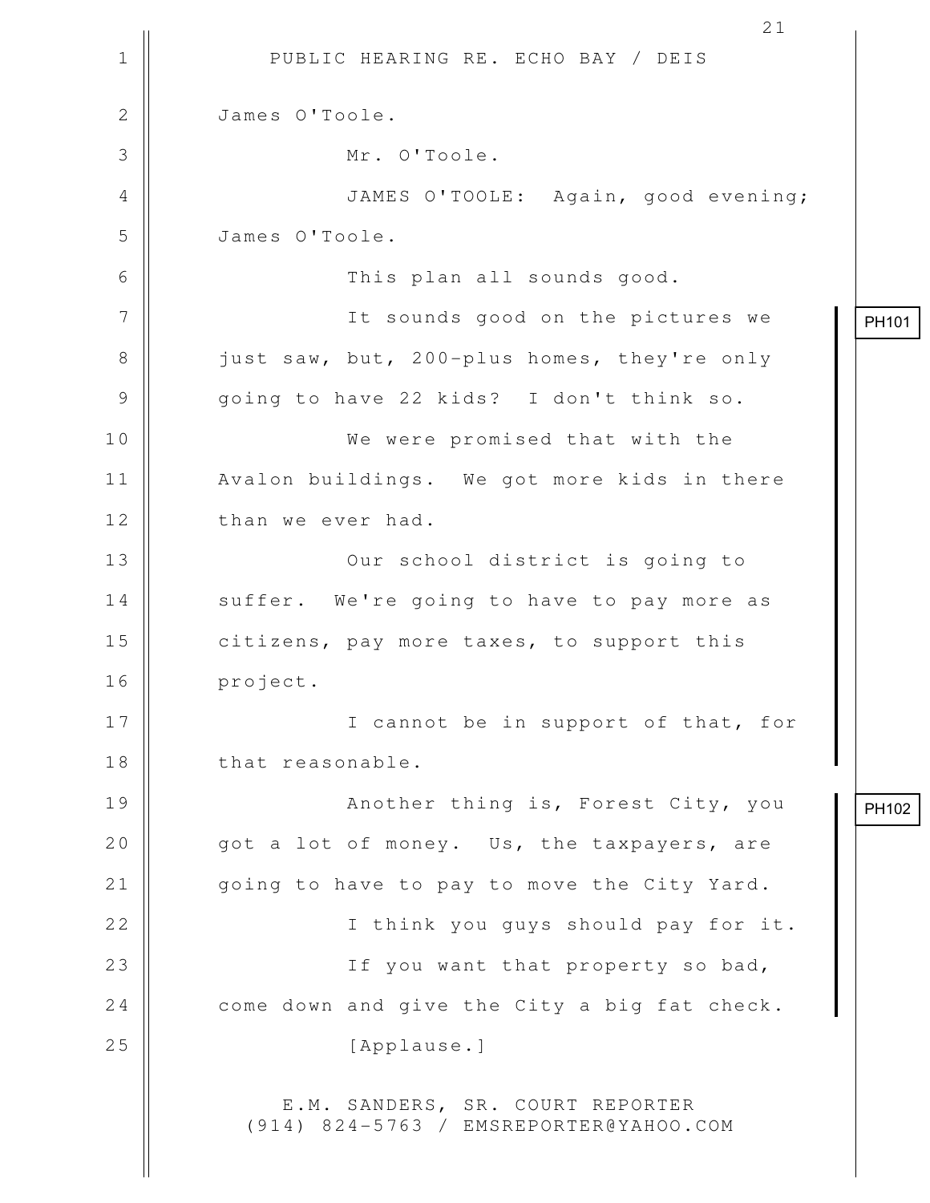PUBLIC HEARING RE. ECHO BAY / DEIS

James O'Toole.

Mr. O'Toole.

JAMES O'TOOLE: Again, good evening; James O'Toole.

This plan all sounds good.

PH101

It sounds good on the pictures we just saw, but, 200-plus homes, they're only going to have 22 kids? I don't think so.

We were promised that with the Avalon buildings. We got more kids in there than we ever had.

Our school district is going to suffer. We're going to have to pay more as citizens, pay more taxes, to support this project.

I cannot be in support of that, for that reasonable.

PH102

Another thing is, Forest City, you got a lot of money. Us, the taxpayers, are going to have to pay to move the City Yard.

I think you guys should pay for it.

If you want that property so bad, come down and give the City a big fat check.

[Applause.]

E.M. SANDERS, SR. COURT REPORTER
(914) 824-5763 / EMSREPORTER@YAHOO.COM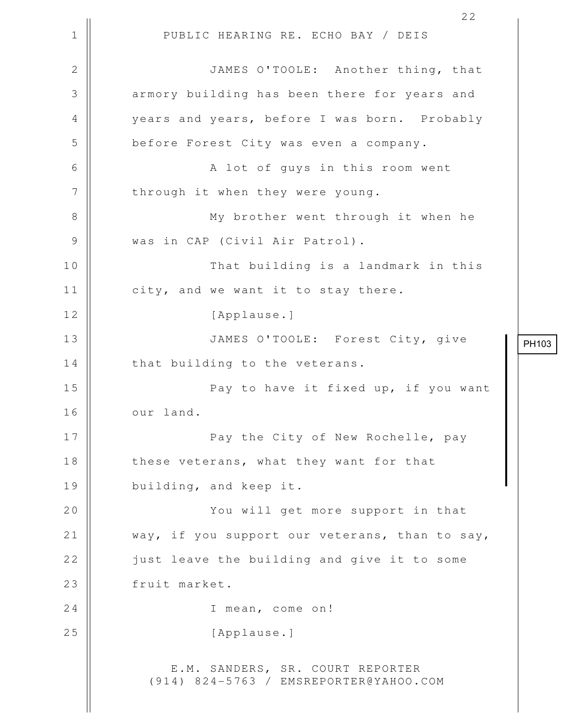JAMES O'TOOLE: Another thing, that armory building has been there for years and years and years, before I was born. Probably before Forest City was even a company.

A lot of guys in this room went through it when they were young.

My brother went through it when he was in CAP (Civil Air Patrol).

That building is a landmark in this city, and we want it to stay there.

[Applause.]

JAMES O'TOOLE: Forest City, give that building to the veterans.

Pay to have it fixed up, if you want our land.

Pay the City of New Rochelle, pay these veterans, what they want for that building, and keep it.

You will get more support in that way, if you support our veterans, than to say, just leave the building and give it to some fruit market.

I mean, come on!

[Applause.]

PH103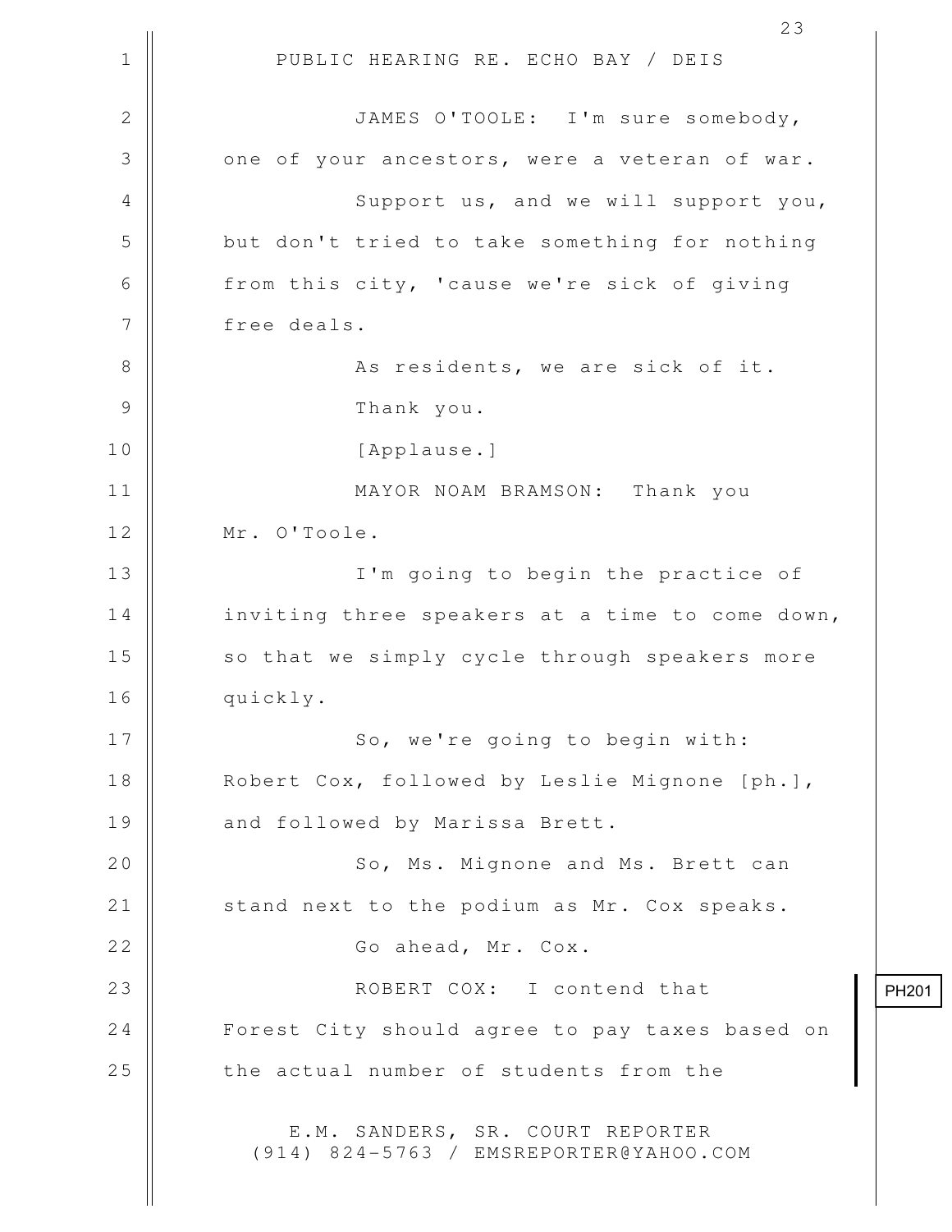JAMES O'TOOLE: I'm sure somebody, one of your ancestors, were a veteran of war.

Support us, and we will support you, but don't tried to take something for nothing from this city, 'cause we're sick of giving free deals.

As residents, we are sick of it.

Thank you.

[Applause.]

MAYOR NOAM BRAMSON: Thank you Mr. O'Toole.

I'm going to begin the practice of inviting three speakers at a time to come down, so that we simply cycle through speakers more quickly.

So, we're going to begin with: Robert Cox, followed by Leslie Mignone [ph.], and followed by Marissa Brett.

So, Ms. Mignone and Ms. Brett can stand next to the podium as Mr. Cox speaks.

Go ahead, Mr. Cox.

ROBERT COX: I contend that Forest City should agree to pay taxes based on the actual number of students from the

PH201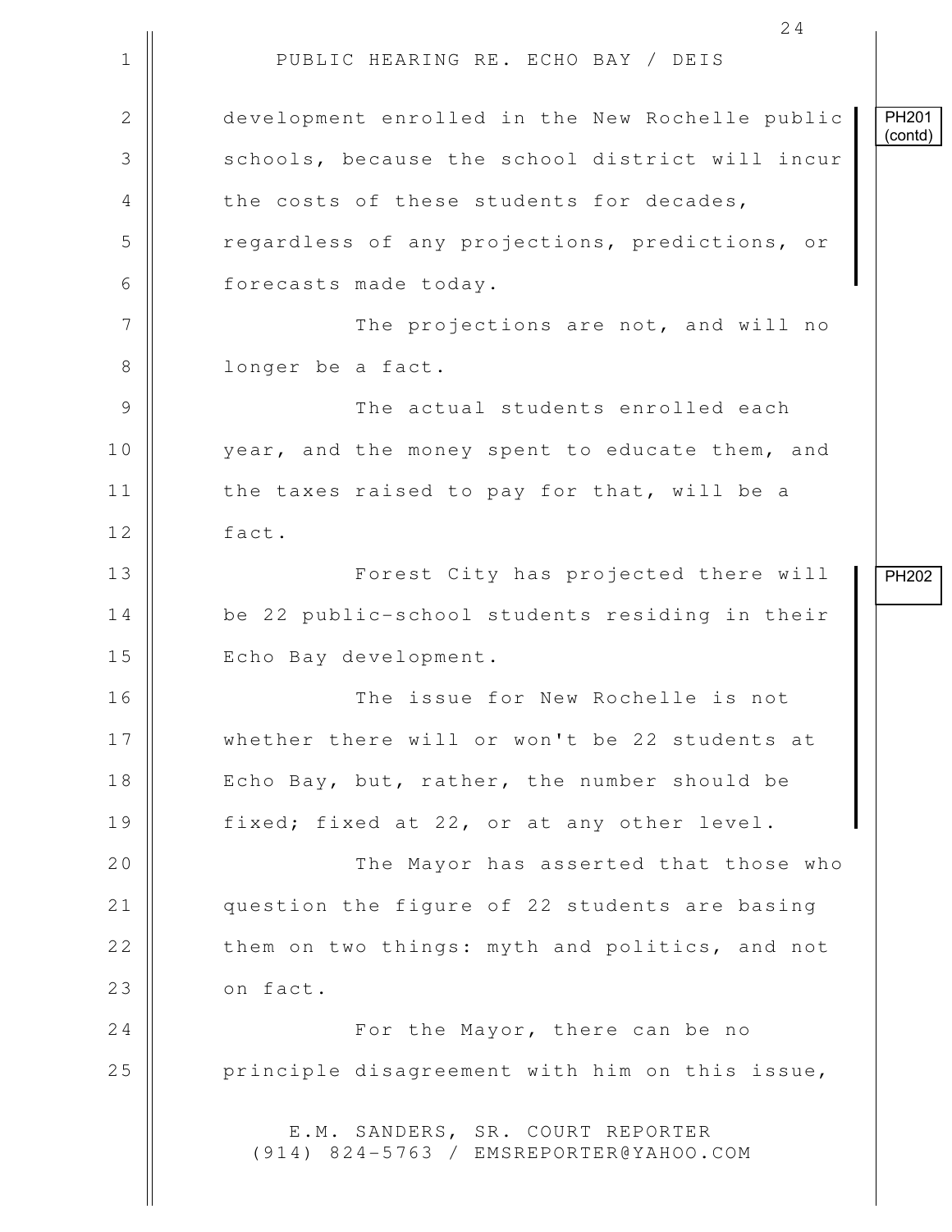PUBLIC HEARING RE. ECHO BAY / DEIS

development enrolled in the New Rochelle public schools, because the school district will incur the costs of these students for decades, regardless of any projections, predictions, or forecasts made today. PH201 (contd)

The projections are not, and will no longer be a fact.

The actual students enrolled each year, and the money spent to educate them, and the taxes raised to pay for that, will be a fact.

Forest City has projected there will be 22 public-school students residing in their Echo Bay development. PH202

The issue for New Rochelle is not whether there will or won't be 22 students at Echo Bay, but, rather, the number should be fixed; fixed at 22, or at any other level.

The Mayor has asserted that those who question the figure of 22 students are basing them on two things: myth and politics, and not on fact.

For the Mayor, there can be no principle disagreement with him on this issue,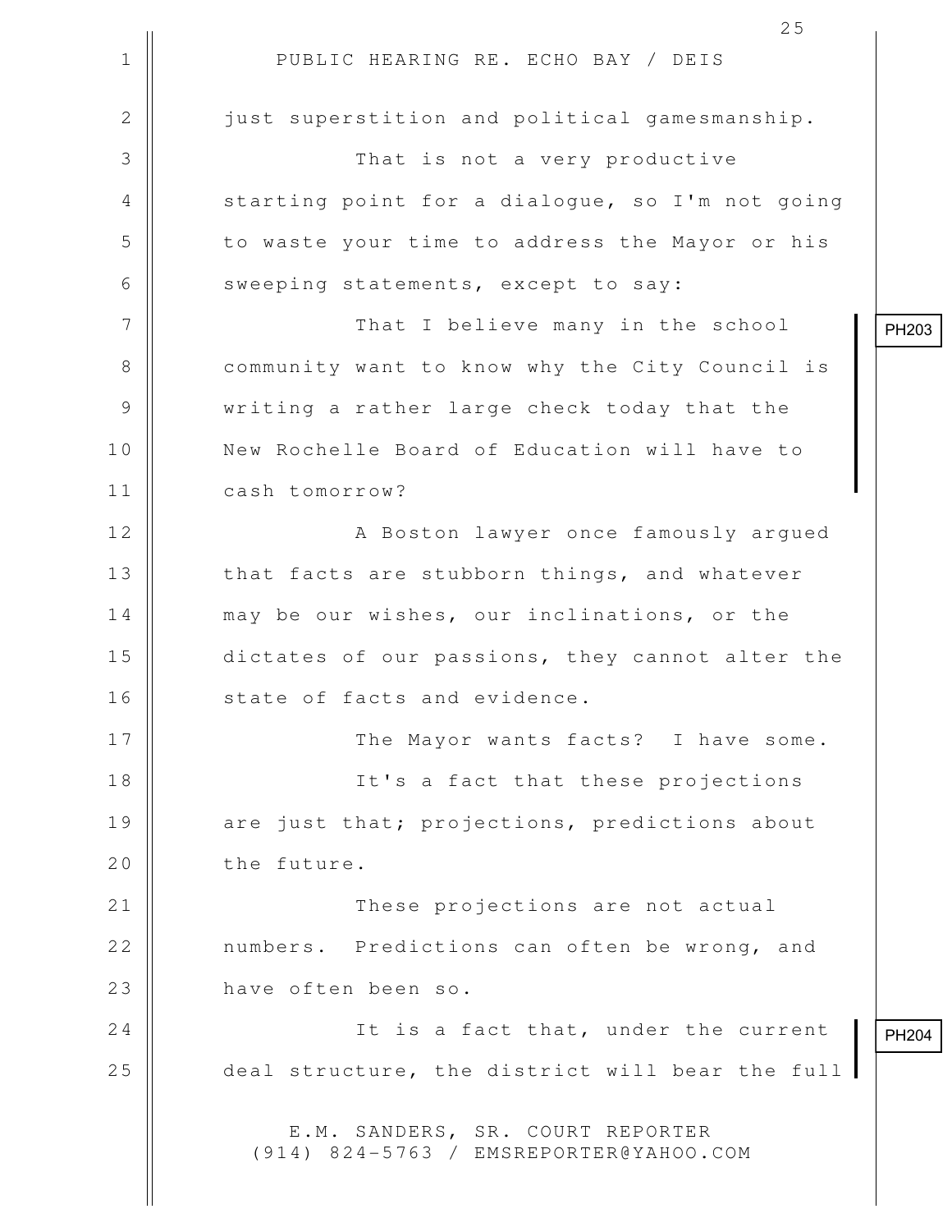just superstition and political gamesmanship.

That is not a very productive starting point for a dialogue, so I'm not going to waste your time to address the Mayor or his sweeping statements, except to say:

That I believe many in the school community want to know why the City Council is writing a rather large check today that the New Rochelle Board of Education will have to cash tomorrow? PH203

A Boston lawyer once famously argued that facts are stubborn things, and whatever may be our wishes, our inclinations, or the dictates of our passions, they cannot alter the state of facts and evidence.

The Mayor wants facts? I have some.

It's a fact that these projections are just that; projections, predictions about the future.

These projections are not actual numbers. Predictions can often be wrong, and have often been so.

It is a fact that, under the current deal structure, the district will bear the full PH204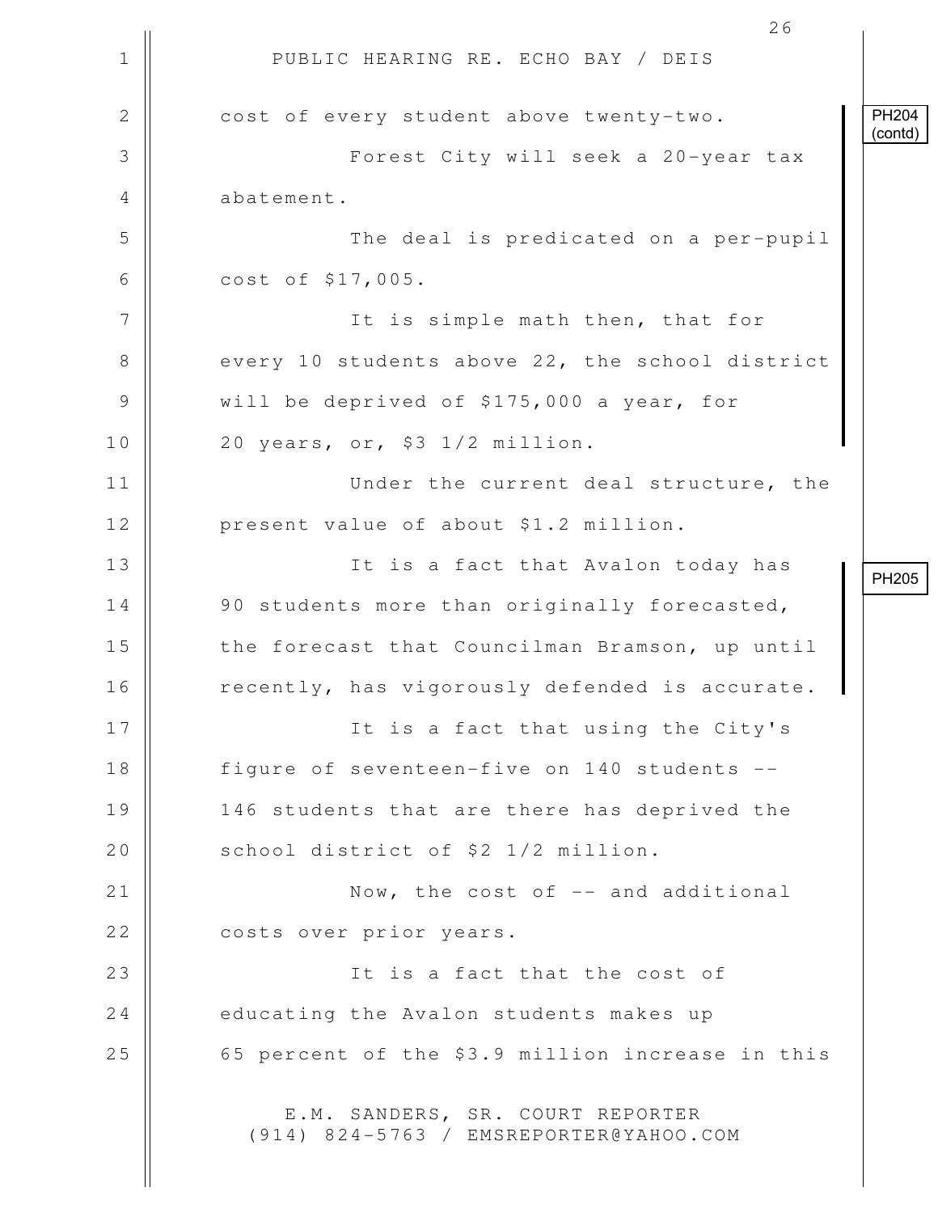cost of every student above twenty-two.

Forest City will seek a 20-year tax abatement.

The deal is predicated on a per-pupil cost of $17,005.

It is simple math then, that for every 10 students above 22, the school district will be deprived of $175,000 a year, for 20 years, or, $3 1/2 million.

Under the current deal structure, the present value of about $1.2 million.

It is a fact that Avalon today has 90 students more than originally forecasted, the forecast that Councilman Bramson, up until recently, has vigorously defended is accurate.

It is a fact that using the City's figure of seventeen-five on 140 students -- 146 students that are there has deprived the school district of $2 1/2 million.

Now, the cost of -- and additional costs over prior years.

It is a fact that the cost of educating the Avalon students makes up 65 percent of the $3.9 million increase in this

PH204 (contd)

PH205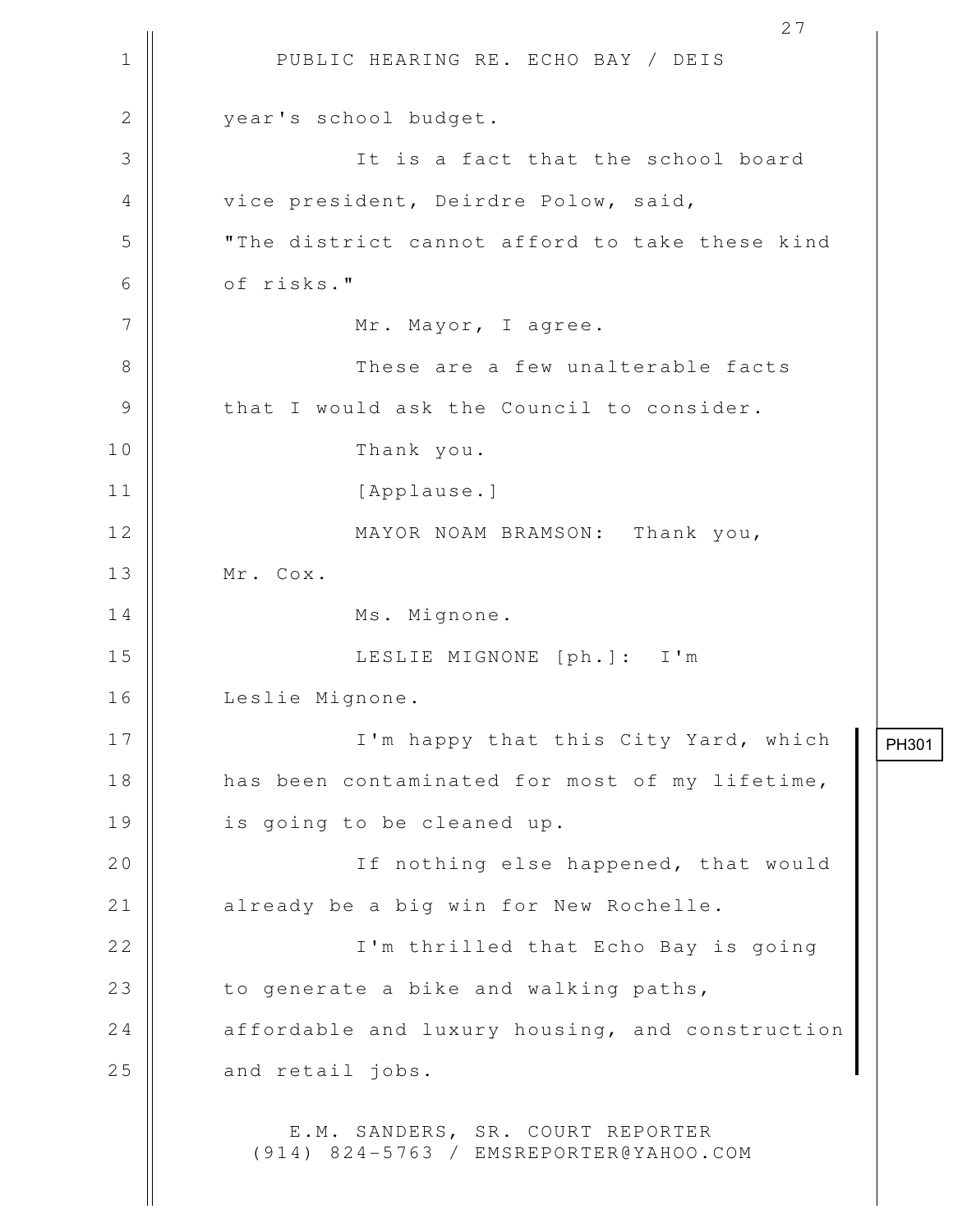year's school budget.

It is a fact that the school board vice president, Deirdre Polow, said, "The district cannot afford to take these kind of risks."

Mr. Mayor, I agree.

These are a few unalterable facts that I would ask the Council to consider.

Thank you.

[Applause.]

MAYOR NOAM BRAMSON: Thank you, Mr. Cox.

Ms. Mignone.

LESLIE MIGNONE [ph.]: I'm Leslie Mignone.

PH301

I'm happy that this City Yard, which has been contaminated for most of my lifetime, is going to be cleaned up.

If nothing else happened, that would already be a big win for New Rochelle.

I'm thrilled that Echo Bay is going to generate a bike and walking paths, affordable and luxury housing, and construction and retail jobs.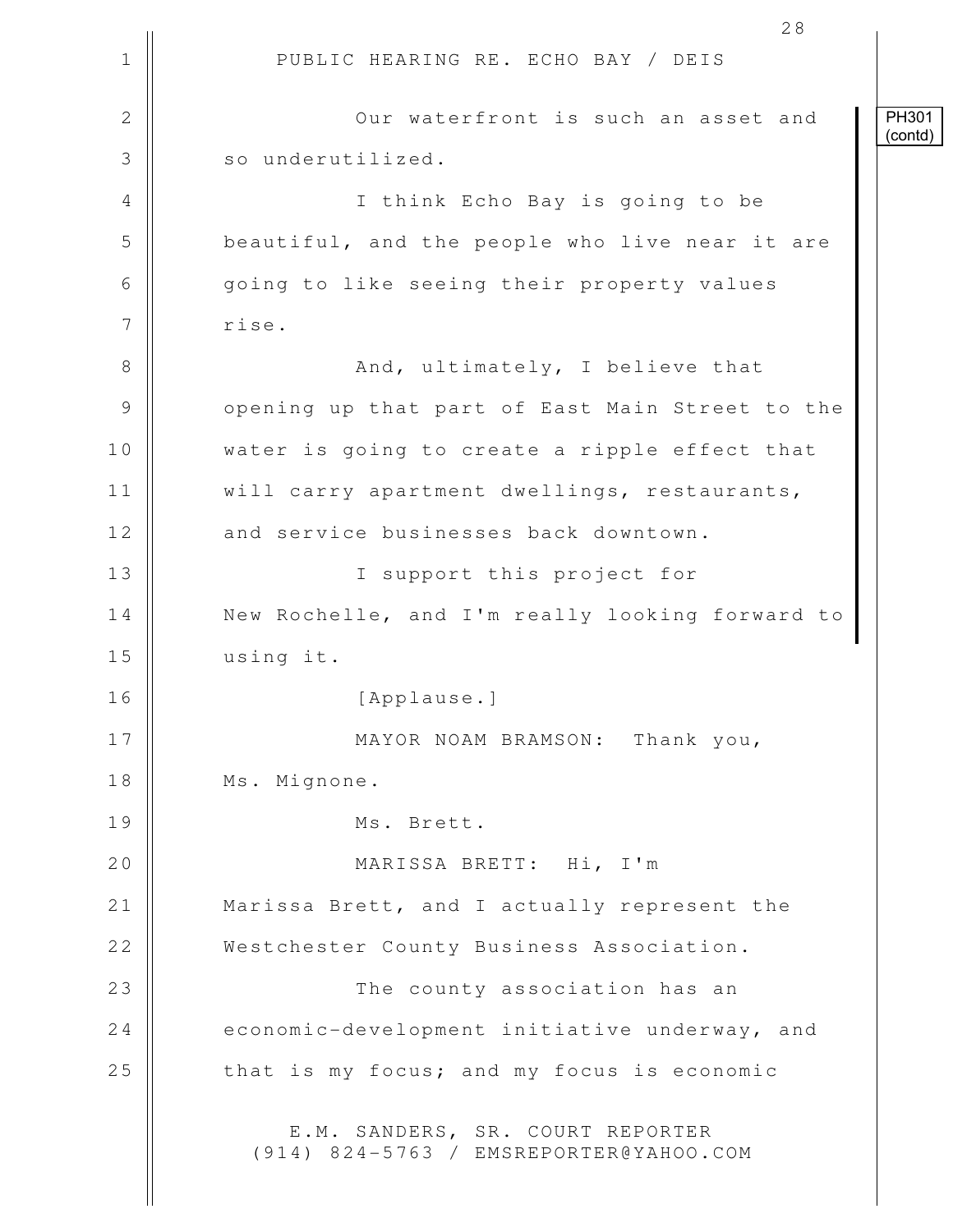PH301 (contd)

Our waterfront is such an asset and so underutilized.

I think Echo Bay is going to be beautiful, and the people who live near it are going to like seeing their property values rise.

And, ultimately, I believe that opening up that part of East Main Street to the water is going to create a ripple effect that will carry apartment dwellings, restaurants, and service businesses back downtown.

I support this project for New Rochelle, and I'm really looking forward to using it.

[Applause.]

MAYOR NOAM BRAMSON: Thank you, Ms. Mignone.

Ms. Brett.

MARISSA BRETT: Hi, I'm Marissa Brett, and I actually represent the Westchester County Business Association.

The county association has an economic-development initiative underway, and that is my focus; and my focus is economic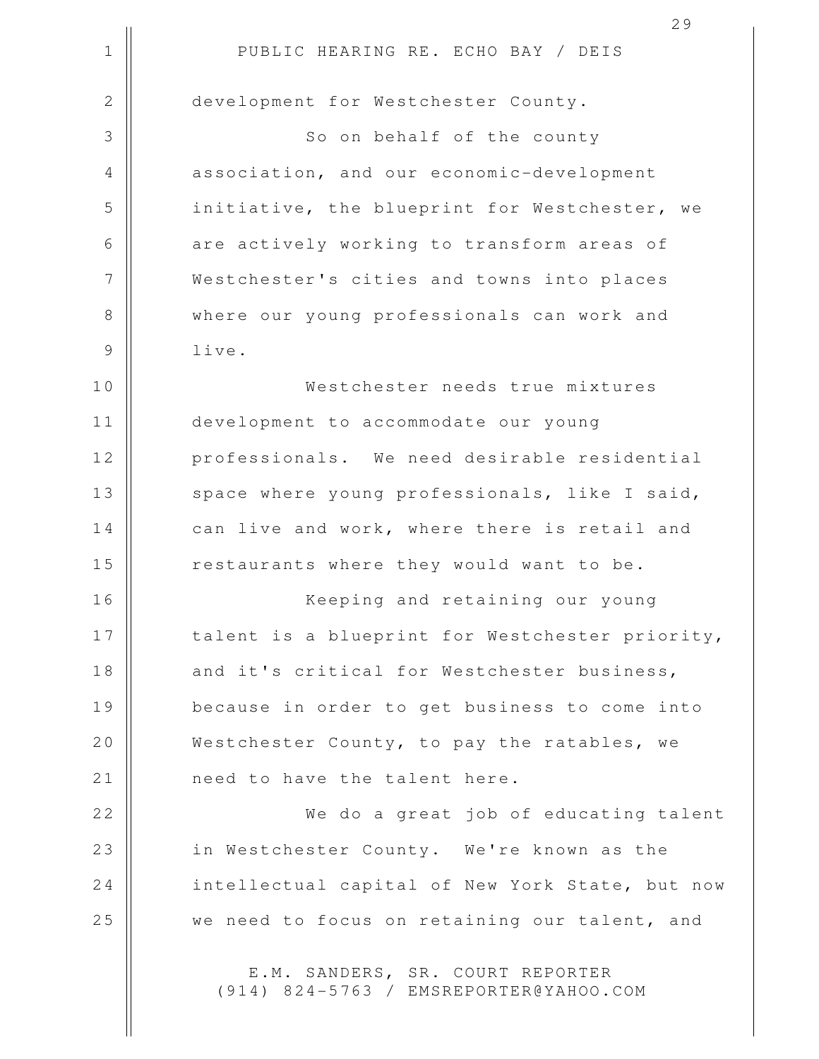development for Westchester County.

So on behalf of the county association, and our economic-development initiative, the blueprint for Westchester, we are actively working to transform areas of Westchester's cities and towns into places where our young professionals can work and live.

Westchester needs true mixtures development to accommodate our young professionals. We need desirable residential space where young professionals, like I said, can live and work, where there is retail and restaurants where they would want to be.

Keeping and retaining our young talent is a blueprint for Westchester priority, and it's critical for Westchester business, because in order to get business to come into Westchester County, to pay the ratables, we need to have the talent here.

We do a great job of educating talent in Westchester County. We're known as the intellectual capital of New York State, but now we need to focus on retaining our talent, and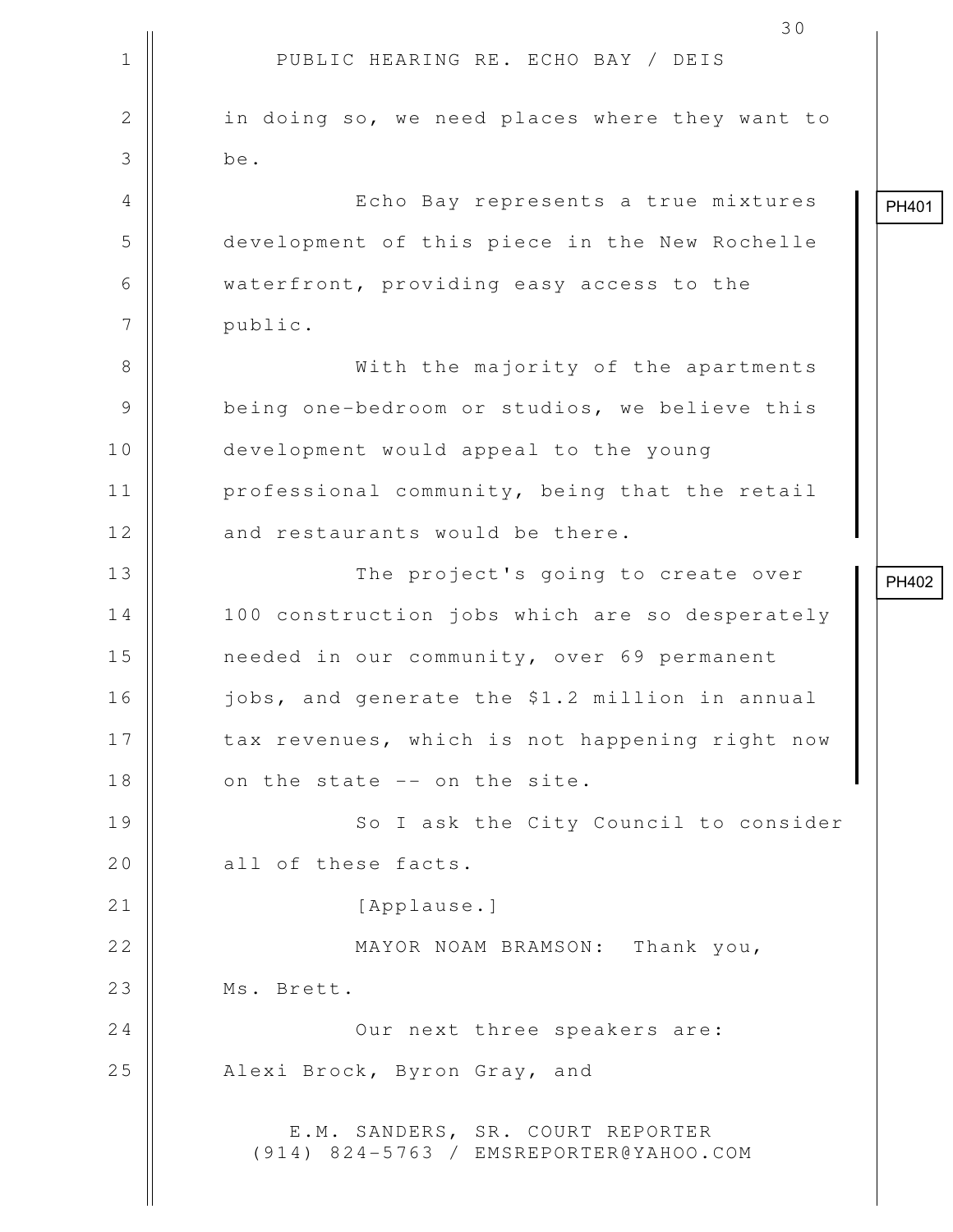PUBLIC HEARING RE. ECHO BAY / DEIS

in doing so, we need places where they want to be.

Echo Bay represents a true mixtures development of this piece in the New Rochelle waterfront, providing easy access to the public. PH401

With the majority of the apartments being one-bedroom or studios, we believe this development would appeal to the young professional community, being that the retail and restaurants would be there.

The project's going to create over 100 construction jobs which are so desperately needed in our community, over 69 permanent jobs, and generate the $1.2 million in annual tax revenues, which is not happening right now on the state -- on the site. PH402

So I ask the City Council to consider all of these facts.

[Applause.]

MAYOR NOAM BRAMSON: Thank you, Ms. Brett.

Our next three speakers are: Alexi Brock, Byron Gray, and

E.M. SANDERS, SR. COURT REPORTER
(914) 824-5763 / EMSREPORTER@YAHOO.COM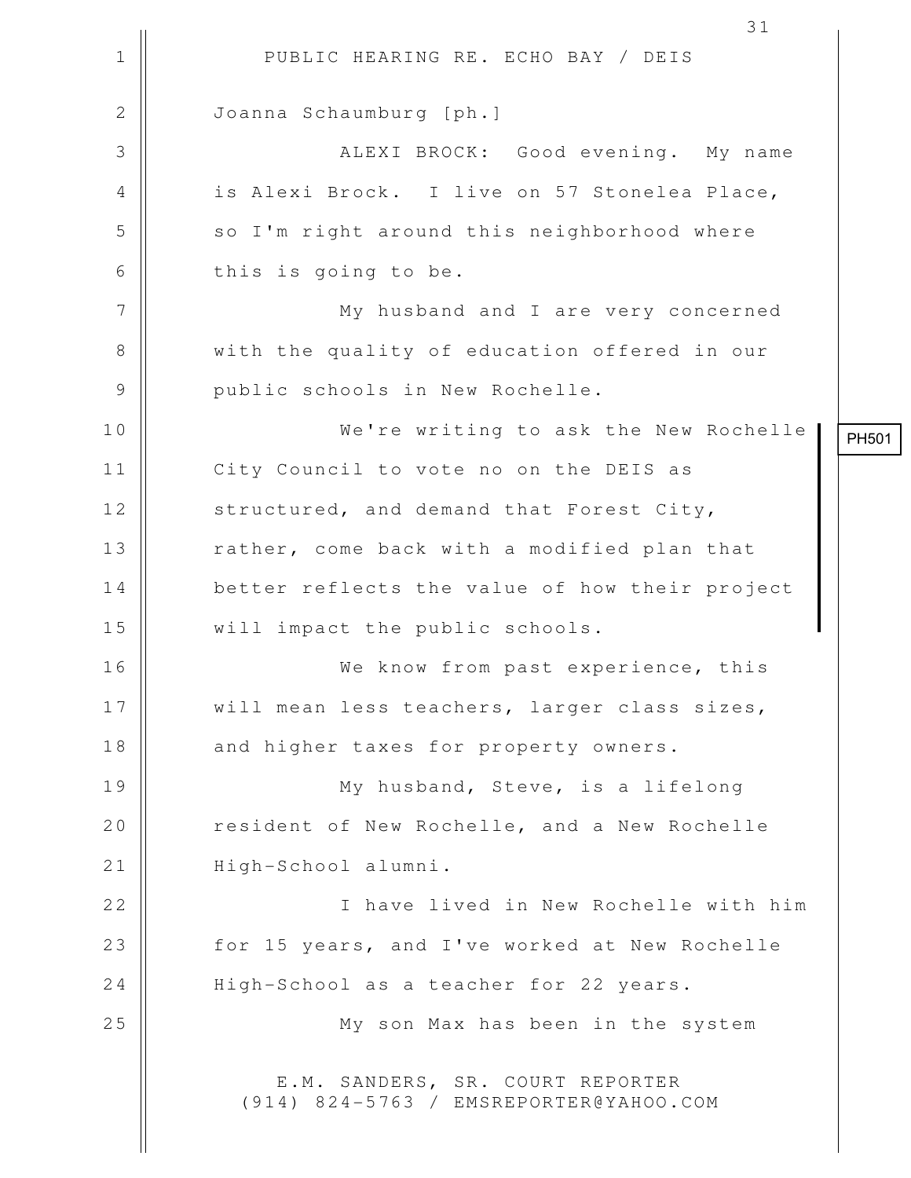PUBLIC HEARING RE. ECHO BAY / DEIS

Joanna Schaumburg [ph.]

ALEXI BROCK: Good evening. My name is Alexi Brock. I live on 57 Stonelea Place, so I'm right around this neighborhood where this is going to be.

My husband and I are very concerned with the quality of education offered in our public schools in New Rochelle.

We're writing to ask the New Rochelle City Council to vote no on the DEIS as structured, and demand that Forest City, rather, come back with a modified plan that better reflects the value of how their project will impact the public schools.

PH501

We know from past experience, this will mean less teachers, larger class sizes, and higher taxes for property owners.

My husband, Steve, is a lifelong resident of New Rochelle, and a New Rochelle High-School alumni.

I have lived in New Rochelle with him for 15 years, and I've worked at New Rochelle High-School as a teacher for 22 years.

My son Max has been in the system

E.M. SANDERS, SR. COURT REPORTER
(914) 824-5763 / EMSREPORTER@YAHOO.COM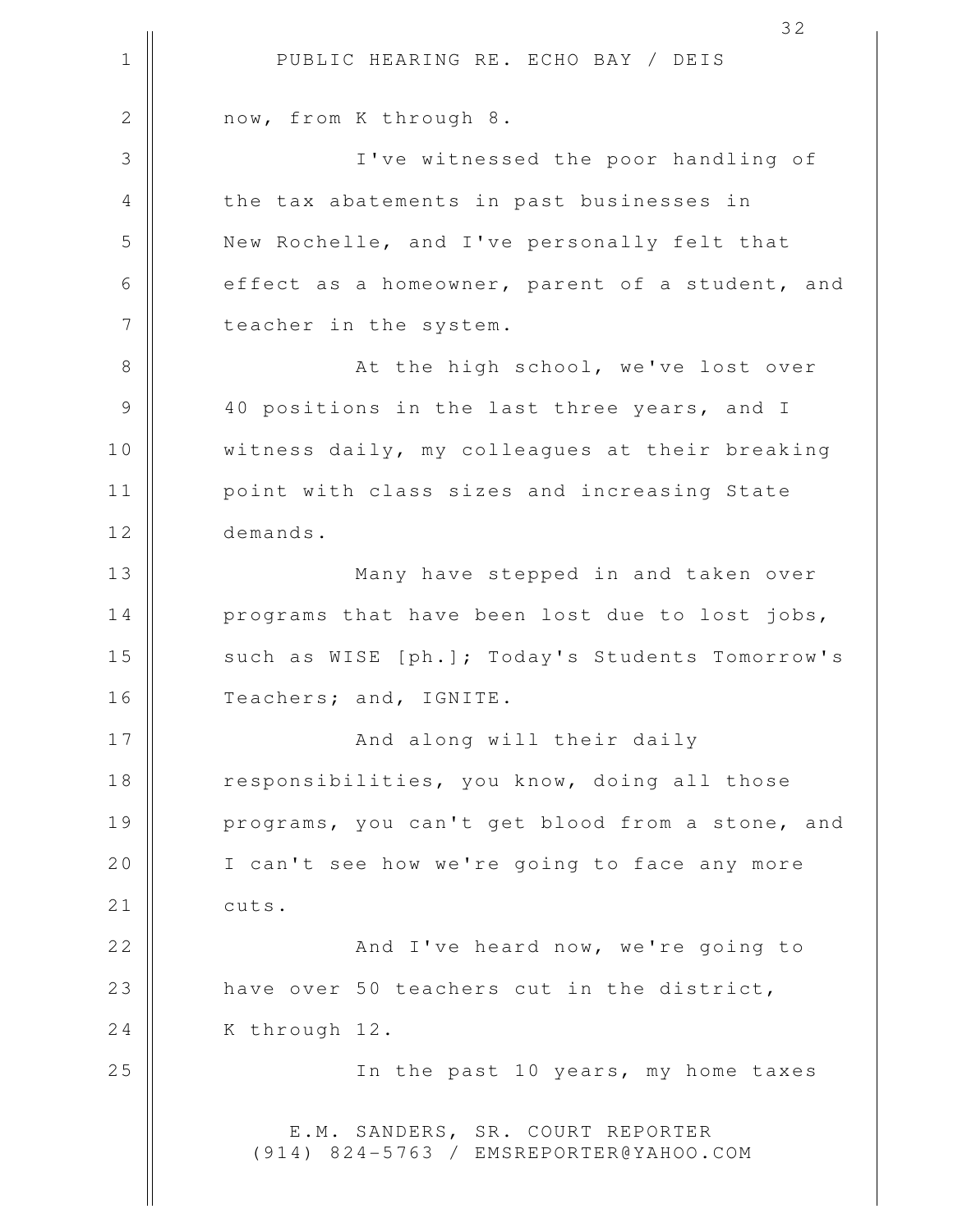now, from K through 8.

I've witnessed the poor handling of the tax abatements in past businesses in New Rochelle, and I've personally felt that effect as a homeowner, parent of a student, and teacher in the system.

At the high school, we've lost over 40 positions in the last three years, and I witness daily, my colleagues at their breaking point with class sizes and increasing State demands.

Many have stepped in and taken over programs that have been lost due to lost jobs, such as WISE [ph.]; Today's Students Tomorrow's Teachers; and, IGNITE.

And along will their daily responsibilities, you know, doing all those programs, you can't get blood from a stone, and I can't see how we're going to face any more cuts.

And I've heard now, we're going to have over 50 teachers cut in the district, K through 12.

In the past 10 years, my home taxes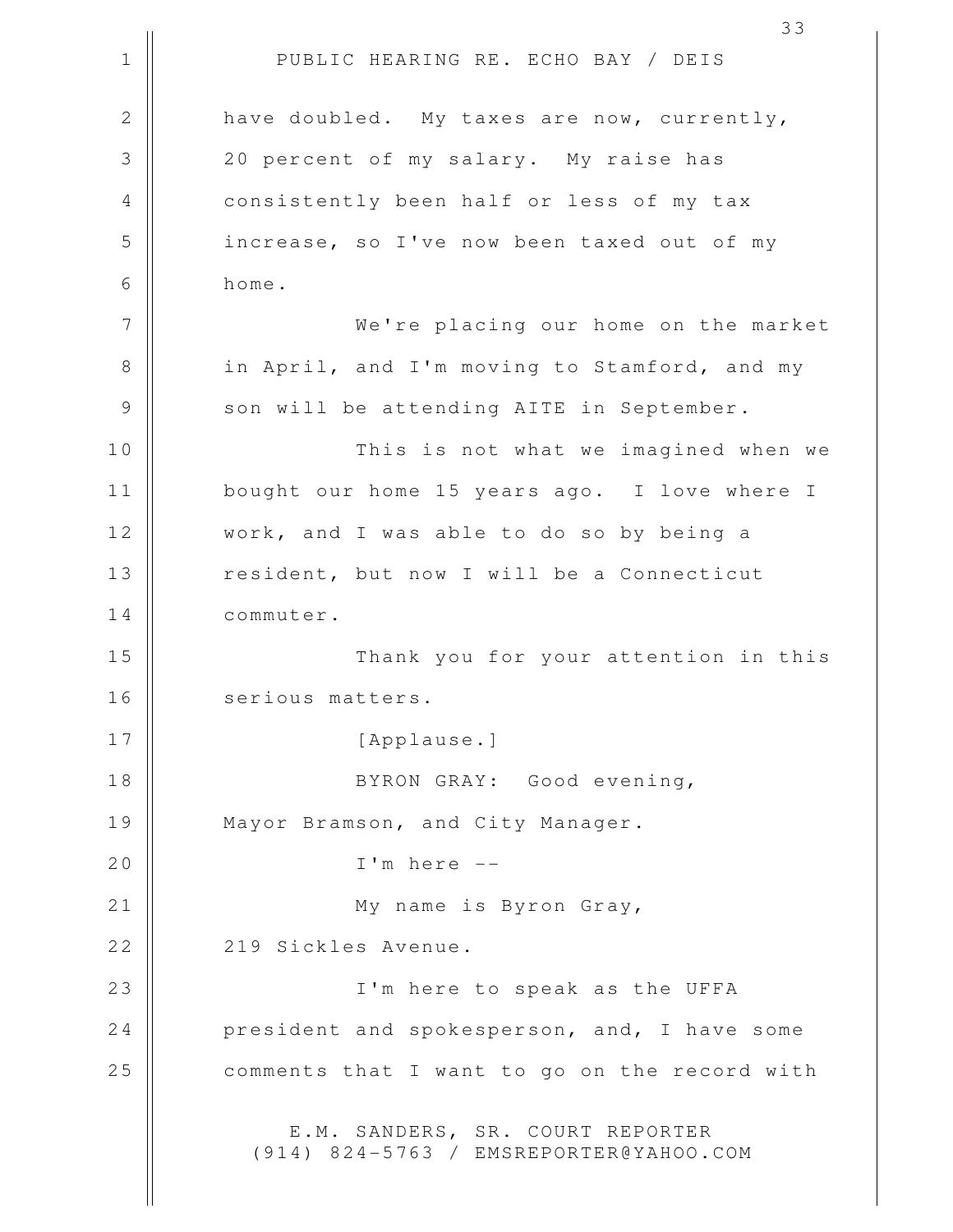have doubled. My taxes are now, currently, 20 percent of my salary. My raise has consistently been half or less of my tax increase, so I've now been taxed out of my home.

We're placing our home on the market in April, and I'm moving to Stamford, and my son will be attending AITE in September.

This is not what we imagined when we bought our home 15 years ago. I love where I work, and I was able to do so by being a resident, but now I will be a Connecticut commuter.

Thank you for your attention in this serious matters.

[Applause.]

BYRON GRAY: Good evening, Mayor Bramson, and City Manager.

I'm here --

My name is Byron Gray, 219 Sickles Avenue.

I'm here to speak as the UFFA president and spokesperson, and, I have some comments that I want to go on the record with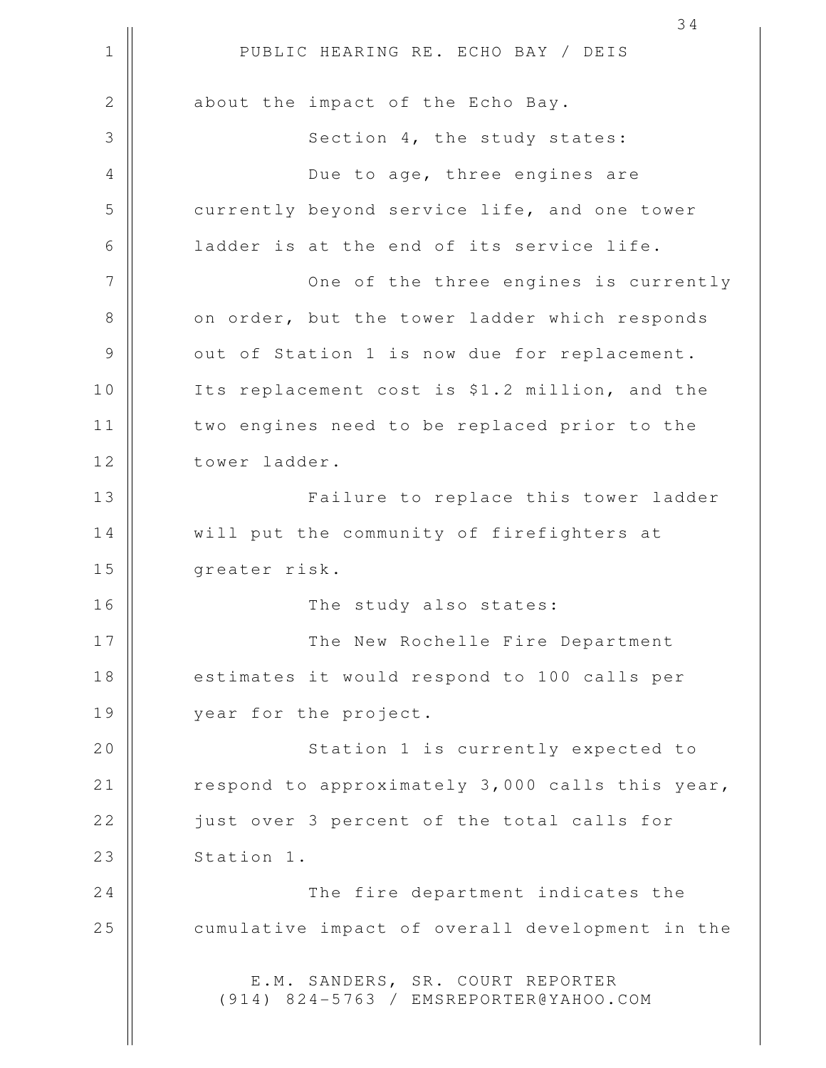about the impact of the Echo Bay.

Section 4, the study states:

Due to age, three engines are currently beyond service life, and one tower ladder is at the end of its service life.

One of the three engines is currently on order, but the tower ladder which responds out of Station 1 is now due for replacement. Its replacement cost is $1.2 million, and the two engines need to be replaced prior to the tower ladder.

Failure to replace this tower ladder will put the community of firefighters at greater risk.

The study also states:

The New Rochelle Fire Department estimates it would respond to 100 calls per year for the project.

Station 1 is currently expected to respond to approximately 3,000 calls this year, just over 3 percent of the total calls for Station 1.

The fire department indicates the cumulative impact of overall development in the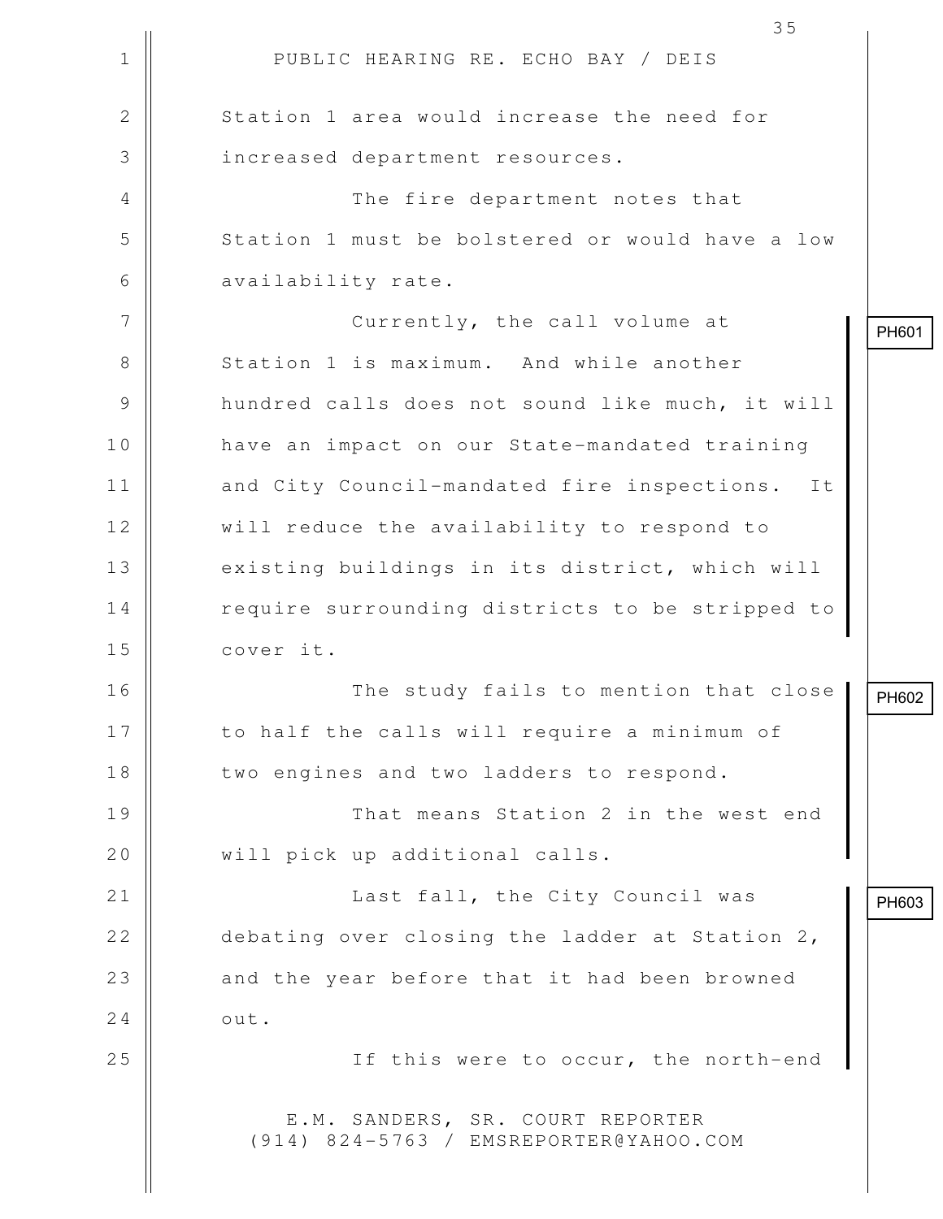Station 1 area would increase the need for increased department resources.

The fire department notes that Station 1 must be bolstered or would have a low availability rate.

PH601

Currently, the call volume at Station 1 is maximum. And while another hundred calls does not sound like much, it will have an impact on our State-mandated training and City Council-mandated fire inspections. It will reduce the availability to respond to existing buildings in its district, which will require surrounding districts to be stripped to cover it.

PH602

The study fails to mention that close to half the calls will require a minimum of two engines and two ladders to respond.

That means Station 2 in the west end will pick up additional calls.

PH603

Last fall, the City Council was debating over closing the ladder at Station 2, and the year before that it had been browned out.

If this were to occur, the north-end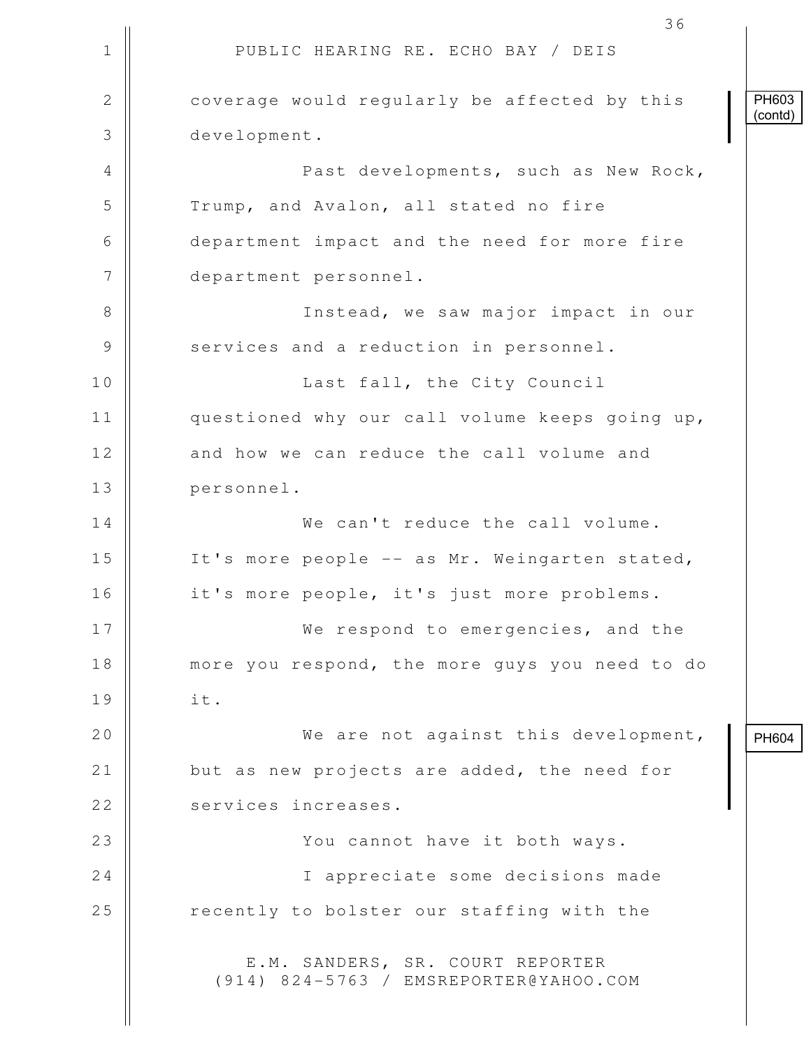coverage would regularly be affected by this development. PH603 (contd)

Past developments, such as New Rock, Trump, and Avalon, all stated no fire department impact and the need for more fire department personnel.

Instead, we saw major impact in our services and a reduction in personnel.

Last fall, the City Council questioned why our call volume keeps going up, and how we can reduce the call volume and personnel.

We can't reduce the call volume. It's more people -- as Mr. Weingarten stated, it's more people, it's just more problems.

We respond to emergencies, and the more you respond, the more guys you need to do it.

We are not against this development, but as new projects are added, the need for services increases. PH604

You cannot have it both ways.

I appreciate some decisions made recently to bolster our staffing with the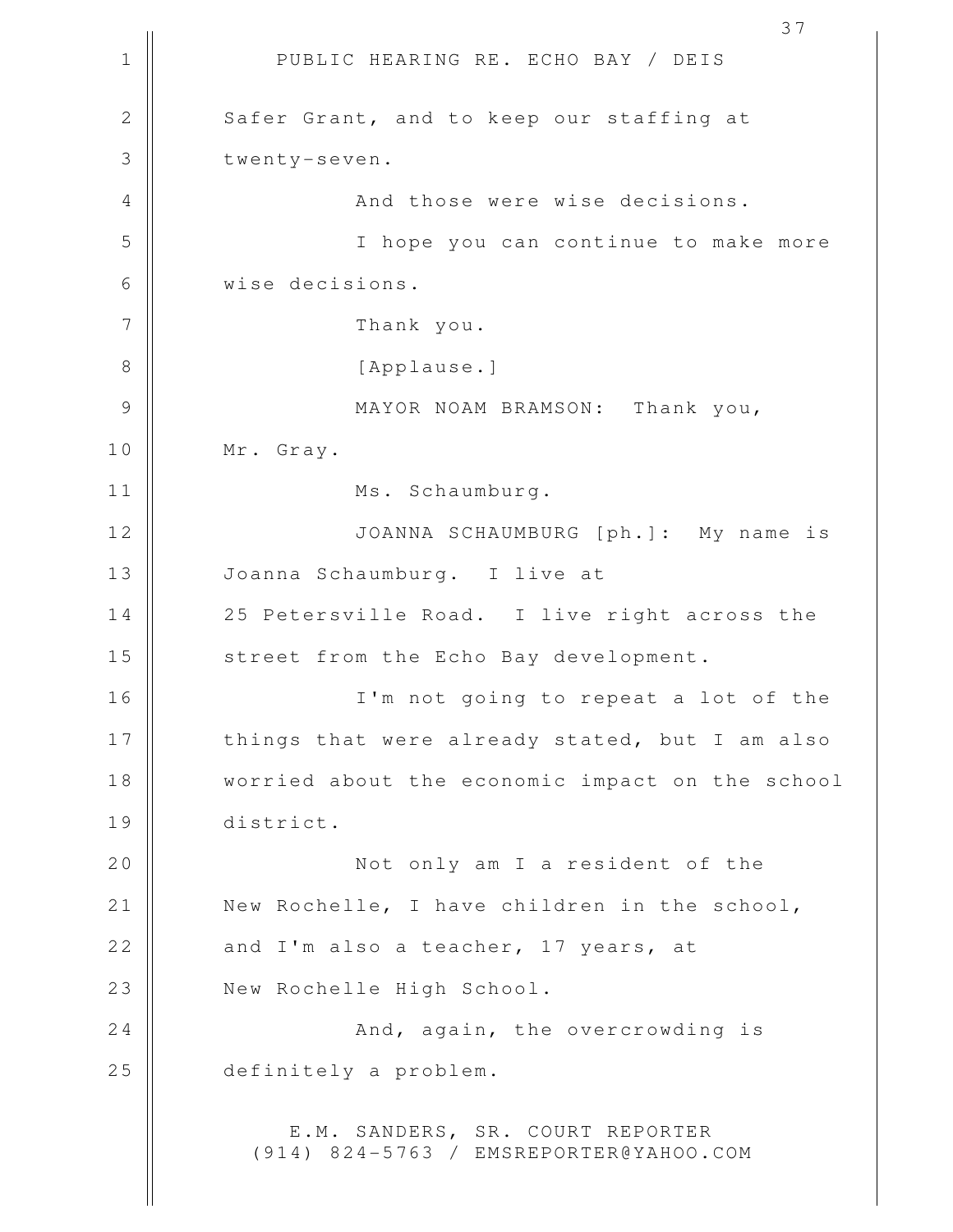Safer Grant, and to keep our staffing at twenty-seven.

And those were wise decisions.

I hope you can continue to make more wise decisions.

Thank you.

[Applause.]

MAYOR NOAM BRAMSON: Thank you, Mr. Gray.

Ms. Schaumburg.

JOANNA SCHAUMBURG [ph.]: My name is Joanna Schaumburg. I live at 25 Petersville Road. I live right across the street from the Echo Bay development.

I'm not going to repeat a lot of the things that were already stated, but I am also worried about the economic impact on the school district.

Not only am I a resident of the New Rochelle, I have children in the school, and I'm also a teacher, 17 years, at New Rochelle High School.

And, again, the overcrowding is definitely a problem.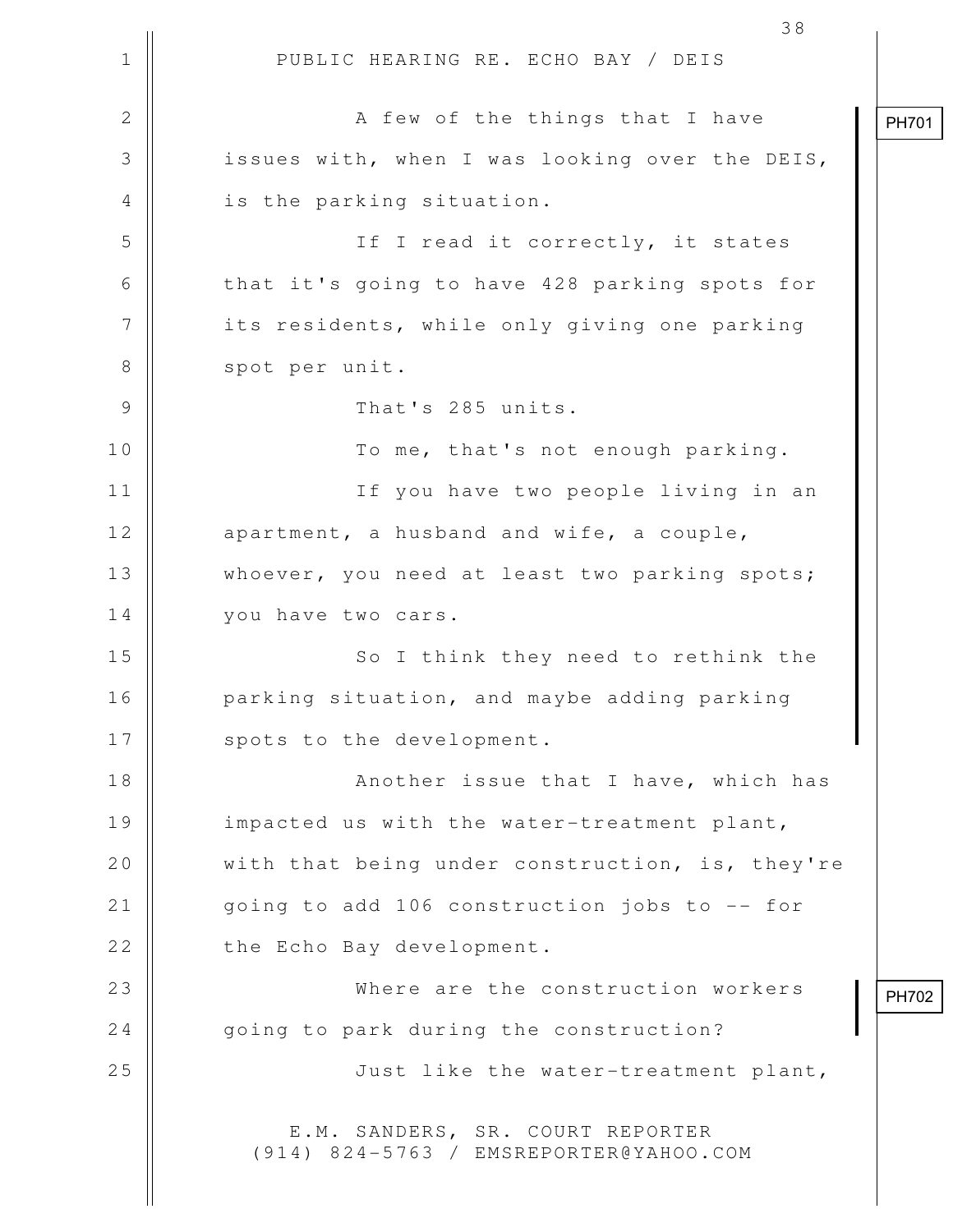A few of the things that I have issues with, when I was looking over the DEIS, is the parking situation.

PH701

If I read it correctly, it states that it's going to have 428 parking spots for its residents, while only giving one parking spot per unit.

That's 285 units.

To me, that's not enough parking.

If you have two people living in an apartment, a husband and wife, a couple, whoever, you need at least two parking spots; you have two cars.

So I think they need to rethink the parking situation, and maybe adding parking spots to the development.

Another issue that I have, which has impacted us with the water-treatment plant, with that being under construction, is, they're going to add 106 construction jobs to -- for the Echo Bay development.

PH702

Where are the construction workers going to park during the construction?

Just like the water-treatment plant,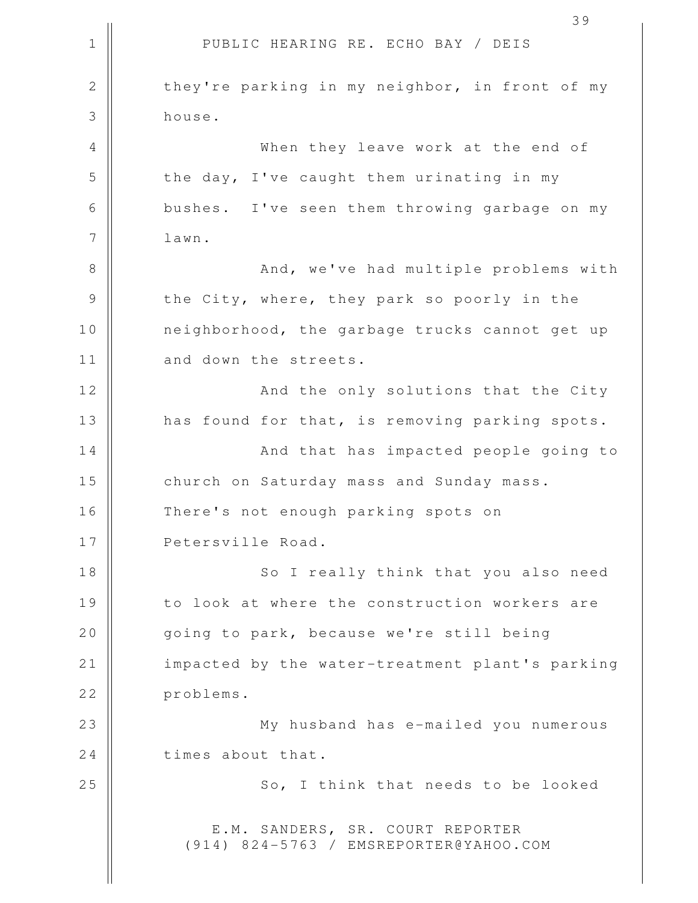they're parking in my neighbor, in front of my house.

When they leave work at the end of the day, I've caught them urinating in my bushes. I've seen them throwing garbage on my lawn.

And, we've had multiple problems with the City, where, they park so poorly in the neighborhood, the garbage trucks cannot get up and down the streets.

And the only solutions that the City has found for that, is removing parking spots.

And that has impacted people going to church on Saturday mass and Sunday mass. There's not enough parking spots on Petersville Road.

So I really think that you also need to look at where the construction workers are going to park, because we're still being impacted by the water-treatment plant's parking problems.

My husband has e-mailed you numerous times about that.

So, I think that needs to be looked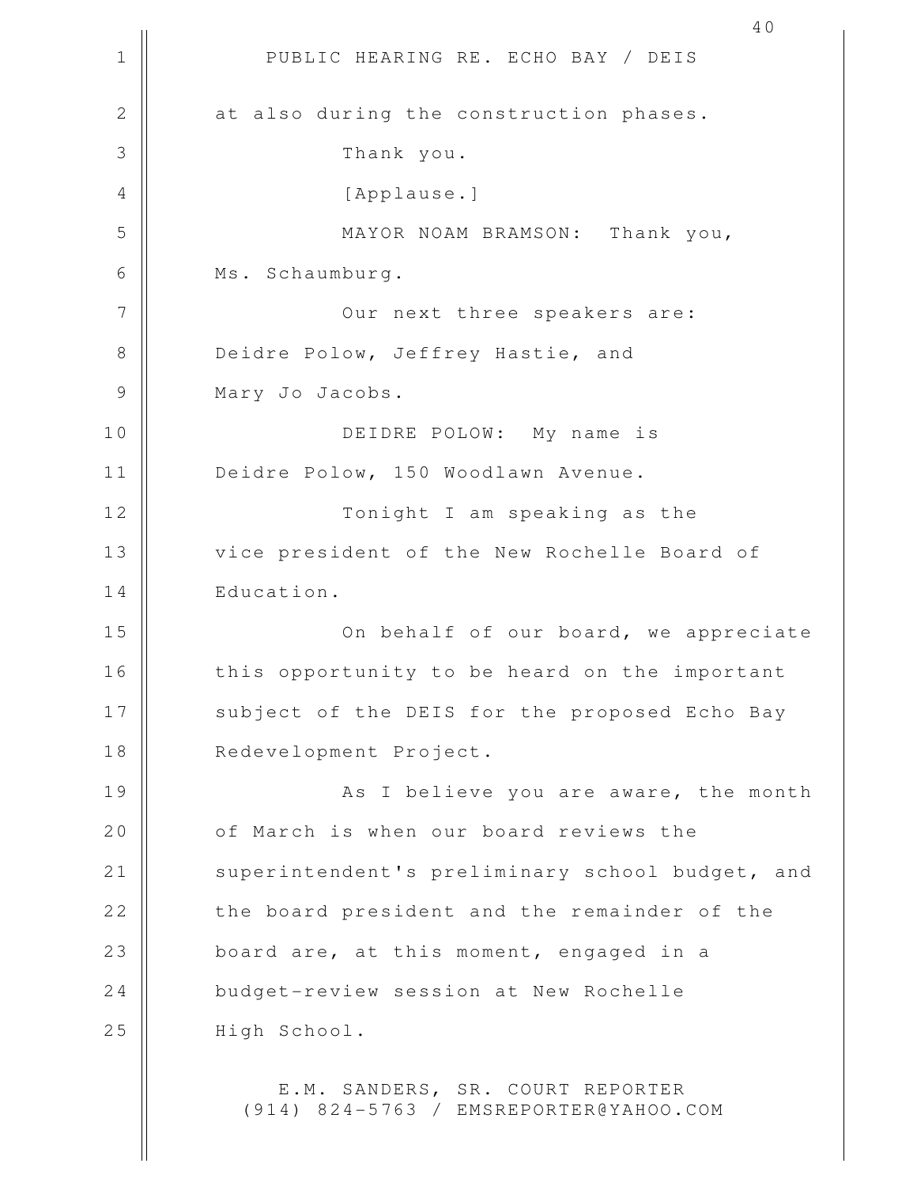at also during the construction phases.

Thank you.

[Applause.]

MAYOR NOAM BRAMSON: Thank you, Ms. Schaumburg.

Our next three speakers are: Deidre Polow, Jeffrey Hastie, and Mary Jo Jacobs.

DEIDRE POLOW: My name is Deidre Polow, 150 Woodlawn Avenue.

Tonight I am speaking as the vice president of the New Rochelle Board of Education.

On behalf of our board, we appreciate this opportunity to be heard on the important subject of the DEIS for the proposed Echo Bay Redevelopment Project.

As I believe you are aware, the month of March is when our board reviews the superintendent's preliminary school budget, and the board president and the remainder of the board are, at this moment, engaged in a budget-review session at New Rochelle High School.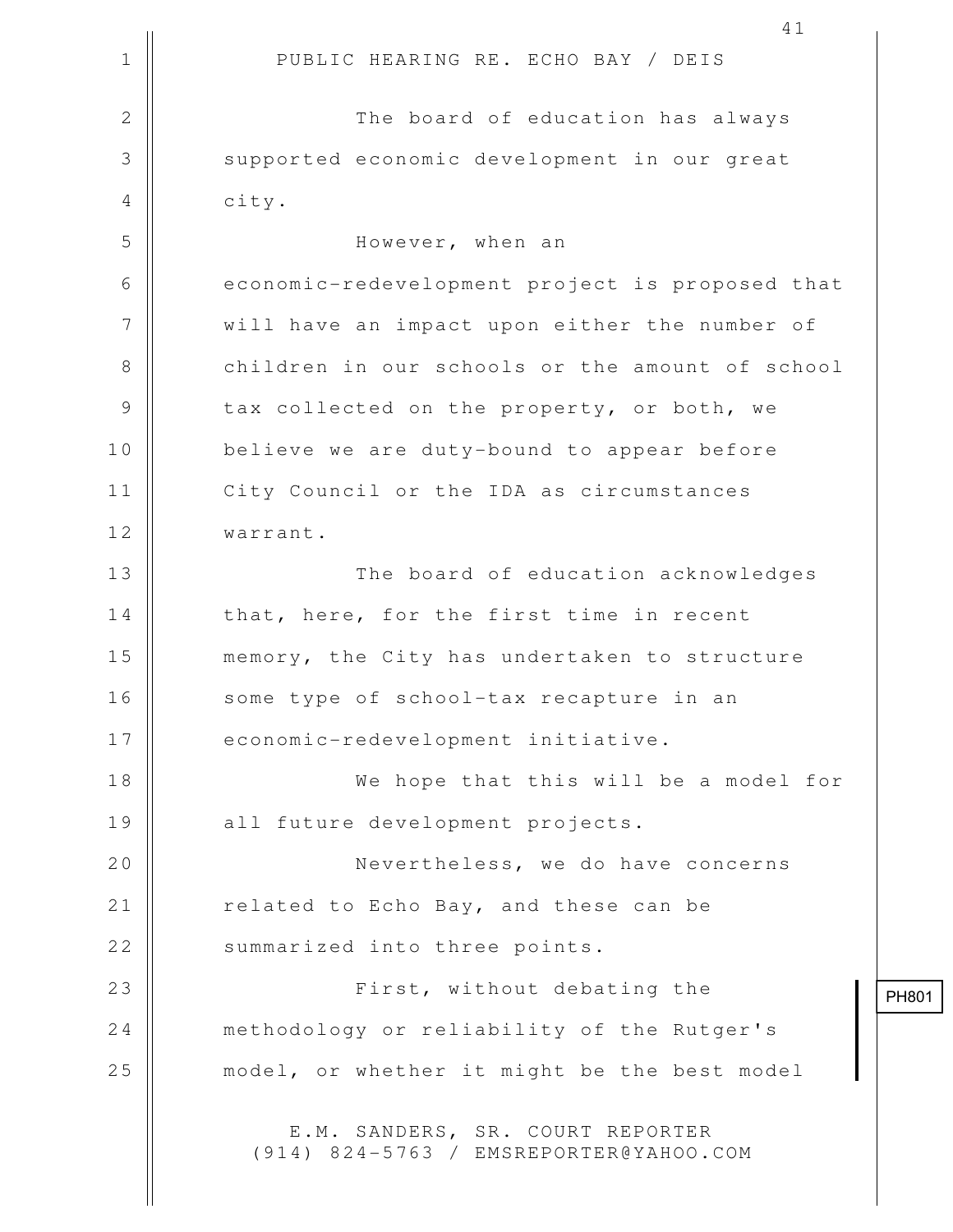PUBLIC HEARING RE. ECHO BAY / DEIS

The board of education has always supported economic development in our great city.

However, when an economic-redevelopment project is proposed that will have an impact upon either the number of children in our schools or the amount of school tax collected on the property, or both, we believe we are duty-bound to appear before City Council or the IDA as circumstances warrant.

The board of education acknowledges that, here, for the first time in recent memory, the City has undertaken to structure some type of school-tax recapture in an economic-redevelopment initiative.

We hope that this will be a model for all future development projects.

Nevertheless, we do have concerns related to Echo Bay, and these can be summarized into three points.

First, without debating the methodology or reliability of the Rutger's model, or whether it might be the best model

PH801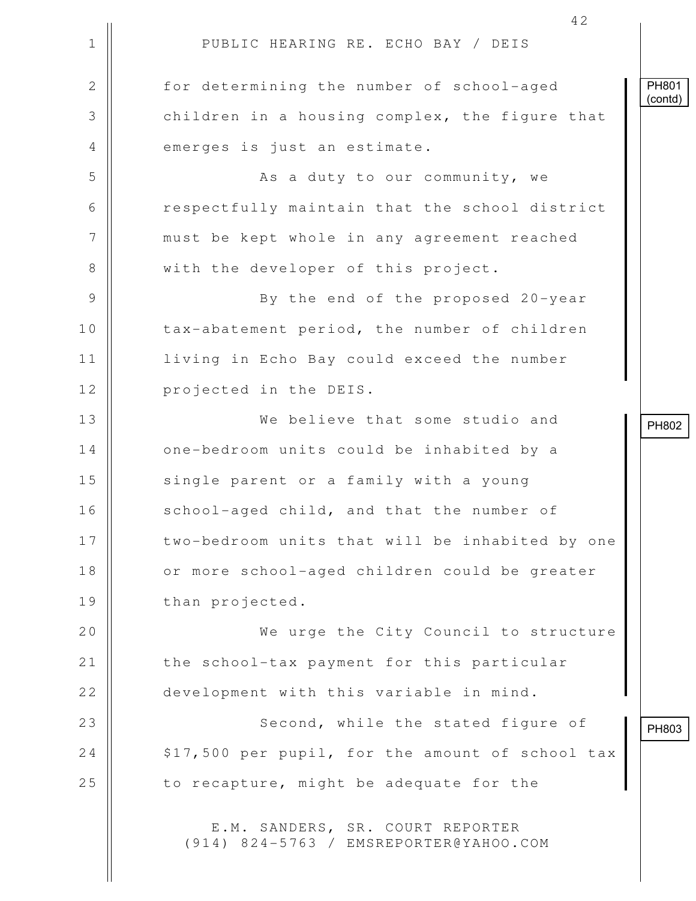PUBLIC HEARING RE. ECHO BAY / DEIS

PH801 (contd)

for determining the number of school-aged children in a housing complex, the figure that emerges is just an estimate.

As a duty to our community, we respectfully maintain that the school district must be kept whole in any agreement reached with the developer of this project.

By the end of the proposed 20-year tax-abatement period, the number of children living in Echo Bay could exceed the number projected in the DEIS.

PH802

We believe that some studio and one-bedroom units could be inhabited by a single parent or a family with a young school-aged child, and that the number of two-bedroom units that will be inhabited by one or more school-aged children could be greater than projected.

We urge the City Council to structure the school-tax payment for this particular development with this variable in mind.

PH803

Second, while the stated figure of $17,500 per pupil, for the amount of school tax to recapture, might be adequate for the

E.M. SANDERS, SR. COURT REPORTER
(914) 824-5763 / EMSREPORTER@YAHOO.COM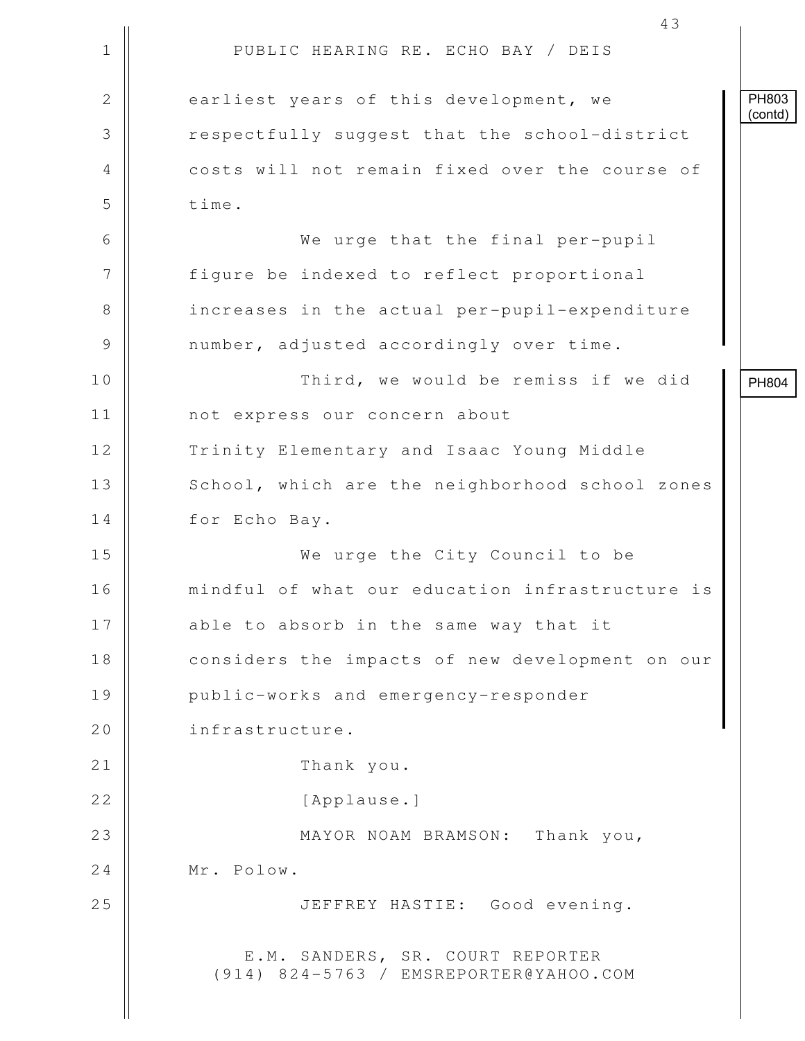PH803 (contd)

earliest years of this development, we respectfully suggest that the school-district costs will not remain fixed over the course of time.

We urge that the final per-pupil figure be indexed to reflect proportional increases in the actual per-pupil-expenditure number, adjusted accordingly over time.

PH804

Third, we would be remiss if we did not express our concern about Trinity Elementary and Isaac Young Middle School, which are the neighborhood school zones for Echo Bay.

We urge the City Council to be mindful of what our education infrastructure is able to absorb in the same way that it considers the impacts of new development on our public-works and emergency-responder infrastructure.

Thank you.

[Applause.]

MAYOR NOAM BRAMSON: Thank you, Mr. Polow.

JEFFREY HASTIE: Good evening.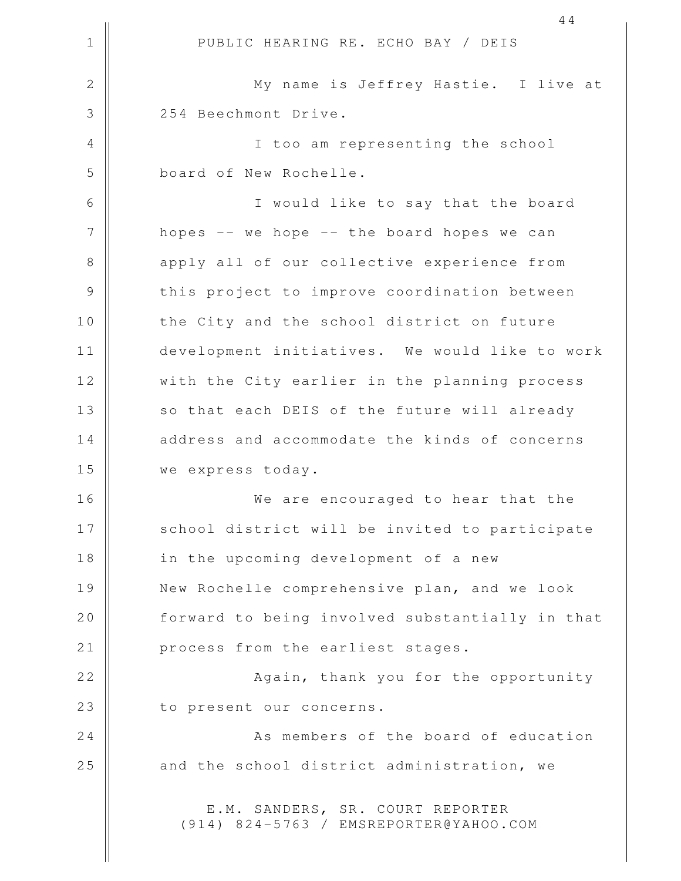PUBLIC HEARING RE. ECHO BAY / DEIS

My name is Jeffrey Hastie. I live at 254 Beechmont Drive.

I too am representing the school board of New Rochelle.

I would like to say that the board hopes -- we hope -- the board hopes we can apply all of our collective experience from this project to improve coordination between the City and the school district on future development initiatives. We would like to work with the City earlier in the planning process so that each DEIS of the future will already address and accommodate the kinds of concerns we express today.

We are encouraged to hear that the school district will be invited to participate in the upcoming development of a new New Rochelle comprehensive plan, and we look forward to being involved substantially in that process from the earliest stages.

Again, thank you for the opportunity to present our concerns.

As members of the board of education and the school district administration, we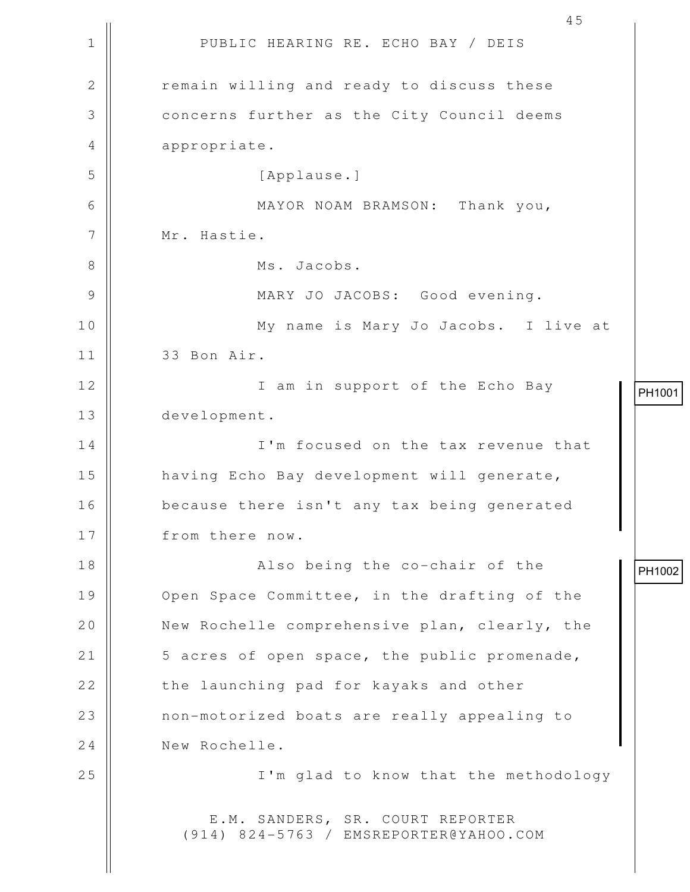PUBLIC HEARING RE. ECHO BAY / DEIS

remain willing and ready to discuss these concerns further as the City Council deems appropriate.

[Applause.]

MAYOR NOAM BRAMSON: Thank you, Mr. Hastie.

Ms. Jacobs.

MARY JO JACOBS: Good evening.

My name is Mary Jo Jacobs. I live at 33 Bon Air.

I am in support of the Echo Bay development. PH1001

I'm focused on the tax revenue that having Echo Bay development will generate, because there isn't any tax being generated from there now.

Also being the co-chair of the Open Space Committee, in the drafting of the New Rochelle comprehensive plan, clearly, the 5 acres of open space, the public promenade, the launching pad for kayaks and other non-motorized boats are really appealing to New Rochelle. PH1002

I'm glad to know that the methodology

E.M. SANDERS, SR. COURT REPORTER
(914) 824-5763 / EMSREPORTER@YAHOO.COM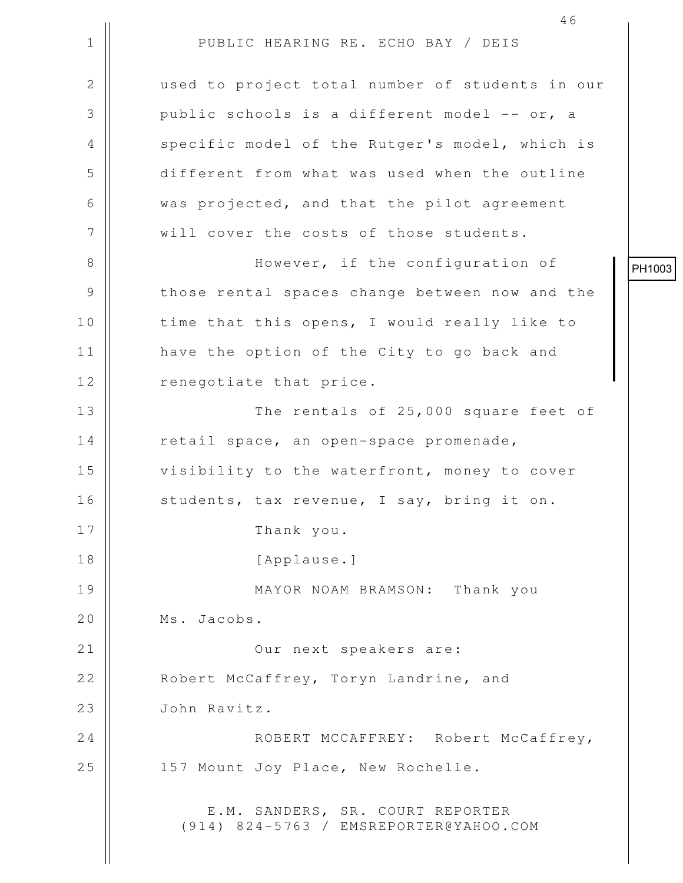used to project total number of students in our public schools is a different model -- or, a specific model of the Rutger's model, which is different from what was used when the outline was projected, and that the pilot agreement will cover the costs of those students.

However, if the configuration of those rental spaces change between now and the time that this opens, I would really like to have the option of the City to go back and renegotiate that price.

PH1003

The rentals of 25,000 square feet of retail space, an open-space promenade, visibility to the waterfront, money to cover students, tax revenue, I say, bring it on.

Thank you.

[Applause.]

MAYOR NOAM BRAMSON: Thank you Ms. Jacobs.

Our next speakers are: Robert McCaffrey, Toryn Landrine, and John Ravitz.

ROBERT MCCAFFREY: Robert McCaffrey, 157 Mount Joy Place, New Rochelle.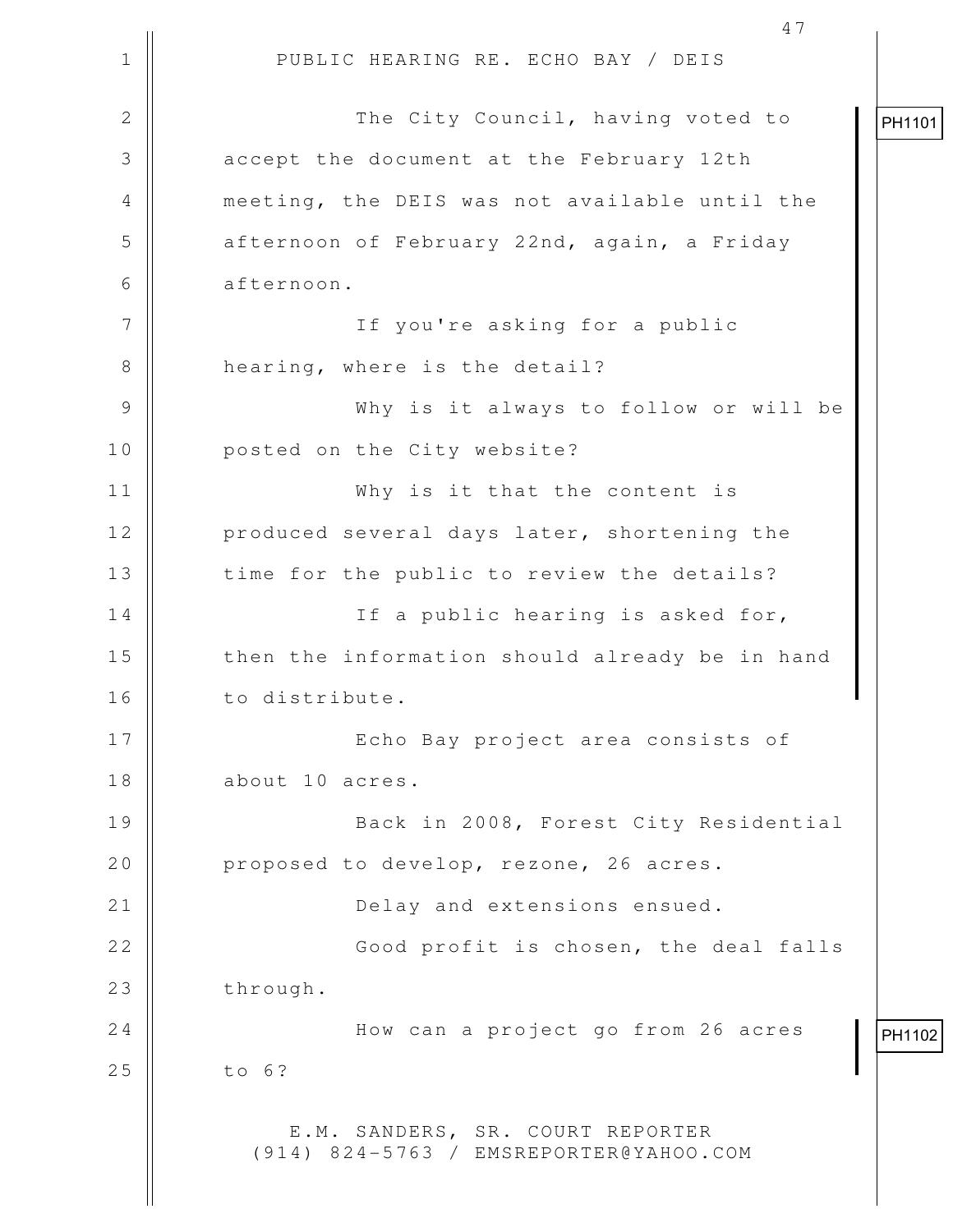PUBLIC HEARING RE. ECHO BAY / DEIS

PH1101

The City Council, having voted to accept the document at the February 12th meeting, the DEIS was not available until the afternoon of February 22nd, again, a Friday afternoon.

If you're asking for a public hearing, where is the detail?

Why is it always to follow or will be posted on the City website?

Why is it that the content is produced several days later, shortening the time for the public to review the details?

If a public hearing is asked for, then the information should already be in hand to distribute.

Echo Bay project area consists of about 10 acres.

Back in 2008, Forest City Residential proposed to develop, rezone, 26 acres.

Delay and extensions ensued.

Good profit is chosen, the deal falls through.

PH1102

How can a project go from 26 acres to 6?

E.M. SANDERS, SR. COURT REPORTER
(914) 824-5763 / EMSREPORTER@YAHOO.COM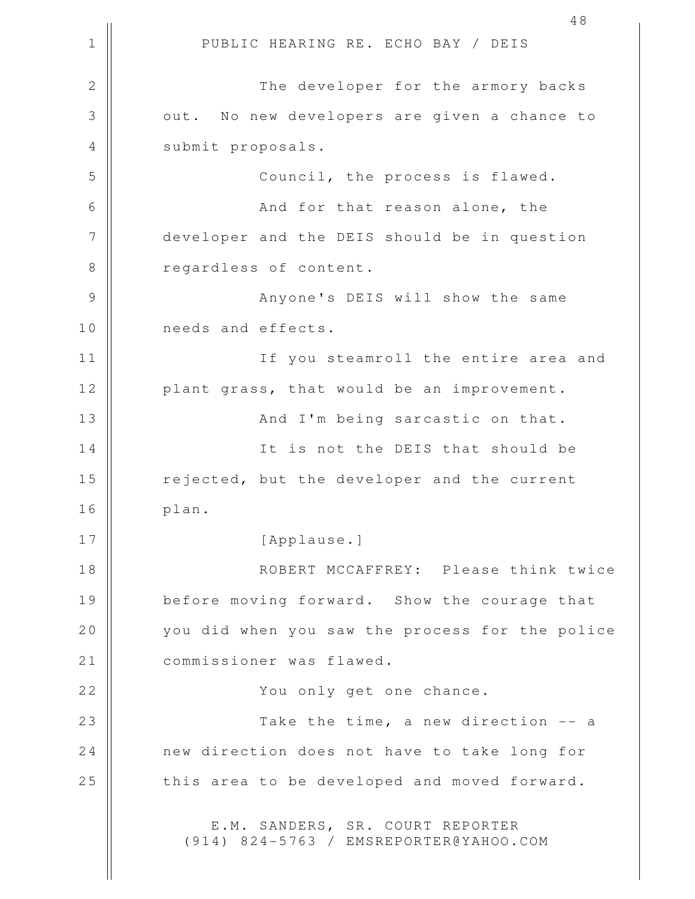The developer for the armory backs out. No new developers are given a chance to submit proposals.

Council, the process is flawed.

And for that reason alone, the developer and the DEIS should be in question regardless of content.

Anyone's DEIS will show the same needs and effects.

If you steamroll the entire area and plant grass, that would be an improvement.

And I'm being sarcastic on that.

It is not the DEIS that should be rejected, but the developer and the current plan.

[Applause.]

ROBERT MCCAFFREY: Please think twice before moving forward. Show the courage that you did when you saw the process for the police commissioner was flawed.

You only get one chance.

Take the time, a new direction -- a new direction does not have to take long for this area to be developed and moved forward.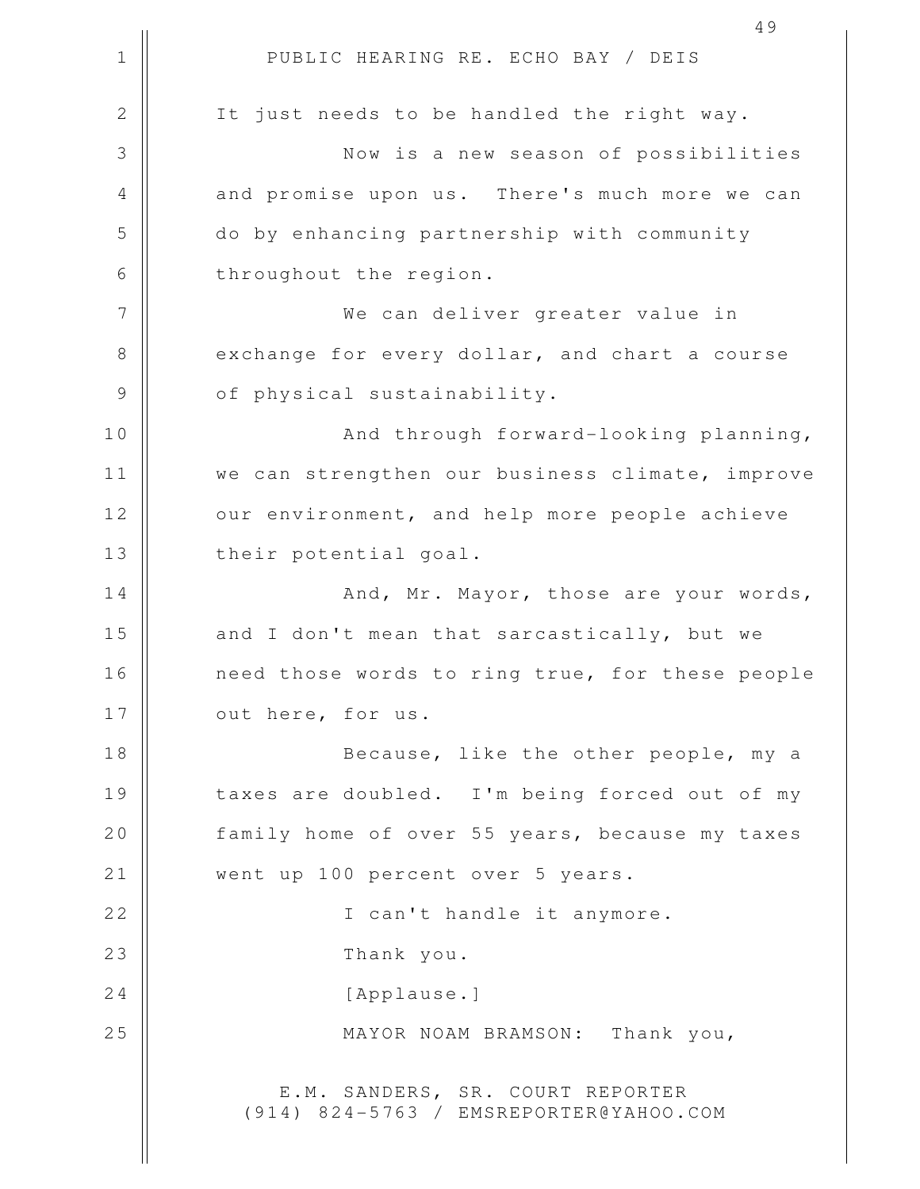It just needs to be handled the right way.

Now is a new season of possibilities and promise upon us. There's much more we can do by enhancing partnership with community throughout the region.

We can deliver greater value in exchange for every dollar, and chart a course of physical sustainability.

And through forward-looking planning, we can strengthen our business climate, improve our environment, and help more people achieve their potential goal.

And, Mr. Mayor, those are your words, and I don't mean that sarcastically, but we need those words to ring true, for these people out here, for us.

Because, like the other people, my a taxes are doubled. I'm being forced out of my family home of over 55 years, because my taxes went up 100 percent over 5 years.

I can't handle it anymore.

Thank you.

[Applause.]

MAYOR NOAM BRAMSON: Thank you,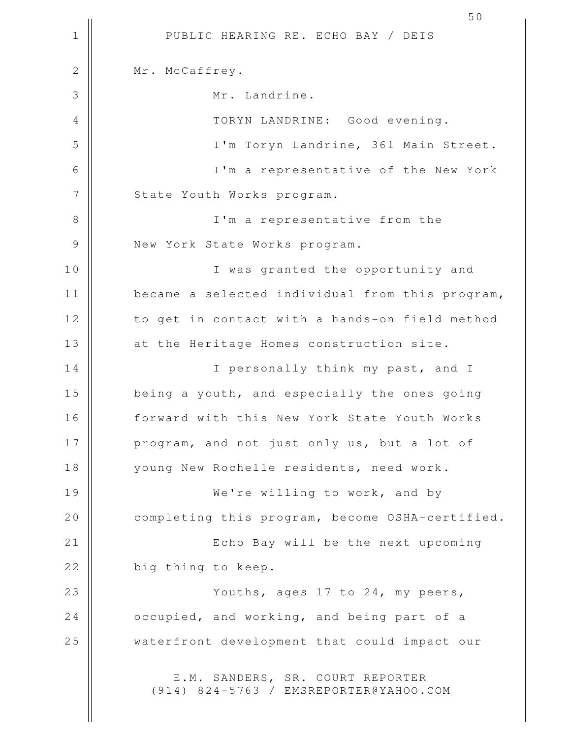Mr. McCaffrey.

Mr. Landrine.

TORYN LANDRINE: Good evening.

I'm Toryn Landrine, 361 Main Street.

I'm a representative of the New York State Youth Works program.

I'm a representative from the New York State Works program.

I was granted the opportunity and became a selected individual from this program, to get in contact with a hands-on field method at the Heritage Homes construction site.

I personally think my past, and I being a youth, and especially the ones going forward with this New York State Youth Works program, and not just only us, but a lot of young New Rochelle residents, need work.

We're willing to work, and by completing this program, become OSHA-certified.

Echo Bay will be the next upcoming big thing to keep.

Youths, ages 17 to 24, my peers, occupied, and working, and being part of a waterfront development that could impact our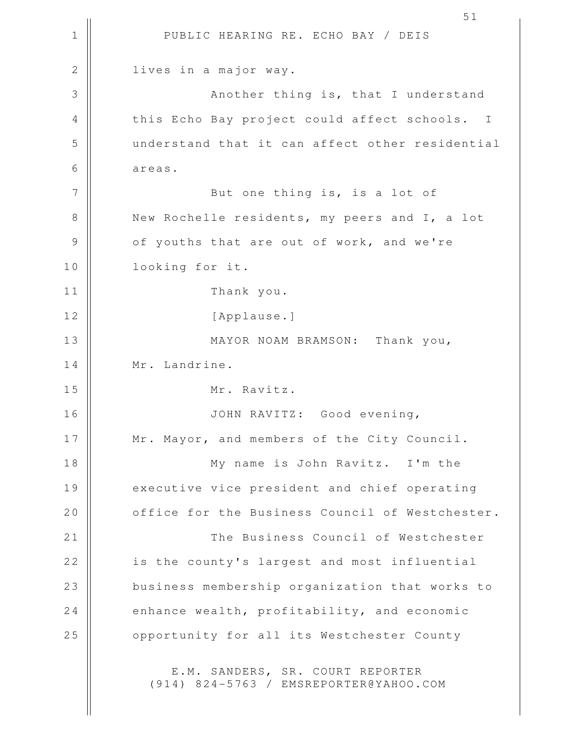lives in a major way.

Another thing is, that I understand this Echo Bay project could affect schools. I understand that it can affect other residential areas.

But one thing is, is a lot of New Rochelle residents, my peers and I, a lot of youths that are out of work, and we're looking for it.

Thank you.

[Applause.]

MAYOR NOAM BRAMSON: Thank you, Mr. Landrine.

Mr. Ravitz.

JOHN RAVITZ: Good evening, Mr. Mayor, and members of the City Council.

My name is John Ravitz. I'm the executive vice president and chief operating office for the Business Council of Westchester.

The Business Council of Westchester is the county's largest and most influential business membership organization that works to enhance wealth, profitability, and economic opportunity for all its Westchester County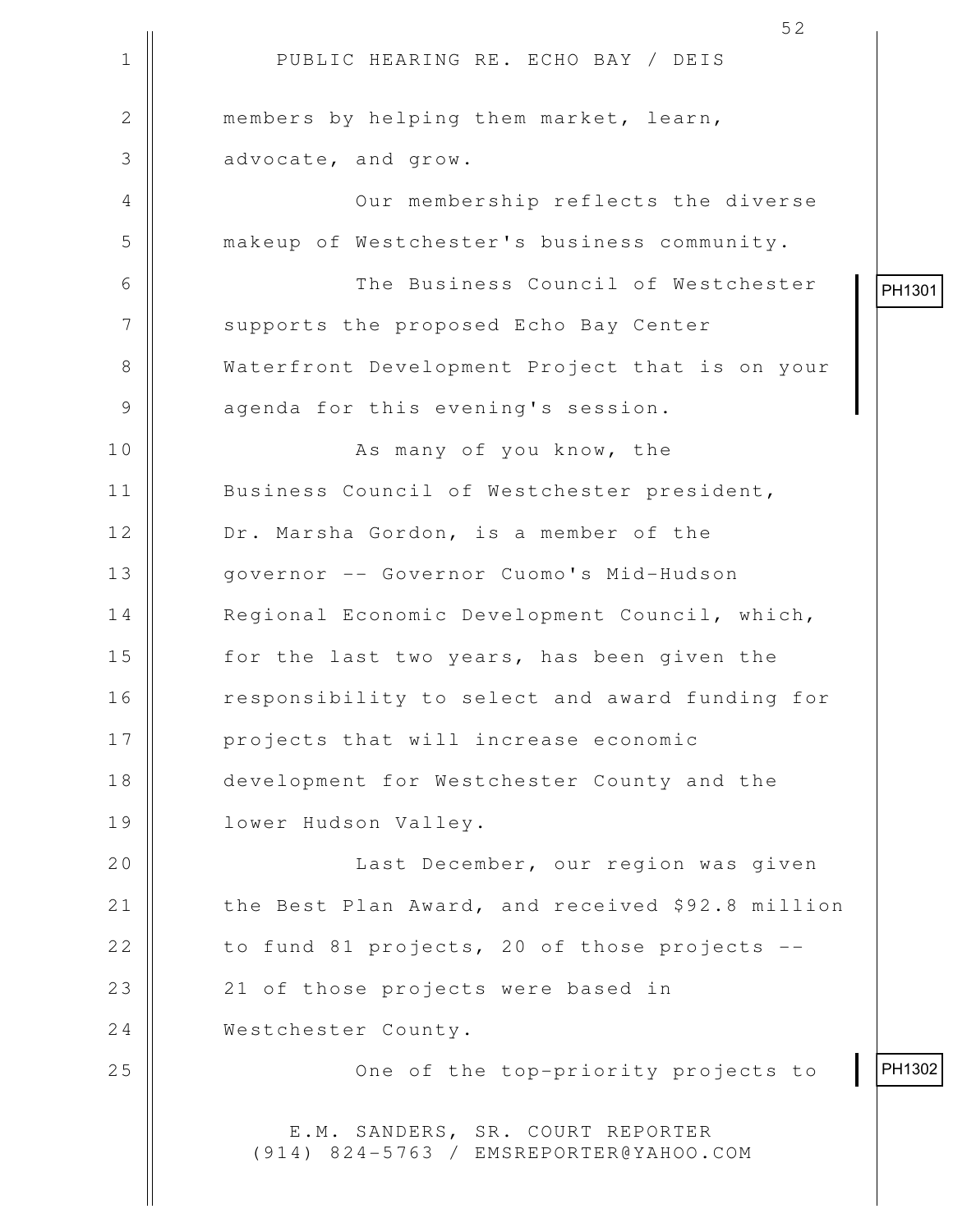members by helping them market, learn, advocate, and grow.

Our membership reflects the diverse makeup of Westchester's business community.

PH1301

The Business Council of Westchester supports the proposed Echo Bay Center Waterfront Development Project that is on your agenda for this evening's session.

As many of you know, the Business Council of Westchester president, Dr. Marsha Gordon, is a member of the governor -- Governor Cuomo's Mid-Hudson Regional Economic Development Council, which, for the last two years, has been given the responsibility to select and award funding for projects that will increase economic development for Westchester County and the lower Hudson Valley.

Last December, our region was given the Best Plan Award, and received $92.8 million to fund 81 projects, 20 of those projects -- 21 of those projects were based in Westchester County.

PH1302

One of the top-priority projects to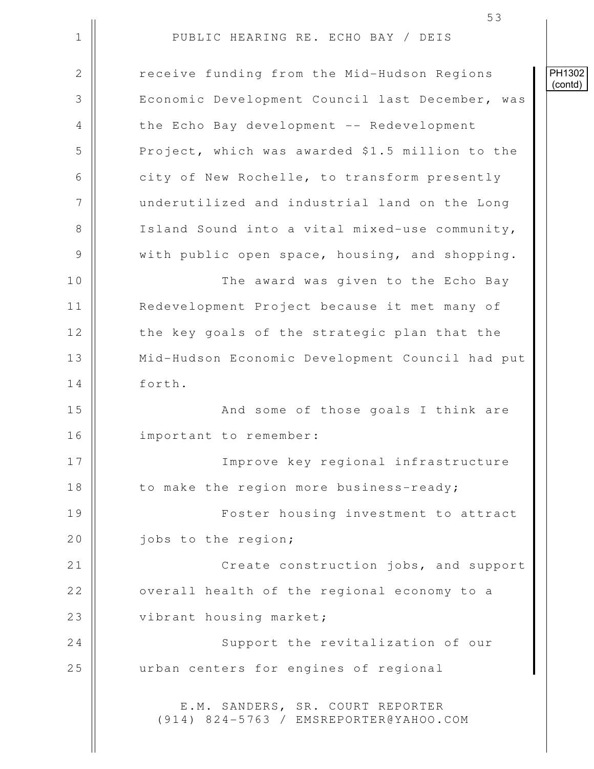PH1302 (contd)

receive funding from the Mid-Hudson Regions Economic Development Council last December, was the Echo Bay development -- Redevelopment Project, which was awarded $1.5 million to the city of New Rochelle, to transform presently underutilized and industrial land on the Long Island Sound into a vital mixed-use community, with public open space, housing, and shopping.

The award was given to the Echo Bay Redevelopment Project because it met many of the key goals of the strategic plan that the Mid-Hudson Economic Development Council had put forth.

And some of those goals I think are important to remember:

Improve key regional infrastructure to make the region more business-ready;

Foster housing investment to attract jobs to the region;

Create construction jobs, and support overall health of the regional economy to a vibrant housing market;

Support the revitalization of our urban centers for engines of regional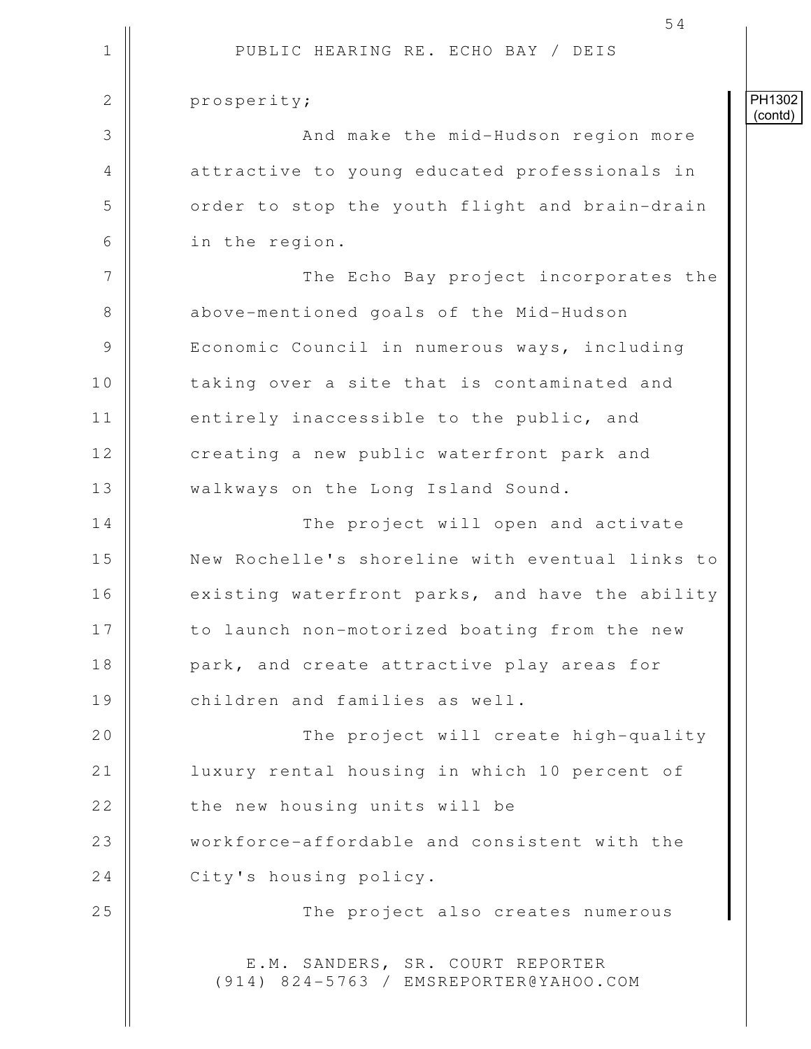PH1302 (contd)

prosperity;

And make the mid-Hudson region more attractive to young educated professionals in order to stop the youth flight and brain-drain in the region.

The Echo Bay project incorporates the above-mentioned goals of the Mid-Hudson Economic Council in numerous ways, including taking over a site that is contaminated and entirely inaccessible to the public, and creating a new public waterfront park and walkways on the Long Island Sound.

The project will open and activate New Rochelle's shoreline with eventual links to existing waterfront parks, and have the ability to launch non-motorized boating from the new park, and create attractive play areas for children and families as well.

The project will create high-quality luxury rental housing in which 10 percent of the new housing units will be workforce-affordable and consistent with the City's housing policy.

The project also creates numerous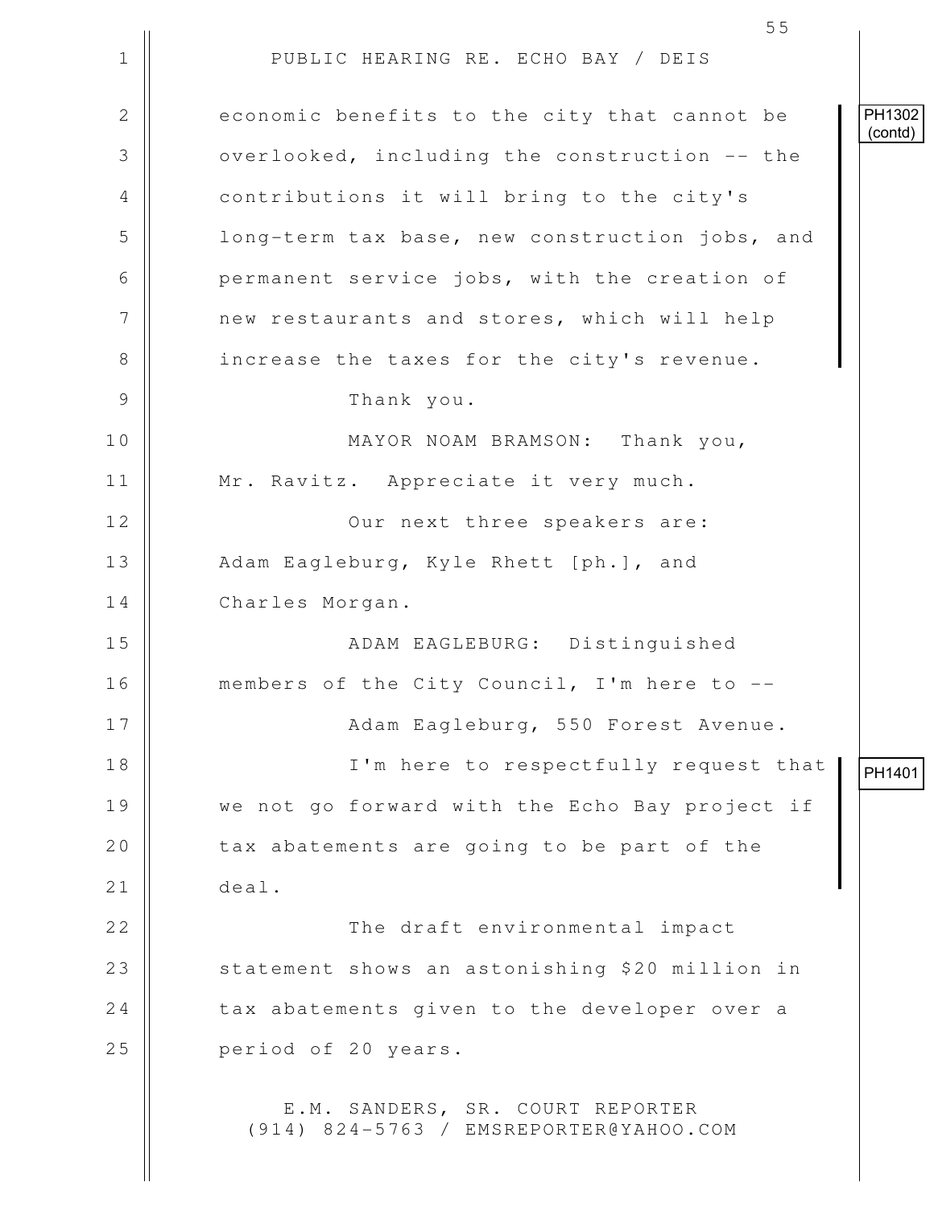economic benefits to the city that cannot be overlooked, including the construction -- the contributions it will bring to the city's long-term tax base, new construction jobs, and permanent service jobs, with the creation of new restaurants and stores, which will help increase the taxes for the city's revenue. PH1302 (contd)

Thank you.

MAYOR NOAM BRAMSON: Thank you, Mr. Ravitz. Appreciate it very much.

Our next three speakers are: Adam Eagleburg, Kyle Rhett [ph.], and Charles Morgan.

ADAM EAGLEBURG: Distinguished members of the City Council, I'm here to --

Adam Eagleburg, 550 Forest Avenue.

I'm here to respectfully request that we not go forward with the Echo Bay project if tax abatements are going to be part of the deal. PH1401

The draft environmental impact statement shows an astonishing $20 million in tax abatements given to the developer over a period of 20 years.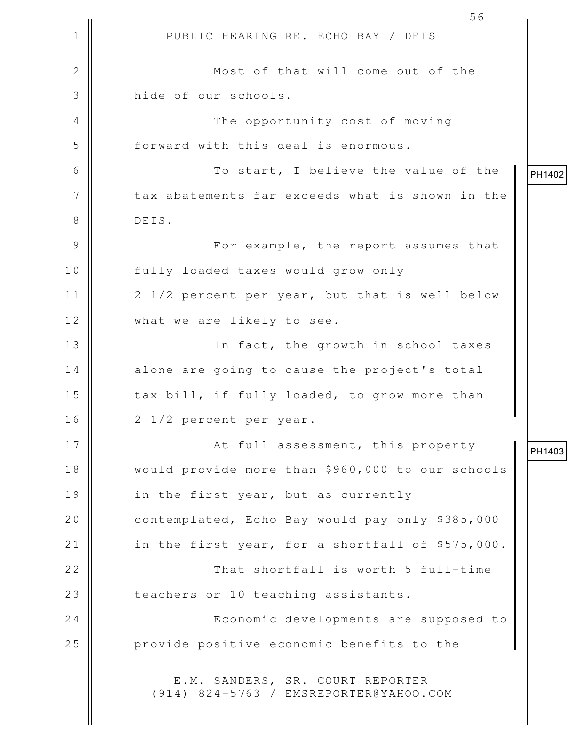PUBLIC HEARING RE. ECHO BAY / DEIS

Most of that will come out of the hide of our schools.

The opportunity cost of moving forward with this deal is enormous.

PH1402

To start, I believe the value of the tax abatements far exceeds what is shown in the DEIS.

For example, the report assumes that fully loaded taxes would grow only 2 1/2 percent per year, but that is well below what we are likely to see.

In fact, the growth in school taxes alone are going to cause the project's total tax bill, if fully loaded, to grow more than 2 1/2 percent per year.

PH1403

At full assessment, this property would provide more than $960,000 to our schools in the first year, but as currently contemplated, Echo Bay would pay only $385,000 in the first year, for a shortfall of $575,000.

That shortfall is worth 5 full-time teachers or 10 teaching assistants.

Economic developments are supposed to provide positive economic benefits to the

E.M. SANDERS, SR. COURT REPORTER
(914) 824-5763 / EMSREPORTER@YAHOO.COM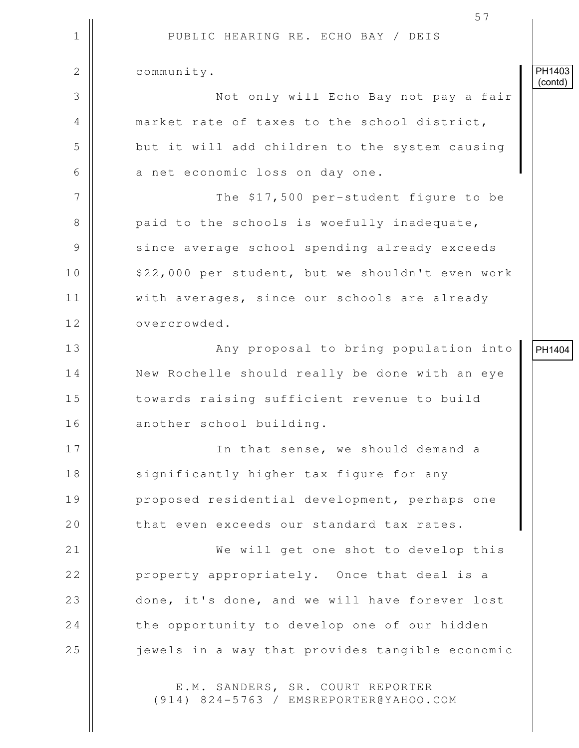community.

PH1403 (contd)

Not only will Echo Bay not pay a fair market rate of taxes to the school district, but it will add children to the system causing a net economic loss on day one.

The $17,500 per-student figure to be paid to the schools is woefully inadequate, since average school spending already exceeds $22,000 per student, but we shouldn't even work with averages, since our schools are already overcrowded.

PH1404

Any proposal to bring population into New Rochelle should really be done with an eye towards raising sufficient revenue to build another school building.

In that sense, we should demand a significantly higher tax figure for any proposed residential development, perhaps one that even exceeds our standard tax rates.

We will get one shot to develop this property appropriately. Once that deal is a done, it's done, and we will have forever lost the opportunity to develop one of our hidden jewels in a way that provides tangible economic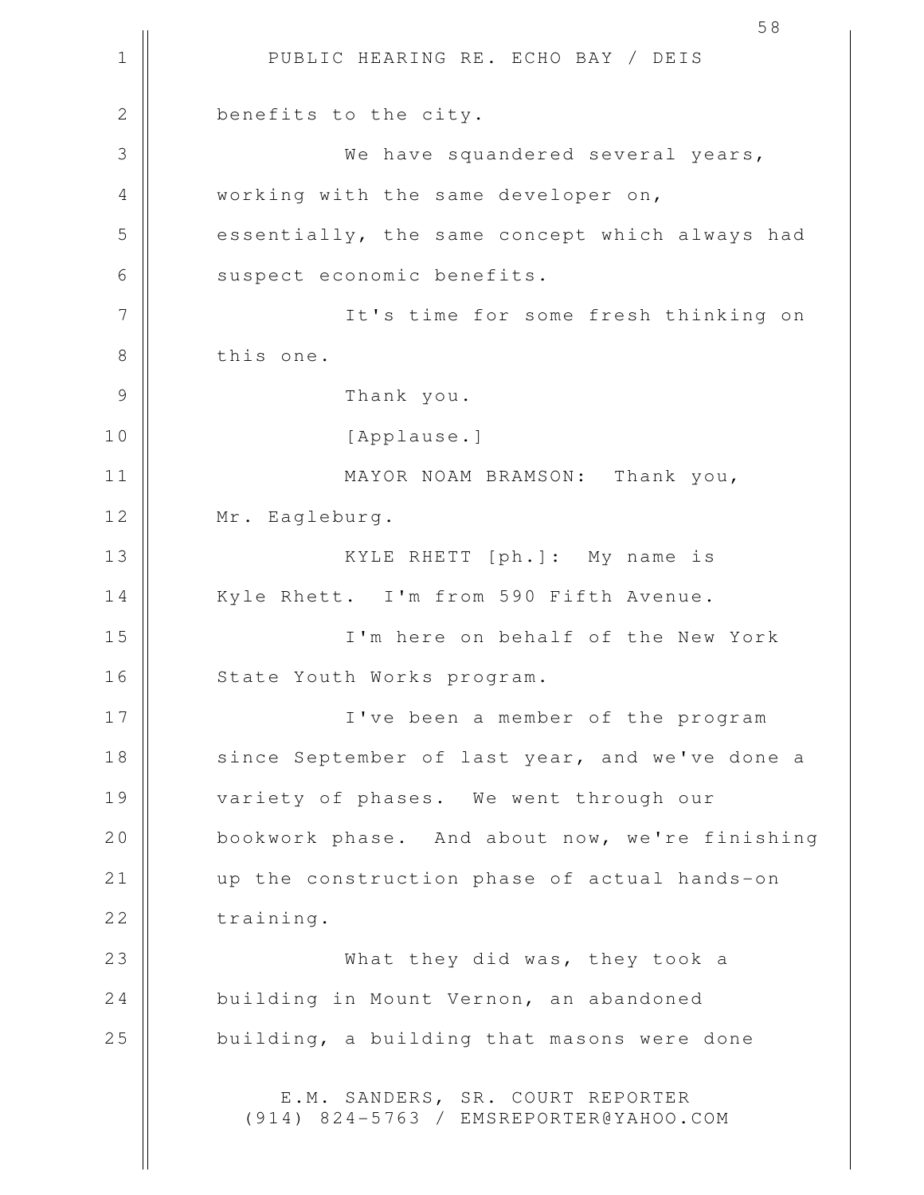benefits to the city.

We have squandered several years, working with the same developer on, essentially, the same concept which always had suspect economic benefits.

It's time for some fresh thinking on this one.

Thank you.

[Applause.]

MAYOR NOAM BRAMSON: Thank you, Mr. Eagleburg.

KYLE RHETT [ph.]: My name is Kyle Rhett. I'm from 590 Fifth Avenue.

I'm here on behalf of the New York State Youth Works program.

I've been a member of the program since September of last year, and we've done a variety of phases. We went through our bookwork phase. And about now, we're finishing up the construction phase of actual hands-on training.

What they did was, they took a building in Mount Vernon, an abandoned building, a building that masons were done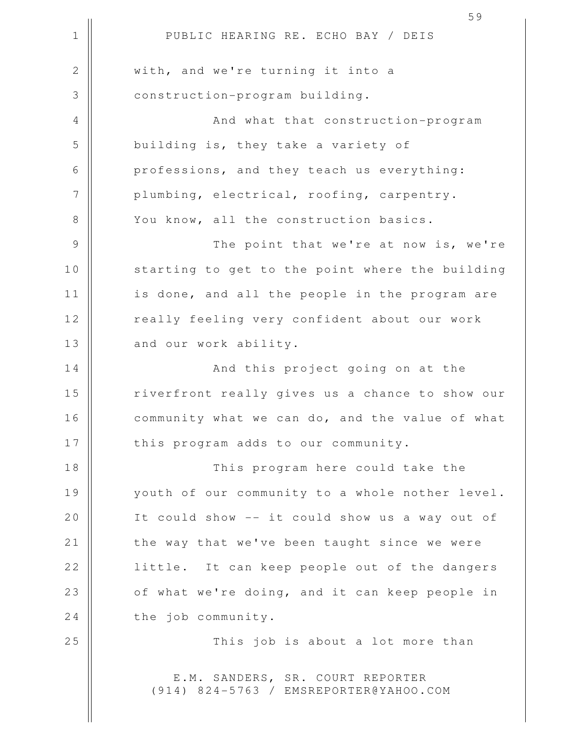with, and we're turning it into a construction-program building.

And what that construction-program building is, they take a variety of professions, and they teach us everything: plumbing, electrical, roofing, carpentry. You know, all the construction basics.

The point that we're at now is, we're starting to get to the point where the building is done, and all the people in the program are really feeling very confident about our work and our work ability.

And this project going on at the riverfront really gives us a chance to show our community what we can do, and the value of what this program adds to our community.

This program here could take the youth of our community to a whole nother level. It could show -- it could show us a way out of the way that we've been taught since we were little. It can keep people out of the dangers of what we're doing, and it can keep people in the job community.

This job is about a lot more than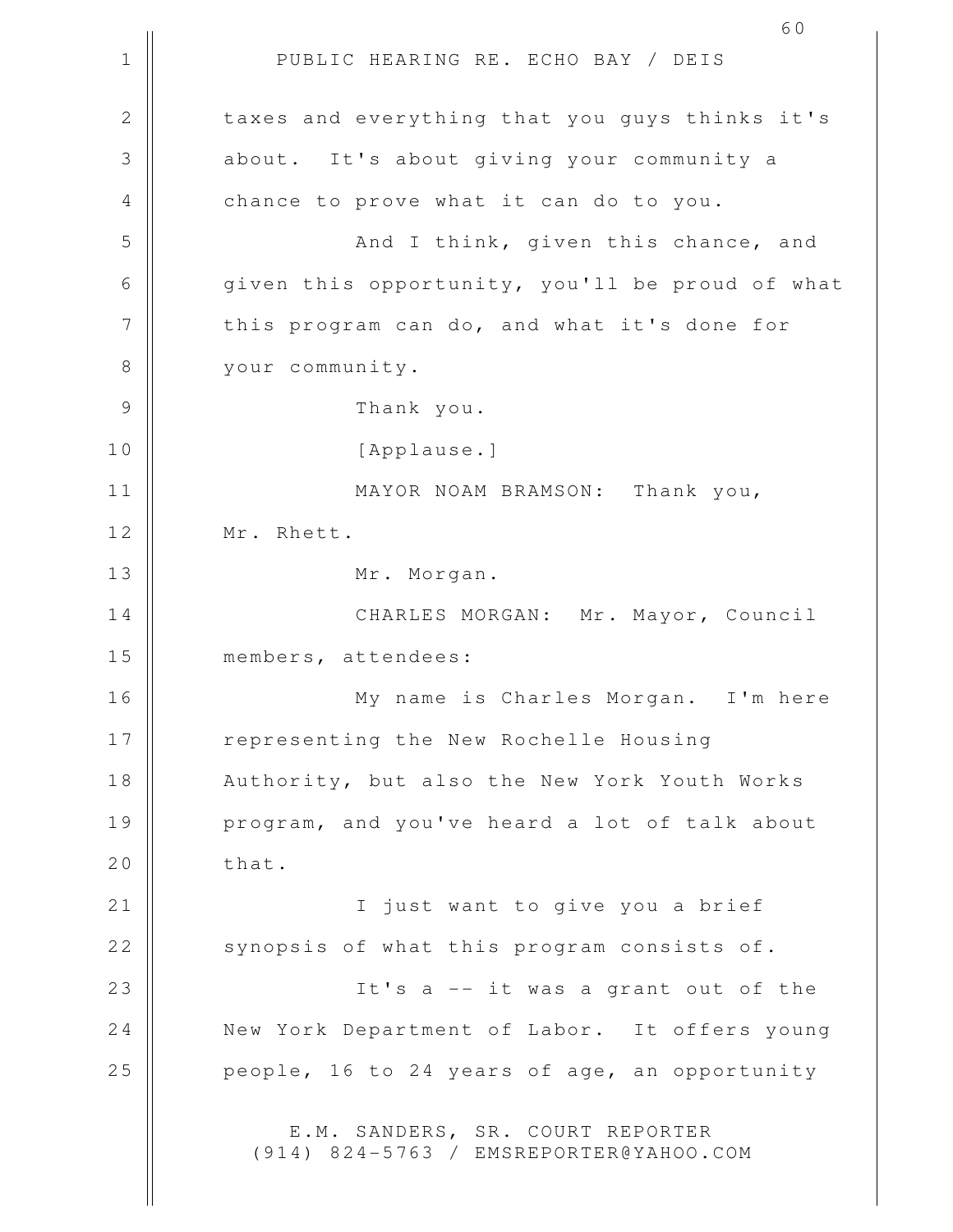taxes and everything that you guys thinks it's about. It's about giving your community a chance to prove what it can do to you.

And I think, given this chance, and given this opportunity, you'll be proud of what this program can do, and what it's done for your community.

Thank you.

[Applause.]

MAYOR NOAM BRAMSON: Thank you, Mr. Rhett.

Mr. Morgan.

CHARLES MORGAN: Mr. Mayor, Council members, attendees:

My name is Charles Morgan. I'm here representing the New Rochelle Housing Authority, but also the New York Youth Works program, and you've heard a lot of talk about that.

I just want to give you a brief synopsis of what this program consists of.

It's a -- it was a grant out of the New York Department of Labor. It offers young people, 16 to 24 years of age, an opportunity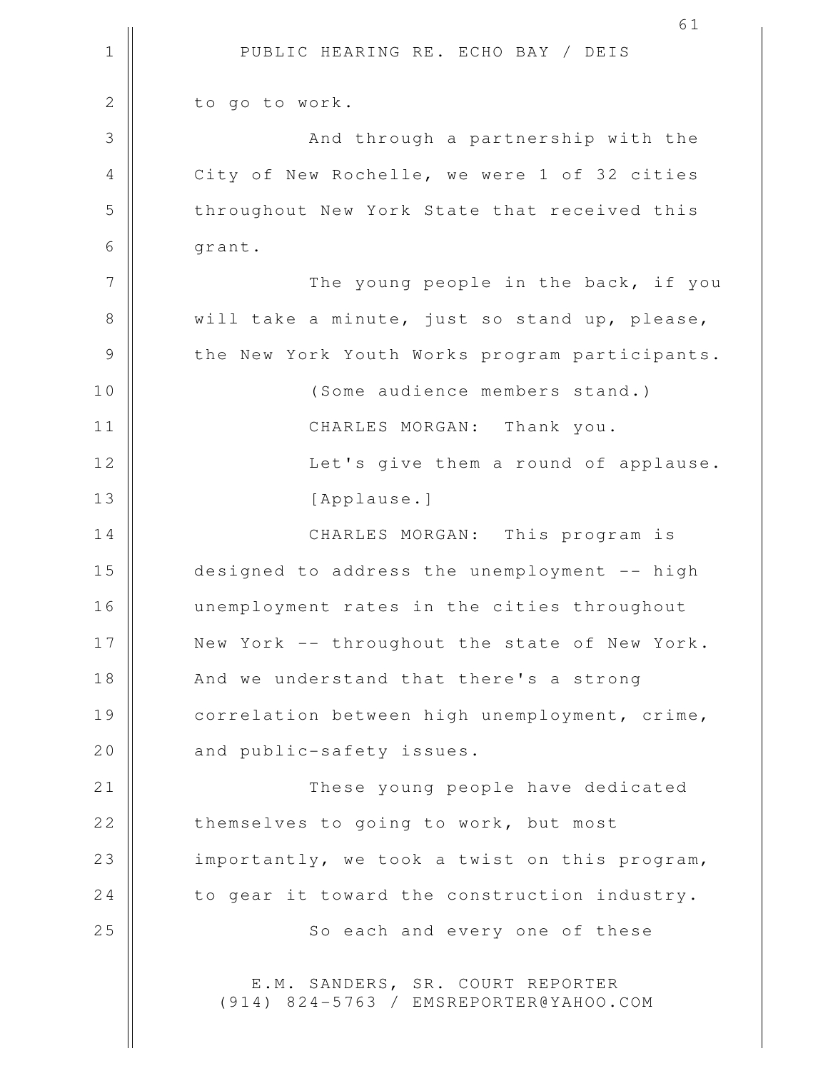to go to work.

And through a partnership with the City of New Rochelle, we were 1 of 32 cities throughout New York State that received this grant.

The young people in the back, if you will take a minute, just so stand up, please, the New York Youth Works program participants.

(Some audience members stand.)

CHARLES MORGAN: Thank you.

Let's give them a round of applause.

[Applause.]

CHARLES MORGAN: This program is designed to address the unemployment -- high unemployment rates in the cities throughout New York -- throughout the state of New York. And we understand that there's a strong correlation between high unemployment, crime, and public-safety issues.

These young people have dedicated themselves to going to work, but most importantly, we took a twist on this program, to gear it toward the construction industry.

So each and every one of these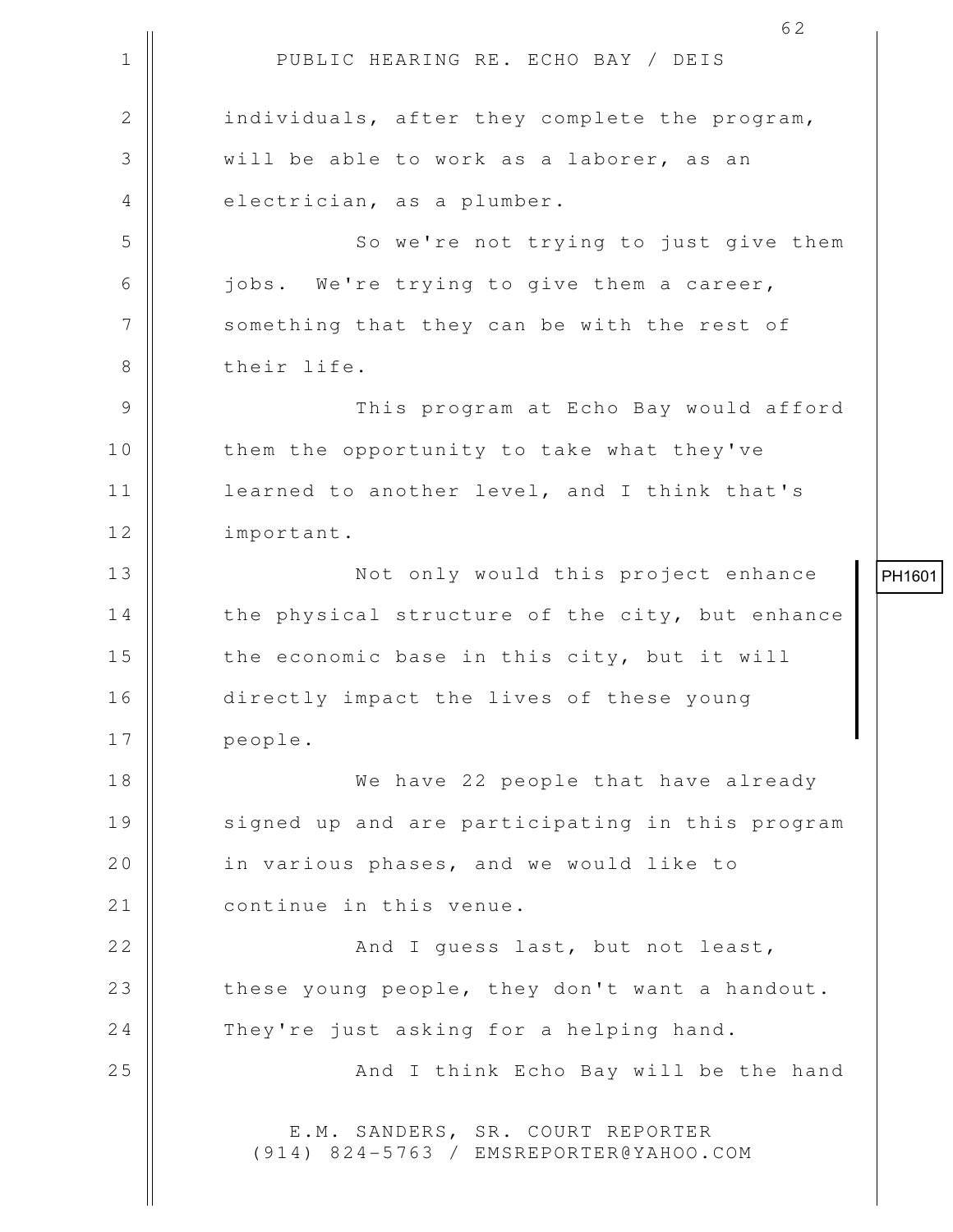individuals, after they complete the program, will be able to work as a laborer, as an electrician, as a plumber.

So we're not trying to just give them jobs. We're trying to give them a career, something that they can be with the rest of their life.

This program at Echo Bay would afford them the opportunity to take what they've learned to another level, and I think that's important.

PH1601

Not only would this project enhance the physical structure of the city, but enhance the economic base in this city, but it will directly impact the lives of these young people.

We have 22 people that have already signed up and are participating in this program in various phases, and we would like to continue in this venue.

And I guess last, but not least, these young people, they don't want a handout. They're just asking for a helping hand.

And I think Echo Bay will be the hand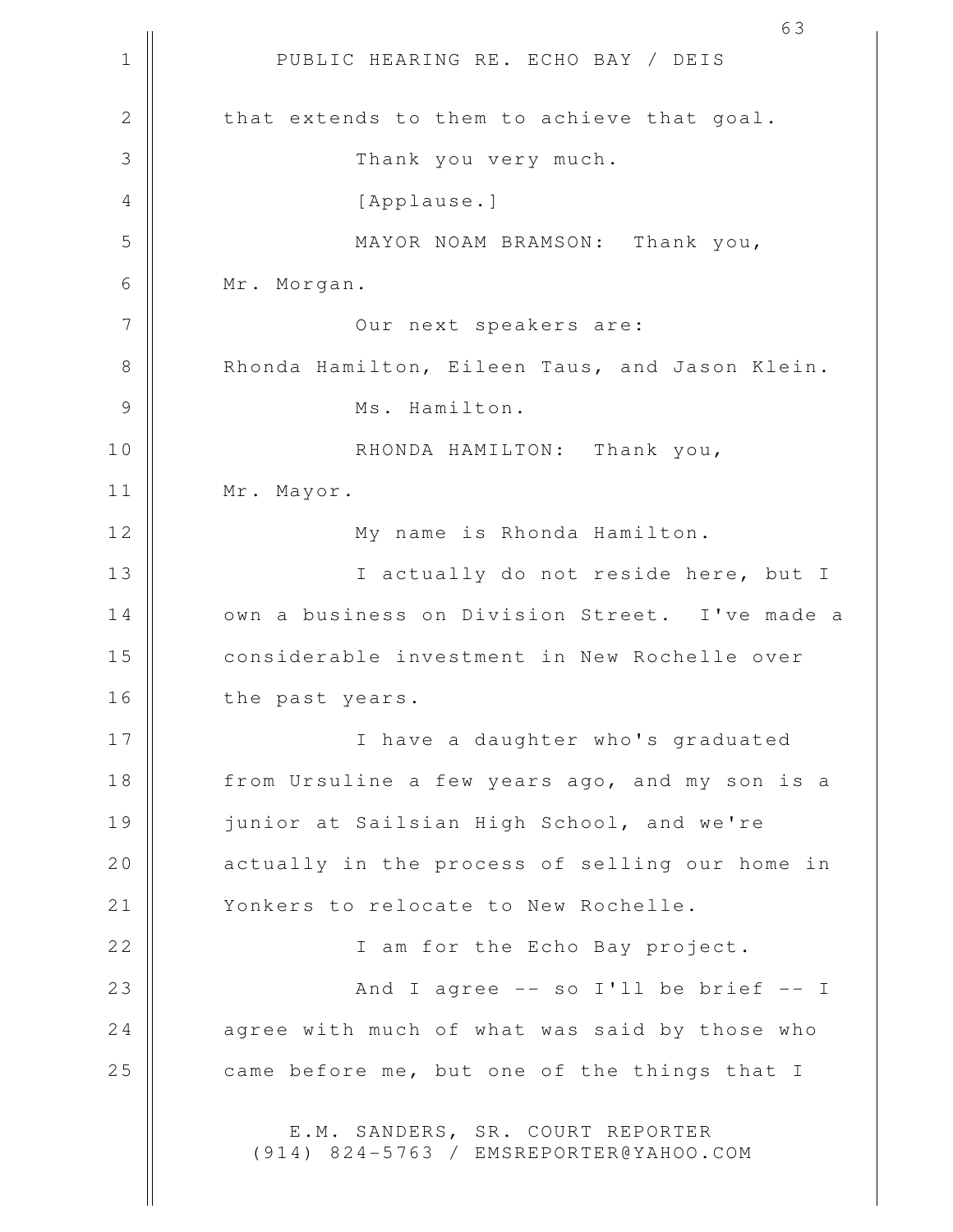that extends to them to achieve that goal.

Thank you very much.

[Applause.]

MAYOR NOAM BRAMSON: Thank you, Mr. Morgan.

Our next speakers are: Rhonda Hamilton, Eileen Taus, and Jason Klein.

Ms. Hamilton.

RHONDA HAMILTON: Thank you, Mr. Mayor.

My name is Rhonda Hamilton.

I actually do not reside here, but I own a business on Division Street. I've made a considerable investment in New Rochelle over the past years.

I have a daughter who's graduated from Ursuline a few years ago, and my son is a junior at Sailsian High School, and we're actually in the process of selling our home in Yonkers to relocate to New Rochelle.

I am for the Echo Bay project.

And I agree -- so I'll be brief -- I agree with much of what was said by those who came before me, but one of the things that I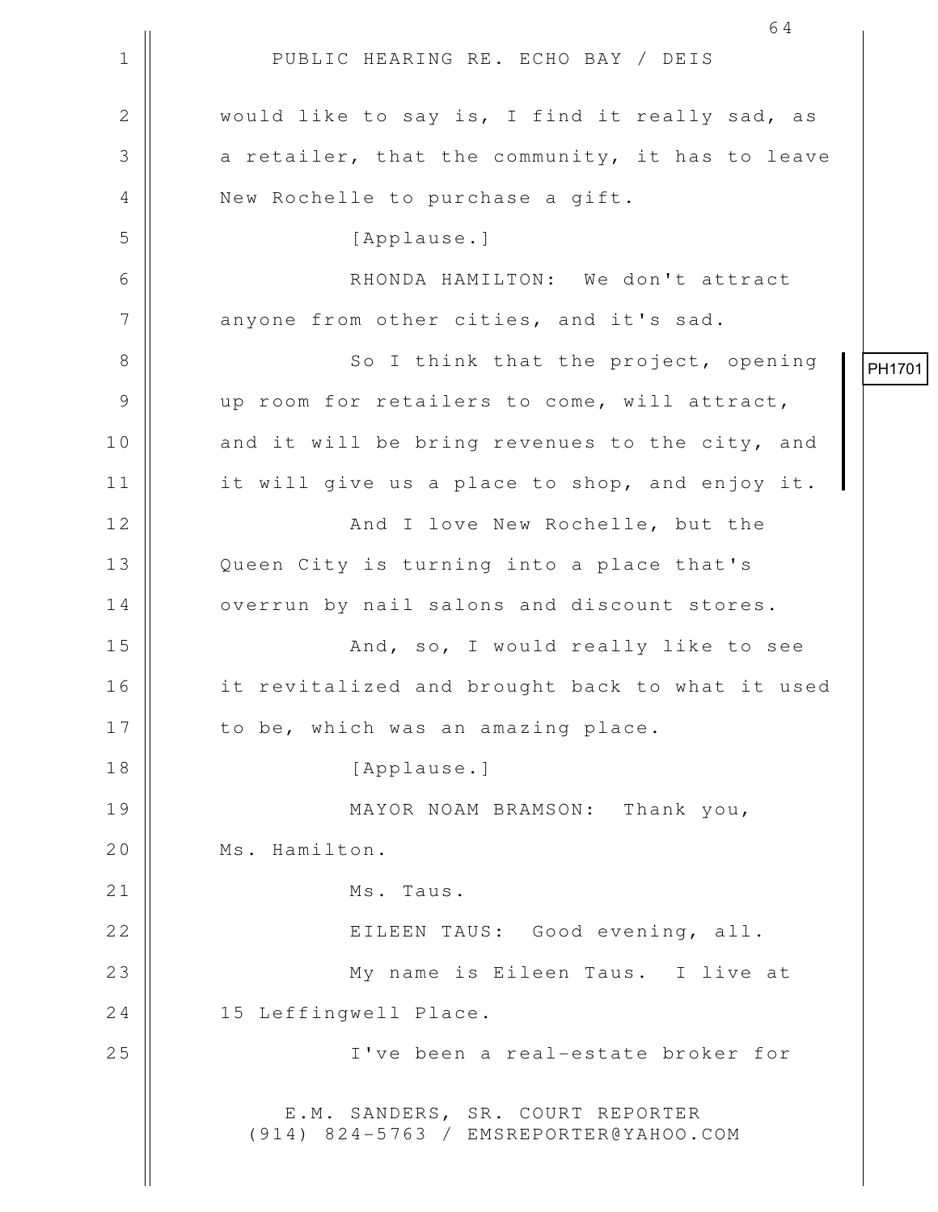would like to say is, I find it really sad, as a retailer, that the community, it has to leave New Rochelle to purchase a gift.

[Applause.]

RHONDA HAMILTON: We don't attract anyone from other cities, and it's sad.

So I think that the project, opening up room for retailers to come, will attract, and it will be bring revenues to the city, and it will give us a place to shop, and enjoy it.

PH1701

And I love New Rochelle, but the Queen City is turning into a place that's overrun by nail salons and discount stores.

And, so, I would really like to see it revitalized and brought back to what it used to be, which was an amazing place.

[Applause.]

MAYOR NOAM BRAMSON: Thank you, Ms. Hamilton.

Ms. Taus.

EILEEN TAUS: Good evening, all.

My name is Eileen Taus. I live at 15 Leffingwell Place.

I've been a real-estate broker for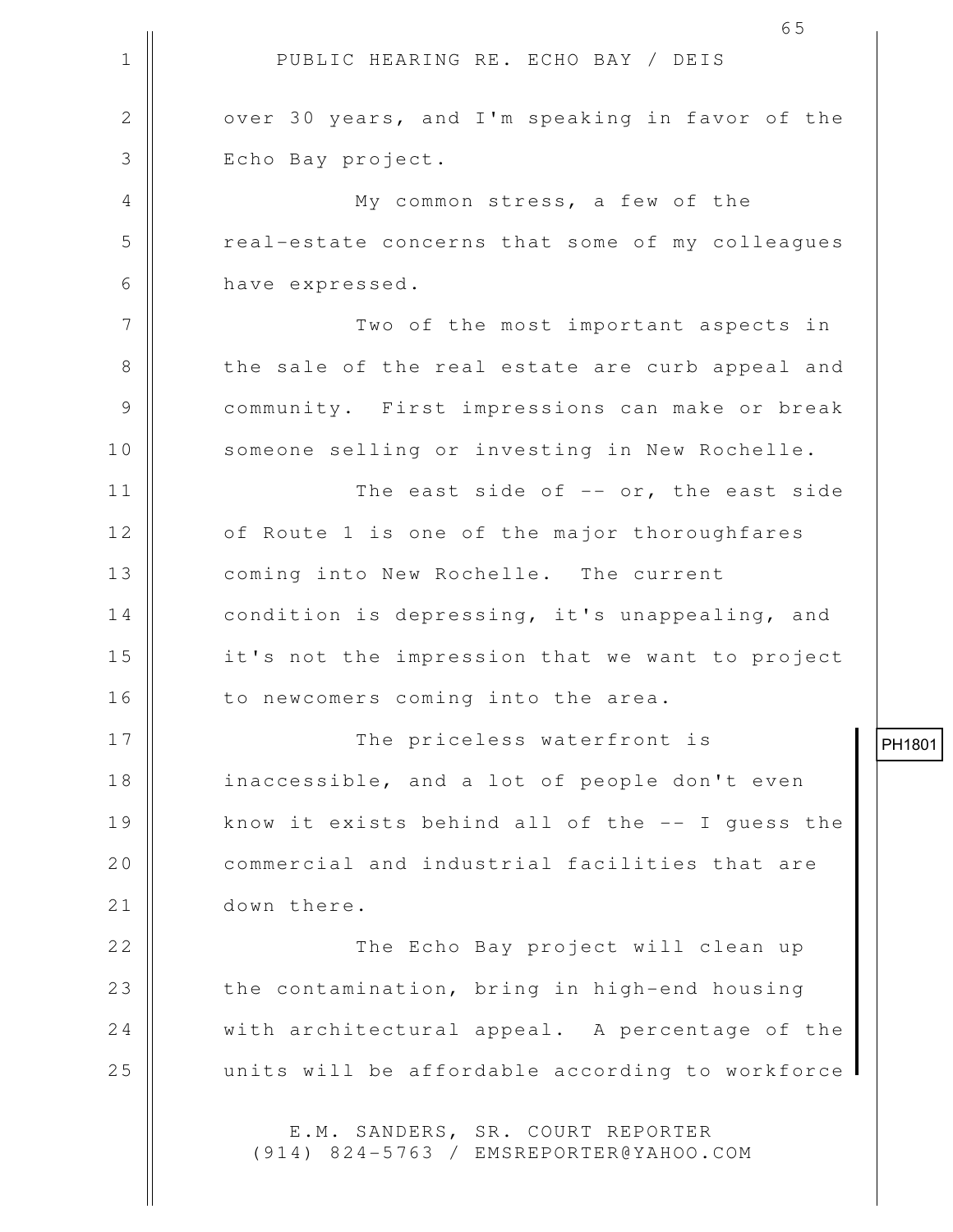over 30 years, and I'm speaking in favor of the Echo Bay project.

My common stress, a few of the real-estate concerns that some of my colleagues have expressed.

Two of the most important aspects in the sale of the real estate are curb appeal and community. First impressions can make or break someone selling or investing in New Rochelle.

The east side of -- or, the east side of Route 1 is one of the major thoroughfares coming into New Rochelle. The current condition is depressing, it's unappealing, and it's not the impression that we want to project to newcomers coming into the area.

PH1801

The priceless waterfront is inaccessible, and a lot of people don't even know it exists behind all of the -- I guess the commercial and industrial facilities that are down there.

The Echo Bay project will clean up the contamination, bring in high-end housing with architectural appeal. A percentage of the units will be affordable according to workforce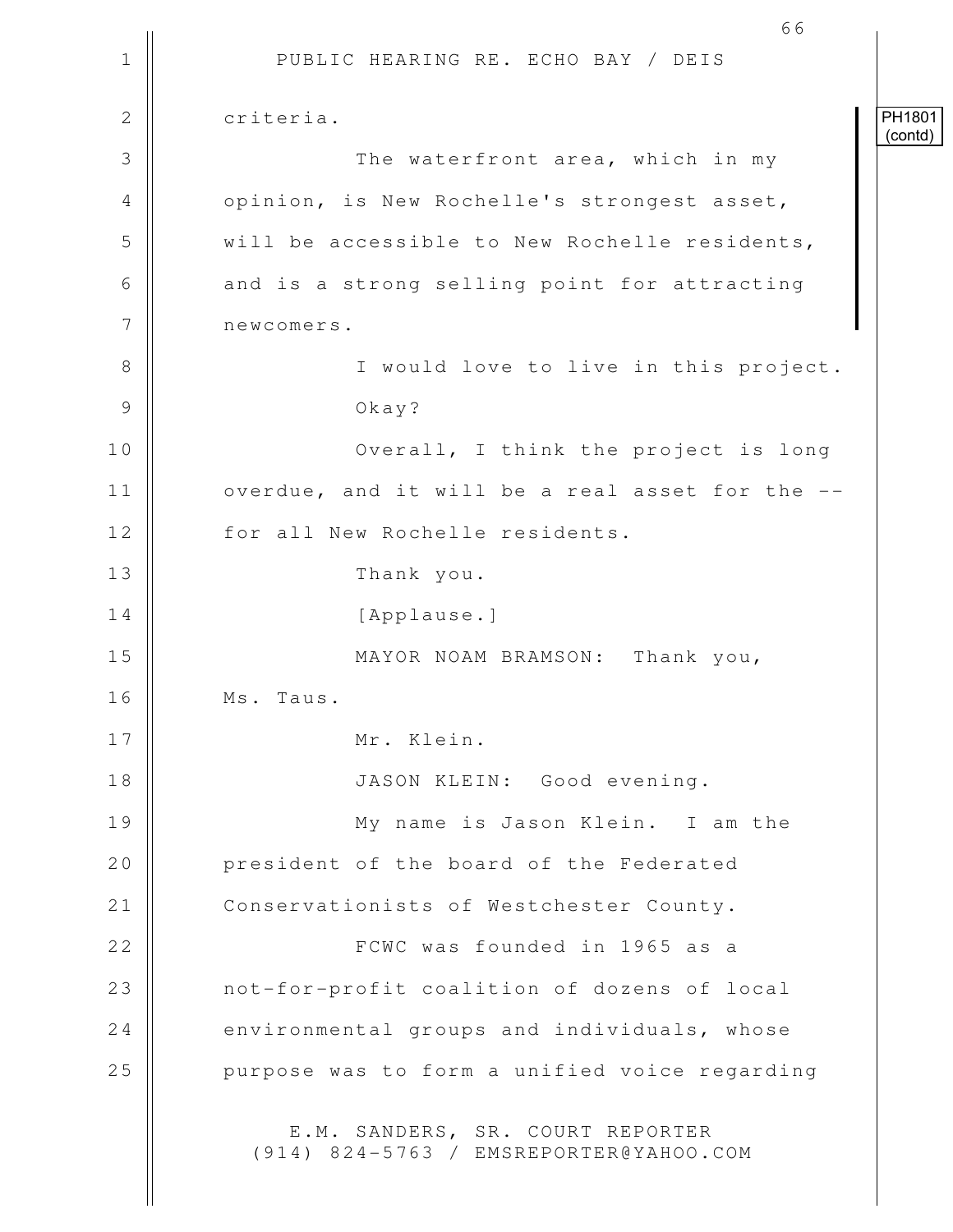PH1801 (contd)

criteria.

The waterfront area, which in my opinion, is New Rochelle's strongest asset, will be accessible to New Rochelle residents, and is a strong selling point for attracting newcomers.

I would love to live in this project.

Okay?

Overall, I think the project is long overdue, and it will be a real asset for the -- for all New Rochelle residents.

Thank you.

[Applause.]

MAYOR NOAM BRAMSON: Thank you, Ms. Taus.

Mr. Klein.

JASON KLEIN: Good evening.

My name is Jason Klein. I am the president of the board of the Federated Conservationists of Westchester County.

FCWC was founded in 1965 as a not-for-profit coalition of dozens of local environmental groups and individuals, whose purpose was to form a unified voice regarding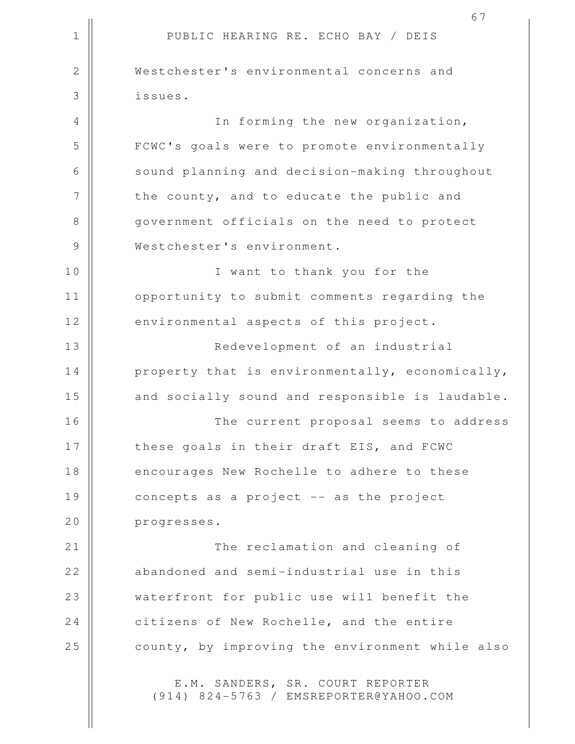Westchester's environmental concerns and issues.

In forming the new organization, FCWC's goals were to promote environmentally sound planning and decision-making throughout the county, and to educate the public and government officials on the need to protect Westchester's environment.

I want to thank you for the opportunity to submit comments regarding the environmental aspects of this project.

Redevelopment of an industrial property that is environmentally, economically, and socially sound and responsible is laudable.

The current proposal seems to address these goals in their draft EIS, and FCWC encourages New Rochelle to adhere to these concepts as a project -- as the project progresses.

The reclamation and cleaning of abandoned and semi-industrial use in this waterfront for public use will benefit the citizens of New Rochelle, and the entire county, by improving the environment while also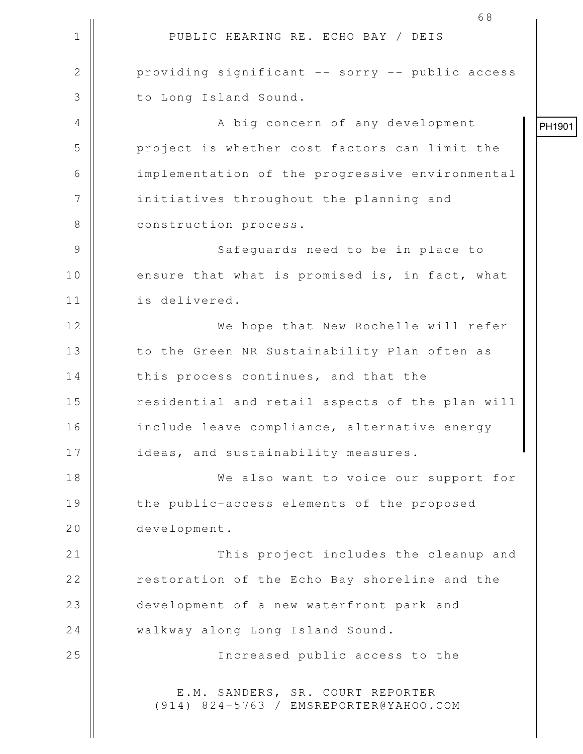providing significant -- sorry -- public access to Long Island Sound.

PH1901

A big concern of any development project is whether cost factors can limit the implementation of the progressive environmental initiatives throughout the planning and construction process.

Safeguards need to be in place to ensure that what is promised is, in fact, what is delivered.

We hope that New Rochelle will refer to the Green NR Sustainability Plan often as this process continues, and that the residential and retail aspects of the plan will include leave compliance, alternative energy ideas, and sustainability measures.

We also want to voice our support for the public-access elements of the proposed development.

This project includes the cleanup and restoration of the Echo Bay shoreline and the development of a new waterfront park and walkway along Long Island Sound.

Increased public access to the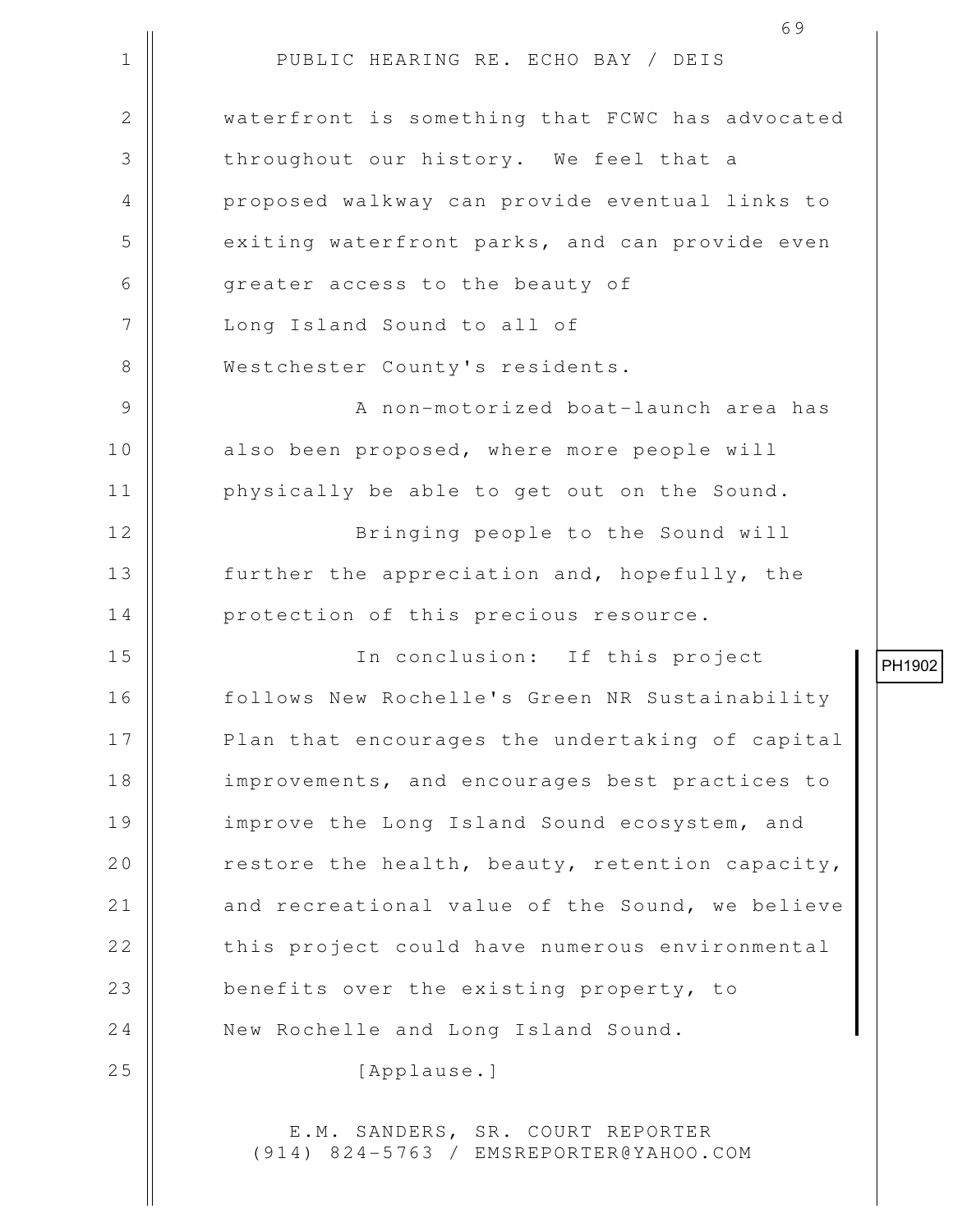waterfront is something that FCWC has advocated throughout our history. We feel that a proposed walkway can provide eventual links to exiting waterfront parks, and can provide even greater access to the beauty of Long Island Sound to all of Westchester County's residents.

A non-motorized boat-launch area has also been proposed, where more people will physically be able to get out on the Sound.

Bringing people to the Sound will further the appreciation and, hopefully, the protection of this precious resource.

In conclusion: If this project follows New Rochelle's Green NR Sustainability Plan that encourages the undertaking of capital improvements, and encourages best practices to improve the Long Island Sound ecosystem, and restore the health, beauty, retention capacity, and recreational value of the Sound, we believe this project could have numerous environmental benefits over the existing property, to New Rochelle and Long Island Sound.

PH1902

[Applause.]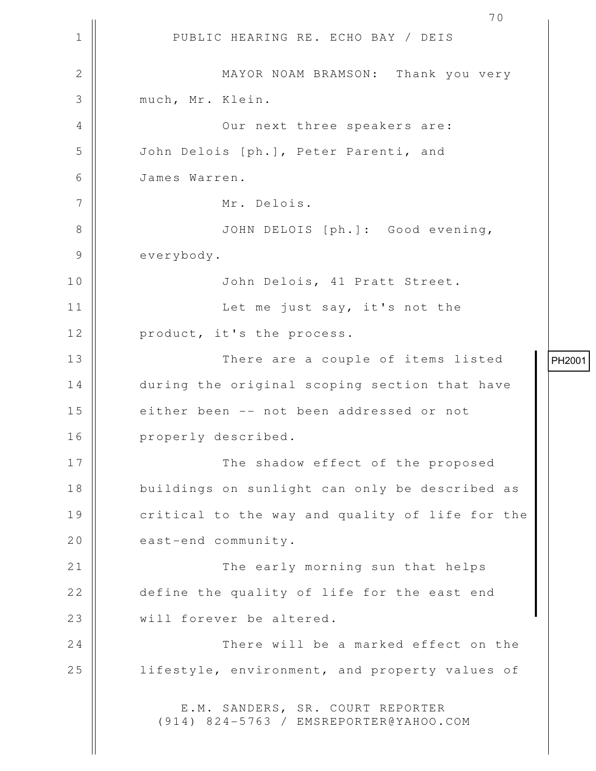PUBLIC HEARING RE. ECHO BAY / DEIS

MAYOR NOAM BRAMSON: Thank you very much, Mr. Klein.

Our next three speakers are: John Delois [ph.], Peter Parenti, and James Warren.

Mr. Delois.

JOHN DELOIS [ph.]: Good evening, everybody.

John Delois, 41 Pratt Street.

Let me just say, it's not the product, it's the process.

PH2001

There are a couple of items listed during the original scoping section that have either been -- not been addressed or not properly described.

The shadow effect of the proposed buildings on sunlight can only be described as critical to the way and quality of life for the east-end community.

The early morning sun that helps define the quality of life for the east end will forever be altered.

There will be a marked effect on the lifestyle, environment, and property values of

E.M. SANDERS, SR. COURT REPORTER
(914) 824-5763 / EMSREPORTER@YAHOO.COM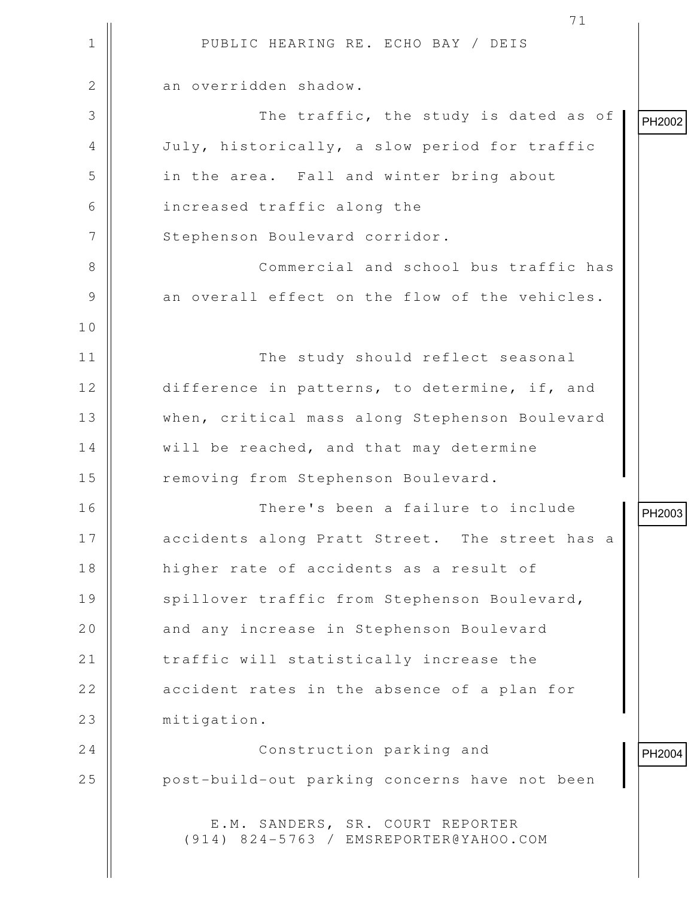an overridden shadow.

PH2002

The traffic, the study is dated as of July, historically, a slow period for traffic in the area. Fall and winter bring about increased traffic along the Stephenson Boulevard corridor.

Commercial and school bus traffic has an overall effect on the flow of the vehicles.

The study should reflect seasonal difference in patterns, to determine, if, and when, critical mass along Stephenson Boulevard will be reached, and that may determine removing from Stephenson Boulevard.

PH2003

There's been a failure to include accidents along Pratt Street. The street has a higher rate of accidents as a result of spillover traffic from Stephenson Boulevard, and any increase in Stephenson Boulevard traffic will statistically increase the accident rates in the absence of a plan for mitigation.

PH2004

Construction parking and post-build-out parking concerns have not been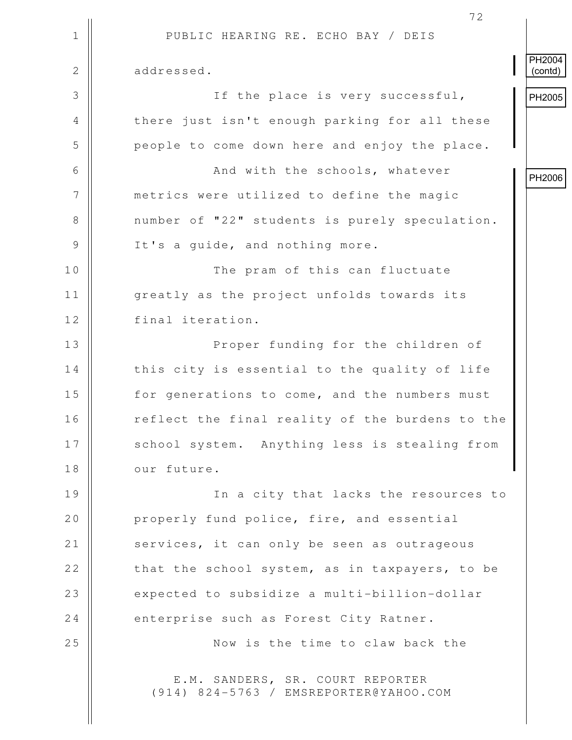addressed.

PH2004 (contd)

PH2005

If the place is very successful, there just isn't enough parking for all these people to come down here and enjoy the place.

PH2006

And with the schools, whatever metrics were utilized to define the magic number of "22" students is purely speculation. It's a guide, and nothing more.

The pram of this can fluctuate greatly as the project unfolds towards its final iteration.

Proper funding for the children of this city is essential to the quality of life for generations to come, and the numbers must reflect the final reality of the burdens to the school system. Anything less is stealing from our future.

In a city that lacks the resources to properly fund police, fire, and essential services, it can only be seen as outrageous that the school system, as in taxpayers, to be expected to subsidize a multi-billion-dollar enterprise such as Forest City Ratner.

Now is the time to claw back the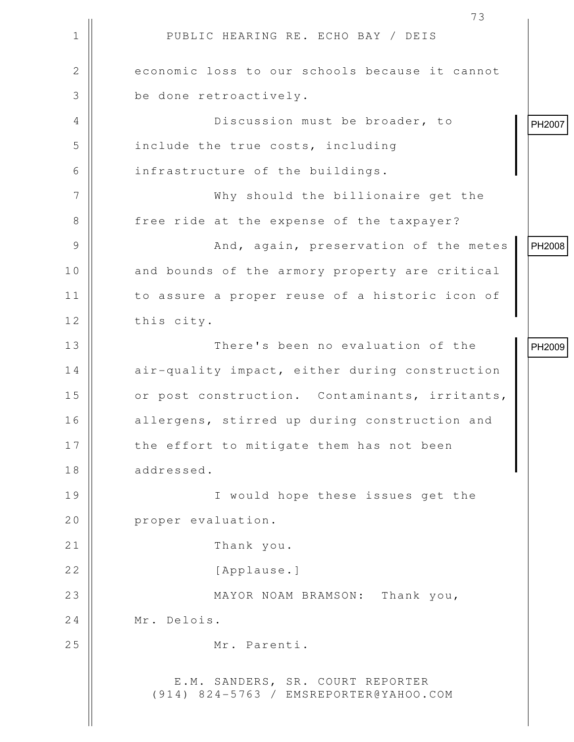economic loss to our schools because it cannot be done retroactively.

PH2007

Discussion must be broader, to include the true costs, including infrastructure of the buildings.

Why should the billionaire get the free ride at the expense of the taxpayer?

PH2008

And, again, preservation of the metes and bounds of the armory property are critical to assure a proper reuse of a historic icon of this city.

PH2009

There's been no evaluation of the air-quality impact, either during construction or post construction. Contaminants, irritants, allergens, stirred up during construction and the effort to mitigate them has not been addressed.

I would hope these issues get the proper evaluation.

Thank you.

[Applause.]

MAYOR NOAM BRAMSON: Thank you, Mr. Delois.

Mr. Parenti.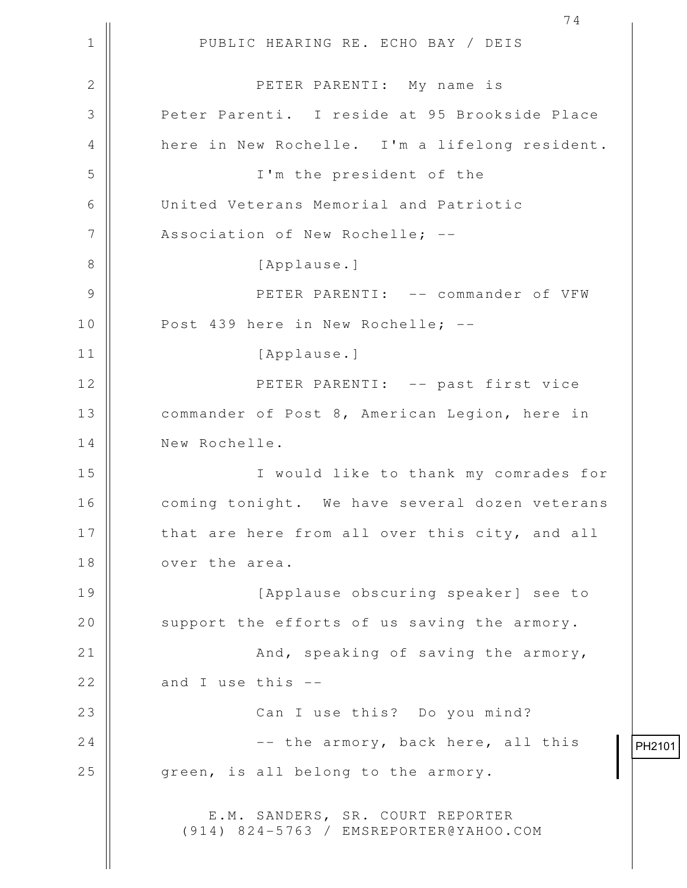PUBLIC HEARING RE. ECHO BAY / DEIS

PETER PARENTI: My name is Peter Parenti. I reside at 95 Brookside Place here in New Rochelle. I'm a lifelong resident.

I'm the president of the United Veterans Memorial and Patriotic Association of New Rochelle; --

[Applause.]

PETER PARENTI: -- commander of VFW Post 439 here in New Rochelle; --

[Applause.]

PETER PARENTI: -- past first vice commander of Post 8, American Legion, here in New Rochelle.

I would like to thank my comrades for coming tonight. We have several dozen veterans that are here from all over this city, and all over the area.

[Applause obscuring speaker] see to support the efforts of us saving the armory.

And, speaking of saving the armory, and I use this --

Can I use this? Do you mind?

-- the armory, back here, all this green, is all belong to the armory.

PH2101

E.M. SANDERS, SR. COURT REPORTER
(914) 824-5763 / EMSREPORTER@YAHOO.COM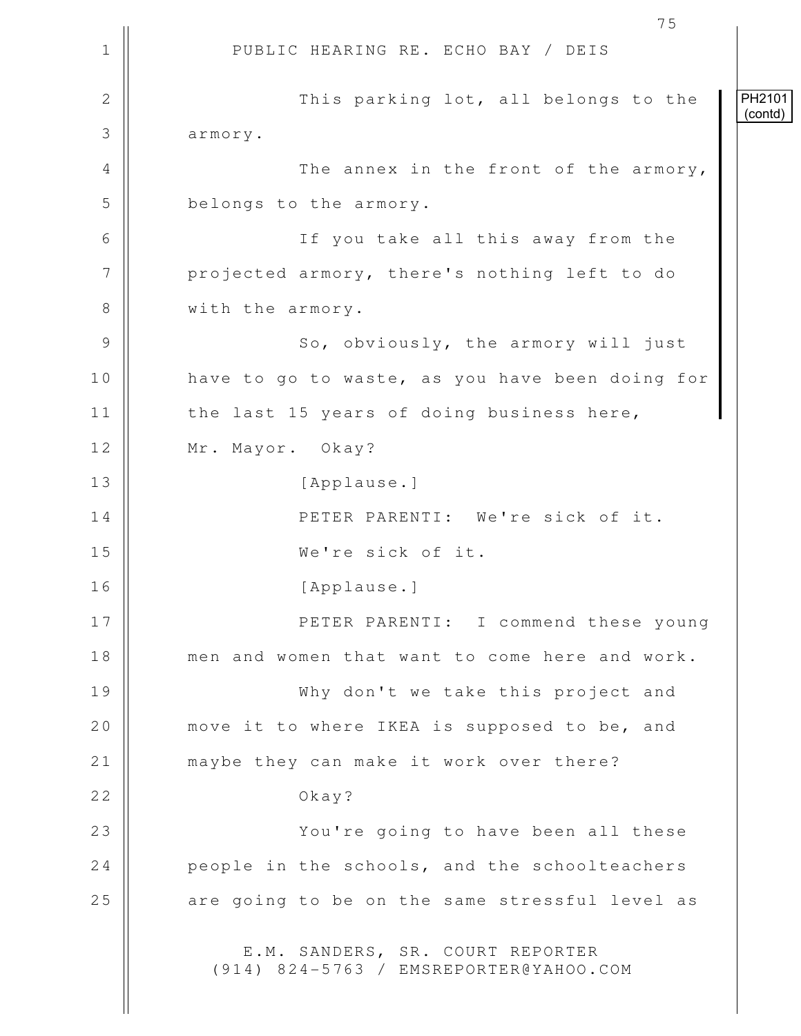PH2101 (contd)

This parking lot, all belongs to the armory.

The annex in the front of the armory, belongs to the armory.

If you take all this away from the projected armory, there's nothing left to do with the armory.

So, obviously, the armory will just have to go to waste, as you have been doing for the last 15 years of doing business here, Mr. Mayor. Okay?

[Applause.]

PETER PARENTI: We're sick of it. We're sick of it.

[Applause.]

PETER PARENTI: I commend these young men and women that want to come here and work.

Why don't we take this project and move it to where IKEA is supposed to be, and maybe they can make it work over there?

Okay?

You're going to have been all these people in the schools, and the schoolteachers are going to be on the same stressful level as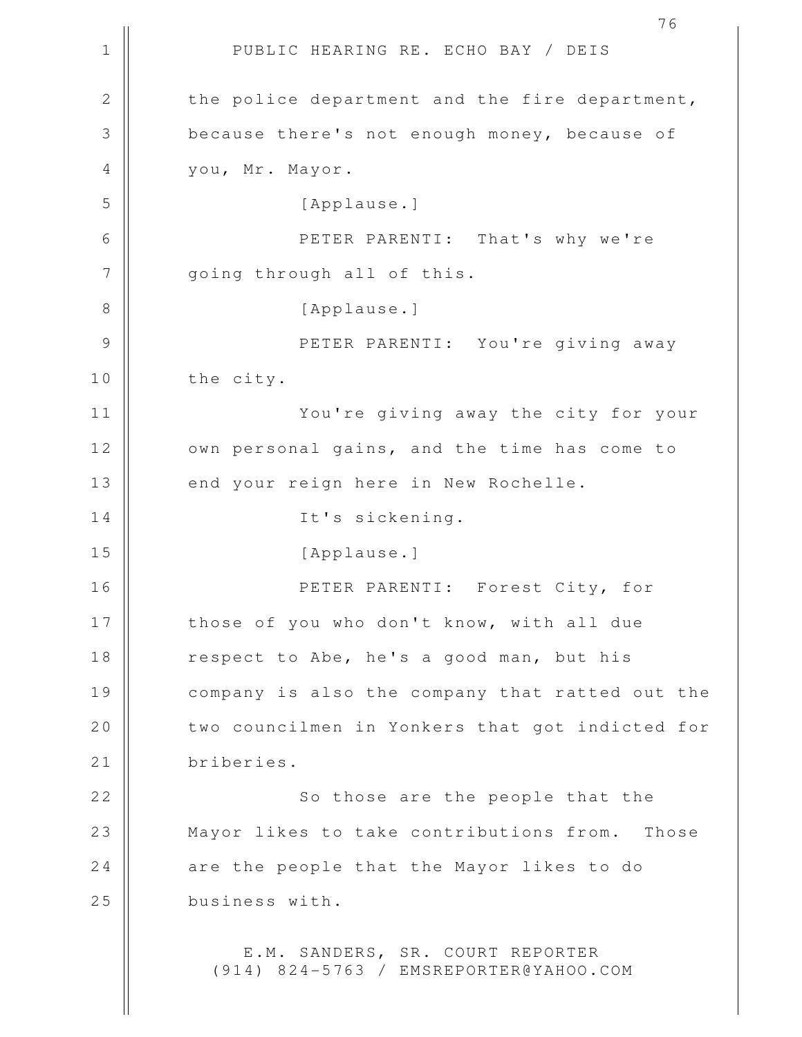the police department and the fire department, because there's not enough money, because of you, Mr. Mayor.

[Applause.]

PETER PARENTI: That's why we're going through all of this.

[Applause.]

PETER PARENTI: You're giving away the city.

You're giving away the city for your own personal gains, and the time has come to end your reign here in New Rochelle.

It's sickening.

[Applause.]

PETER PARENTI: Forest City, for those of you who don't know, with all due respect to Abe, he's a good man, but his company is also the company that ratted out the two councilmen in Yonkers that got indicted for briberies.

So those are the people that the Mayor likes to take contributions from. Those are the people that the Mayor likes to do business with.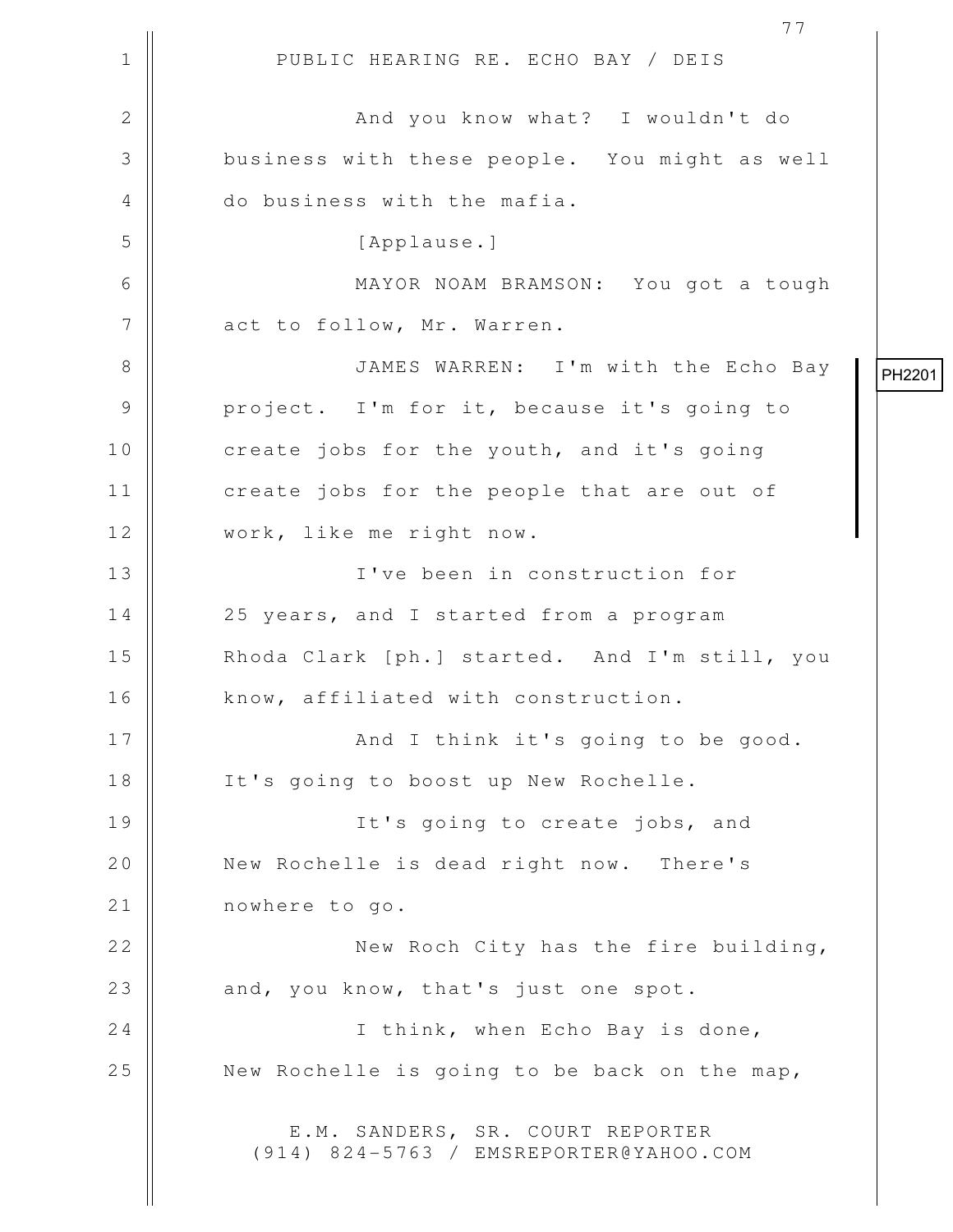And you know what? I wouldn't do business with these people. You might as well do business with the mafia.

[Applause.]

MAYOR NOAM BRAMSON: You got a tough act to follow, Mr. Warren.

JAMES WARREN: I'm with the Echo Bay project. I'm for it, because it's going to create jobs for the youth, and it's going create jobs for the people that are out of work, like me right now.

PH2201

I've been in construction for 25 years, and I started from a program Rhoda Clark [ph.] started. And I'm still, you know, affiliated with construction.

And I think it's going to be good. It's going to boost up New Rochelle.

It's going to create jobs, and New Rochelle is dead right now. There's nowhere to go.

New Roch City has the fire building, and, you know, that's just one spot.

I think, when Echo Bay is done, New Rochelle is going to be back on the map,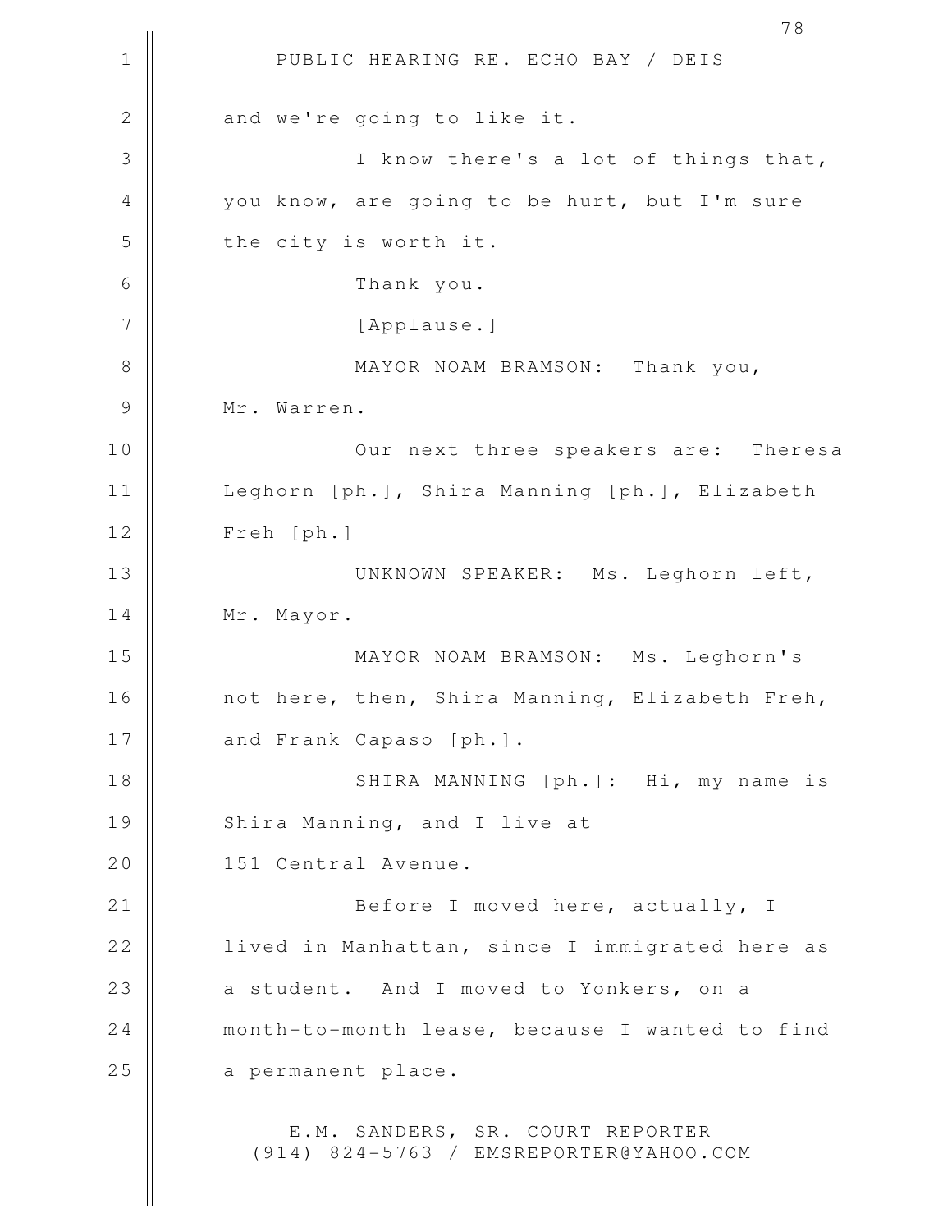and we're going to like it.

I know there's a lot of things that, you know, are going to be hurt, but I'm sure the city is worth it.

Thank you.

[Applause.]

MAYOR NOAM BRAMSON: Thank you, Mr. Warren.

Our next three speakers are: Theresa Leghorn [ph.], Shira Manning [ph.], Elizabeth Freh [ph.]

UNKNOWN SPEAKER: Ms. Leghorn left, Mr. Mayor.

MAYOR NOAM BRAMSON: Ms. Leghorn's not here, then, Shira Manning, Elizabeth Freh, and Frank Capaso [ph.].

SHIRA MANNING [ph.]: Hi, my name is Shira Manning, and I live at 151 Central Avenue.

Before I moved here, actually, I lived in Manhattan, since I immigrated here as a student. And I moved to Yonkers, on a month-to-month lease, because I wanted to find a permanent place.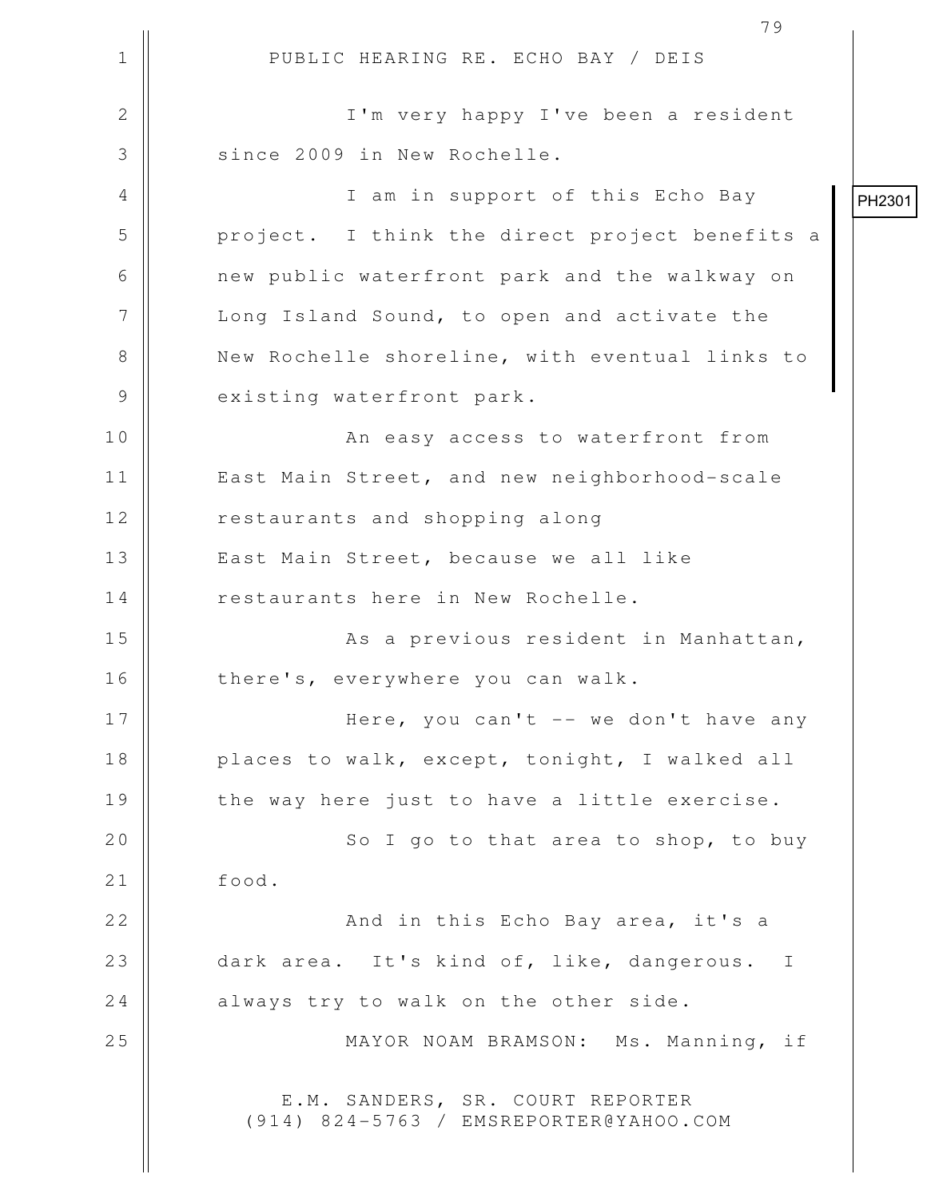PUBLIC HEARING RE. ECHO BAY / DEIS

I'm very happy I've been a resident since 2009 in New Rochelle.

PH2301

I am in support of this Echo Bay project. I think the direct project benefits a new public waterfront park and the walkway on Long Island Sound, to open and activate the New Rochelle shoreline, with eventual links to existing waterfront park.

An easy access to waterfront from East Main Street, and new neighborhood-scale restaurants and shopping along East Main Street, because we all like restaurants here in New Rochelle.

As a previous resident in Manhattan, there's, everywhere you can walk.

Here, you can't -- we don't have any places to walk, except, tonight, I walked all the way here just to have a little exercise.

So I go to that area to shop, to buy food.

And in this Echo Bay area, it's a dark area. It's kind of, like, dangerous. I always try to walk on the other side.

MAYOR NOAM BRAMSON: Ms. Manning, if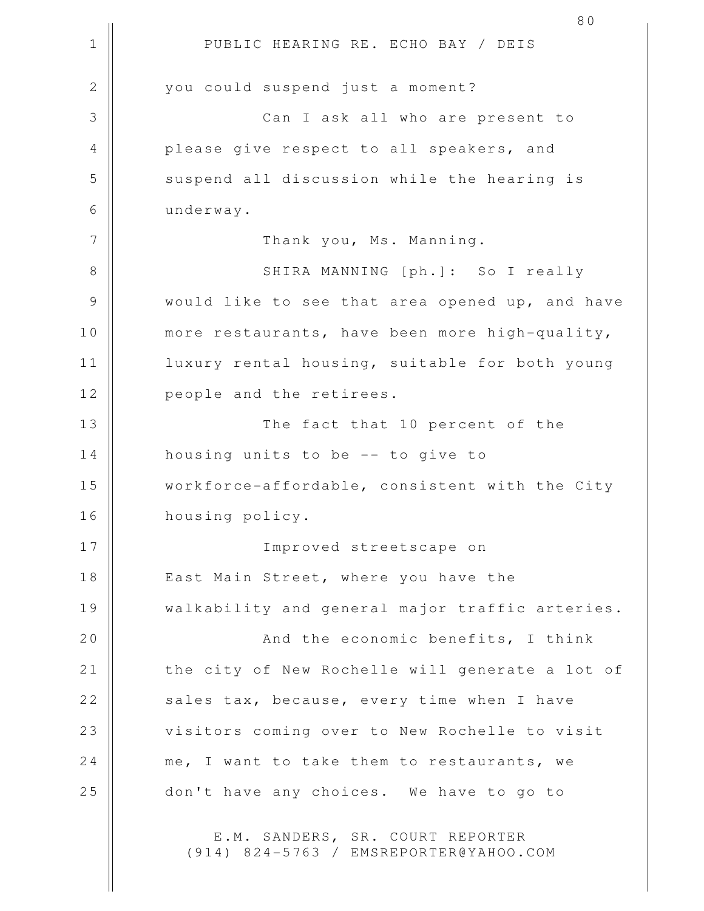you could suspend just a moment?

Can I ask all who are present to please give respect to all speakers, and suspend all discussion while the hearing is underway.

Thank you, Ms. Manning.

SHIRA MANNING [ph.]: So I really would like to see that area opened up, and have more restaurants, have been more high-quality, luxury rental housing, suitable for both young people and the retirees.

The fact that 10 percent of the housing units to be -- to give to workforce-affordable, consistent with the City housing policy.

Improved streetscape on East Main Street, where you have the walkability and general major traffic arteries.

And the economic benefits, I think the city of New Rochelle will generate a lot of sales tax, because, every time when I have visitors coming over to New Rochelle to visit me, I want to take them to restaurants, we don't have any choices. We have to go to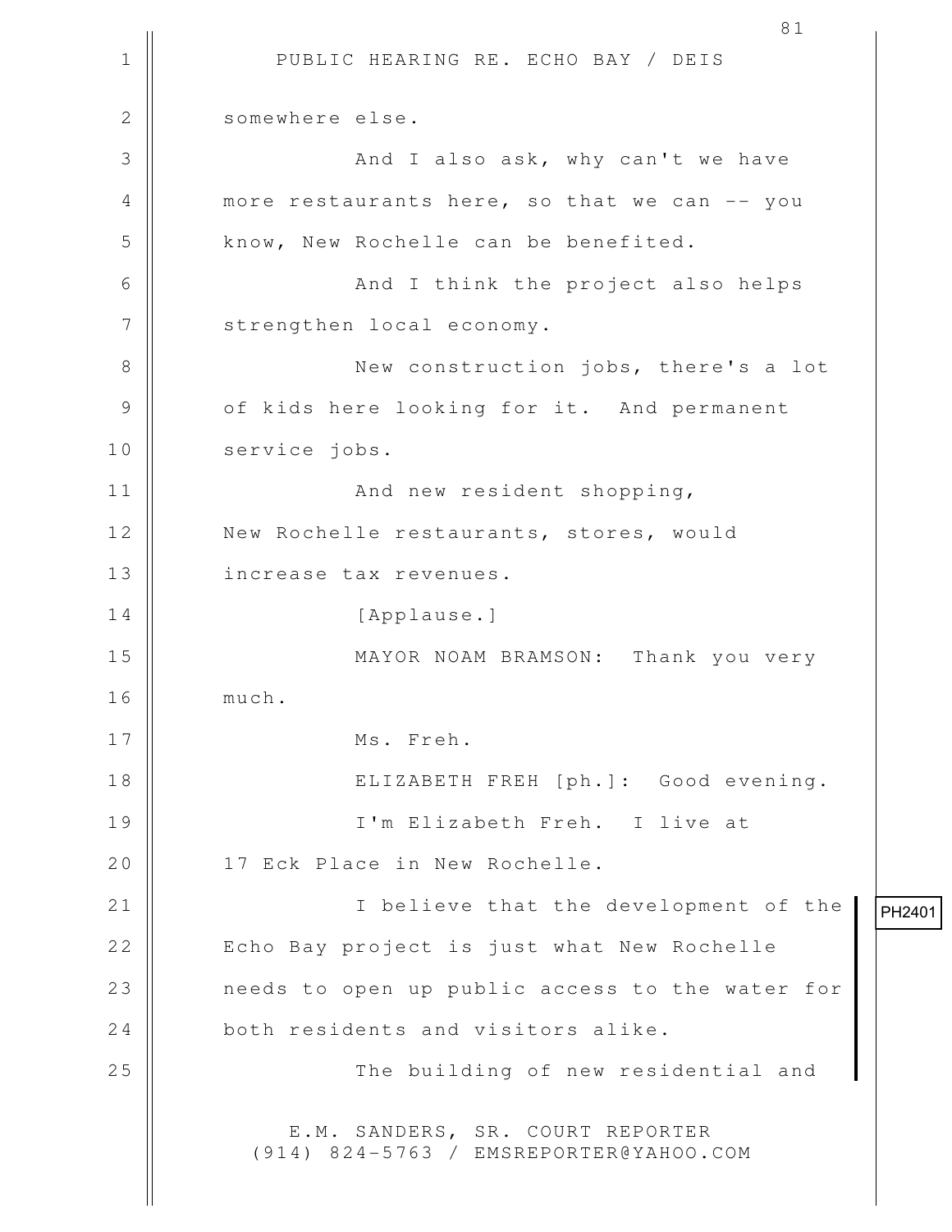somewhere else.

And I also ask, why can't we have more restaurants here, so that we can -- you know, New Rochelle can be benefited.

And I think the project also helps strengthen local economy.

New construction jobs, there's a lot of kids here looking for it. And permanent service jobs.

And new resident shopping, New Rochelle restaurants, stores, would increase tax revenues.

[Applause.]

MAYOR NOAM BRAMSON: Thank you very much.

Ms. Freh.

ELIZABETH FREH [ph.]: Good evening.

I'm Elizabeth Freh. I live at 17 Eck Place in New Rochelle.

I believe that the development of the Echo Bay project is just what New Rochelle needs to open up public access to the water for both residents and visitors alike.

PH2401

The building of new residential and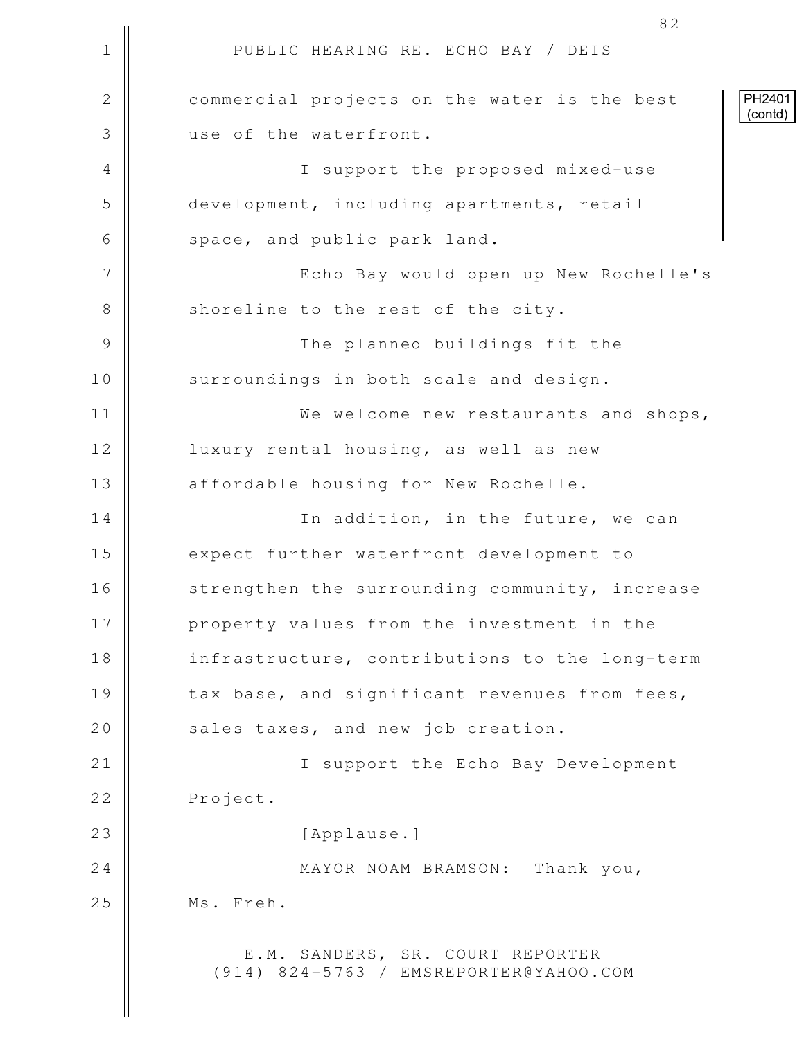PH2401 (contd)

commercial projects on the water is the best use of the waterfront.

I support the proposed mixed-use development, including apartments, retail space, and public park land.

Echo Bay would open up New Rochelle's shoreline to the rest of the city.

The planned buildings fit the surroundings in both scale and design.

We welcome new restaurants and shops, luxury rental housing, as well as new affordable housing for New Rochelle.

In addition, in the future, we can expect further waterfront development to strengthen the surrounding community, increase property values from the investment in the infrastructure, contributions to the long-term tax base, and significant revenues from fees, sales taxes, and new job creation.

I support the Echo Bay Development Project.

[Applause.]

MAYOR NOAM BRAMSON: Thank you, Ms. Freh.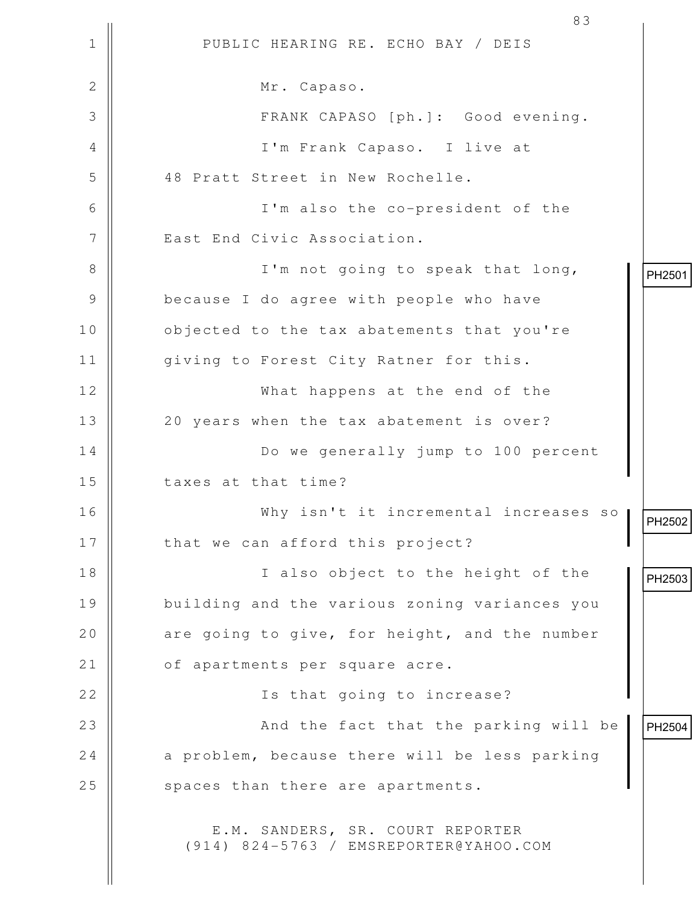Mr. Capaso.

FRANK CAPASO [ph.]: Good evening.

I'm Frank Capaso. I live at 48 Pratt Street in New Rochelle.

I'm also the co-president of the East End Civic Association.

PH2501

I'm not going to speak that long, because I do agree with people who have objected to the tax abatements that you're giving to Forest City Ratner for this.

What happens at the end of the 20 years when the tax abatement is over?

Do we generally jump to 100 percent taxes at that time?

PH2502

Why isn't it incremental increases so that we can afford this project?

PH2503

I also object to the height of the building and the various zoning variances you are going to give, for height, and the number of apartments per square acre.

Is that going to increase?

PH2504

And the fact that the parking will be a problem, because there will be less parking spaces than there are apartments.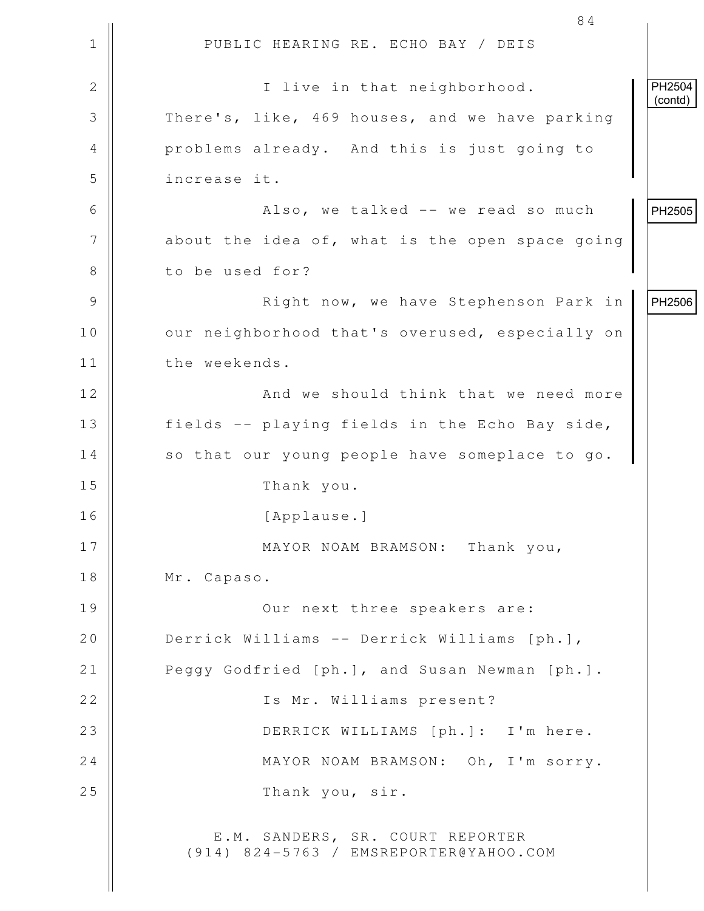PUBLIC HEARING RE. ECHO BAY / DEIS

I live in that neighborhood. There's, like, 469 houses, and we have parking problems already. And this is just going to increase it.

PH2504 (contd)

Also, we talked -- we read so much about the idea of, what is the open space going to be used for?

PH2505

Right now, we have Stephenson Park in our neighborhood that's overused, especially on the weekends.

And we should think that we need more fields -- playing fields in the Echo Bay side, so that our young people have someplace to go.

PH2506

Thank you.

[Applause.]

MAYOR NOAM BRAMSON: Thank you, Mr. Capaso.

Our next three speakers are: Derrick Williams -- Derrick Williams [ph.], Peggy Godfried [ph.], and Susan Newman [ph.].

Is Mr. Williams present?

DERRICK WILLIAMS [ph.]: I'm here.

MAYOR NOAM BRAMSON: Oh, I'm sorry.

Thank you, sir.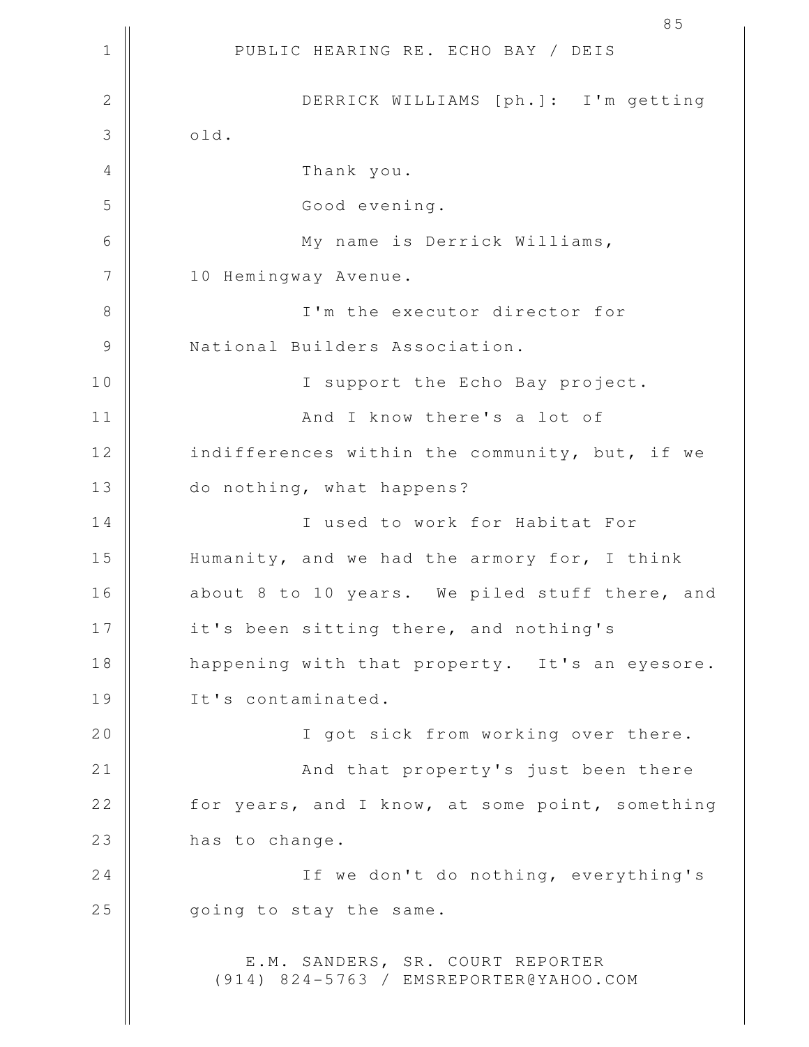DERRICK WILLIAMS [ph.]: I'm getting old.

Thank you.

Good evening.

My name is Derrick Williams, 10 Hemingway Avenue.

I'm the executor director for National Builders Association.

I support the Echo Bay project.

And I know there's a lot of indifferences within the community, but, if we do nothing, what happens?

I used to work for Habitat For Humanity, and we had the armory for, I think about 8 to 10 years. We piled stuff there, and it's been sitting there, and nothing's happening with that property. It's an eyesore. It's contaminated.

I got sick from working over there.

And that property's just been there for years, and I know, at some point, something has to change.

If we don't do nothing, everything's going to stay the same.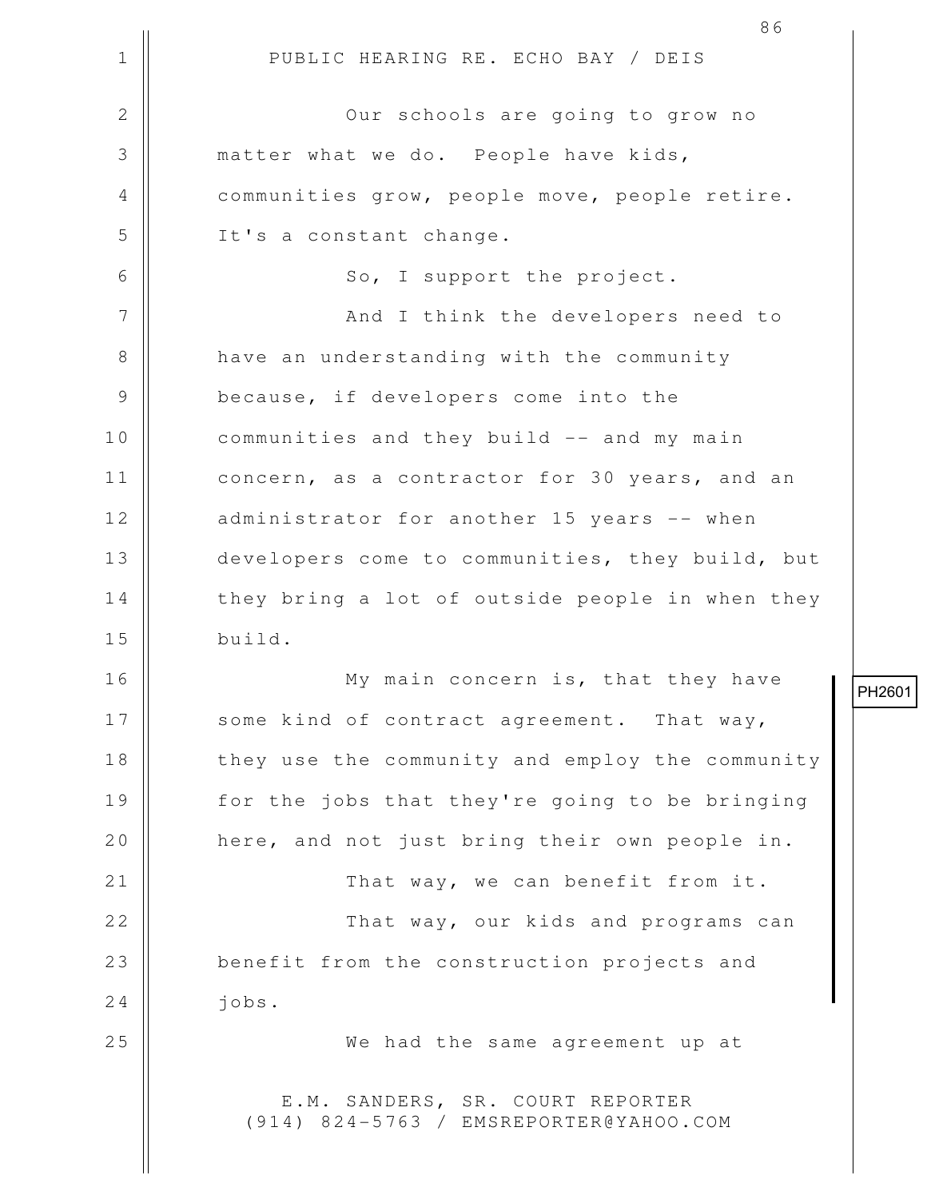Our schools are going to grow no matter what we do. People have kids, communities grow, people move, people retire. It's a constant change.

So, I support the project.

And I think the developers need to have an understanding with the community because, if developers come into the communities and they build -- and my main concern, as a contractor for 30 years, and an administrator for another 15 years -- when developers come to communities, they build, but they bring a lot of outside people in when they build.

PH2601

My main concern is, that they have some kind of contract agreement. That way, they use the community and employ the community for the jobs that they're going to be bringing here, and not just bring their own people in.

That way, we can benefit from it.

That way, our kids and programs can benefit from the construction projects and jobs.

We had the same agreement up at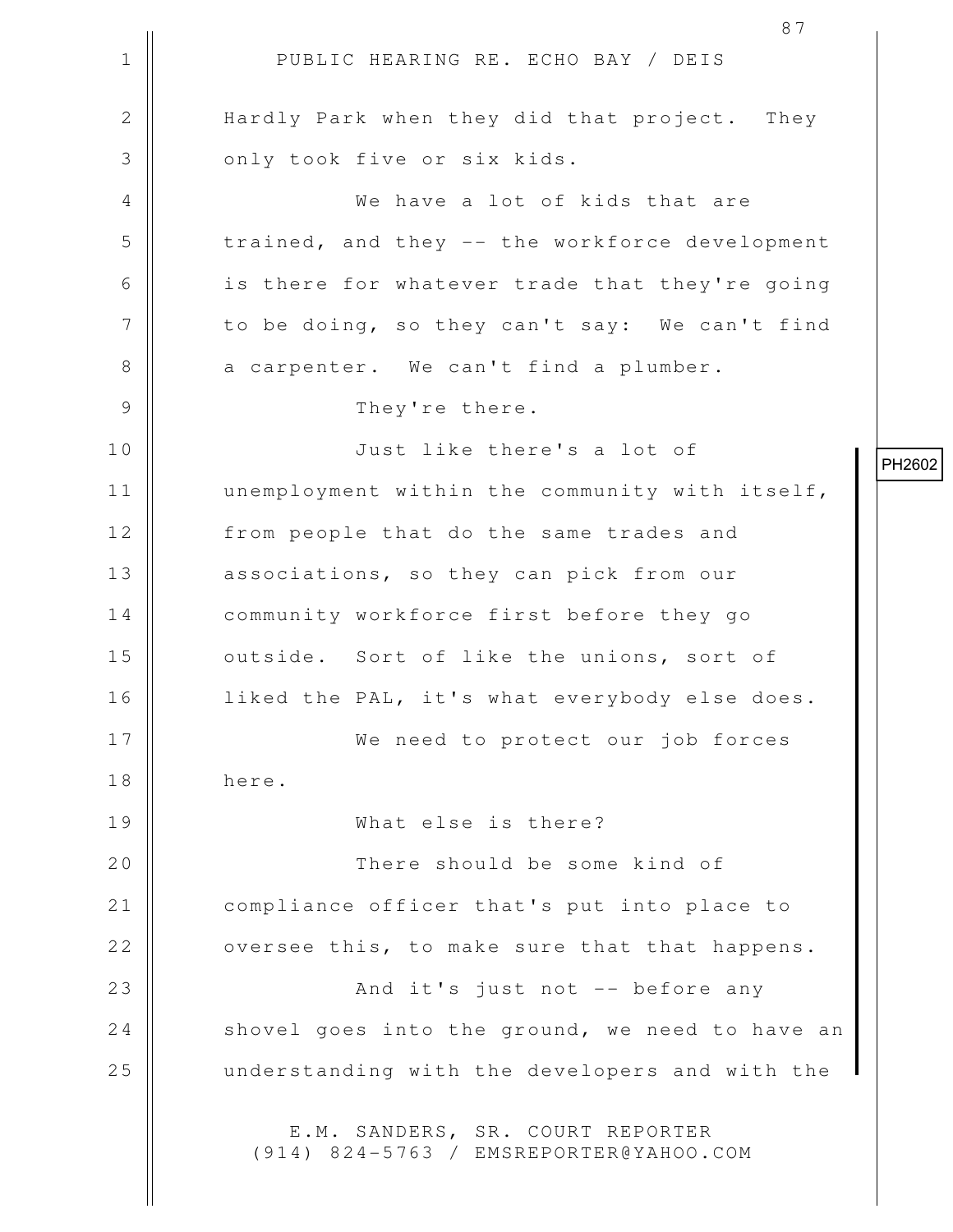Hardly Park when they did that project. They only took five or six kids.

We have a lot of kids that are trained, and they -- the workforce development is there for whatever trade that they're going to be doing, so they can't say: We can't find a carpenter. We can't find a plumber.

They're there.

PH2602

Just like there's a lot of unemployment within the community with itself, from people that do the same trades and associations, so they can pick from our community workforce first before they go outside. Sort of like the unions, sort of liked the PAL, it's what everybody else does.

We need to protect our job forces here.

What else is there?

There should be some kind of compliance officer that's put into place to oversee this, to make sure that that happens.

And it's just not -- before any shovel goes into the ground, we need to have an understanding with the developers and with the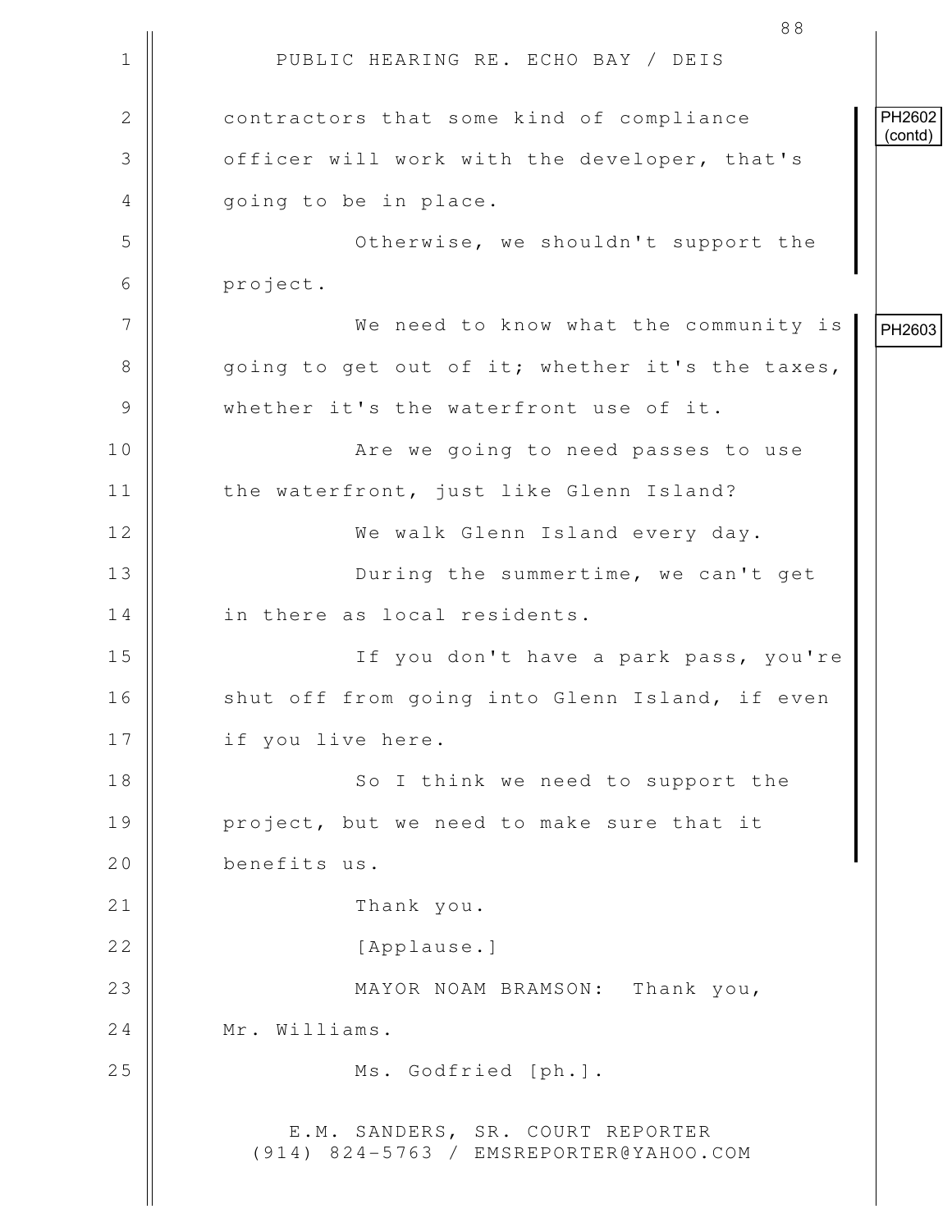PUBLIC HEARING RE. ECHO BAY / DEIS

contractors that some kind of compliance officer will work with the developer, that's going to be in place. **PH2602 (contd)**

Otherwise, we shouldn't support the project.

We need to know what the community is going to get out of it; whether it's the taxes, whether it's the waterfront use of it. **PH2603**

Are we going to need passes to use the waterfront, just like Glenn Island?

We walk Glenn Island every day.

During the summertime, we can't get in there as local residents.

If you don't have a park pass, you're shut off from going into Glenn Island, if even if you live here.

So I think we need to support the project, but we need to make sure that it benefits us.

Thank you.

[Applause.]

MAYOR NOAM BRAMSON: Thank you, Mr. Williams.

Ms. Godfried [ph.].

E.M. SANDERS, SR. COURT REPORTER
(914) 824-5763 / EMSREPORTER@YAHOO.COM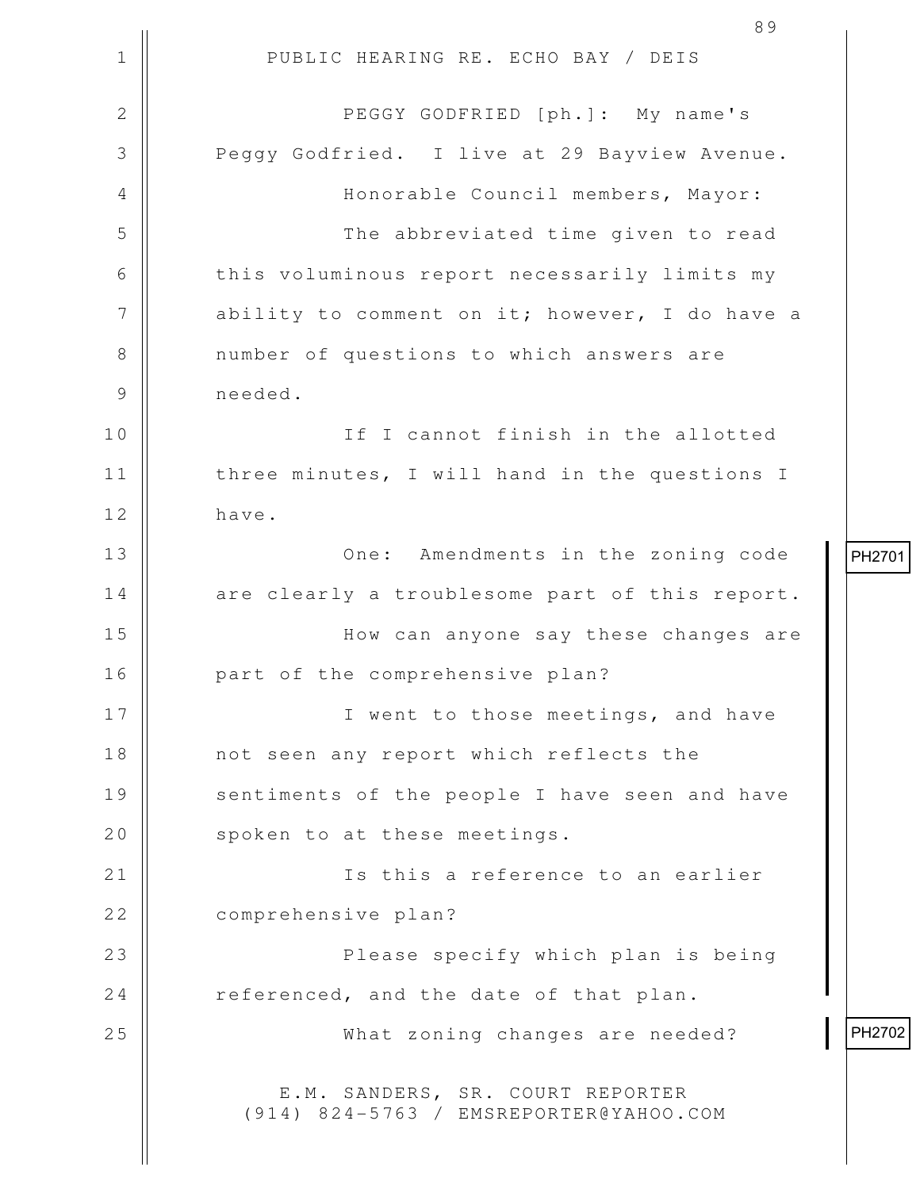PEGGY GODFRIED [ph.]: My name's Peggy Godfried. I live at 29 Bayview Avenue.

Honorable Council members, Mayor:

The abbreviated time given to read this voluminous report necessarily limits my ability to comment on it; however, I do have a number of questions to which answers are needed.

If I cannot finish in the allotted three minutes, I will hand in the questions I have.

PH2701

One: Amendments in the zoning code are clearly a troublesome part of this report.

How can anyone say these changes are part of the comprehensive plan?

I went to those meetings, and have not seen any report which reflects the sentiments of the people I have seen and have spoken to at these meetings.

Is this a reference to an earlier comprehensive plan?

Please specify which plan is being referenced, and the date of that plan.

PH2702

What zoning changes are needed?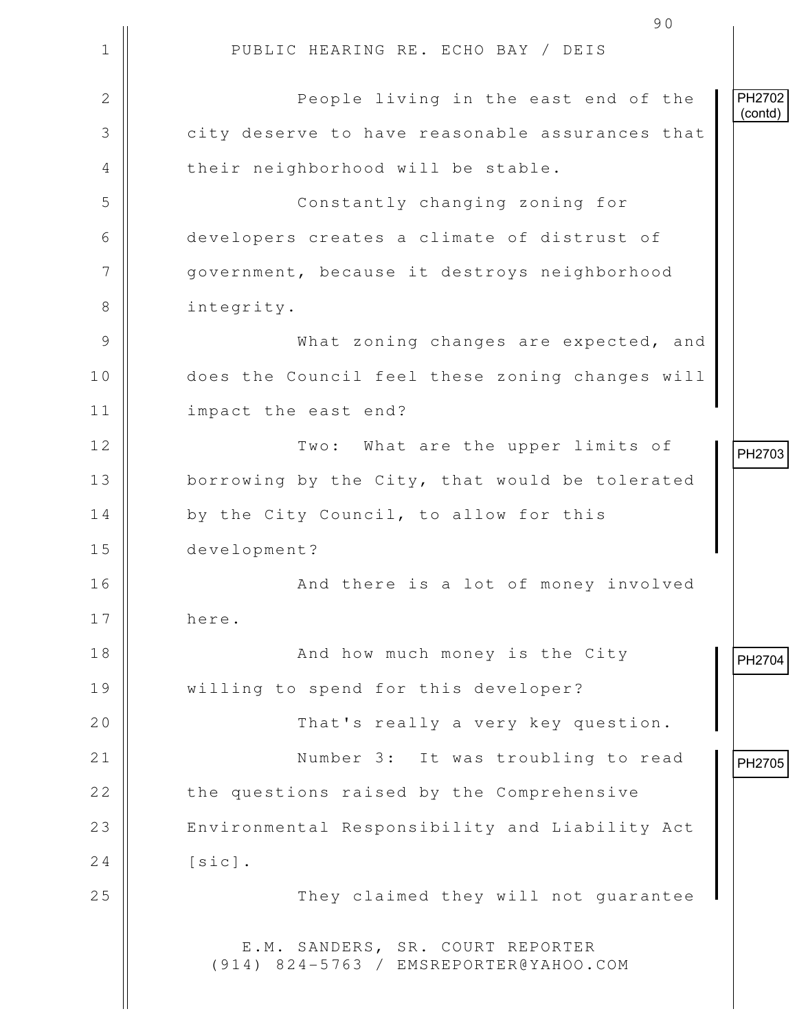PUBLIC HEARING RE. ECHO BAY / DEIS

People living in the east end of the city deserve to have reasonable assurances that their neighborhood will be stable.

PH2702 (contd)

Constantly changing zoning for developers creates a climate of distrust of government, because it destroys neighborhood integrity.

What zoning changes are expected, and does the Council feel these zoning changes will impact the east end?

PH2703

Two: What are the upper limits of borrowing by the City, that would be tolerated by the City Council, to allow for this development?

And there is a lot of money involved here.

PH2704

And how much money is the City willing to spend for this developer?

That's really a very key question.

PH2705

Number 3: It was troubling to read the questions raised by the Comprehensive Environmental Responsibility and Liability Act [sic].

They claimed they will not guarantee

E.M. SANDERS, SR. COURT REPORTER
(914) 824-5763 / EMSREPORTER@YAHOO.COM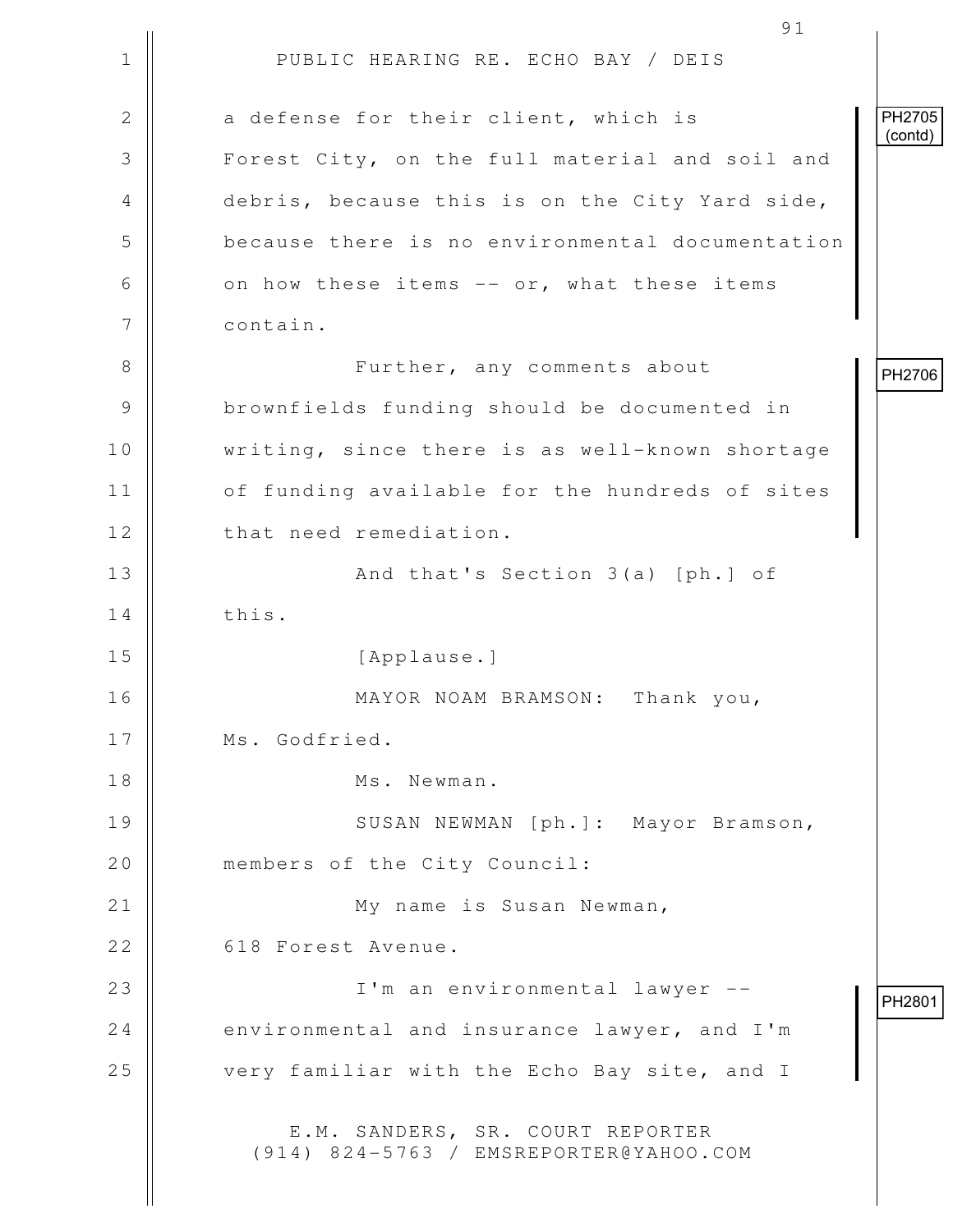PUBLIC HEARING RE. ECHO BAY / DEIS

a defense for their client, which is Forest City, on the full material and soil and debris, because this is on the City Yard side, because there is no environmental documentation on how these items -- or, what these items contain.

PH2705 (contd)

Further, any comments about brownfields funding should be documented in writing, since there is as well-known shortage of funding available for the hundreds of sites that need remediation.

PH2706

And that's Section 3(a) [ph.] of this.

[Applause.]

MAYOR NOAM BRAMSON: Thank you, Ms. Godfried.

Ms. Newman.

SUSAN NEWMAN [ph.]: Mayor Bramson, members of the City Council:

My name is Susan Newman, 618 Forest Avenue.

I'm an environmental lawyer -- environmental and insurance lawyer, and I'm very familiar with the Echo Bay site, and I

PH2801

E.M. SANDERS, SR. COURT REPORTER
(914) 824-5763 / EMSREPORTER@YAHOO.COM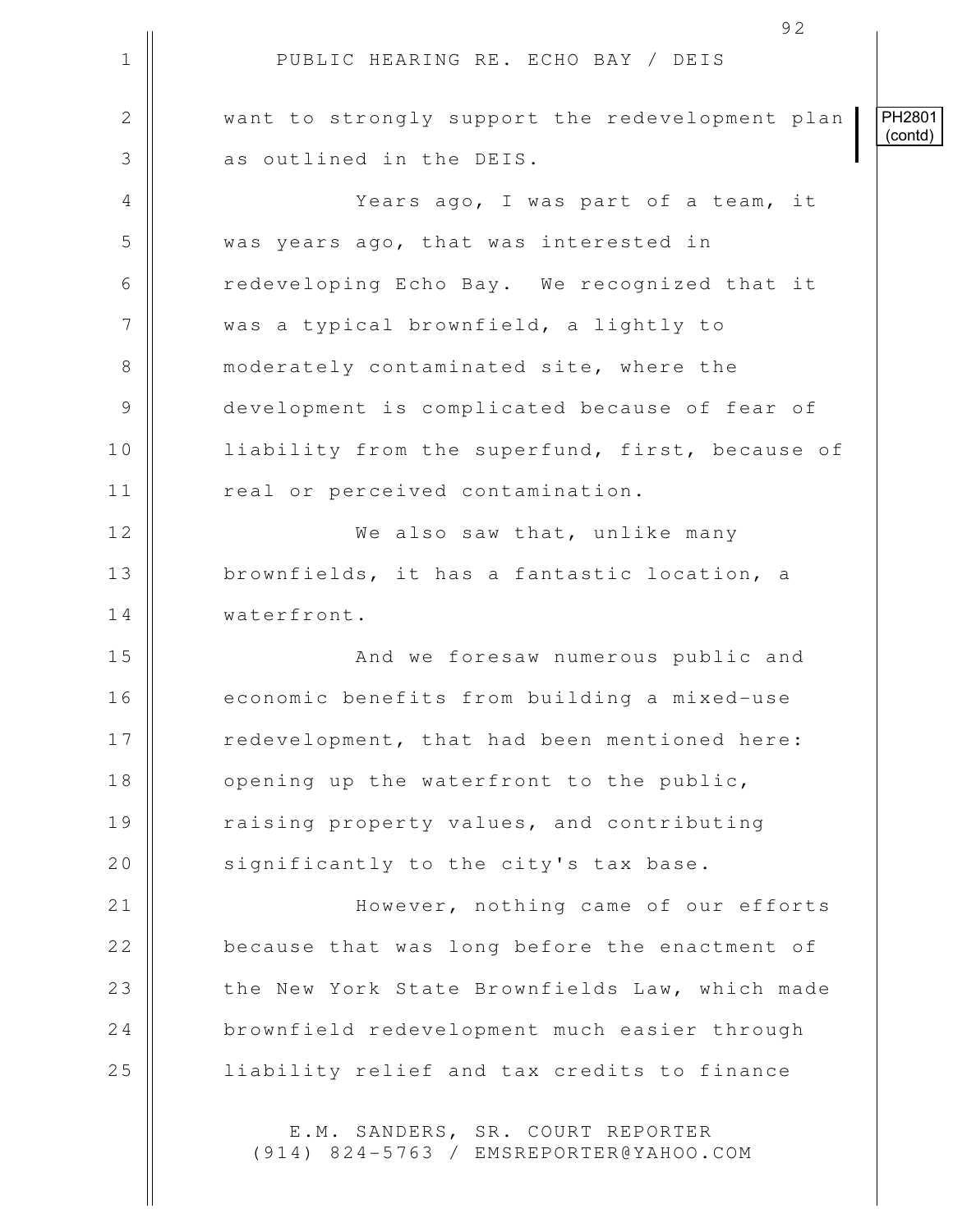PUBLIC HEARING RE. ECHO BAY / DEIS

PH2801 (contd)

want to strongly support the redevelopment plan as outlined in the DEIS.

Years ago, I was part of a team, it was years ago, that was interested in redeveloping Echo Bay. We recognized that it was a typical brownfield, a lightly to moderately contaminated site, where the development is complicated because of fear of liability from the superfund, first, because of real or perceived contamination.

We also saw that, unlike many brownfields, it has a fantastic location, a waterfront.

And we foresaw numerous public and economic benefits from building a mixed-use redevelopment, that had been mentioned here: opening up the waterfront to the public, raising property values, and contributing significantly to the city's tax base.

However, nothing came of our efforts because that was long before the enactment of the New York State Brownfields Law, which made brownfield redevelopment much easier through liability relief and tax credits to finance

E.M. SANDERS, SR. COURT REPORTER
(914) 824-5763 / EMSREPORTER@YAHOO.COM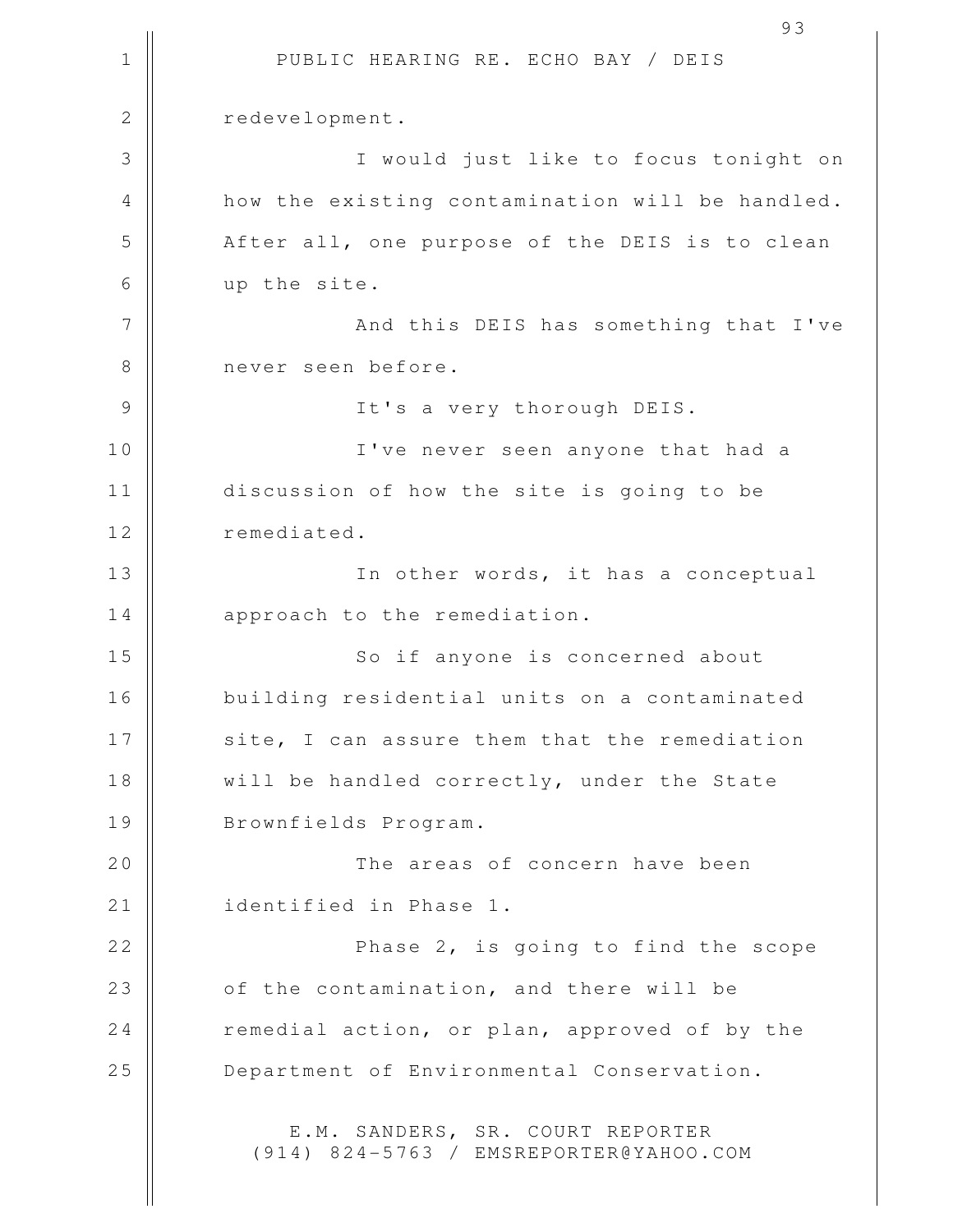redevelopment.

I would just like to focus tonight on how the existing contamination will be handled. After all, one purpose of the DEIS is to clean up the site.

And this DEIS has something that I've never seen before.

It's a very thorough DEIS.

I've never seen anyone that had a discussion of how the site is going to be remediated.

In other words, it has a conceptual approach to the remediation.

So if anyone is concerned about building residential units on a contaminated site, I can assure them that the remediation will be handled correctly, under the State Brownfields Program.

The areas of concern have been identified in Phase 1.

Phase 2, is going to find the scope of the contamination, and there will be remedial action, or plan, approved of by the Department of Environmental Conservation.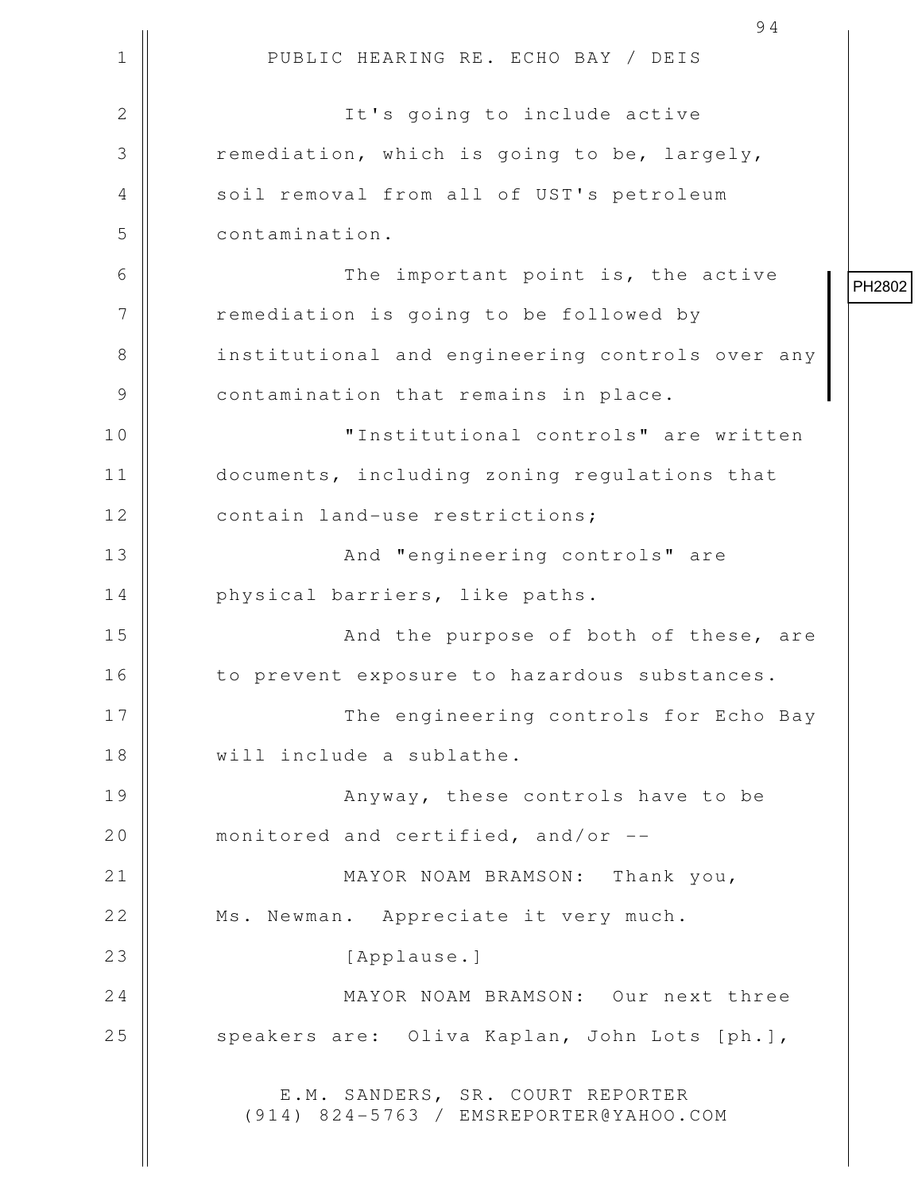It's going to include active remediation, which is going to be, largely, soil removal from all of UST's petroleum contamination.

The important point is, the active remediation is going to be followed by institutional and engineering controls over any contamination that remains in place.

PH2802

"Institutional controls" are written documents, including zoning regulations that contain land-use restrictions;

And "engineering controls" are physical barriers, like paths.

And the purpose of both of these, are to prevent exposure to hazardous substances.

The engineering controls for Echo Bay will include a sublathe.

Anyway, these controls have to be monitored and certified, and/or --

MAYOR NOAM BRAMSON: Thank you, Ms. Newman. Appreciate it very much.

[Applause.]

MAYOR NOAM BRAMSON: Our next three speakers are: Oliva Kaplan, John Lots [ph.],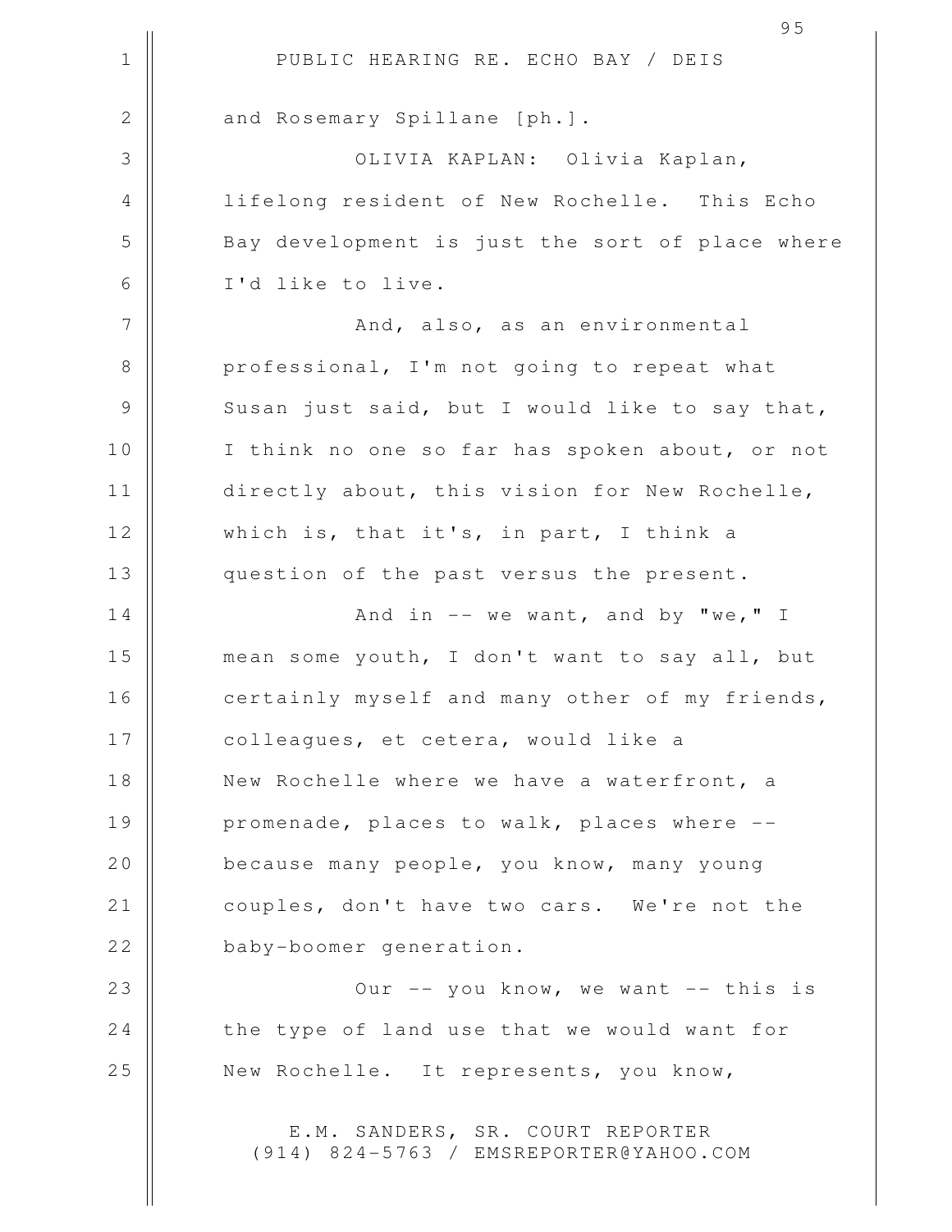and Rosemary Spillane [ph.].

OLIVIA KAPLAN: Olivia Kaplan, lifelong resident of New Rochelle. This Echo Bay development is just the sort of place where I'd like to live.

And, also, as an environmental professional, I'm not going to repeat what Susan just said, but I would like to say that, I think no one so far has spoken about, or not directly about, this vision for New Rochelle, which is, that it's, in part, I think a question of the past versus the present.

And in -- we want, and by "we," I mean some youth, I don't want to say all, but certainly myself and many other of my friends, colleagues, et cetera, would like a New Rochelle where we have a waterfront, a promenade, places to walk, places where -- because many people, you know, many young couples, don't have two cars. We're not the baby-boomer generation.

Our -- you know, we want -- this is the type of land use that we would want for New Rochelle. It represents, you know,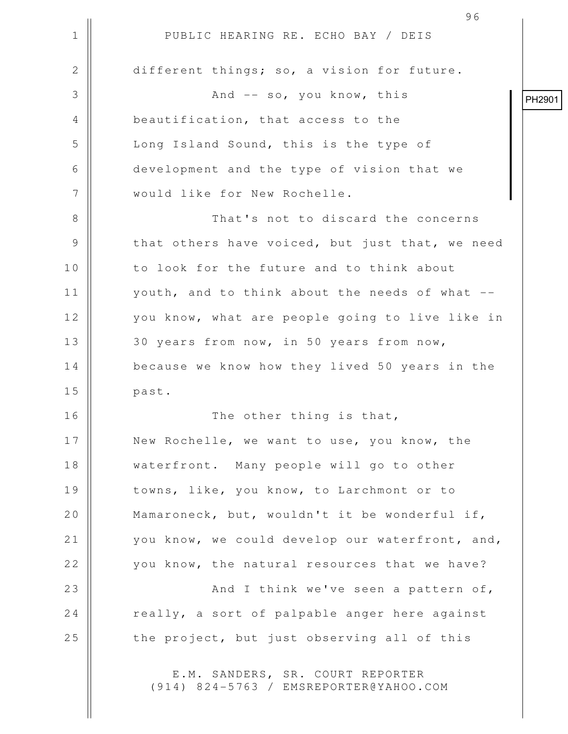different things; so, a vision for future.

And -- so, you know, this beautification, that access to the Long Island Sound, this is the type of development and the type of vision that we would like for New Rochelle.

PH2901

That's not to discard the concerns that others have voiced, but just that, we need to look for the future and to think about youth, and to think about the needs of what -- you know, what are people going to live like in 30 years from now, in 50 years from now, because we know how they lived 50 years in the past.

The other thing is that, New Rochelle, we want to use, you know, the waterfront. Many people will go to other towns, like, you know, to Larchmont or to Mamaroneck, but, wouldn't it be wonderful if, you know, we could develop our waterfront, and, you know, the natural resources that we have?

And I think we've seen a pattern of, really, a sort of palpable anger here against the project, but just observing all of this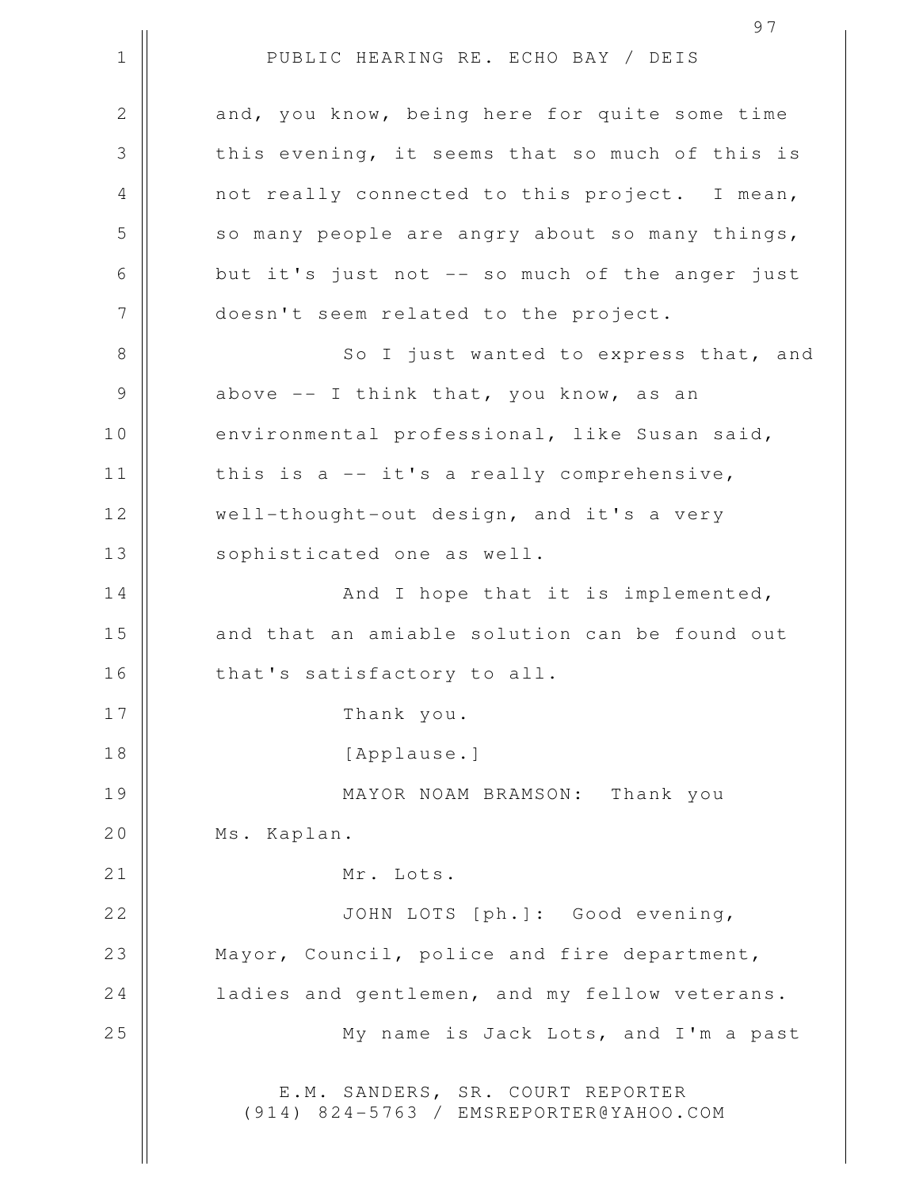and, you know, being here for quite some time this evening, it seems that so much of this is not really connected to this project. I mean, so many people are angry about so many things, but it's just not -- so much of the anger just doesn't seem related to the project.

So I just wanted to express that, and above -- I think that, you know, as an environmental professional, like Susan said, this is a -- it's a really comprehensive, well-thought-out design, and it's a very sophisticated one as well.

And I hope that it is implemented, and that an amiable solution can be found out that's satisfactory to all.

Thank you.

[Applause.]

MAYOR NOAM BRAMSON: Thank you Ms. Kaplan.

Mr. Lots.

JOHN LOTS [ph.]: Good evening, Mayor, Council, police and fire department, ladies and gentlemen, and my fellow veterans.

My name is Jack Lots, and I'm a past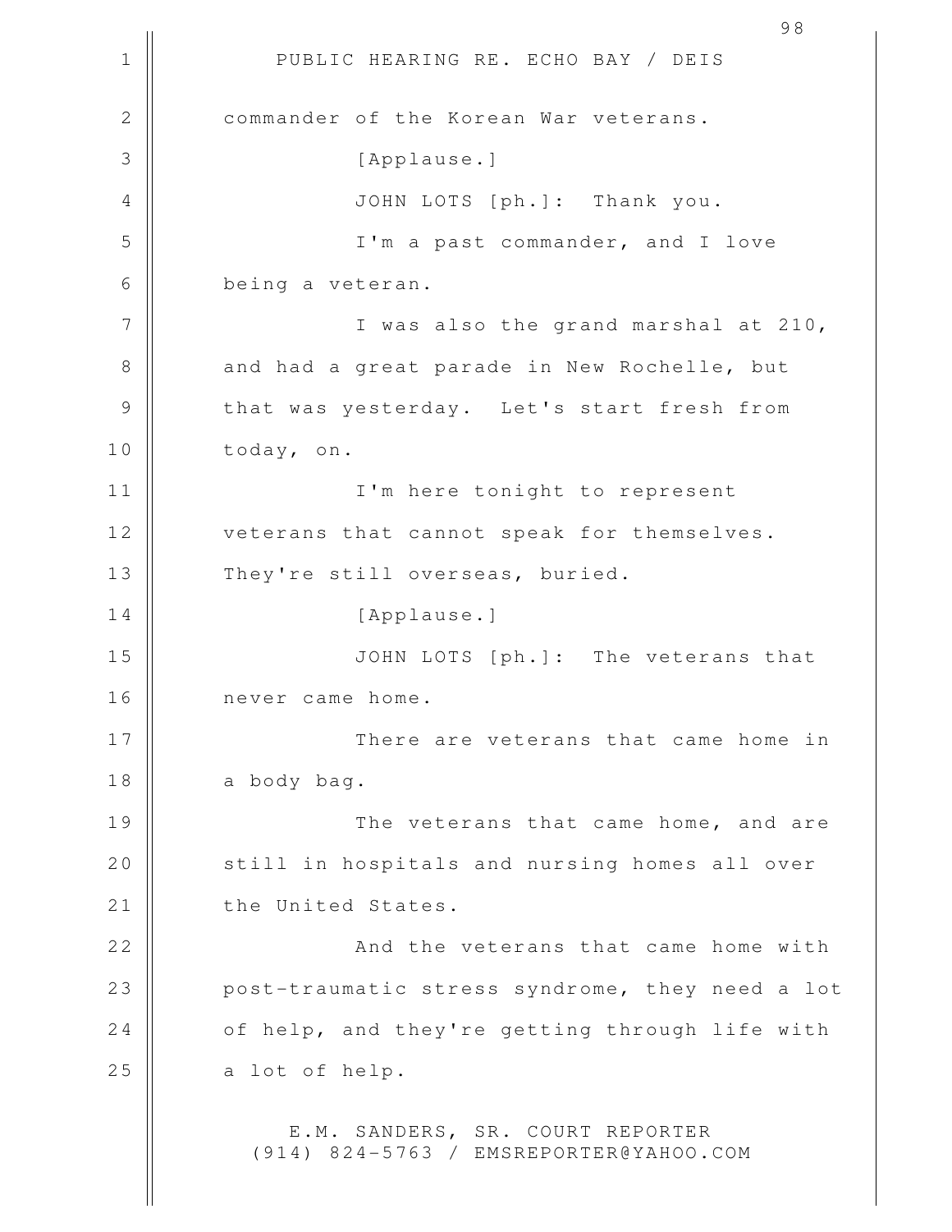commander of the Korean War veterans.

[Applause.]

JOHN LOTS [ph.]: Thank you.

I'm a past commander, and I love being a veteran.

I was also the grand marshal at 210, and had a great parade in New Rochelle, but that was yesterday. Let's start fresh from today, on.

I'm here tonight to represent veterans that cannot speak for themselves. They're still overseas, buried.

[Applause.]

JOHN LOTS [ph.]: The veterans that never came home.

There are veterans that came home in a body bag.

The veterans that came home, and are still in hospitals and nursing homes all over the United States.

And the veterans that came home with post-traumatic stress syndrome, they need a lot of help, and they're getting through life with a lot of help.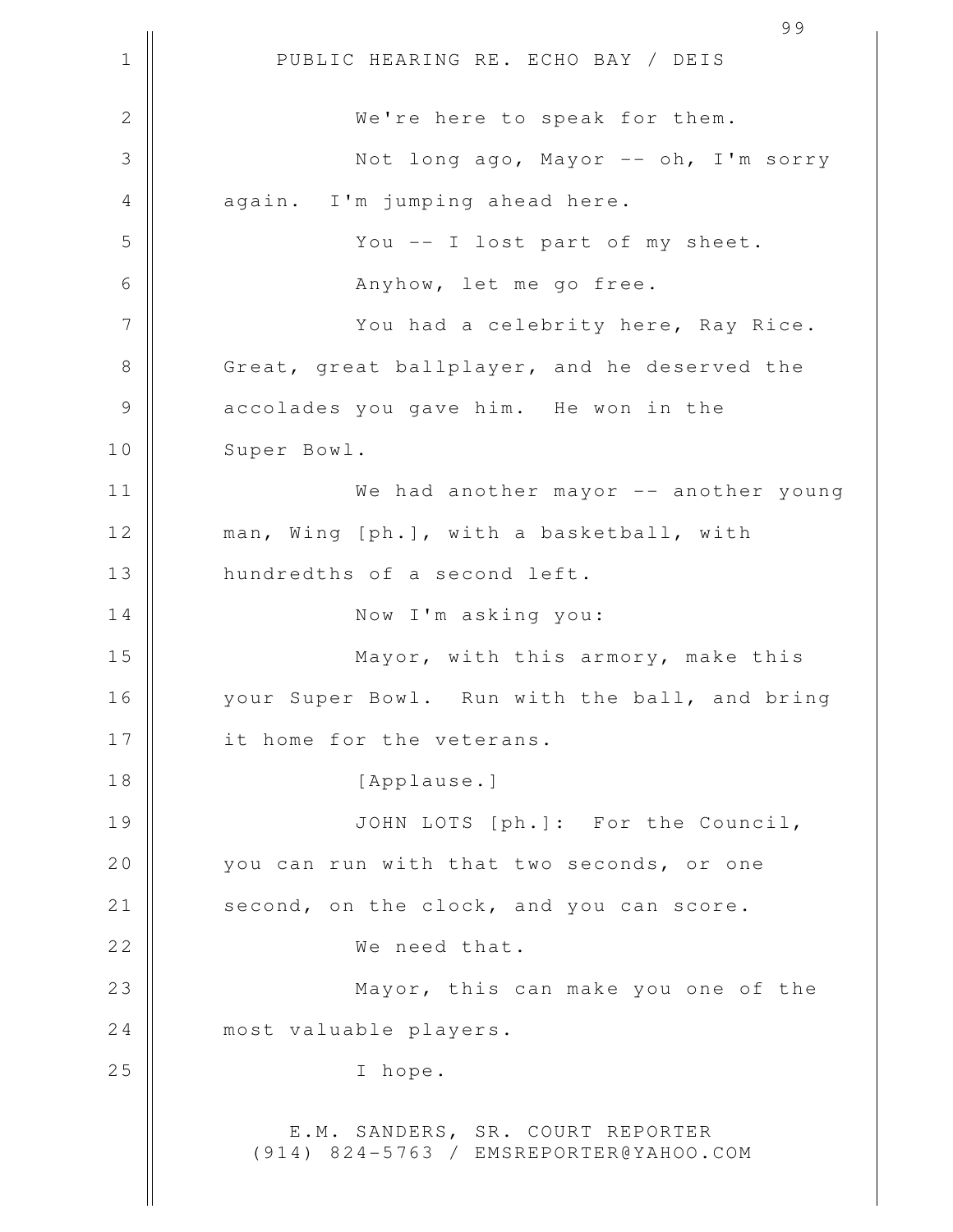We're here to speak for them.

Not long ago, Mayor -- oh, I'm sorry again. I'm jumping ahead here.

You -- I lost part of my sheet.

Anyhow, let me go free.

You had a celebrity here, Ray Rice. Great, great ballplayer, and he deserved the accolades you gave him. He won in the Super Bowl.

We had another mayor -- another young man, Wing [ph.], with a basketball, with hundredths of a second left.

Now I'm asking you:

Mayor, with this armory, make this your Super Bowl. Run with the ball, and bring it home for the veterans.

[Applause.]

JOHN LOTS [ph.]: For the Council, you can run with that two seconds, or one second, on the clock, and you can score.

We need that.

Mayor, this can make you one of the most valuable players.

I hope.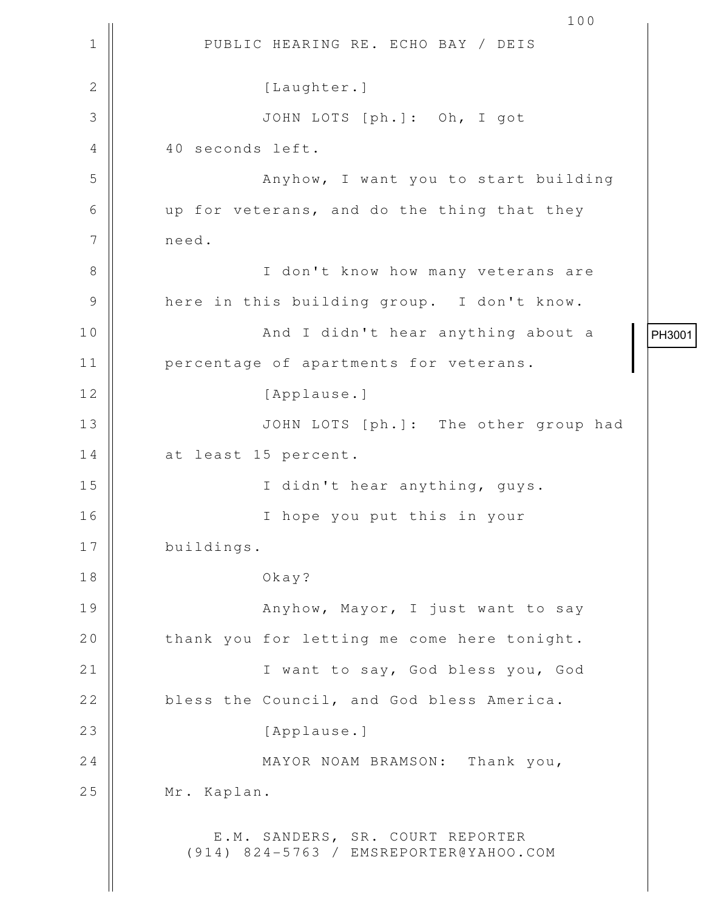PUBLIC HEARING RE. ECHO BAY / DEIS

[Laughter.]

JOHN LOTS [ph.]: Oh, I got 40 seconds left.

Anyhow, I want you to start building up for veterans, and do the thing that they need.

I don't know how many veterans are here in this building group. I don't know.

And I didn't hear anything about a percentage of apartments for veterans.

PH3001

[Applause.]

JOHN LOTS [ph.]: The other group had at least 15 percent.

I didn't hear anything, guys.

I hope you put this in your buildings.

Okay?

Anyhow, Mayor, I just want to say thank you for letting me come here tonight.

I want to say, God bless you, God bless the Council, and God bless America.

[Applause.]

MAYOR NOAM BRAMSON: Thank you, Mr. Kaplan.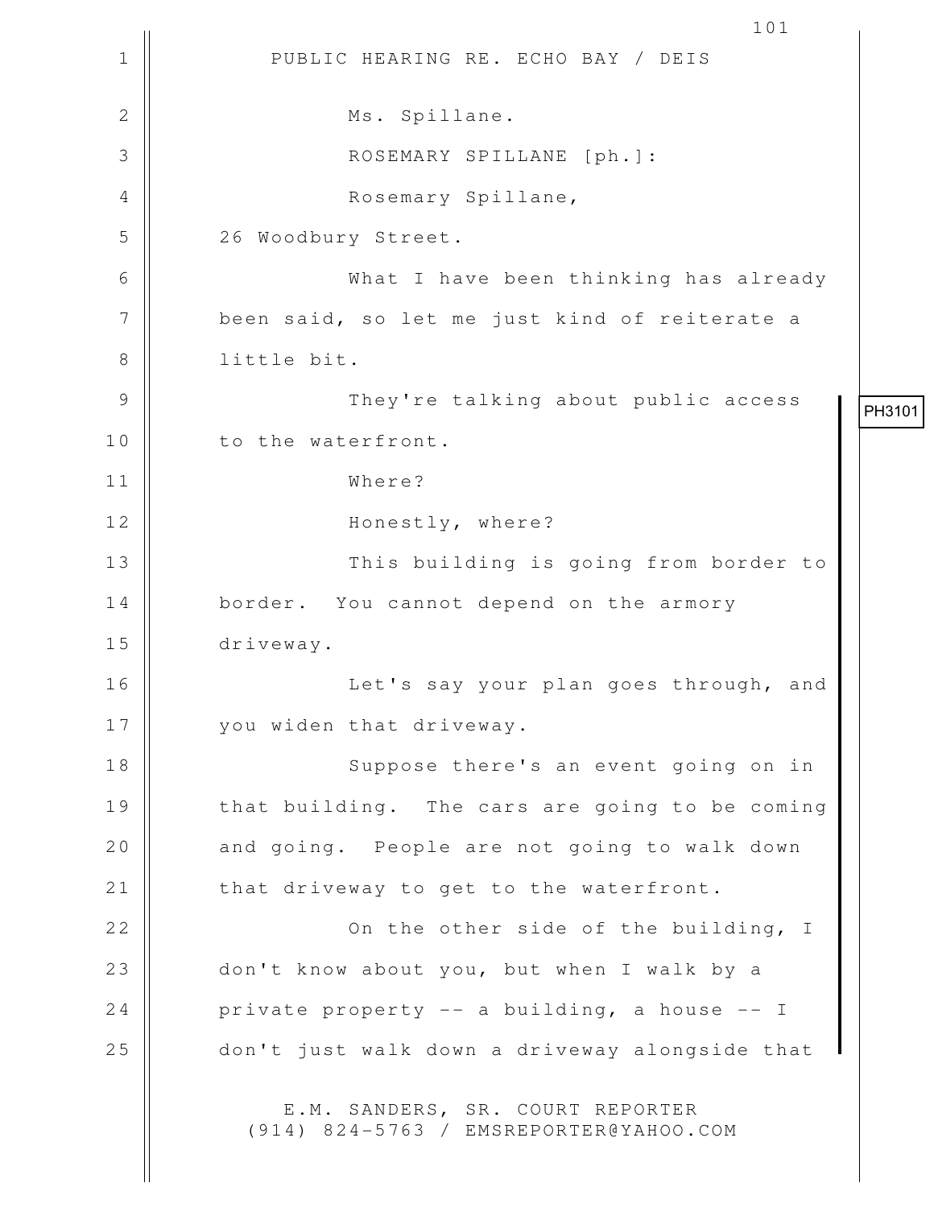PUBLIC HEARING RE. ECHO BAY / DEIS

Ms. Spillane.

ROSEMARY SPILLANE [ph.]:

Rosemary Spillane, 26 Woodbury Street.

What I have been thinking has already been said, so let me just kind of reiterate a little bit.

They're talking about public access to the waterfront.

PH3101

Where?

Honestly, where?

This building is going from border to border. You cannot depend on the armory driveway.

Let's say your plan goes through, and you widen that driveway.

Suppose there's an event going on in that building. The cars are going to be coming and going. People are not going to walk down that driveway to get to the waterfront.

On the other side of the building, I don't know about you, but when I walk by a private property -- a building, a house -- I don't just walk down a driveway alongside that

E.M. SANDERS, SR. COURT REPORTER
(914) 824-5763 / EMSREPORTER@YAHOO.COM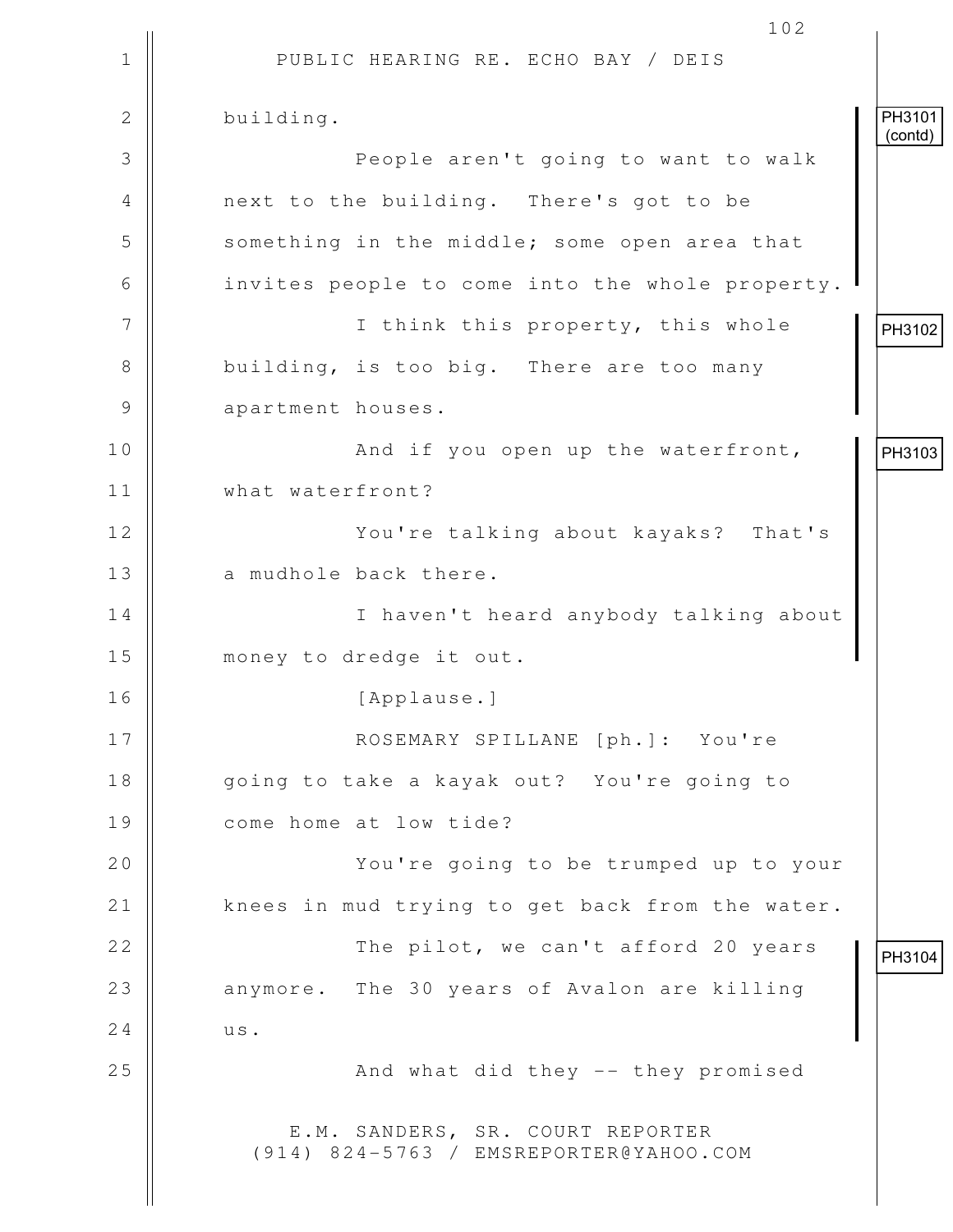PUBLIC HEARING RE. ECHO BAY / DEIS

building. PH3101 (contd)

People aren't going to want to walk next to the building. There's got to be something in the middle; some open area that invites people to come into the whole property.

PH3102

I think this property, this whole building, is too big. There are too many apartment houses.

PH3103

And if you open up the waterfront, what waterfront?

You're talking about kayaks? That's a mudhole back there.

I haven't heard anybody talking about money to dredge it out.

[Applause.]

ROSEMARY SPILLANE [ph.]: You're going to take a kayak out? You're going to come home at low tide?

You're going to be trumped up to your knees in mud trying to get back from the water.

PH3104

The pilot, we can't afford 20 years anymore. The 30 years of Avalon are killing us.

And what did they -- they promised

E.M. SANDERS, SR. COURT REPORTER
(914) 824-5763 / EMSREPORTER@YAHOO.COM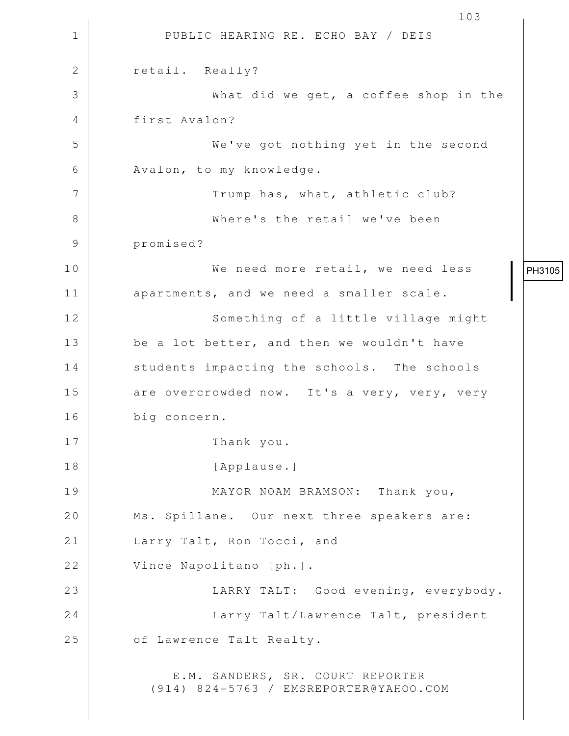PUBLIC HEARING RE. ECHO BAY / DEIS

retail. Really?

What did we get, a coffee shop in the first Avalon?

We've got nothing yet in the second Avalon, to my knowledge.

Trump has, what, athletic club?

Where's the retail we've been promised?

We need more retail, we need less apartments, and we need a smaller scale.

PH3105

Something of a little village might be a lot better, and then we wouldn't have students impacting the schools. The schools are overcrowded now. It's a very, very, very big concern.

Thank you.

[Applause.]

MAYOR NOAM BRAMSON: Thank you, Ms. Spillane. Our next three speakers are: Larry Talt, Ron Tocci, and Vince Napolitano [ph.].

LARRY TALT: Good evening, everybody.

Larry Talt/Lawrence Talt, president of Lawrence Talt Realty.

E.M. SANDERS, SR. COURT REPORTER
(914) 824-5763 / EMSREPORTER@YAHOO.COM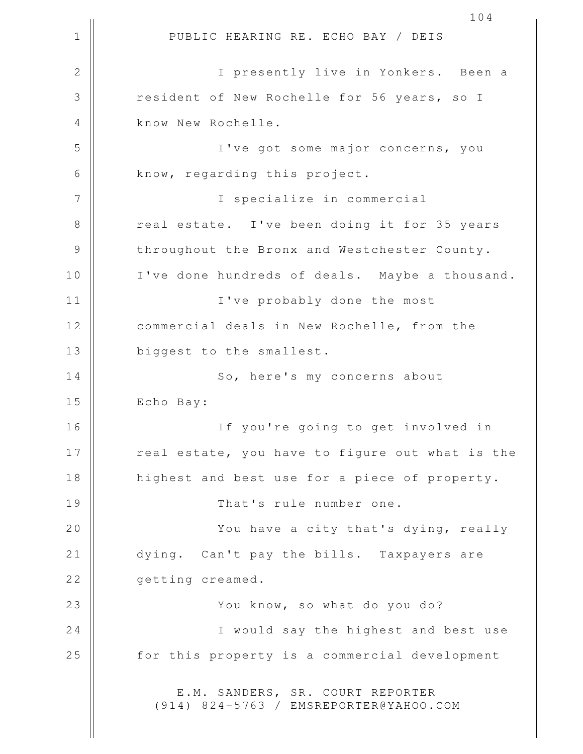I presently live in Yonkers. Been a resident of New Rochelle for 56 years, so I know New Rochelle.

I've got some major concerns, you know, regarding this project.

I specialize in commercial real estate. I've been doing it for 35 years throughout the Bronx and Westchester County. I've done hundreds of deals. Maybe a thousand.

I've probably done the most commercial deals in New Rochelle, from the biggest to the smallest.

So, here's my concerns about Echo Bay:

If you're going to get involved in real estate, you have to figure out what is the highest and best use for a piece of property.

That's rule number one.

You have a city that's dying, really dying. Can't pay the bills. Taxpayers are getting creamed.

You know, so what do you do?

I would say the highest and best use for this property is a commercial development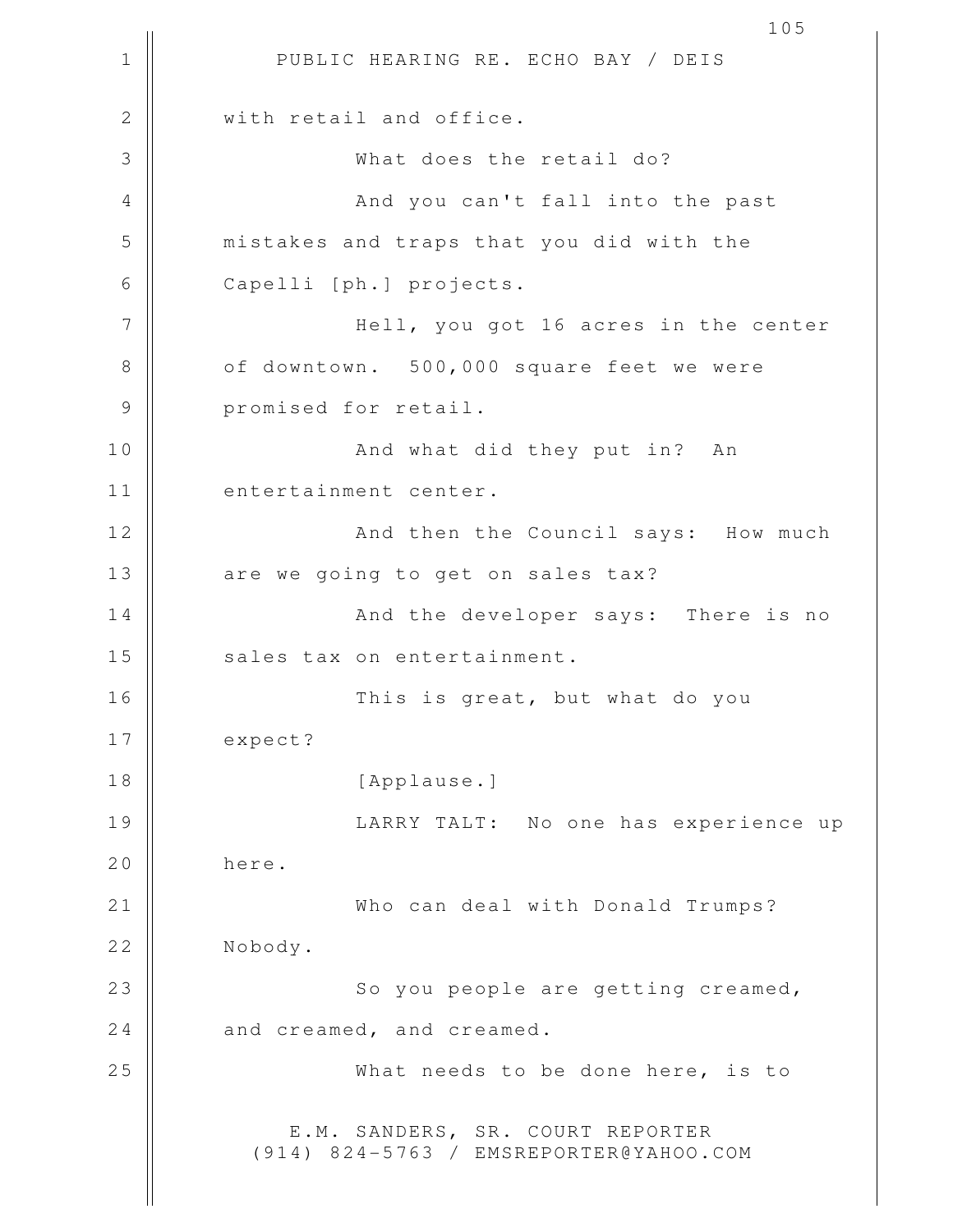with retail and office.

What does the retail do?

And you can't fall into the past mistakes and traps that you did with the Capelli [ph.] projects.

Hell, you got 16 acres in the center of downtown. 500,000 square feet we were promised for retail.

And what did they put in? An entertainment center.

And then the Council says: How much are we going to get on sales tax?

And the developer says: There is no sales tax on entertainment.

This is great, but what do you expect?

[Applause.]

LARRY TALT: No one has experience up here.

Who can deal with Donald Trumps? Nobody.

So you people are getting creamed, and creamed, and creamed.

What needs to be done here, is to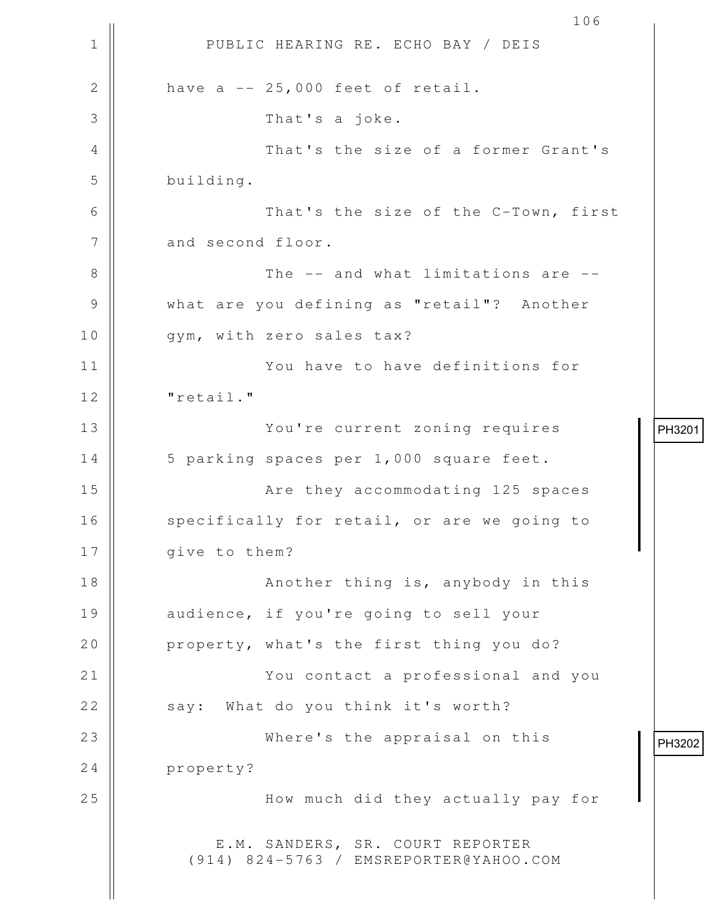PUBLIC HEARING RE. ECHO BAY / DEIS

have a -- 25,000 feet of retail.

That's a joke.

That's the size of a former Grant's building.

That's the size of the C-Town, first and second floor.

The -- and what limitations are -- what are you defining as "retail"? Another gym, with zero sales tax?

You have to have definitions for "retail."

PH3201

You're current zoning requires 5 parking spaces per 1,000 square feet.

Are they accommodating 125 spaces specifically for retail, or are we going to give to them?

Another thing is, anybody in this audience, if you're going to sell your property, what's the first thing you do?

You contact a professional and you say: What do you think it's worth?

PH3202

Where's the appraisal on this property?

How much did they actually pay for

E.M. SANDERS, SR. COURT REPORTER
(914) 824-5763 / EMSREPORTER@YAHOO.COM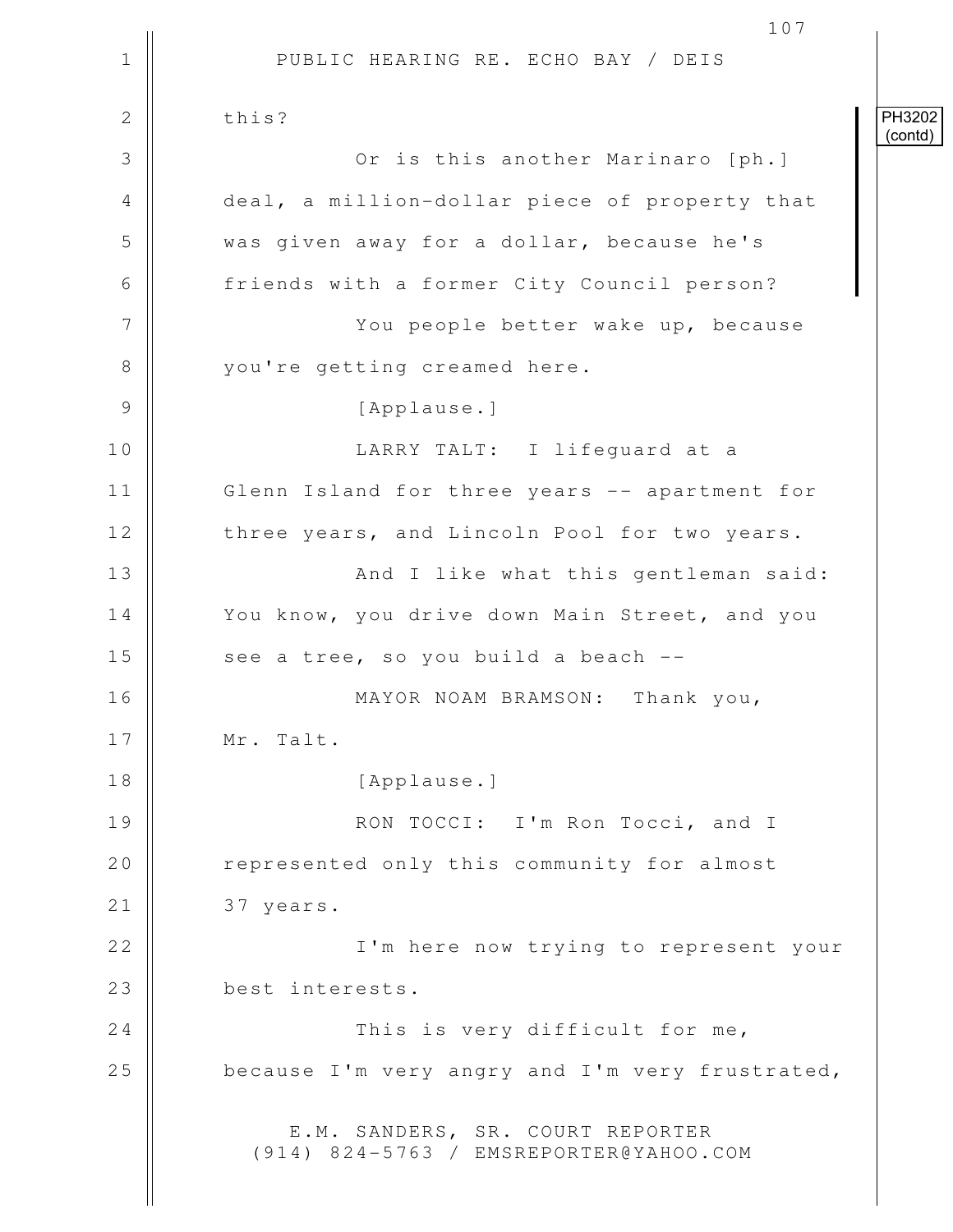PH3202 (contd)

this?

Or is this another Marinaro [ph.] deal, a million-dollar piece of property that was given away for a dollar, because he's friends with a former City Council person?

You people better wake up, because you're getting creamed here.

[Applause.]

LARRY TALT: I lifeguard at a Glenn Island for three years -- apartment for three years, and Lincoln Pool for two years.

And I like what this gentleman said: You know, you drive down Main Street, and you see a tree, so you build a beach --

MAYOR NOAM BRAMSON: Thank you, Mr. Talt.

[Applause.]

RON TOCCI: I'm Ron Tocci, and I represented only this community for almost 37 years.

I'm here now trying to represent your best interests.

This is very difficult for me, because I'm very angry and I'm very frustrated,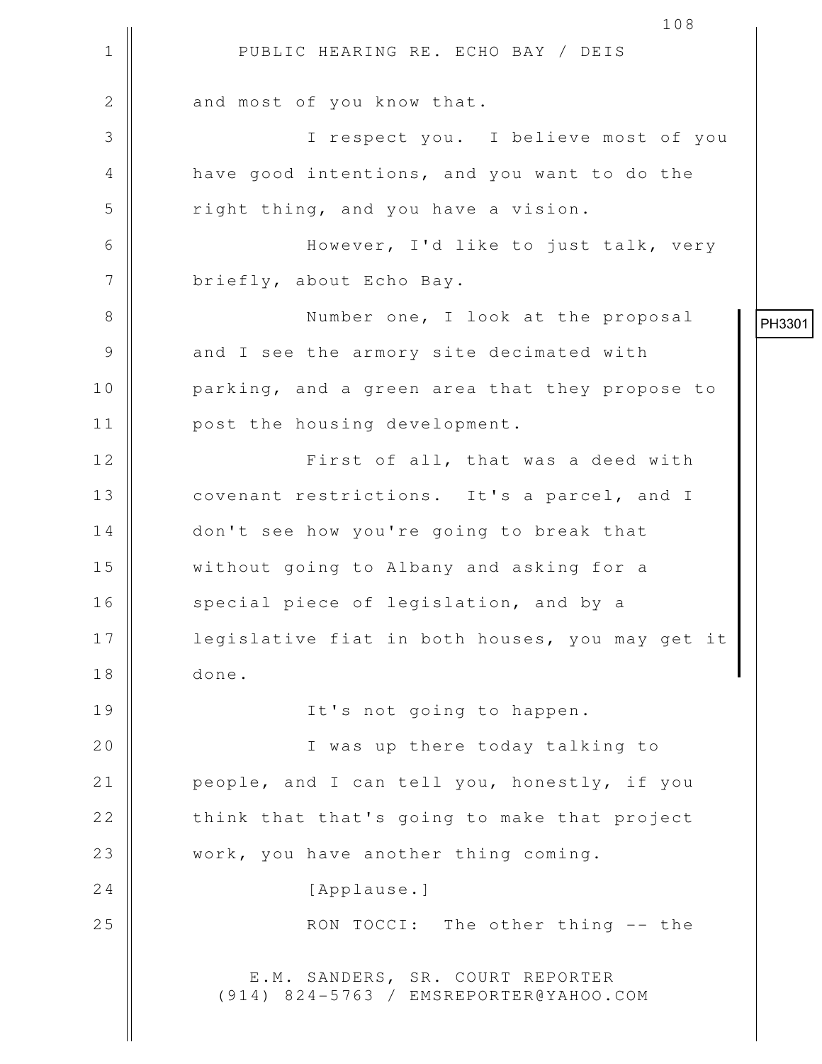and most of you know that.

I respect you. I believe most of you have good intentions, and you want to do the right thing, and you have a vision.

However, I'd like to just talk, very briefly, about Echo Bay.

Number one, I look at the proposal and I see the armory site decimated with parking, and a green area that they propose to post the housing development.

PH3301

First of all, that was a deed with covenant restrictions. It's a parcel, and I don't see how you're going to break that without going to Albany and asking for a special piece of legislation, and by a legislative fiat in both houses, you may get it done.

It's not going to happen.

I was up there today talking to people, and I can tell you, honestly, if you think that that's going to make that project work, you have another thing coming.

[Applause.]

RON TOCCI: The other thing -- the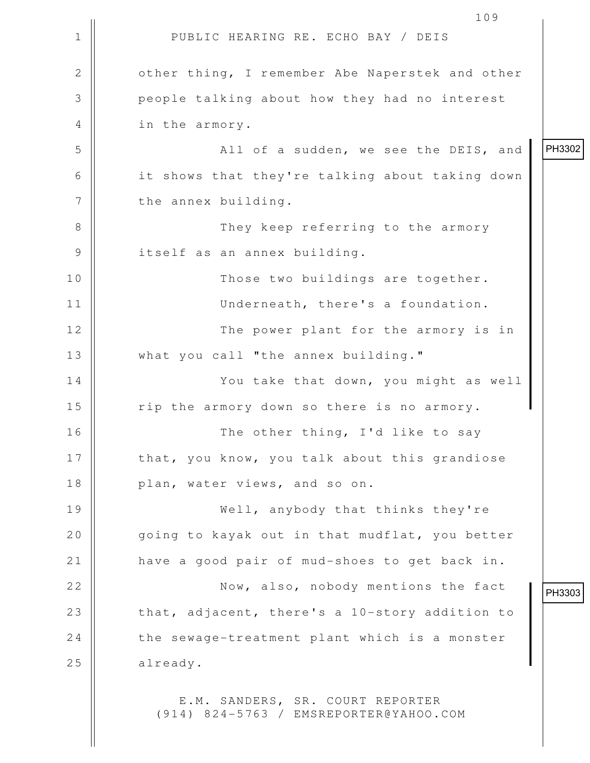other thing, I remember Abe Naperstek and other people talking about how they had no interest in the armory.

PH3302

All of a sudden, we see the DEIS, and it shows that they're talking about taking down the annex building.

They keep referring to the armory itself as an annex building.

Those two buildings are together.

Underneath, there's a foundation.

The power plant for the armory is in what you call "the annex building."

You take that down, you might as well rip the armory down so there is no armory.

The other thing, I'd like to say that, you know, you talk about this grandiose plan, water views, and so on.

Well, anybody that thinks they're going to kayak out in that mudflat, you better have a good pair of mud-shoes to get back in.

PH3303

Now, also, nobody mentions the fact that, adjacent, there's a 10-story addition to the sewage-treatment plant which is a monster already.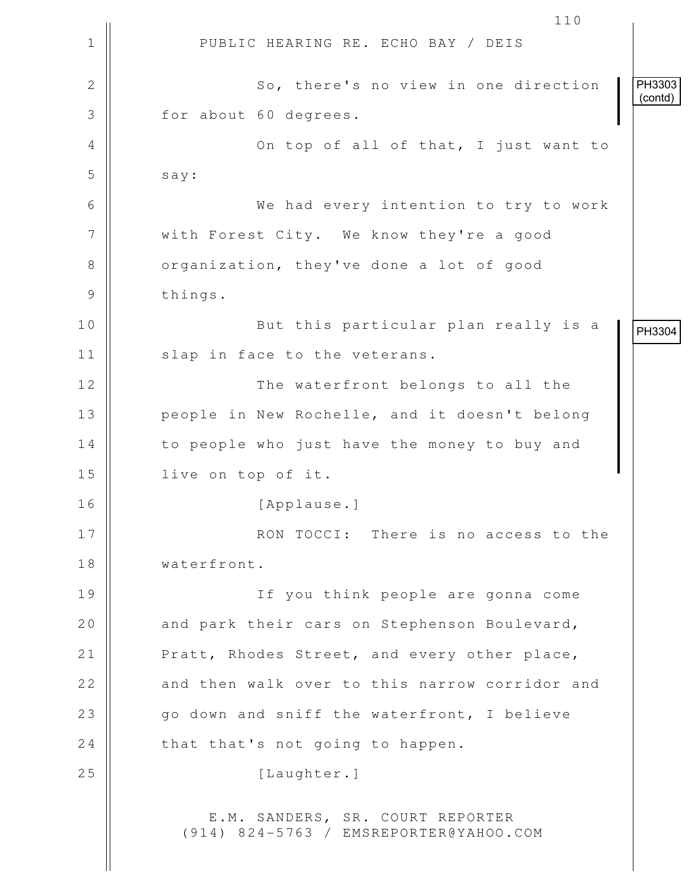PUBLIC HEARING RE. ECHO BAY / DEIS

So, there's no view in one direction for about 60 degrees. PH3303 (contd)

On top of all of that, I just want to say:

We had every intention to try to work with Forest City. We know they're a good organization, they've done a lot of good things.

But this particular plan really is a slap in face to the veterans. PH3304

The waterfront belongs to all the people in New Rochelle, and it doesn't belong to people who just have the money to buy and live on top of it.

[Applause.]

RON TOCCI: There is no access to the waterfront.

If you think people are gonna come and park their cars on Stephenson Boulevard, Pratt, Rhodes Street, and every other place, and then walk over to this narrow corridor and go down and sniff the waterfront, I believe that that's not going to happen.

[Laughter.]

E.M. SANDERS, SR. COURT REPORTER
(914) 824-5763 / EMSREPORTER@YAHOO.COM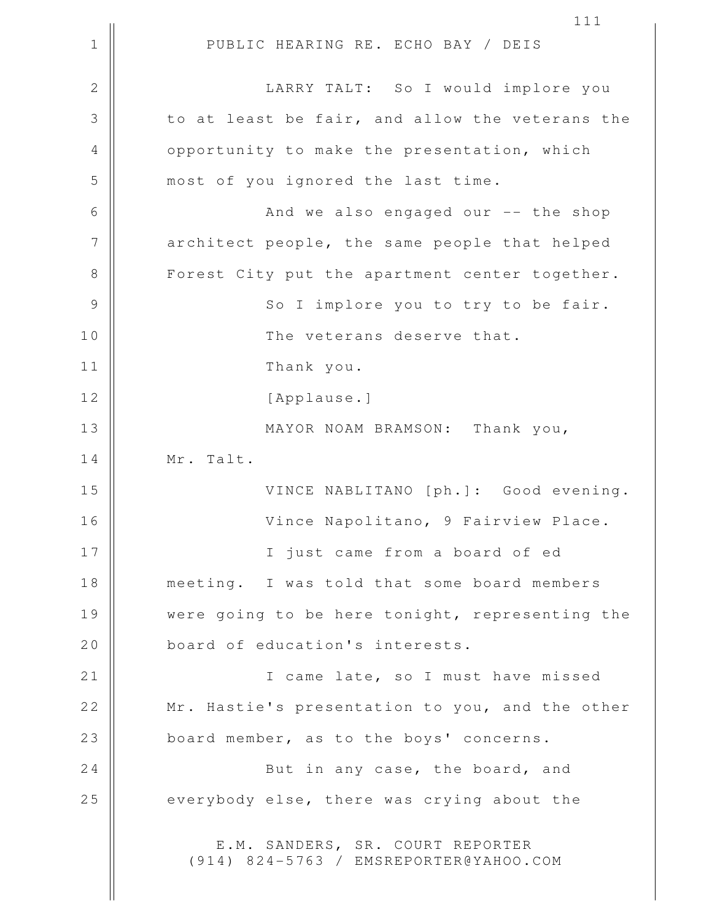LARRY TALT: So I would implore you to at least be fair, and allow the veterans the opportunity to make the presentation, which most of you ignored the last time.

And we also engaged our -- the shop architect people, the same people that helped Forest City put the apartment center together.

So I implore you to try to be fair.

The veterans deserve that.

Thank you.

[Applause.]

MAYOR NOAM BRAMSON: Thank you, Mr. Talt.

VINCE NABLITANO [ph.]: Good evening.

Vince Napolitano, 9 Fairview Place.

I just came from a board of ed meeting. I was told that some board members were going to be here tonight, representing the board of education's interests.

I came late, so I must have missed Mr. Hastie's presentation to you, and the other board member, as to the boys' concerns.

But in any case, the board, and everybody else, there was crying about the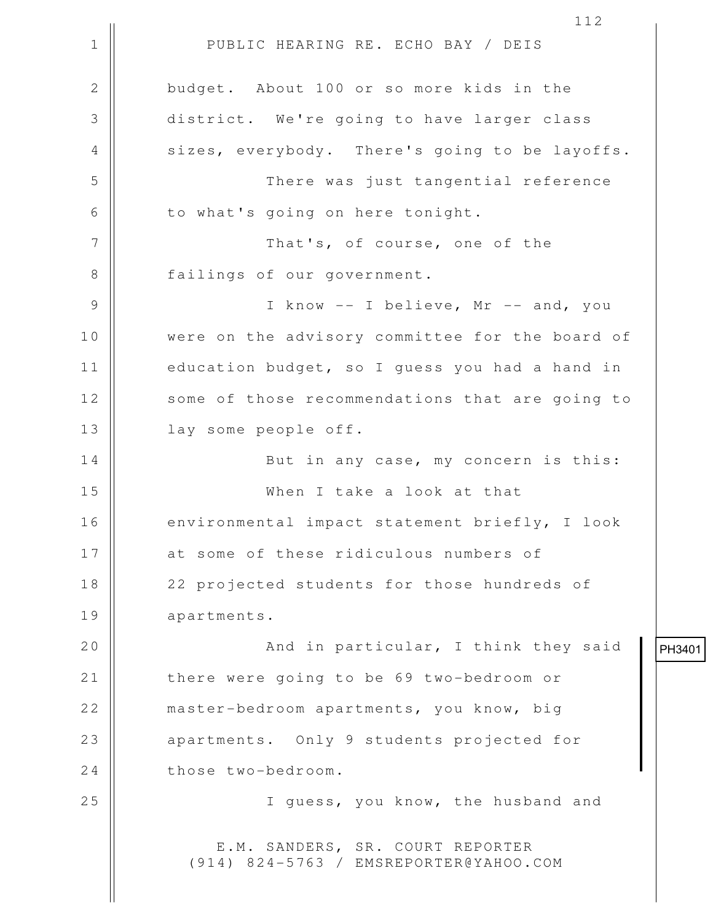budget. About 100 or so more kids in the district. We're going to have larger class sizes, everybody. There's going to be layoffs.

There was just tangential reference to what's going on here tonight.

That's, of course, one of the failings of our government.

I know -- I believe, Mr -- and, you were on the advisory committee for the board of education budget, so I guess you had a hand in some of those recommendations that are going to lay some people off.

But in any case, my concern is this:

When I take a look at that environmental impact statement briefly, I look at some of these ridiculous numbers of 22 projected students for those hundreds of apartments.

And in particular, I think they said there were going to be 69 two-bedroom or master-bedroom apartments, you know, big apartments. Only 9 students projected for those two-bedroom.

PH3401

I guess, you know, the husband and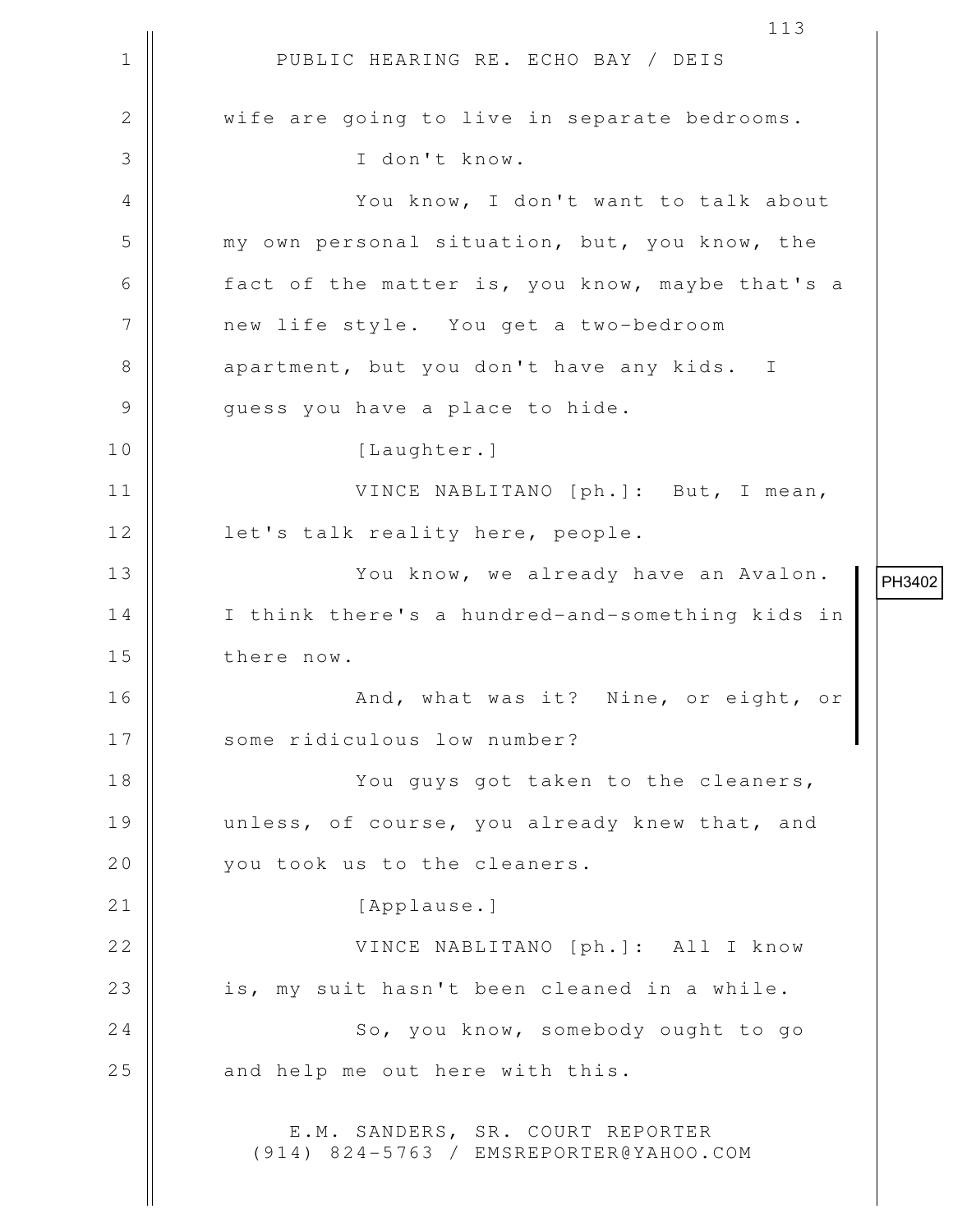wife are going to live in separate bedrooms.

I don't know.

You know, I don't want to talk about my own personal situation, but, you know, the fact of the matter is, you know, maybe that's a new life style. You get a two-bedroom apartment, but you don't have any kids. I guess you have a place to hide.

[Laughter.]

VINCE NABLITANO [ph.]: But, I mean, let's talk reality here, people.

You know, we already have an Avalon. I think there's a hundred-and-something kids in there now.

And, what was it? Nine, or eight, or some ridiculous low number?

PH3402

You guys got taken to the cleaners, unless, of course, you already knew that, and you took us to the cleaners.

[Applause.]

VINCE NABLITANO [ph.]: All I know is, my suit hasn't been cleaned in a while.

So, you know, somebody ought to go and help me out here with this.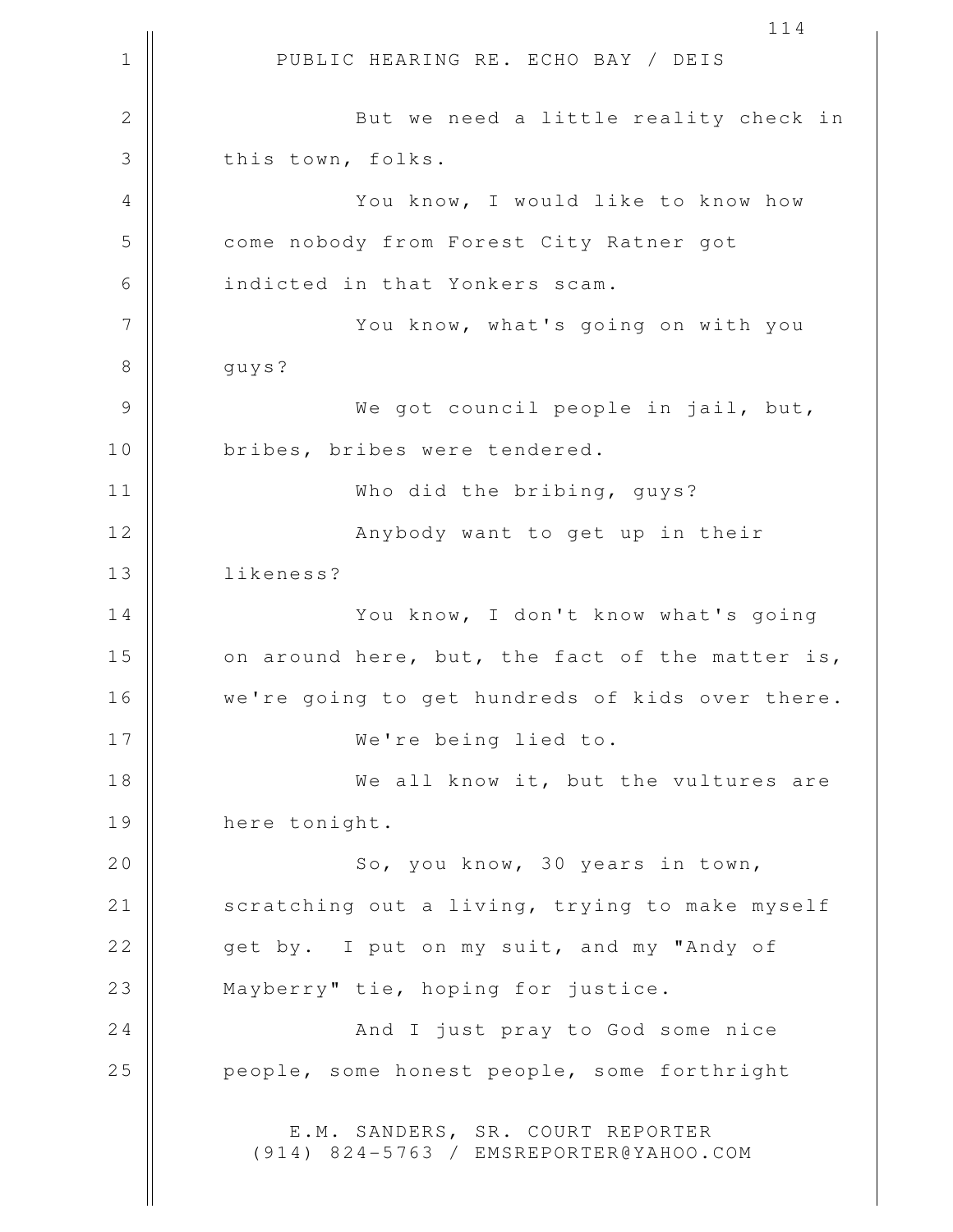PUBLIC HEARING RE. ECHO BAY / DEIS

But we need a little reality check in this town, folks.

You know, I would like to know how come nobody from Forest City Ratner got indicted in that Yonkers scam.

You know, what's going on with you guys?

We got council people in jail, but, bribes, bribes were tendered.

Who did the bribing, guys?

Anybody want to get up in their likeness?

You know, I don't know what's going on around here, but, the fact of the matter is, we're going to get hundreds of kids over there.

We're being lied to.

We all know it, but the vultures are here tonight.

So, you know, 30 years in town, scratching out a living, trying to make myself get by. I put on my suit, and my "Andy of Mayberry" tie, hoping for justice.

And I just pray to God some nice people, some honest people, some forthright

E.M. SANDERS, SR. COURT REPORTER
(914) 824-5763 / EMSREPORTER@YAHOO.COM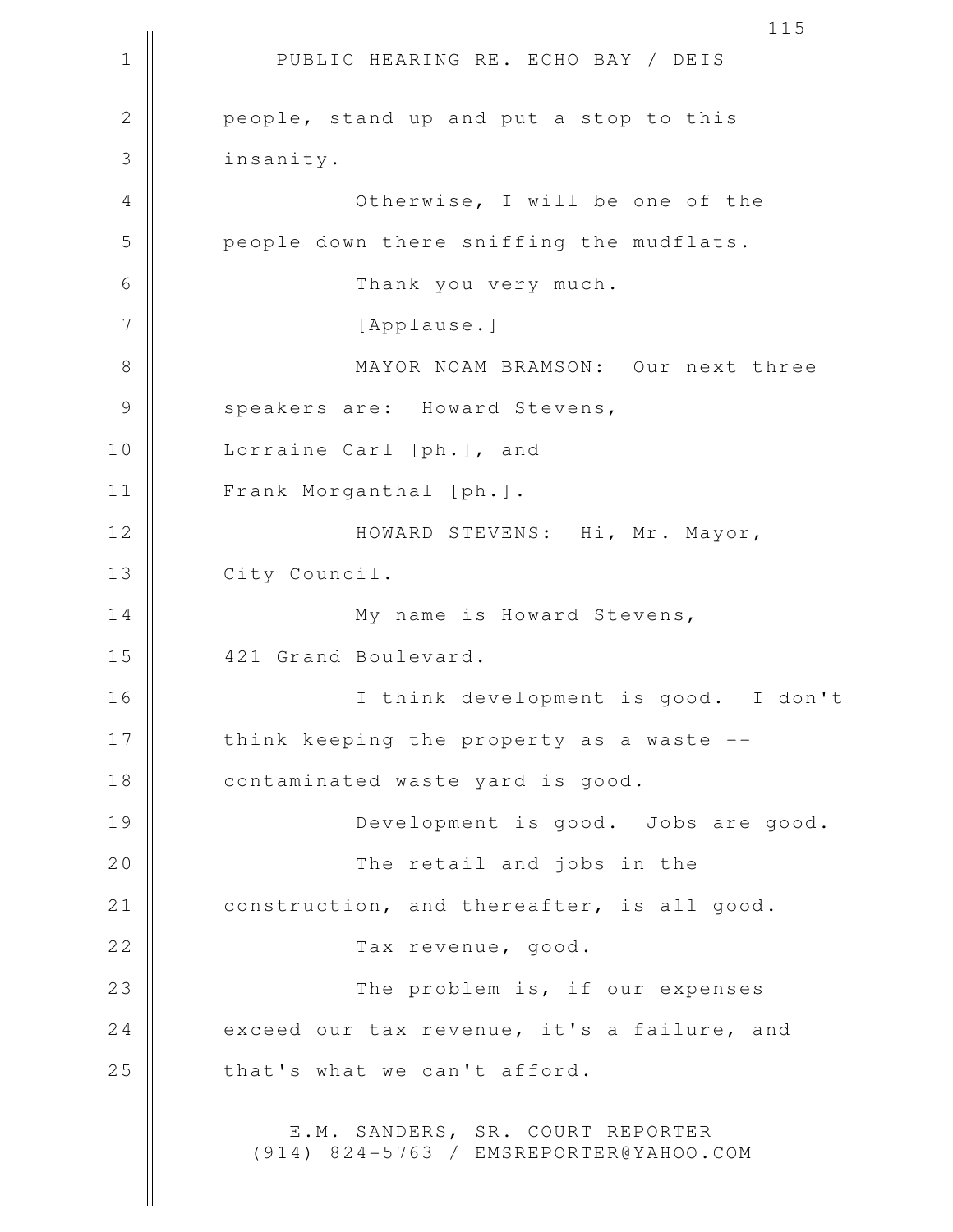people, stand up and put a stop to this insanity.

Otherwise, I will be one of the people down there sniffing the mudflats.

Thank you very much.

[Applause.]

MAYOR NOAM BRAMSON: Our next three speakers are: Howard Stevens, Lorraine Carl [ph.], and Frank Morganthal [ph.].

HOWARD STEVENS: Hi, Mr. Mayor, City Council.

My name is Howard Stevens, 421 Grand Boulevard.

I think development is good. I don't think keeping the property as a waste -- contaminated waste yard is good.

Development is good. Jobs are good.

The retail and jobs in the construction, and thereafter, is all good.

Tax revenue, good.

The problem is, if our expenses exceed our tax revenue, it's a failure, and that's what we can't afford.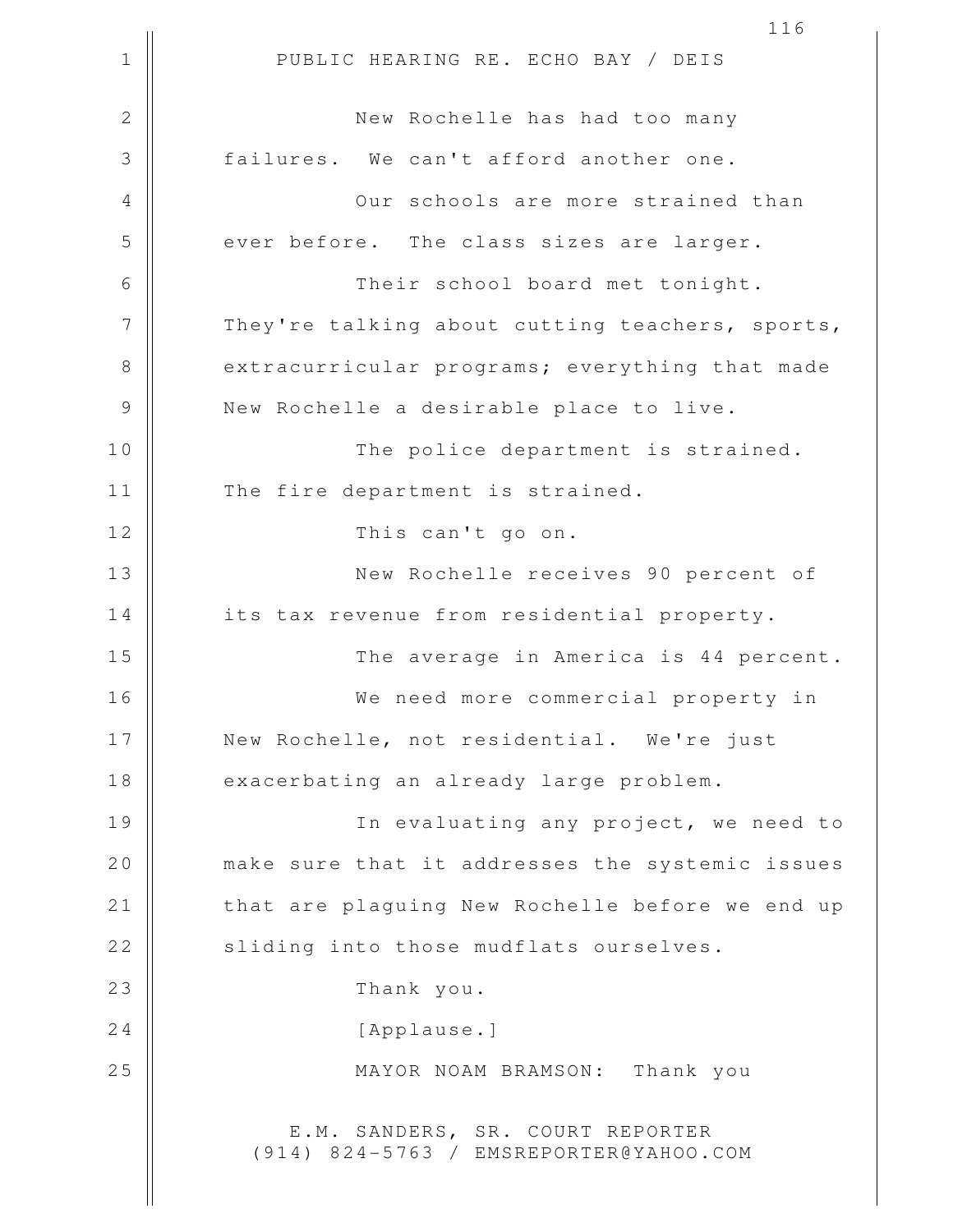New Rochelle has had too many failures. We can't afford another one.

Our schools are more strained than ever before. The class sizes are larger.

Their school board met tonight. They're talking about cutting teachers, sports, extracurricular programs; everything that made New Rochelle a desirable place to live.

The police department is strained. The fire department is strained.

This can't go on.

New Rochelle receives 90 percent of its tax revenue from residential property.

The average in America is 44 percent.

We need more commercial property in New Rochelle, not residential. We're just exacerbating an already large problem.

In evaluating any project, we need to make sure that it addresses the systemic issues that are plaguing New Rochelle before we end up sliding into those mudflats ourselves.

Thank you.

[Applause.]

MAYOR NOAM BRAMSON: Thank you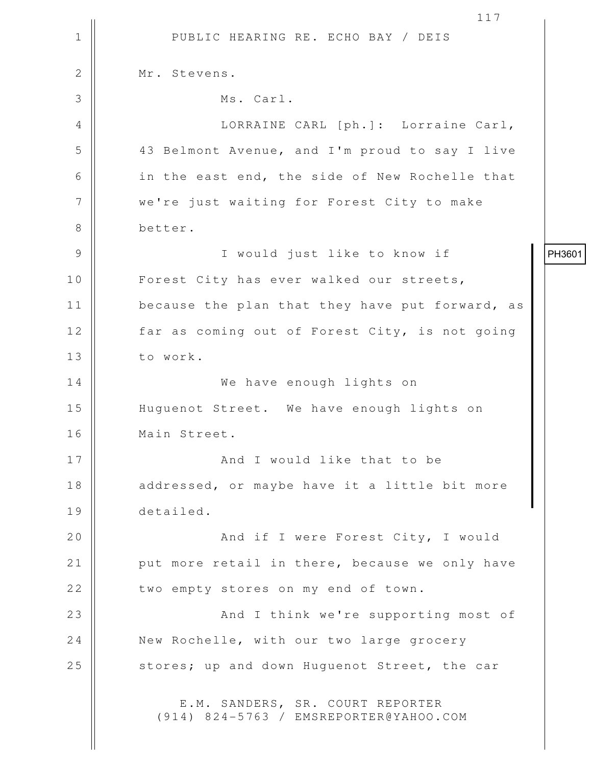Mr. Stevens.

Ms. Carl.

LORRAINE CARL [ph.]: Lorraine Carl, 43 Belmont Avenue, and I'm proud to say I live in the east end, the side of New Rochelle that we're just waiting for Forest City to make better.

PH3601

I would just like to know if Forest City has ever walked our streets, because the plan that they have put forward, as far as coming out of Forest City, is not going to work.

We have enough lights on Huguenot Street. We have enough lights on Main Street.

And I would like that to be addressed, or maybe have it a little bit more detailed.

And if I were Forest City, I would put more retail in there, because we only have two empty stores on my end of town.

And I think we're supporting most of New Rochelle, with our two large grocery stores; up and down Huguenot Street, the car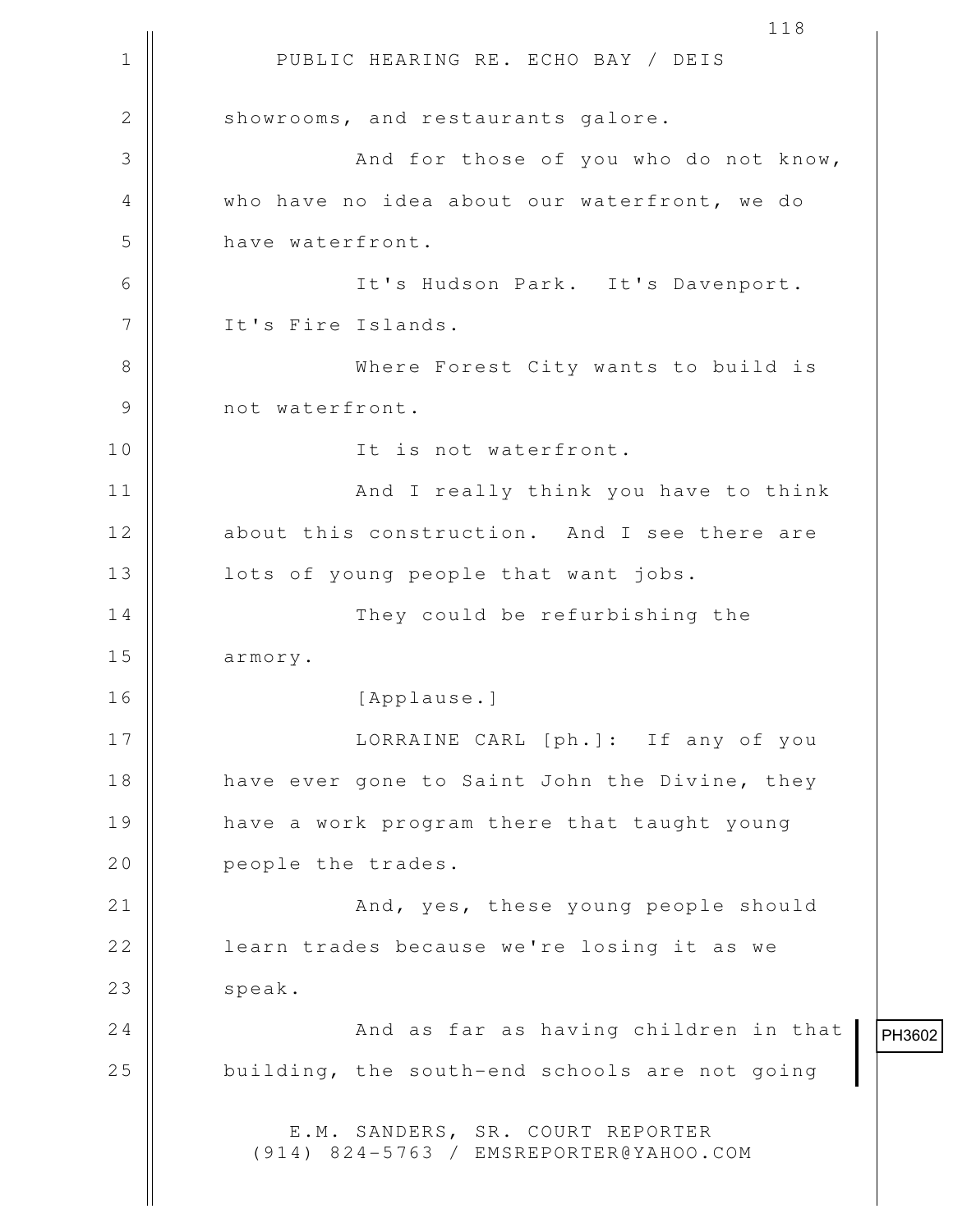showrooms, and restaurants galore.

And for those of you who do not know, who have no idea about our waterfront, we do have waterfront.

It's Hudson Park. It's Davenport. It's Fire Islands.

Where Forest City wants to build is not waterfront.

It is not waterfront.

And I really think you have to think about this construction. And I see there are lots of young people that want jobs.

They could be refurbishing the armory.

[Applause.]

LORRAINE CARL [ph.]: If any of you have ever gone to Saint John the Divine, they have a work program there that taught young people the trades.

And, yes, these young people should learn trades because we're losing it as we speak.

And as far as having children in that building, the south-end schools are not going

PH3602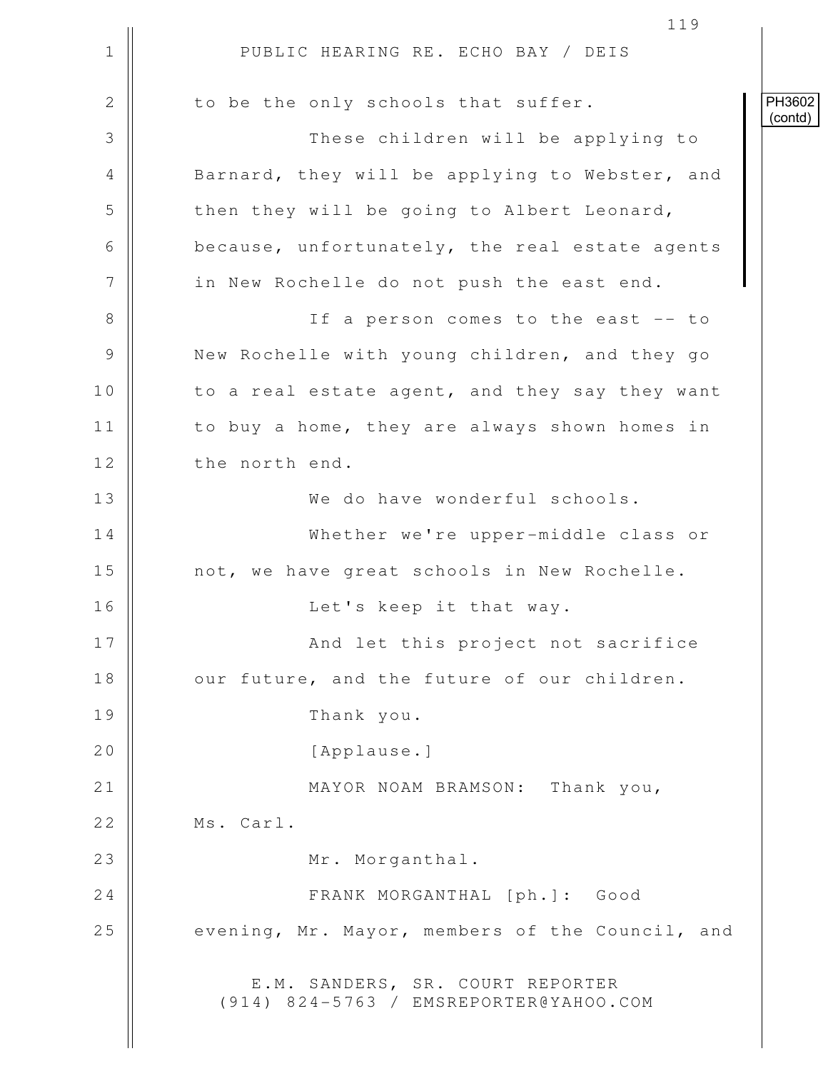PH3602 (contd)

to be the only schools that suffer.

These children will be applying to Barnard, they will be applying to Webster, and then they will be going to Albert Leonard, because, unfortunately, the real estate agents in New Rochelle do not push the east end.

If a person comes to the east -- to New Rochelle with young children, and they go to a real estate agent, and they say they want to buy a home, they are always shown homes in the north end.

We do have wonderful schools.

Whether we're upper-middle class or not, we have great schools in New Rochelle.

Let's keep it that way.

And let this project not sacrifice our future, and the future of our children.

Thank you.

[Applause.]

MAYOR NOAM BRAMSON: Thank you, Ms. Carl.

Mr. Morganthal.

FRANK MORGANTHAL [ph.]: Good evening, Mr. Mayor, members of the Council, and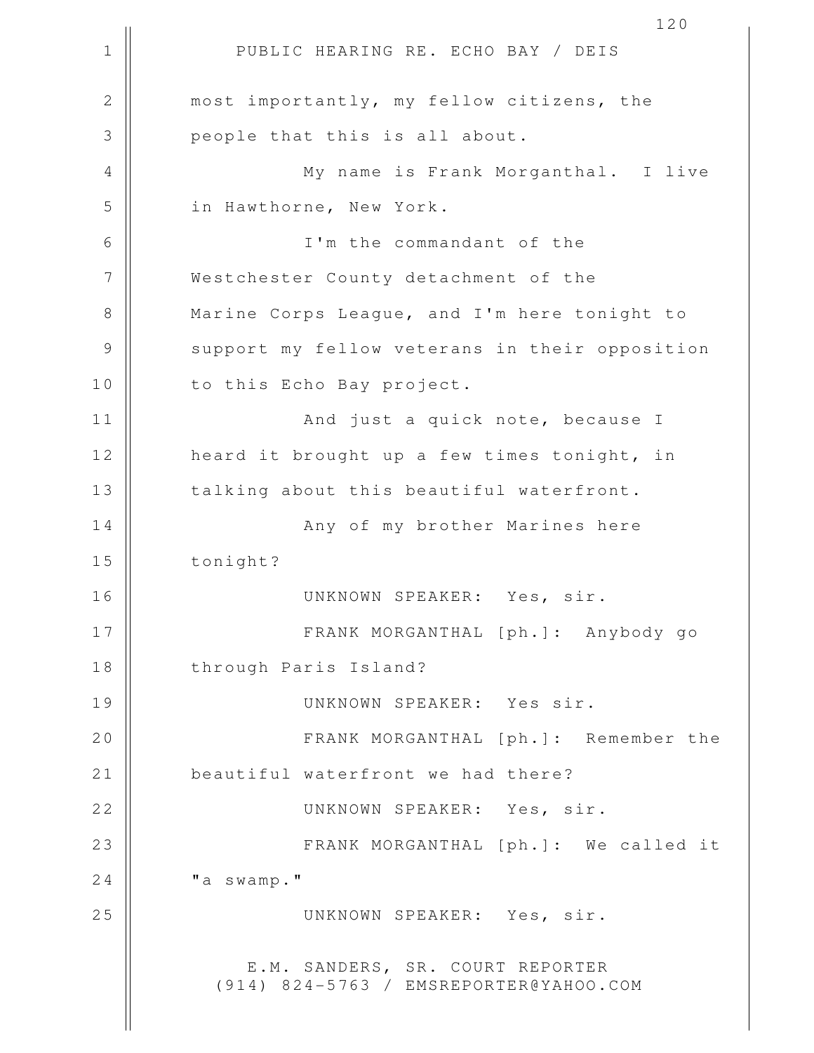most importantly, my fellow citizens, the people that this is all about.

My name is Frank Morganthal. I live in Hawthorne, New York.

I'm the commandant of the Westchester County detachment of the Marine Corps League, and I'm here tonight to support my fellow veterans in their opposition to this Echo Bay project.

And just a quick note, because I heard it brought up a few times tonight, in talking about this beautiful waterfront.

Any of my brother Marines here tonight?

UNKNOWN SPEAKER: Yes, sir.

FRANK MORGANTHAL [ph.]: Anybody go through Paris Island?

UNKNOWN SPEAKER: Yes sir.

FRANK MORGANTHAL [ph.]: Remember the beautiful waterfront we had there?

UNKNOWN SPEAKER: Yes, sir.

FRANK MORGANTHAL [ph.]: We called it "a swamp."

UNKNOWN SPEAKER: Yes, sir.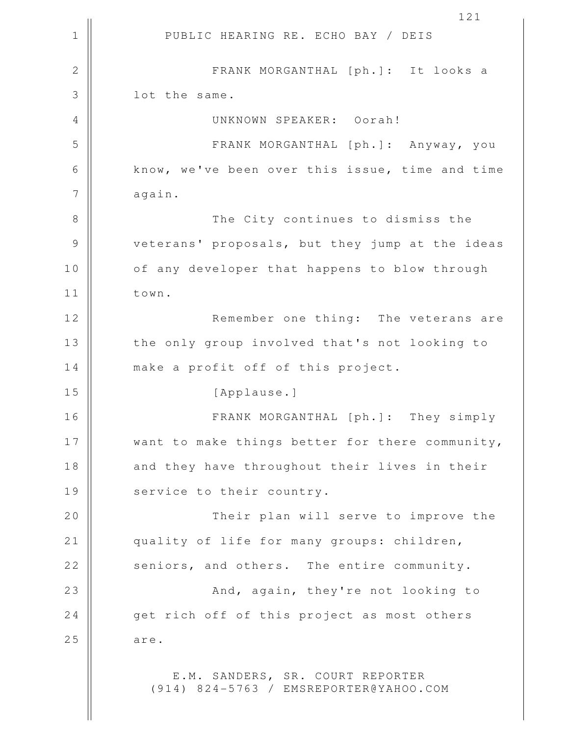FRANK MORGANTHAL [ph.]: It looks a lot the same.

UNKNOWN SPEAKER: Oorah!

FRANK MORGANTHAL [ph.]: Anyway, you know, we've been over this issue, time and time again.

The City continues to dismiss the veterans' proposals, but they jump at the ideas of any developer that happens to blow through town.

Remember one thing: The veterans are the only group involved that's not looking to make a profit off of this project.

[Applause.]

FRANK MORGANTHAL [ph.]: They simply want to make things better for there community, and they have throughout their lives in their service to their country.

Their plan will serve to improve the quality of life for many groups: children, seniors, and others. The entire community.

And, again, they're not looking to get rich off of this project as most others are.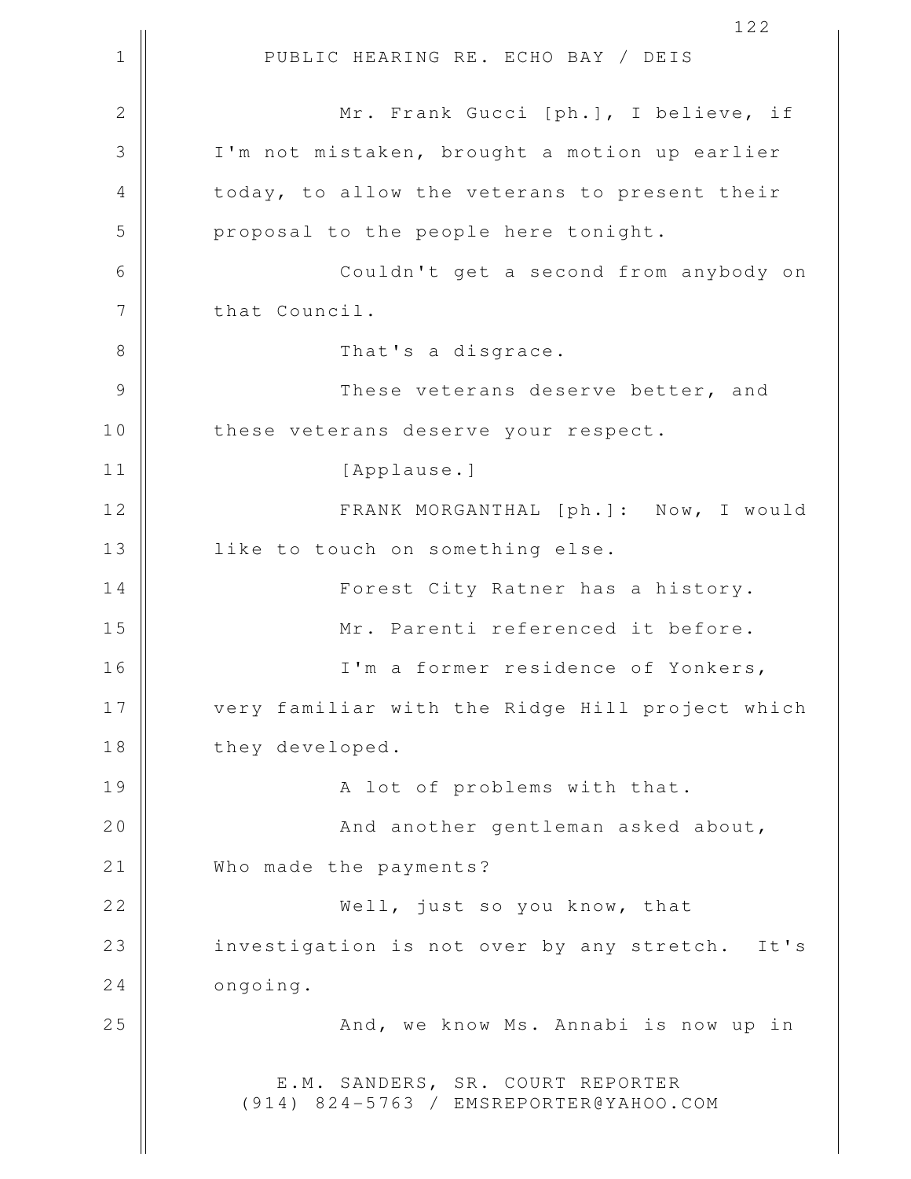Mr. Frank Gucci [ph.], I believe, if I'm not mistaken, brought a motion up earlier today, to allow the veterans to present their proposal to the people here tonight.

Couldn't get a second from anybody on that Council.

That's a disgrace.

These veterans deserve better, and these veterans deserve your respect.

[Applause.]

FRANK MORGANTHAL [ph.]: Now, I would like to touch on something else.

Forest City Ratner has a history.

Mr. Parenti referenced it before.

I'm a former residence of Yonkers, very familiar with the Ridge Hill project which they developed.

A lot of problems with that.

And another gentleman asked about, Who made the payments?

Well, just so you know, that investigation is not over by any stretch. It's ongoing.

And, we know Ms. Annabi is now up in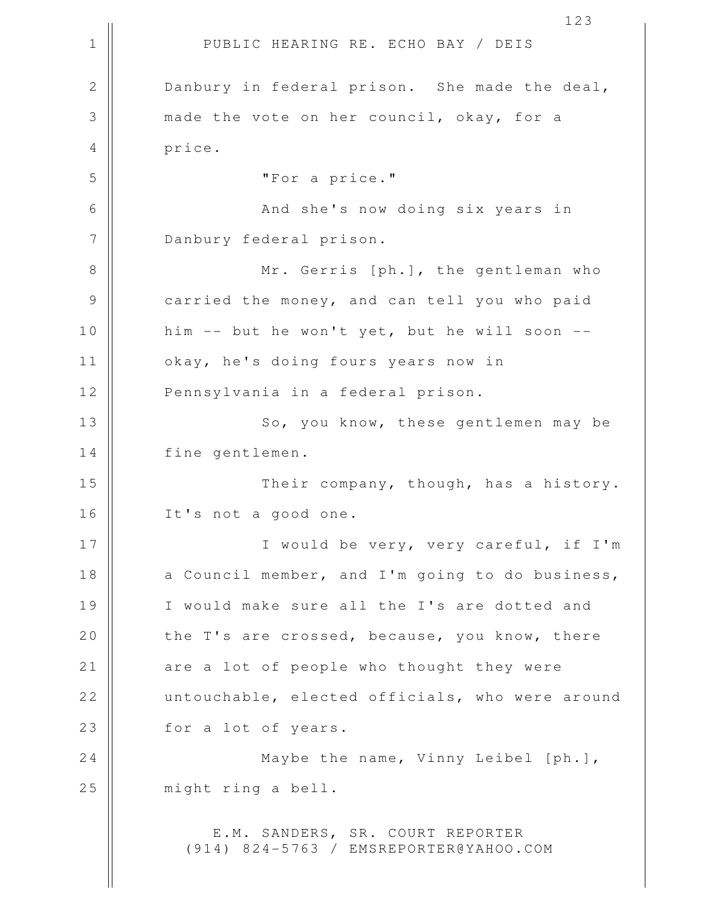Danbury in federal prison. She made the deal, made the vote on her council, okay, for a price.

"For a price."

And she's now doing six years in Danbury federal prison.

Mr. Gerris [ph.], the gentleman who carried the money, and can tell you who paid him -- but he won't yet, but he will soon -- okay, he's doing fours years now in Pennsylvania in a federal prison.

So, you know, these gentlemen may be fine gentlemen.

Their company, though, has a history. It's not a good one.

I would be very, very careful, if I'm a Council member, and I'm going to do business, I would make sure all the I's are dotted and the T's are crossed, because, you know, there are a lot of people who thought they were untouchable, elected officials, who were around for a lot of years.

Maybe the name, Vinny Leibel [ph.], might ring a bell.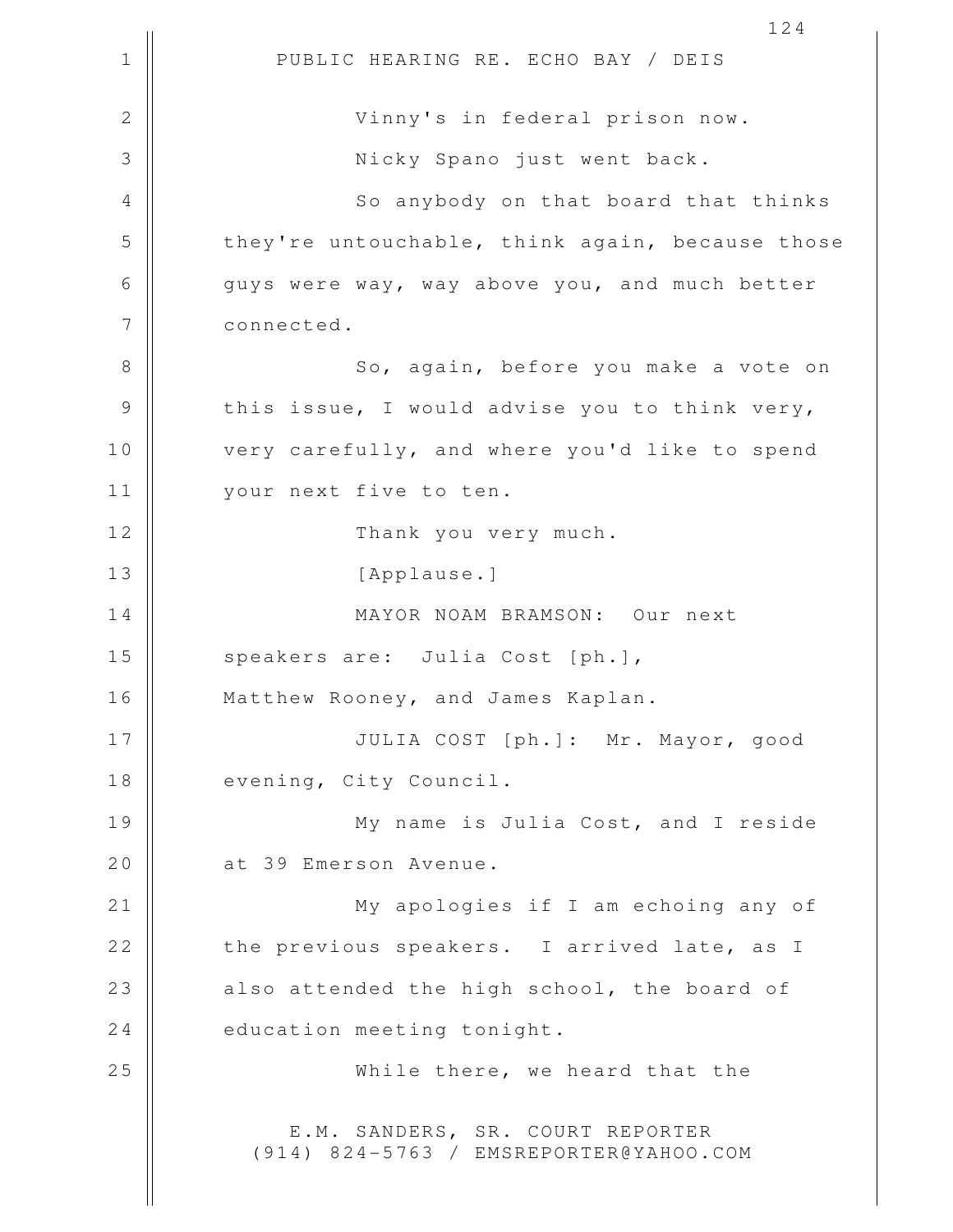Vinny's in federal prison now.

Nicky Spano just went back.

So anybody on that board that thinks they're untouchable, think again, because those guys were way, way above you, and much better connected.

So, again, before you make a vote on this issue, I would advise you to think very, very carefully, and where you'd like to spend your next five to ten.

Thank you very much.

[Applause.]

MAYOR NOAM BRAMSON: Our next speakers are: Julia Cost [ph.], Matthew Rooney, and James Kaplan.

JULIA COST [ph.]: Mr. Mayor, good evening, City Council.

My name is Julia Cost, and I reside at 39 Emerson Avenue.

My apologies if I am echoing any of the previous speakers. I arrived late, as I also attended the high school, the board of education meeting tonight.

While there, we heard that the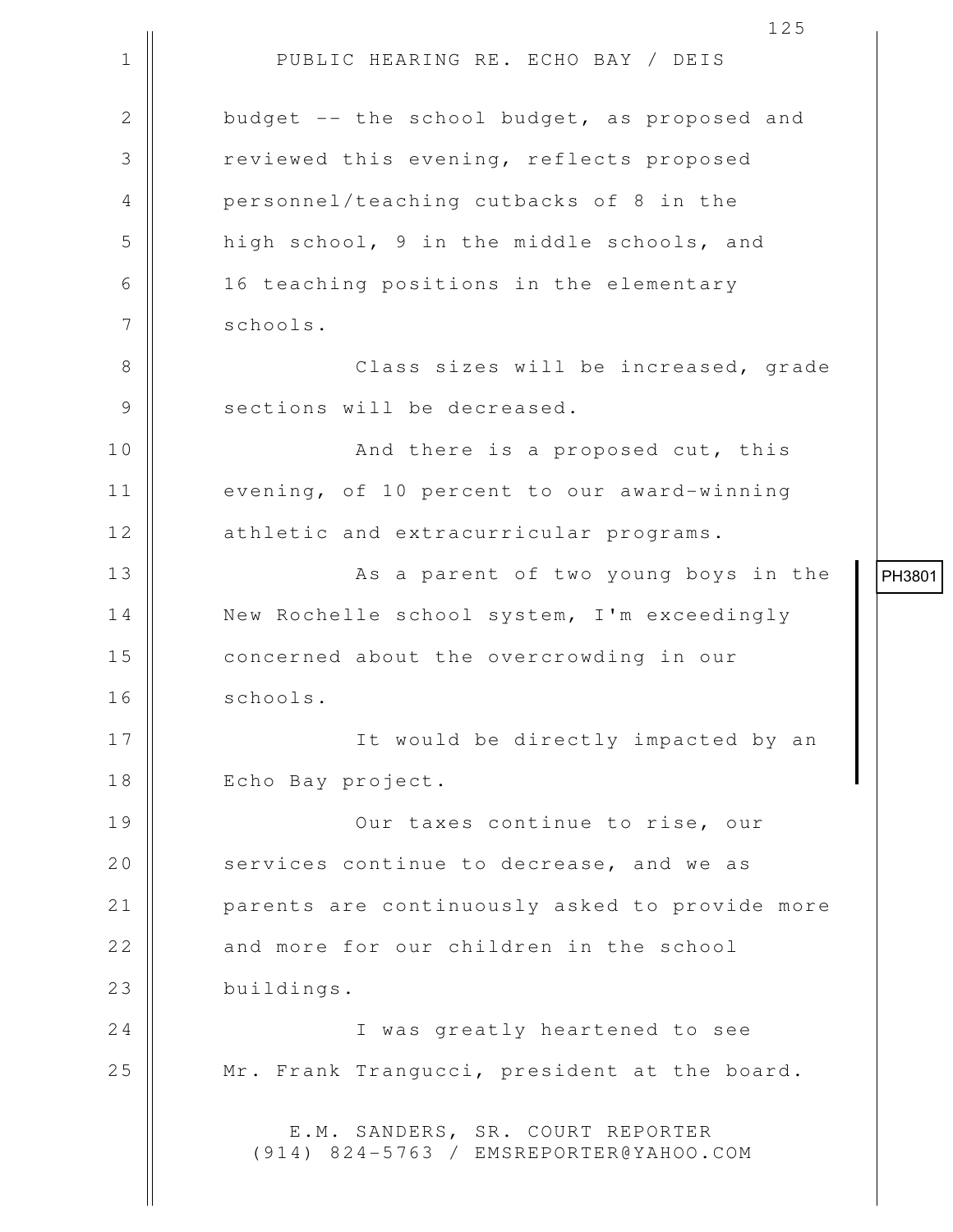budget -- the school budget, as proposed and reviewed this evening, reflects proposed personnel/teaching cutbacks of 8 in the high school, 9 in the middle schools, and 16 teaching positions in the elementary schools.

Class sizes will be increased, grade sections will be decreased.

And there is a proposed cut, this evening, of 10 percent to our award-winning athletic and extracurricular programs.

As a parent of two young boys in the New Rochelle school system, I'm exceedingly concerned about the overcrowding in our schools.

It would be directly impacted by an Echo Bay project.

PH3801

Our taxes continue to rise, our services continue to decrease, and we as parents are continuously asked to provide more and more for our children in the school buildings.

I was greatly heartened to see Mr. Frank Trangucci, president at the board.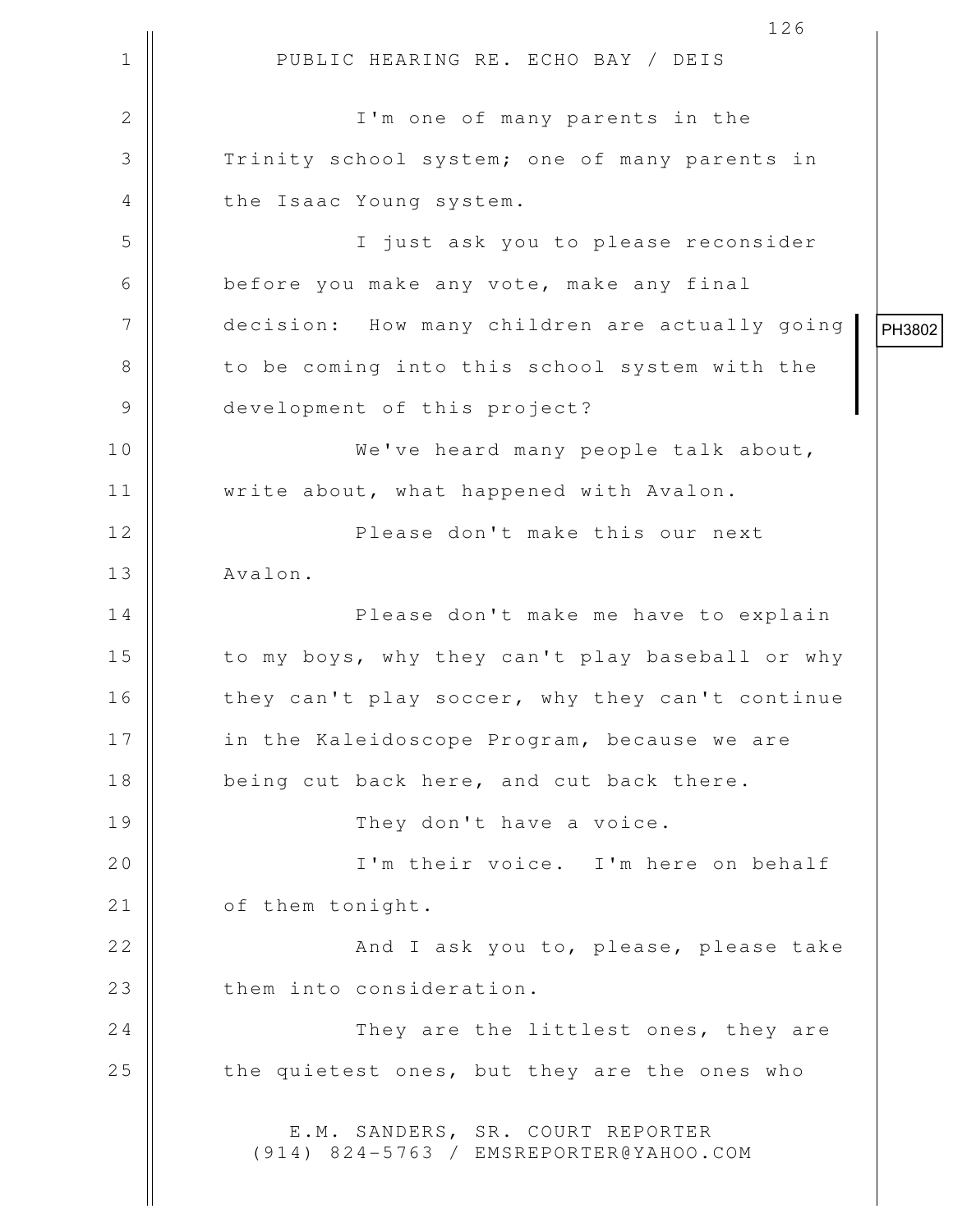PUBLIC HEARING RE. ECHO BAY / DEIS

I'm one of many parents in the Trinity school system; one of many parents in the Isaac Young system.

I just ask you to please reconsider before you make any vote, make any final decision: How many children are actually going to be coming into this school system with the development of this project?

PH3802

We've heard many people talk about, write about, what happened with Avalon.

Please don't make this our next Avalon.

Please don't make me have to explain to my boys, why they can't play baseball or why they can't play soccer, why they can't continue in the Kaleidoscope Program, because we are being cut back here, and cut back there.

They don't have a voice.

I'm their voice. I'm here on behalf of them tonight.

And I ask you to, please, please take them into consideration.

They are the littlest ones, they are the quietest ones, but they are the ones who

E.M. SANDERS, SR. COURT REPORTER
(914) 824-5763 / EMSREPORTER@YAHOO.COM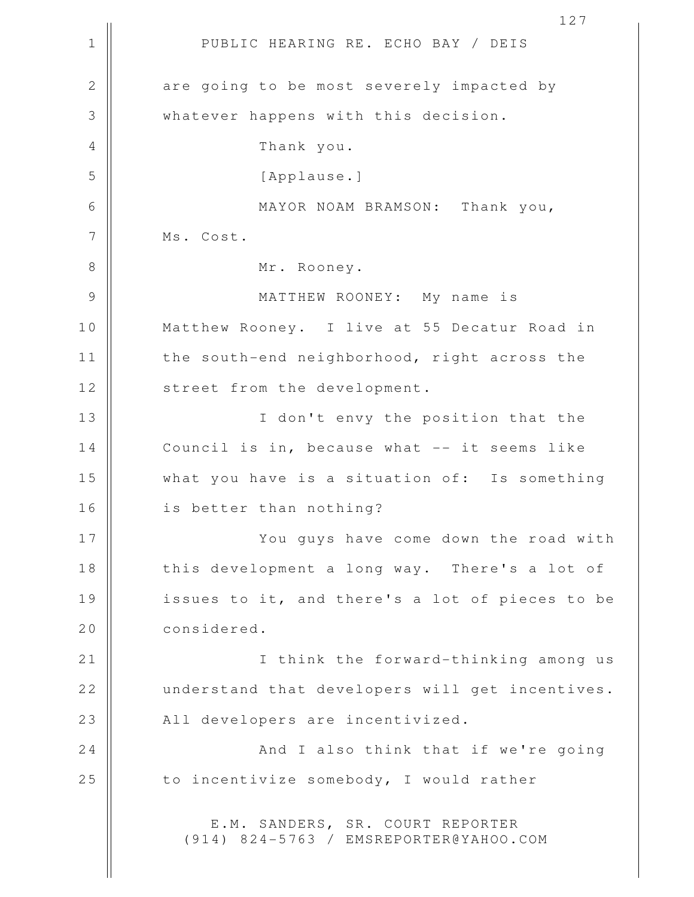are going to be most severely impacted by whatever happens with this decision.

Thank you.

[Applause.]

MAYOR NOAM BRAMSON: Thank you, Ms. Cost.

Mr. Rooney.

MATTHEW ROONEY: My name is Matthew Rooney. I live at 55 Decatur Road in the south-end neighborhood, right across the street from the development.

I don't envy the position that the Council is in, because what -- it seems like what you have is a situation of: Is something is better than nothing?

You guys have come down the road with this development a long way. There's a lot of issues to it, and there's a lot of pieces to be considered.

I think the forward-thinking among us understand that developers will get incentives. All developers are incentivized.

And I also think that if we're going to incentivize somebody, I would rather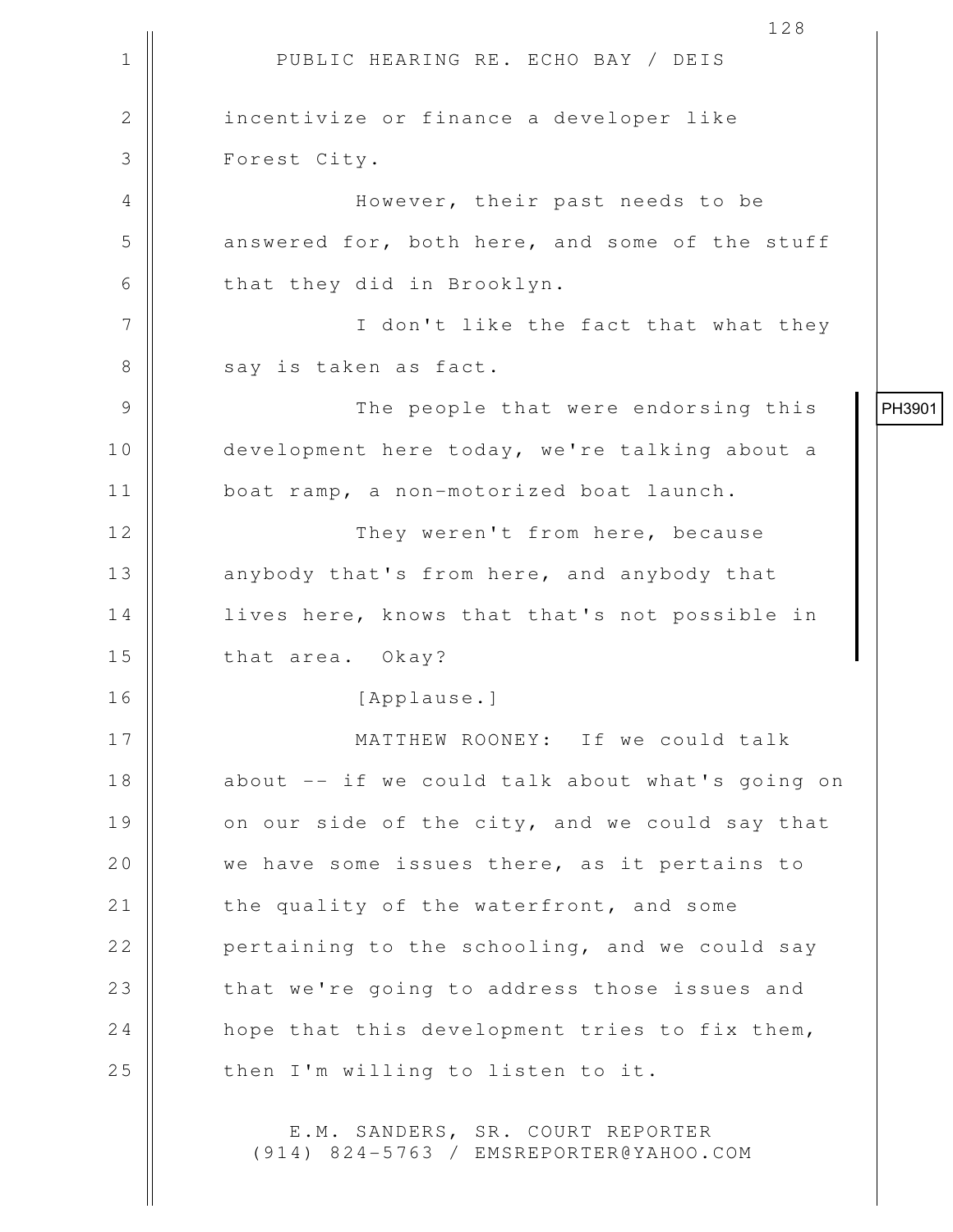incentivize or finance a developer like Forest City.

However, their past needs to be answered for, both here, and some of the stuff that they did in Brooklyn.

I don't like the fact that what they say is taken as fact.

The people that were endorsing this development here today, we're talking about a boat ramp, a non-motorized boat launch.

They weren't from here, because anybody that's from here, and anybody that lives here, knows that that's not possible in that area. Okay?

PH3901

[Applause.]

MATTHEW ROONEY: If we could talk about -- if we could talk about what's going on on our side of the city, and we could say that we have some issues there, as it pertains to the quality of the waterfront, and some pertaining to the schooling, and we could say that we're going to address those issues and hope that this development tries to fix them, then I'm willing to listen to it.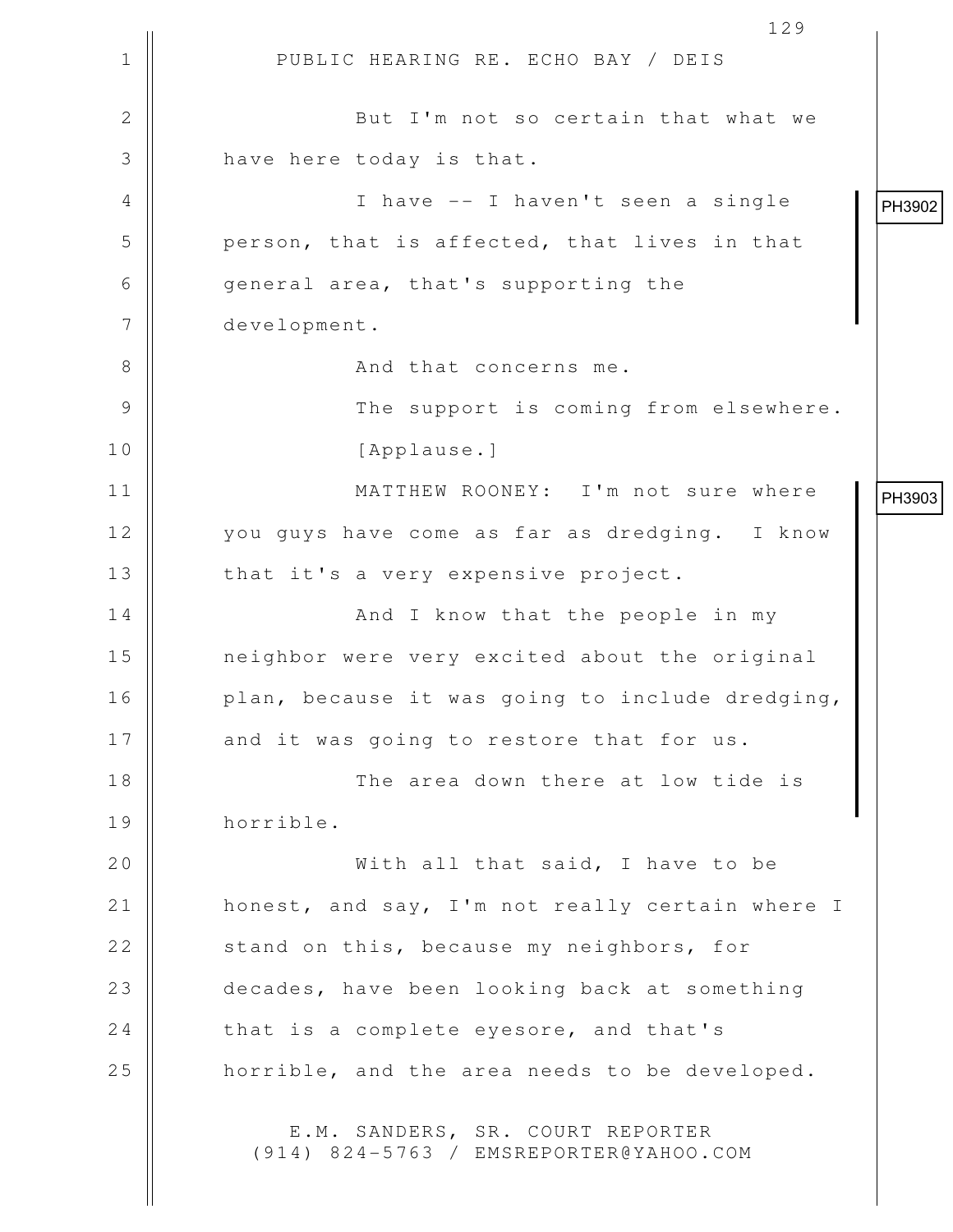PUBLIC HEARING RE. ECHO BAY / DEIS

But I'm not so certain that what we have here today is that.

PH3902

I have -- I haven't seen a single person, that is affected, that lives in that general area, that's supporting the development.

And that concerns me.

The support is coming from elsewhere.

[Applause.]

PH3903

MATTHEW ROONEY: I'm not sure where you guys have come as far as dredging. I know that it's a very expensive project.

And I know that the people in my neighbor were very excited about the original plan, because it was going to include dredging, and it was going to restore that for us.

The area down there at low tide is horrible.

With all that said, I have to be honest, and say, I'm not really certain where I stand on this, because my neighbors, for decades, have been looking back at something that is a complete eyesore, and that's horrible, and the area needs to be developed.

E.M. SANDERS, SR. COURT REPORTER
(914) 824-5763 / EMSREPORTER@YAHOO.COM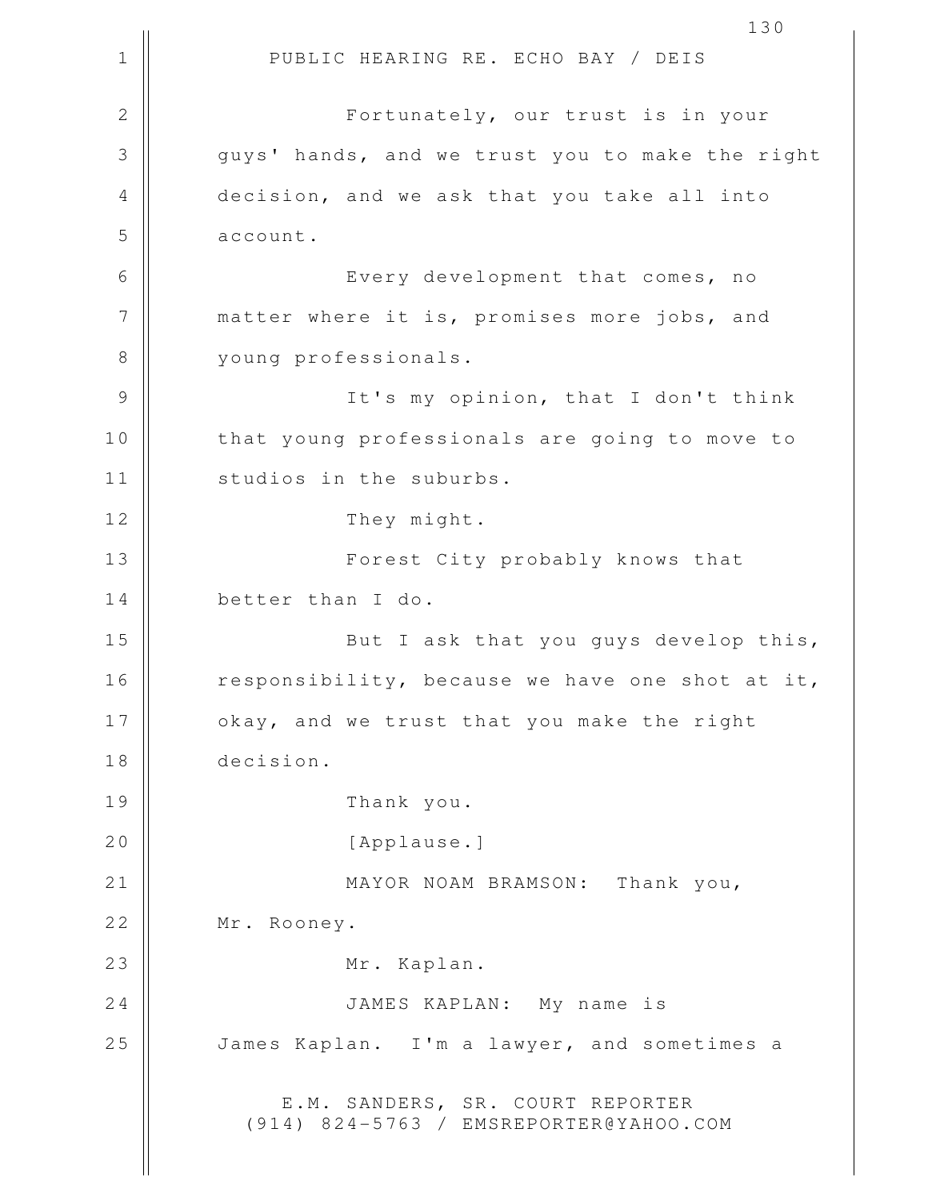Fortunately, our trust is in your guys' hands, and we trust you to make the right decision, and we ask that you take all into account.

Every development that comes, no matter where it is, promises more jobs, and young professionals.

It's my opinion, that I don't think that young professionals are going to move to studios in the suburbs.

They might.

Forest City probably knows that better than I do.

But I ask that you guys develop this, responsibility, because we have one shot at it, okay, and we trust that you make the right decision.

Thank you.

[Applause.]

MAYOR NOAM BRAMSON: Thank you, Mr. Rooney.

Mr. Kaplan.

JAMES KAPLAN: My name is James Kaplan. I'm a lawyer, and sometimes a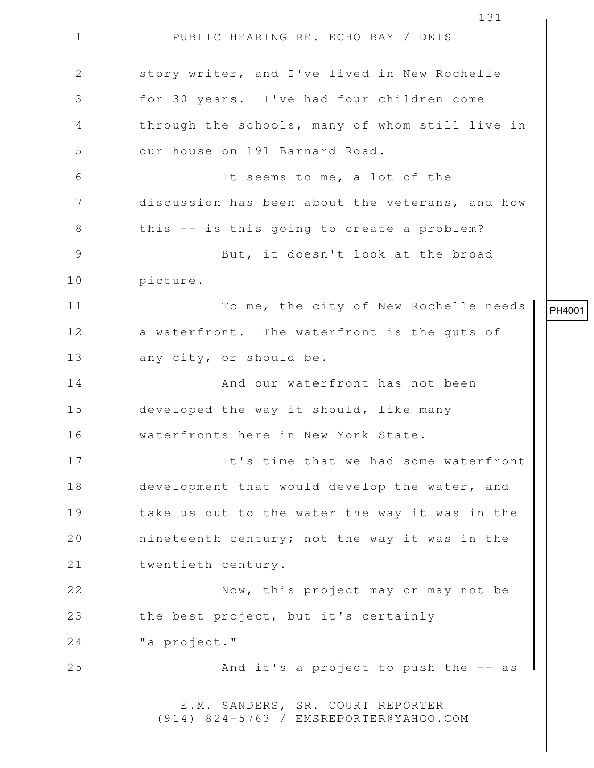story writer, and I've lived in New Rochelle for 30 years. I've had four children come through the schools, many of whom still live in our house on 191 Barnard Road.

It seems to me, a lot of the discussion has been about the veterans, and how this -- is this going to create a problem?

But, it doesn't look at the broad picture.

PH4001

To me, the city of New Rochelle needs a waterfront. The waterfront is the guts of any city, or should be.

And our waterfront has not been developed the way it should, like many waterfronts here in New York State.

It's time that we had some waterfront development that would develop the water, and take us out to the water the way it was in the nineteenth century; not the way it was in the twentieth century.

Now, this project may or may not be the best project, but it's certainly "a project."

And it's a project to push the -- as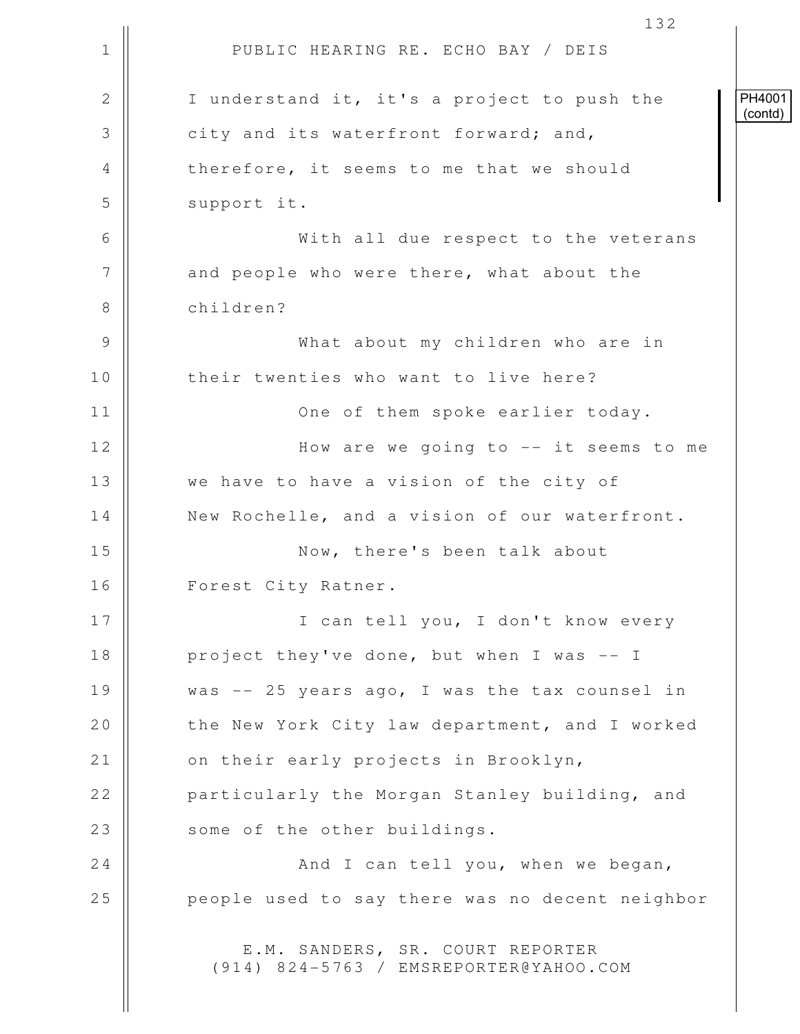PUBLIC HEARING RE. ECHO BAY / DEIS

PH4001 (contd)

I understand it, it's a project to push the city and its waterfront forward; and, therefore, it seems to me that we should support it.

With all due respect to the veterans and people who were there, what about the children?

What about my children who are in their twenties who want to live here?

One of them spoke earlier today.

How are we going to -- it seems to me we have to have a vision of the city of New Rochelle, and a vision of our waterfront.

Now, there's been talk about Forest City Ratner.

I can tell you, I don't know every project they've done, but when I was -- I was -- 25 years ago, I was the tax counsel in the New York City law department, and I worked on their early projects in Brooklyn, particularly the Morgan Stanley building, and some of the other buildings.

And I can tell you, when we began, people used to say there was no decent neighbor

E.M. SANDERS, SR. COURT REPORTER
(914) 824-5763 / EMSREPORTER@YAHOO.COM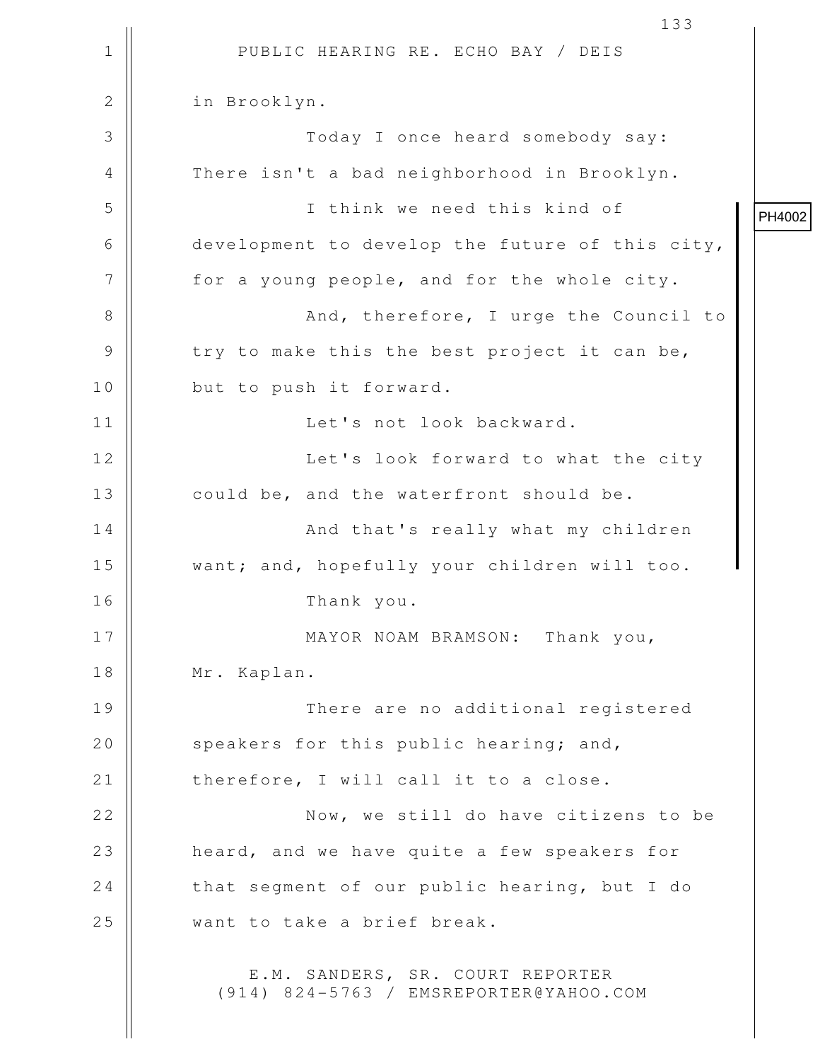in Brooklyn.

Today I once heard somebody say: There isn't a bad neighborhood in Brooklyn.

I think we need this kind of development to develop the future of this city, for a young people, and for the whole city.

And, therefore, I urge the Council to try to make this the best project it can be, but to push it forward.

Let's not look backward.

Let's look forward to what the city could be, and the waterfront should be.

And that's really what my children want; and, hopefully your children will too.

Thank you.

PH4002

MAYOR NOAM BRAMSON: Thank you, Mr. Kaplan.

There are no additional registered speakers for this public hearing; and, therefore, I will call it to a close.

Now, we still do have citizens to be heard, and we have quite a few speakers for that segment of our public hearing, but I do want to take a brief break.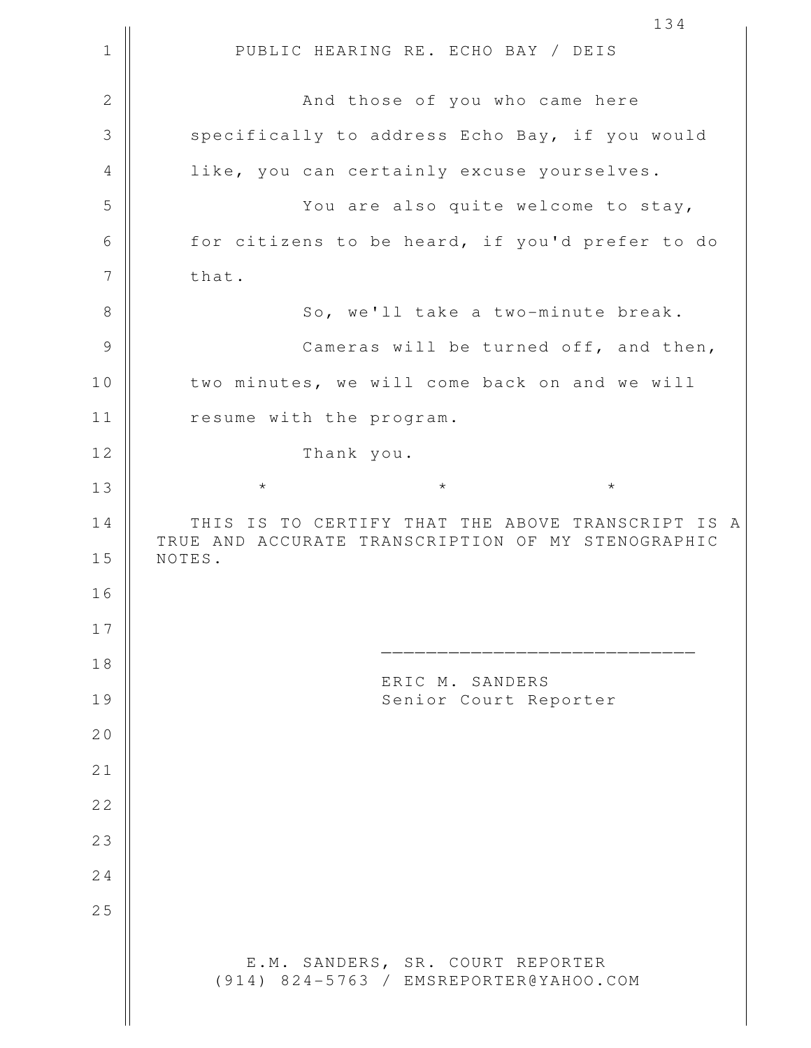And those of you who came here specifically to address Echo Bay, if you would like, you can certainly excuse yourselves.

You are also quite welcome to stay, for citizens to be heard, if you'd prefer to do that.

So, we'll take a two-minute break.

Cameras will be turned off, and then, two minutes, we will come back on and we will resume with the program.

Thank you.

\*    \*    \*

THIS IS TO CERTIFY THAT THE ABOVE TRANSCRIPT IS A TRUE AND ACCURATE TRANSCRIPTION OF MY STENOGRAPHIC NOTES.

\_\_\_\_\_\_\_\_\_\_\_\_\_\_\_\_\_\_\_\_\_\_\_\_\_\_\_\_

ERIC M. SANDERS
Senior Court Reporter